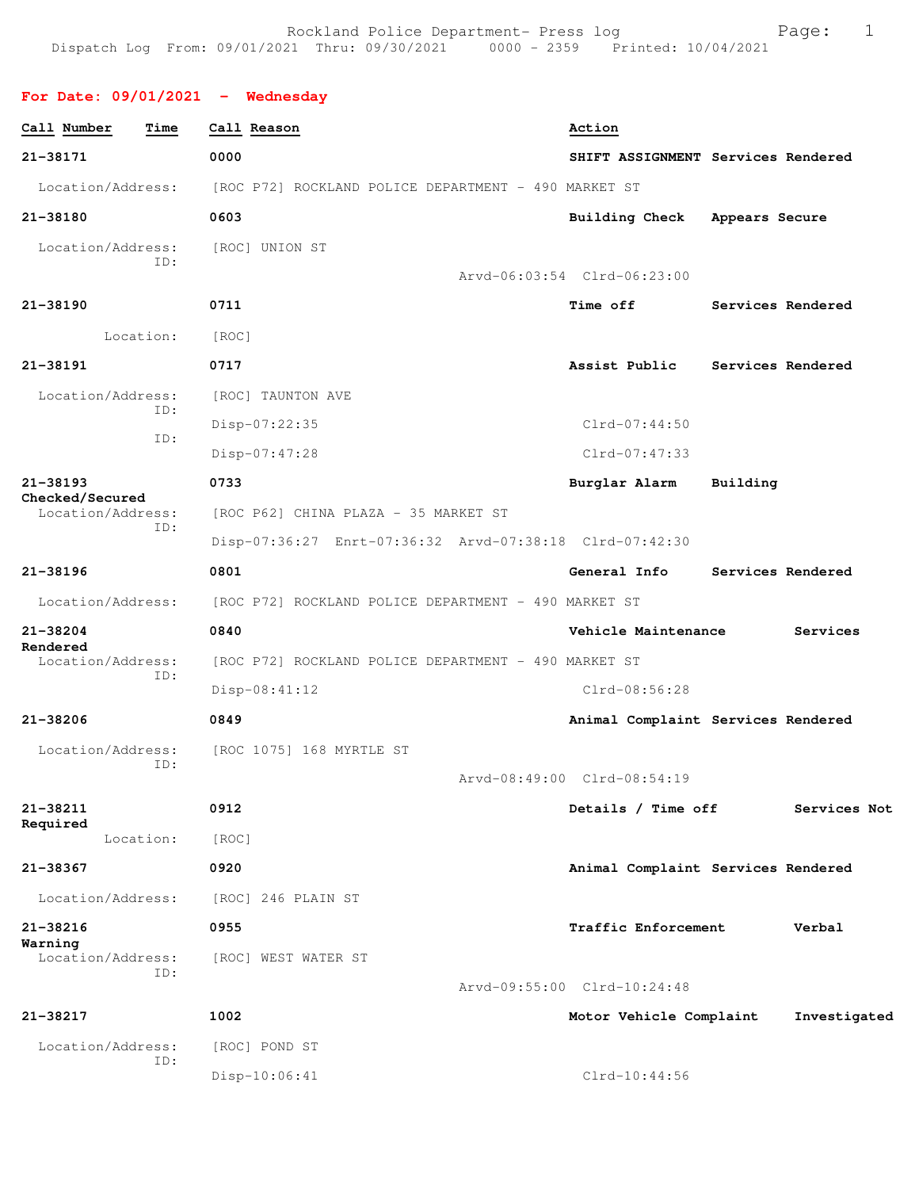Rockland Police Department- Press log
Dispatch Log From: 09/01/2021 Thru: 09/30/2021 0000 - 2359 Printed: 10/04/2021

## For Date: 09/01/2021 - Wednesday

**Call Number** | **Time** | **Call Reason** | **Action**

**21-38171** 0000 **SHIFT ASSIGNMENT Services Rendered**
Location/Address: [ROC P72] ROCKLAND POLICE DEPARTMENT - 490 MARKET ST

**21-38180** 0603 **Building Check Appears Secure**
Location/Address: [ROC] UNION ST
ID:
Arvd-06:03:54 Clrd-06:23:00

**21-38190** 0711 **Time off Services Rendered**
Location: [ROC]

**21-38191** 0717 **Assist Public Services Rendered**
Location/Address: [ROC] TAUNTON AVE
ID:
Disp-07:22:35 Clrd-07:44:50
ID:
Disp-07:47:28 Clrd-07:47:33

**21-38193** 0733 **Burglar Alarm Building Checked/Secured**
Location/Address: [ROC P62] CHINA PLAZA - 35 MARKET ST
ID:
Disp-07:36:27 Enrt-07:36:32 Arvd-07:38:18 Clrd-07:42:30

**21-38196** 0801 **General Info Services Rendered**
Location/Address: [ROC P72] ROCKLAND POLICE DEPARTMENT - 490 MARKET ST

**21-38204** 0840 **Vehicle Maintenance Services Rendered**
Location/Address: [ROC P72] ROCKLAND POLICE DEPARTMENT - 490 MARKET ST
ID:
Disp-08:41:12 Clrd-08:56:28

**21-38206** 0849 **Animal Complaint Services Rendered**
Location/Address: [ROC 1075] 168 MYRTLE ST
ID:
Arvd-08:49:00 Clrd-08:54:19

**21-38211** 0912 **Details / Time off Services Not Required**
Location: [ROC]

**21-38367** 0920 **Animal Complaint Services Rendered**
Location/Address: [ROC] 246 PLAIN ST

**21-38216** 0955 **Traffic Enforcement Verbal Warning**
Location/Address: [ROC] WEST WATER ST
ID:
Arvd-09:55:00 Clrd-10:24:48

**21-38217** 1002 **Motor Vehicle Complaint Investigated**
Location/Address: [ROC] POND ST
ID:
Disp-10:06:41 Clrd-10:44:56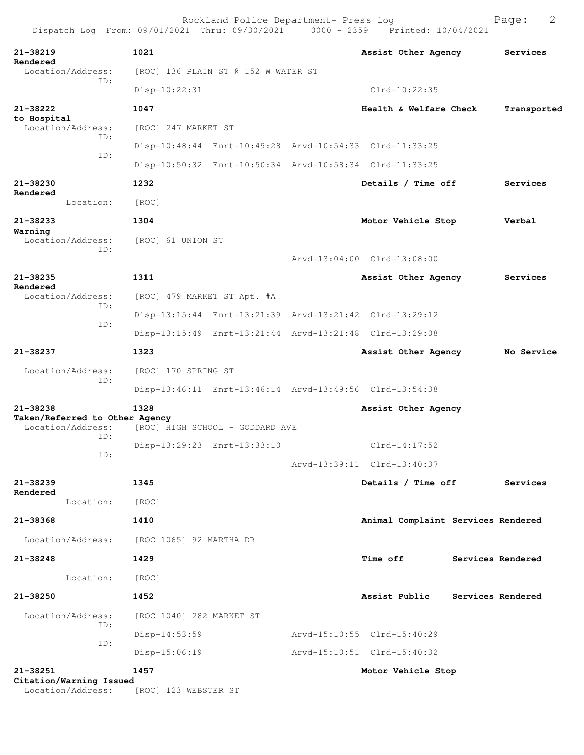Rockland Police Department- Press log
Dispatch Log From: 09/01/2021 Thru: 09/30/2021 0000 - 2359 Printed: 10/04/2021

**21-38219** **1021** **Assist Other Agency** **Services Rendered**
Location/Address: [ROC] 136 PLAIN ST @ 152 W WATER ST
ID:
Disp-10:22:31 Clrd-10:22:35

**21-38222** **1047** **Health & Welfare Check** **Transported to Hospital**
Location/Address: [ROC] 247 MARKET ST
ID:
Disp-10:48:44 Enrt-10:49:28 Arvd-10:54:33 Clrd-11:33:25
ID:
Disp-10:50:32 Enrt-10:50:34 Arvd-10:58:34 Clrd-11:33:25

**21-38230** **1232** **Details / Time off** **Services Rendered**
Location: [ROC]

**21-38233** **1304** **Motor Vehicle Stop** **Verbal Warning**
Location/Address: [ROC] 61 UNION ST
ID:
Arvd-13:04:00 Clrd-13:08:00

**21-38235** **1311** **Assist Other Agency** **Services Rendered**
Location/Address: [ROC] 479 MARKET ST Apt. #A
ID:
Disp-13:15:44 Enrt-13:21:39 Arvd-13:21:42 Clrd-13:29:12
ID:
Disp-13:15:49 Enrt-13:21:44 Arvd-13:21:48 Clrd-13:29:08

**21-38237** **1323** **Assist Other Agency** **No Service**
Location/Address: [ROC] 170 SPRING ST
ID:
Disp-13:46:11 Enrt-13:46:14 Arvd-13:49:56 Clrd-13:54:38

**21-38238** **1328** **Assist Other Agency** **Taken/Referred to Other Agency**
Location/Address: [ROC] HIGH SCHOOL - GODDARD AVE
ID:
Disp-13:29:23 Enrt-13:33:10 Clrd-14:17:52
ID:
Arvd-13:39:11 Clrd-13:40:37

**21-38239** **1345** **Details / Time off** **Services Rendered**
Location: [ROC]

**21-38368** **1410** **Animal Complaint** **Services Rendered**
Location/Address: [ROC 1065] 92 MARTHA DR

**21-38248** **1429** **Time off** **Services Rendered**
Location: [ROC]

**21-38250** **1452** **Assist Public** **Services Rendered**
Location/Address: [ROC 1040] 282 MARKET ST
ID:
Disp-14:53:59 Arvd-15:10:55 Clrd-15:40:29
ID:
Disp-15:06:19 Arvd-15:10:51 Clrd-15:40:32

**21-38251** **1457** **Motor Vehicle Stop** **Citation/Warning Issued**
Location/Address: [ROC] 123 WEBSTER ST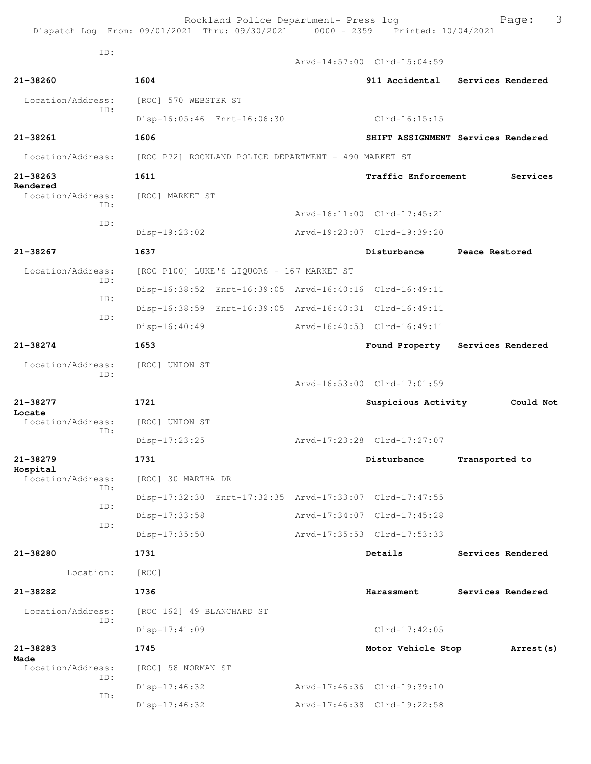ID:
Arvd-14:57:00 Clrd-15:04:59

**21-38260** **1604** **911 Accidental** **Services Rendered**
Location/Address: [ROC] 570 WEBSTER ST
ID:
Disp-16:05:46 Enrt-16:06:30 Clrd-16:15:15

**21-38261** **1606** **SHIFT ASSIGNMENT** **Services Rendered**
Location/Address: [ROC P72] ROCKLAND POLICE DEPARTMENT - 490 MARKET ST

**21-38263** **1611** **Traffic Enforcement** **Services Rendered**
Location/Address: [ROC] MARKET ST
ID:
Arvd-16:11:00 Clrd-17:45:21
ID:
Disp-19:23:02 Arvd-19:23:07 Clrd-19:39:20

**21-38267** **1637** **Disturbance** **Peace Restored**
Location/Address: [ROC P100] LUKE'S LIQUORS - 167 MARKET ST
ID:
Disp-16:38:52 Enrt-16:39:05 Arvd-16:40:16 Clrd-16:49:11
ID:
Disp-16:38:59 Enrt-16:39:05 Arvd-16:40:31 Clrd-16:49:11
ID:
Disp-16:40:49 Arvd-16:40:53 Clrd-16:49:11

**21-38274** **1653** **Found Property** **Services Rendered**
Location/Address: [ROC] UNION ST
ID:
Arvd-16:53:00 Clrd-17:01:59

**21-38277** **1721** **Suspicious Activity** **Could Not Locate**
Location/Address: [ROC] UNION ST
ID:
Disp-17:23:25 Arvd-17:23:28 Clrd-17:27:07

**21-38279** **1731** **Disturbance** **Transported to Hospital**
Location/Address: [ROC] 30 MARTHA DR
ID:
Disp-17:32:30 Enrt-17:32:35 Arvd-17:33:07 Clrd-17:47:55
ID:
Disp-17:33:58 Arvd-17:34:07 Clrd-17:45:28
ID:
Disp-17:35:50 Arvd-17:35:53 Clrd-17:53:33

**21-38280** **1731** **Details** **Services Rendered**
Location: [ROC]

**21-38282** **1736** **Harassment** **Services Rendered**
Location/Address: [ROC 162] 49 BLANCHARD ST
ID:
Disp-17:41:09 Clrd-17:42:05

**21-38283** **1745** **Motor Vehicle Stop** **Arrest(s) Made**
Location/Address: [ROC] 58 NORMAN ST
ID:
Disp-17:46:32 Arvd-17:46:36 Clrd-19:39:10
ID:
Disp-17:46:32 Arvd-17:46:38 Clrd-19:22:58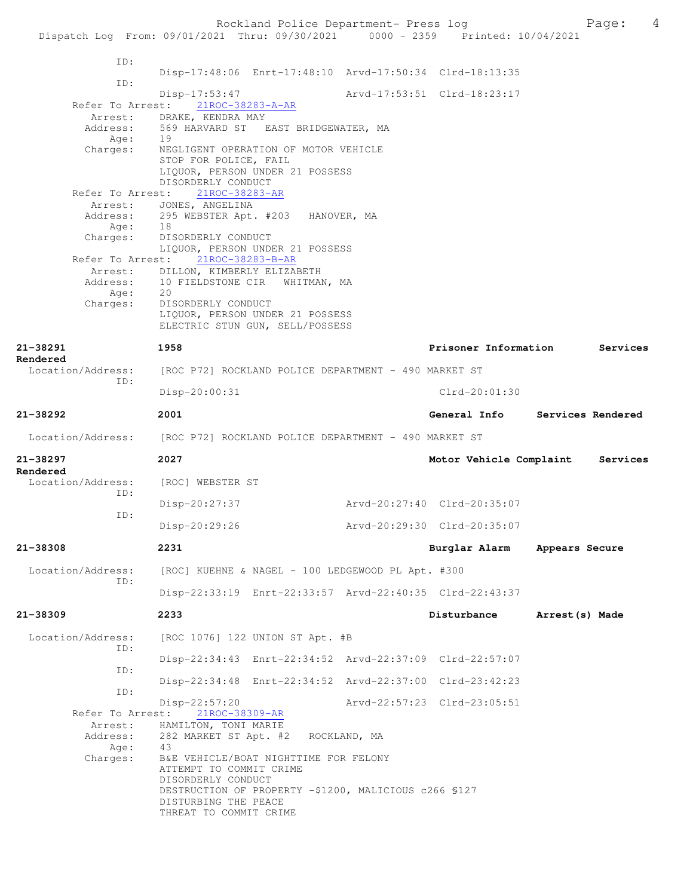```
        ID:
               Disp-17:48:06  Enrt-17:48:10  Arvd-17:50:34  Clrd-18:13:35
        ID:
               Disp-17:53:47                 Arvd-17:53:51  Clrd-18:23:17
   Refer To Arrest:    21ROC-38283-A-AR
     Arrest:    DRAKE, KENDRA MAY
    Address:    569 HARVARD ST   EAST BRIDGEWATER, MA
        Age:    19
    Charges:    NEGLIGENT OPERATION OF MOTOR VEHICLE
                STOP FOR POLICE, FAIL
                LIQUOR, PERSON UNDER 21 POSSESS
                DISORDERLY CONDUCT
   Refer To Arrest:    21ROC-38283-AR
     Arrest:    JONES, ANGELINA
    Address:    295 WEBSTER Apt. #203   HANOVER, MA
        Age:    18
    Charges:    DISORDERLY CONDUCT
                LIQUOR, PERSON UNDER 21 POSSESS
   Refer To Arrest:    21ROC-38283-B-AR
     Arrest:    DILLON, KIMBERLY ELIZABETH
    Address:    10 FIELDSTONE CIR   WHITMAN, MA
        Age:    20
    Charges:    DISORDERLY CONDUCT
                LIQUOR, PERSON UNDER 21 POSSESS
                ELECTRIC STUN GUN, SELL/POSSESS

21-38291       1958                              Prisoner Information     Services Rendered
 Location/Address:    [ROC P72] ROCKLAND POLICE DEPARTMENT - 490 MARKET ST
        ID:
               Disp-20:00:31                                Clrd-20:01:30

21-38292       2001                              General Info     Services Rendered
 Location/Address:    [ROC P72] ROCKLAND POLICE DEPARTMENT - 490 MARKET ST

21-38297       2027                              Motor Vehicle Complaint     Services Rendered
 Location/Address:    [ROC] WEBSTER ST
        ID:
               Disp-20:27:37                 Arvd-20:27:40  Clrd-20:35:07
        ID:
               Disp-20:29:26                 Arvd-20:29:30  Clrd-20:35:07

21-38308       2231                              Burglar Alarm     Appears Secure
 Location/Address:    [ROC] KUEHNE & NAGEL - 100 LEDGEWOOD PL Apt. #300
        ID:
               Disp-22:33:19  Enrt-22:33:57  Arvd-22:40:35  Clrd-22:43:37

21-38309       2233                              Disturbance     Arrest(s) Made
 Location/Address:    [ROC 1076] 122 UNION ST Apt. #B
        ID:
               Disp-22:34:43  Enrt-22:34:52  Arvd-22:37:09  Clrd-22:57:07
        ID:
               Disp-22:34:48  Enrt-22:34:52  Arvd-22:37:00  Clrd-23:42:23
        ID:
               Disp-22:57:20                 Arvd-22:57:23  Clrd-23:05:51
   Refer To Arrest:    21ROC-38309-AR
     Arrest:    HAMILTON, TONI MARIE
    Address:    282 MARKET ST Apt. #2   ROCKLAND, MA
        Age:    43
    Charges:    B&E VEHICLE/BOAT NIGHTTIME FOR FELONY
                ATTEMPT TO COMMIT CRIME
                DISORDERLY CONDUCT
                DESTRUCTION OF PROPERTY -$1200, MALICIOUS c266 §127
                DISTURBING THE PEACE
                THREAT TO COMMIT CRIME
```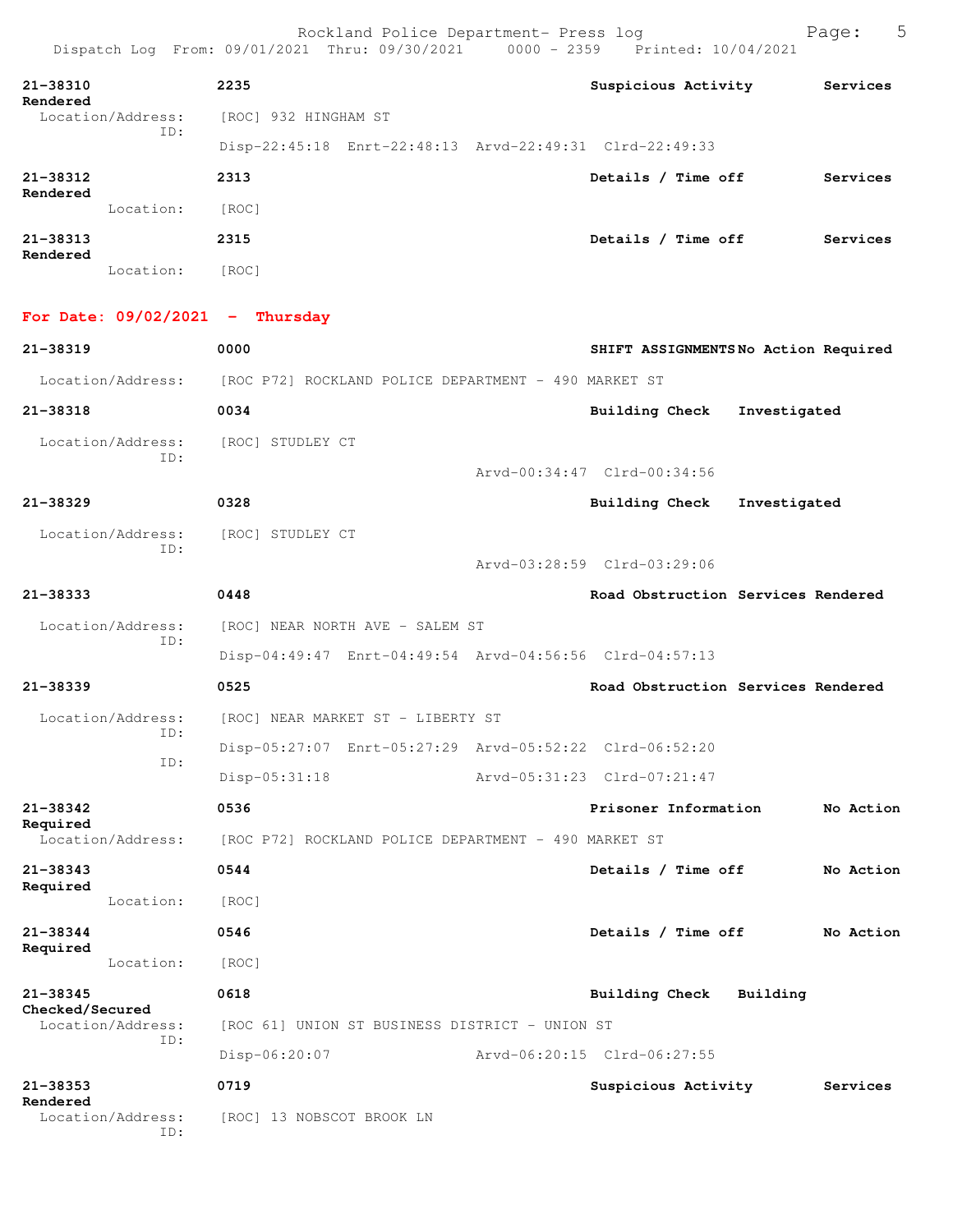| Call # | Time | Call Reason | Action |
|---|---|---|---|
| 21-38310 | 2235 | Suspicious Activity | Services Rendered |

Location/Address: [ROC] 932 HINGHAM ST
ID:
Disp-22:45:18 Enrt-22:48:13 Arvd-22:49:31 Clrd-22:49:33

| Call # | Time | Call Reason | Action |
|---|---|---|---|
| 21-38312 | 2313 | Details / Time off | Services Rendered |

Location: [ROC]

| Call # | Time | Call Reason | Action |
|---|---|---|---|
| 21-38313 | 2315 | Details / Time off | Services Rendered |

Location: [ROC]

## For Date: 09/02/2021 - Thursday

**21-38319** 0000 SHIFT ASSIGNMENTS No Action Required
Location/Address: [ROC P72] ROCKLAND POLICE DEPARTMENT - 490 MARKET ST

**21-38318** 0034 Building Check Investigated
Location/Address: [ROC] STUDLEY CT
ID:
Arvd-00:34:47 Clrd-00:34:56

**21-38329** 0328 Building Check Investigated
Location/Address: [ROC] STUDLEY CT
ID:
Arvd-03:28:59 Clrd-03:29:06

**21-38333** 0448 Road Obstruction Services Rendered
Location/Address: [ROC] NEAR NORTH AVE - SALEM ST
ID:
Disp-04:49:47 Enrt-04:49:54 Arvd-04:56:56 Clrd-04:57:13

**21-38339** 0525 Road Obstruction Services Rendered
Location/Address: [ROC] NEAR MARKET ST - LIBERTY ST
ID:
Disp-05:27:07 Enrt-05:27:29 Arvd-05:52:22 Clrd-06:52:20
ID:
Disp-05:31:18 Arvd-05:31:23 Clrd-07:21:47

**21-38342** 0536 Prisoner Information No Action Required
Location/Address: [ROC P72] ROCKLAND POLICE DEPARTMENT - 490 MARKET ST

**21-38343** 0544 Details / Time off No Action Required
Location: [ROC]

**21-38344** 0546 Details / Time off No Action Required
Location: [ROC]

**21-38345** 0618 Building Check Building Checked/Secured
Location/Address: [ROC 61] UNION ST BUSINESS DISTRICT - UNION ST
ID:
Disp-06:20:07 Arvd-06:20:15 Clrd-06:27:55

**21-38353** 0719 Suspicious Activity Services Rendered
Location/Address: [ROC] 13 NOBSCOT BROOK LN
ID: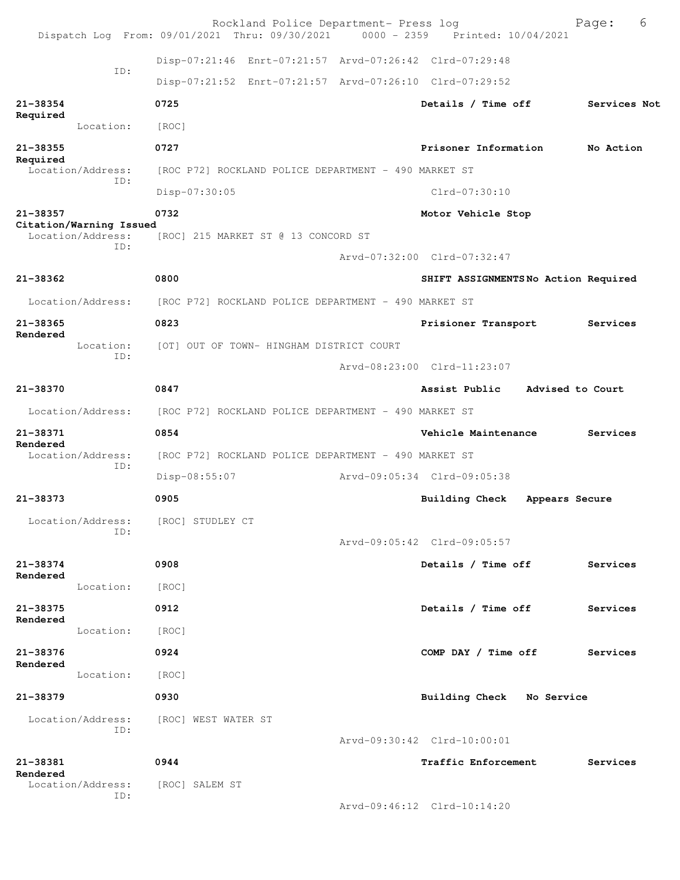Disp-07:21:46 Enrt-07:21:57 Arvd-07:26:42 Clrd-07:29:48
ID:
Disp-07:21:52 Enrt-07:21:57 Arvd-07:26:10 Clrd-07:29:52

**21-38354** **0725** **Details / Time off** **Services Not Required**
Location: [ROC]

**21-38355** **0727** **Prisoner Information** **No Action Required**
Location/Address: [ROC P72] ROCKLAND POLICE DEPARTMENT - 490 MARKET ST
ID:
Disp-07:30:05 Clrd-07:30:10

**21-38357** **0732** **Motor Vehicle Stop** **Citation/Warning Issued**
Location/Address: [ROC] 215 MARKET ST @ 13 CONCORD ST
ID:
Arvd-07:32:00 Clrd-07:32:47

**21-38362** **0800** **SHIFT ASSIGNMENTS** **No Action Required**
Location/Address: [ROC P72] ROCKLAND POLICE DEPARTMENT - 490 MARKET ST

**21-38365** **0823** **Prisioner Transport** **Services Rendered**
Location: [OT] OUT OF TOWN- HINGHAM DISTRICT COURT
ID:
Arvd-08:23:00 Clrd-11:23:07

**21-38370** **0847** **Assist Public** **Advised to Court**
Location/Address: [ROC P72] ROCKLAND POLICE DEPARTMENT - 490 MARKET ST

**21-38371** **0854** **Vehicle Maintenance** **Services Rendered**
Location/Address: [ROC P72] ROCKLAND POLICE DEPARTMENT - 490 MARKET ST
ID:
Disp-08:55:07 Arvd-09:05:34 Clrd-09:05:38

**21-38373** **0905** **Building Check** **Appears Secure**
Location/Address: [ROC] STUDLEY CT
ID:
Arvd-09:05:42 Clrd-09:05:57

**21-38374** **0908** **Details / Time off** **Services Rendered**
Location: [ROC]

**21-38375** **0912** **Details / Time off** **Services Rendered**
Location: [ROC]

**21-38376** **0924** **COMP DAY / Time off** **Services Rendered**
Location: [ROC]

**21-38379** **0930** **Building Check** **No Service**
Location/Address: [ROC] WEST WATER ST
ID:
Arvd-09:30:42 Clrd-10:00:01

**21-38381** **0944** **Traffic Enforcement** **Services Rendered**
Location/Address: [ROC] SALEM ST
ID:
Arvd-09:46:12 Clrd-10:14:20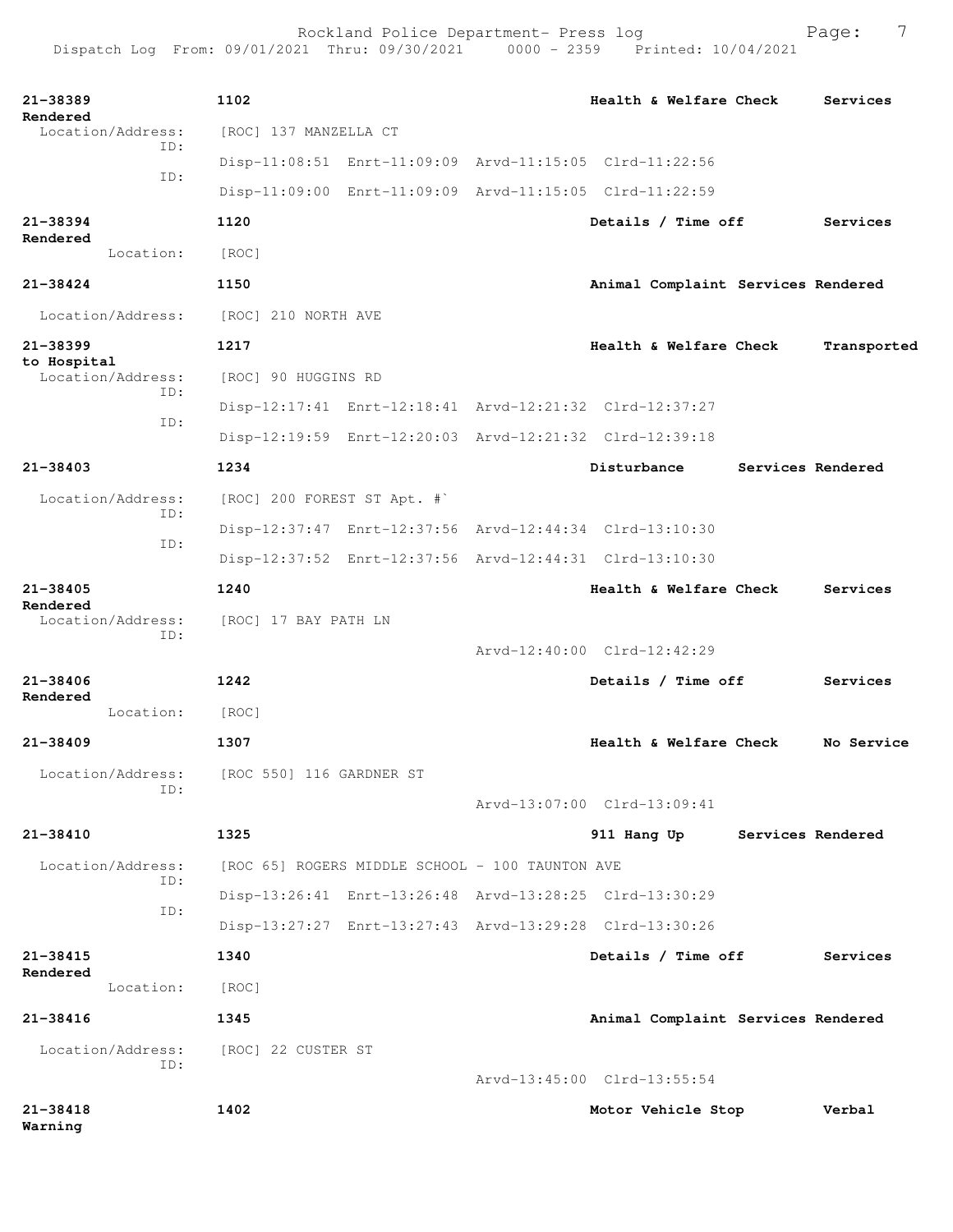**21-38389** **1102** **Health & Welfare Check** **Services Rendered**

Location/Address: [ROC] 137 MANZELLA CT

ID: Disp-11:08:51 Enrt-11:09:09 Arvd-11:15:05 Clrd-11:22:56

ID: Disp-11:09:00 Enrt-11:09:09 Arvd-11:15:05 Clrd-11:22:59

**21-38394** **1120** **Details / Time off** **Services Rendered**

Location: [ROC]

**21-38424** **1150** **Animal Complaint** **Services Rendered**

Location/Address: [ROC] 210 NORTH AVE

**21-38399** **1217** **Health & Welfare Check** **Transported to Hospital**

Location/Address: [ROC] 90 HUGGINS RD

ID: Disp-12:17:41 Enrt-12:18:41 Arvd-12:21:32 Clrd-12:37:27

ID: Disp-12:19:59 Enrt-12:20:03 Arvd-12:21:32 Clrd-12:39:18

**21-38403** **1234** **Disturbance** **Services Rendered**

Location/Address: [ROC] 200 FOREST ST Apt. #`

ID: Disp-12:37:47 Enrt-12:37:56 Arvd-12:44:34 Clrd-13:10:30

ID: Disp-12:37:52 Enrt-12:37:56 Arvd-12:44:31 Clrd-13:10:30

**21-38405** **1240** **Health & Welfare Check** **Services Rendered**

Location/Address: [ROC] 17 BAY PATH LN

ID: Arvd-12:40:00 Clrd-12:42:29

**21-38406** **1242** **Details / Time off** **Services Rendered**

Location: [ROC]

**21-38409** **1307** **Health & Welfare Check** **No Service**

Location/Address: [ROC 550] 116 GARDNER ST

ID: Arvd-13:07:00 Clrd-13:09:41

**21-38410** **1325** **911 Hang Up** **Services Rendered**

Location/Address: [ROC 65] ROGERS MIDDLE SCHOOL - 100 TAUNTON AVE

ID: Disp-13:26:41 Enrt-13:26:48 Arvd-13:28:25 Clrd-13:30:29

ID: Disp-13:27:27 Enrt-13:27:43 Arvd-13:29:28 Clrd-13:30:26

**21-38415** **1340** **Details / Time off** **Services Rendered**

Location: [ROC]

**21-38416** **1345** **Animal Complaint** **Services Rendered**

Location/Address: [ROC] 22 CUSTER ST

ID: Arvd-13:45:00 Clrd-13:55:54

**21-38418** **1402** **Motor Vehicle Stop** **Verbal Warning**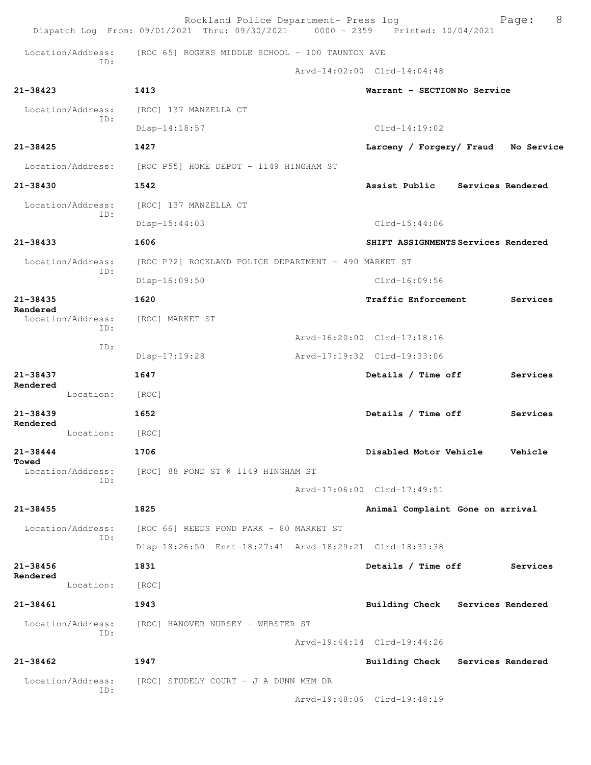Location/Address: [ROC 65] ROGERS MIDDLE SCHOOL - 100 TAUNTON AVE
ID:
Arvd-14:02:00 Clrd-14:04:48

**21-38423** **1413** **Warrant - SECTION No Service**

Location/Address: [ROC] 137 MANZELLA CT
ID:
Disp-14:18:57 Clrd-14:19:02

**21-38425** **1427** **Larceny / Forgery/ Fraud No Service**

Location/Address: [ROC P55] HOME DEPOT - 1149 HINGHAM ST

**21-38430** **1542** **Assist Public Services Rendered**

Location/Address: [ROC] 137 MANZELLA CT
ID:
Disp-15:44:03 Clrd-15:44:06

**21-38433** **1606** **SHIFT ASSIGNMENTS Services Rendered**

Location/Address: [ROC P72] ROCKLAND POLICE DEPARTMENT - 490 MARKET ST
ID:
Disp-16:09:50 Clrd-16:09:56

**21-38435** **1620** **Traffic Enforcement Services Rendered**

Location/Address: [ROC] MARKET ST
ID:
Arvd-16:20:00 Clrd-17:18:16
ID:
Disp-17:19:28 Arvd-17:19:32 Clrd-19:33:06

**21-38437** **1647** **Details / Time off Services Rendered**

Location: [ROC]

**21-38439** **1652** **Details / Time off Services Rendered**

Location: [ROC]

**21-38444** **1706** **Disabled Motor Vehicle Vehicle Towed**

Location/Address: [ROC] 88 POND ST @ 1149 HINGHAM ST
ID:
Arvd-17:06:00 Clrd-17:49:51

**21-38455** **1825** **Animal Complaint Gone on arrival**

Location/Address: [ROC 66] REEDS POND PARK - 80 MARKET ST
ID:
Disp-18:26:50 Enrt-18:27:41 Arvd-18:29:21 Clrd-18:31:38

**21-38456** **1831** **Details / Time off Services Rendered**

Location: [ROC]

**21-38461** **1943** **Building Check Services Rendered**

Location/Address: [ROC] HANOVER NURSEY - WEBSTER ST
ID:
Arvd-19:44:14 Clrd-19:44:26

**21-38462** **1947** **Building Check Services Rendered**

Location/Address: [ROC] STUDELY COURT - J A DUNN MEM DR
ID:
Arvd-19:48:06 Clrd-19:48:19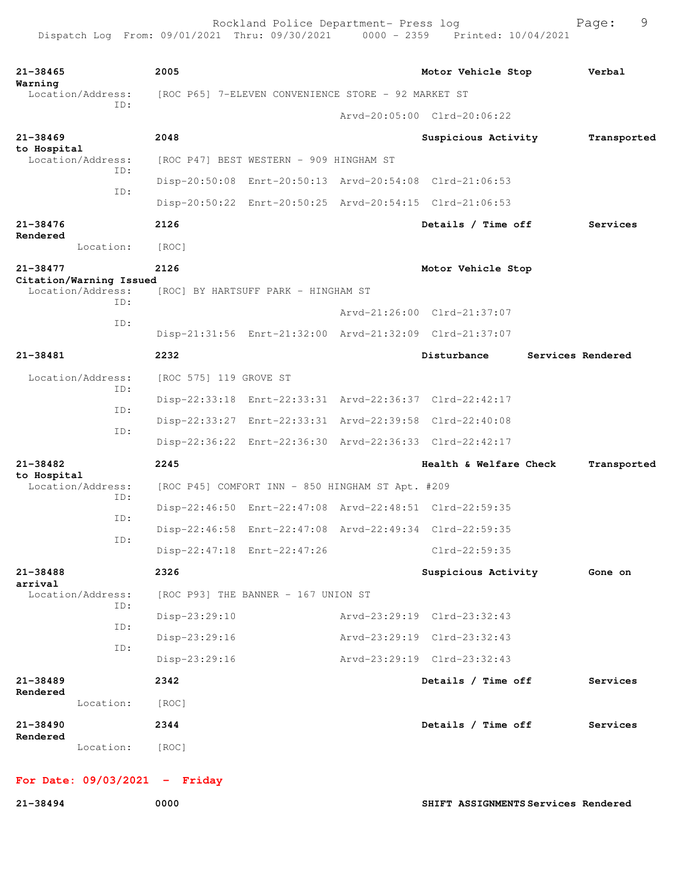**21-38465** 2005 Motor Vehicle Stop Verbal Warning
Location/Address: [ROC P65] 7-ELEVEN CONVENIENCE STORE - 92 MARKET ST
ID:
Arvd-20:05:00 Clrd-20:06:22

**21-38469** 2048 Suspicious Activity Transported to Hospital
Location/Address: [ROC P47] BEST WESTERN - 909 HINGHAM ST
ID:
Disp-20:50:08 Enrt-20:50:13 Arvd-20:54:08 Clrd-21:06:53
ID:
Disp-20:50:22 Enrt-20:50:25 Arvd-20:54:15 Clrd-21:06:53

**21-38476** 2126 Details / Time off Services Rendered
Location: [ROC]

**21-38477** 2126 Motor Vehicle Stop Citation/Warning Issued
Location/Address: [ROC] BY HARTSUFF PARK - HINGHAM ST
ID:
Arvd-21:26:00 Clrd-21:37:07
ID:
Disp-21:31:56 Enrt-21:32:00 Arvd-21:32:09 Clrd-21:37:07

**21-38481** 2232 Disturbance Services Rendered
Location/Address: [ROC 575] 119 GROVE ST
ID:
Disp-22:33:18 Enrt-22:33:31 Arvd-22:36:37 Clrd-22:42:17
ID:
Disp-22:33:27 Enrt-22:33:31 Arvd-22:39:58 Clrd-22:40:08
ID:
Disp-22:36:22 Enrt-22:36:30 Arvd-22:36:33 Clrd-22:42:17

**21-38482** 2245 Health & Welfare Check Transported to Hospital
Location/Address: [ROC P45] COMFORT INN - 850 HINGHAM ST Apt. #209
ID:
Disp-22:46:50 Enrt-22:47:08 Arvd-22:48:51 Clrd-22:59:35
ID:
Disp-22:46:58 Enrt-22:47:08 Arvd-22:49:34 Clrd-22:59:35
ID:
Disp-22:47:18 Enrt-22:47:26 Clrd-22:59:35

**21-38488** 2326 Suspicious Activity Gone on arrival
Location/Address: [ROC P93] THE BANNER - 167 UNION ST
ID:
Disp-23:29:10 Arvd-23:29:19 Clrd-23:32:43
ID:
Disp-23:29:16 Arvd-23:29:19 Clrd-23:32:43
ID:
Disp-23:29:16 Arvd-23:29:19 Clrd-23:32:43

**21-38489** 2342 Details / Time off Services Rendered
Location: [ROC]

**21-38490** 2344 Details / Time off Services Rendered
Location: [ROC]

## For Date: 09/03/2021 - Friday

**21-38494** 0000 SHIFT ASSIGNMENTS Services Rendered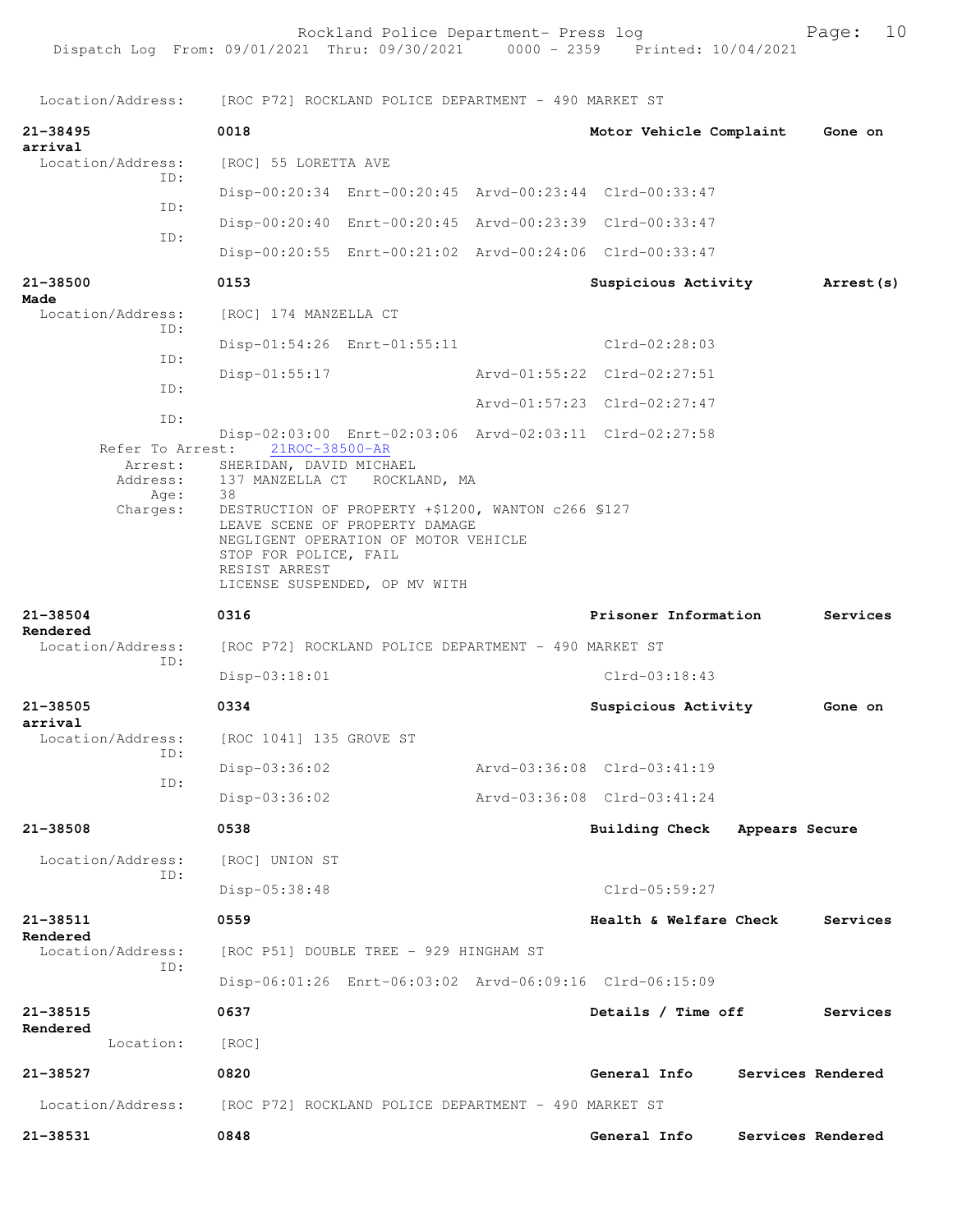Location/Address: [ROC P72] ROCKLAND POLICE DEPARTMENT - 490 MARKET ST

**21-38495** 0018 **Motor Vehicle Complaint** **Gone on arrival**

Location/Address: [ROC] 55 LORETTA AVE

ID: Disp-00:20:34 Enrt-00:20:45 Arvd-00:23:44 Clrd-00:33:47

ID: Disp-00:20:40 Enrt-00:20:45 Arvd-00:23:39 Clrd-00:33:47

ID: Disp-00:20:55 Enrt-00:21:02 Arvd-00:24:06 Clrd-00:33:47

**21-38500** 0153 **Suspicious Activity** **Arrest(s) Made**

Location/Address: [ROC] 174 MANZELLA CT

ID: Disp-01:54:26 Enrt-01:55:11 Clrd-02:28:03

ID: Disp-01:55:17 Arvd-01:55:22 Clrd-02:27:51

ID: Arvd-01:57:23 Clrd-02:27:47

ID: Disp-02:03:00 Enrt-02:03:06 Arvd-02:03:11 Clrd-02:27:58

Refer To Arrest: 21ROC-38500-AR

Arrest: SHERIDAN, DAVID MICHAEL

Address: 137 MANZELLA CT ROCKLAND, MA

Age: 38

Charges: DESTRUCTION OF PROPERTY +$1200, WANTON c266 §127
LEAVE SCENE OF PROPERTY DAMAGE
NEGLIGENT OPERATION OF MOTOR VEHICLE
STOP FOR POLICE, FAIL
RESIST ARREST
LICENSE SUSPENDED, OP MV WITH

**21-38504** 0316 **Prisoner Information** **Services Rendered**

Location/Address: [ROC P72] ROCKLAND POLICE DEPARTMENT - 490 MARKET ST

ID: Disp-03:18:01 Clrd-03:18:43

**21-38505** 0334 **Suspicious Activity** **Gone on arrival**

Location/Address: [ROC 1041] 135 GROVE ST

ID: Disp-03:36:02 Arvd-03:36:08 Clrd-03:41:19

ID: Disp-03:36:02 Arvd-03:36:08 Clrd-03:41:24

**21-38508** 0538 **Building Check** **Appears Secure**

Location/Address: [ROC] UNION ST

ID: Disp-05:38:48 Clrd-05:59:27

**21-38511** 0559 **Health & Welfare Check** **Services Rendered**

Location/Address: [ROC P51] DOUBLE TREE - 929 HINGHAM ST

ID: Disp-06:01:26 Enrt-06:03:02 Arvd-06:09:16 Clrd-06:15:09

**21-38515** 0637 **Details / Time off** **Services Rendered**

Location: [ROC]

**21-38527** 0820 **General Info** **Services Rendered**

Location/Address: [ROC P72] ROCKLAND POLICE DEPARTMENT - 490 MARKET ST

**21-38531** 0848 **General Info** **Services Rendered**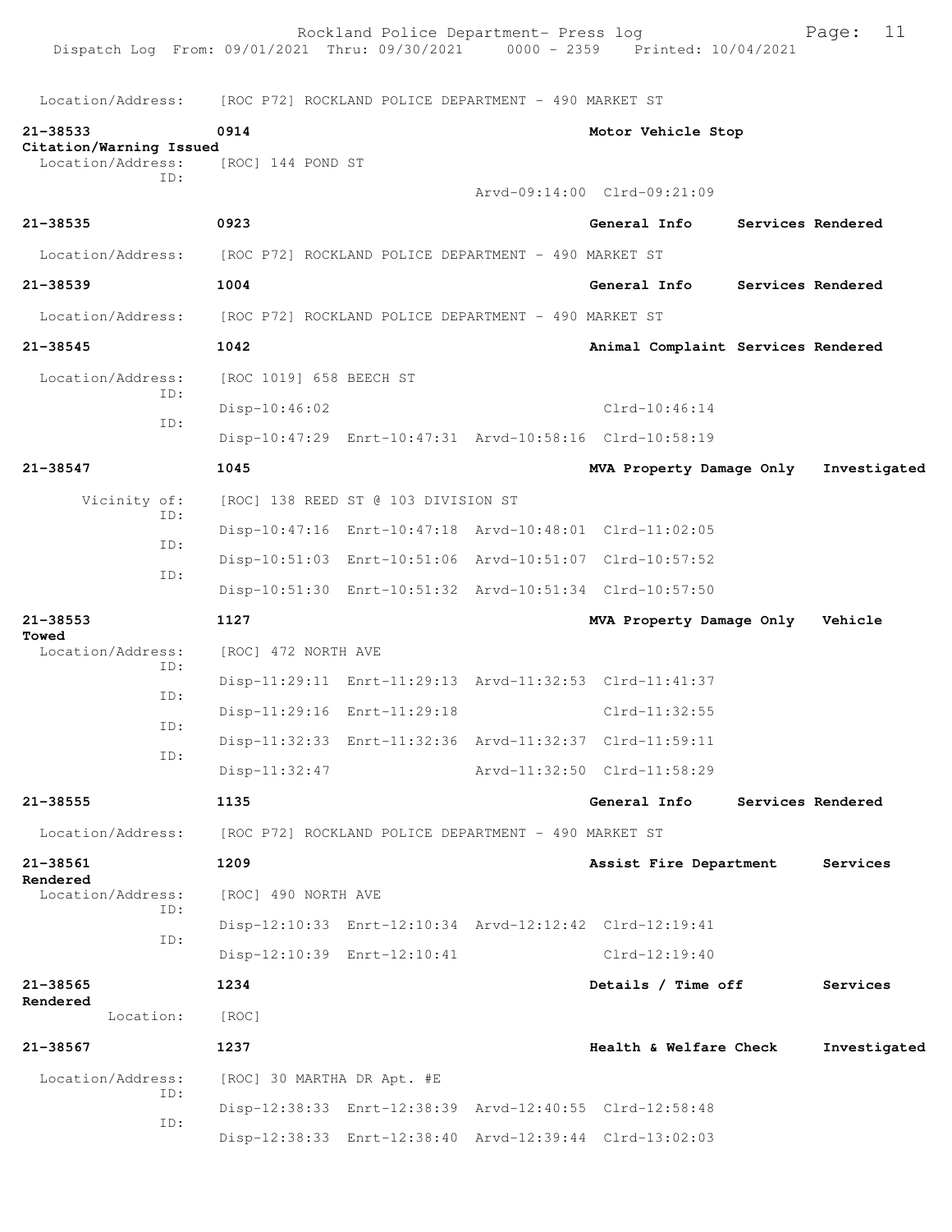Location/Address: [ROC P72] ROCKLAND POLICE DEPARTMENT - 490 MARKET ST

**21-38533** 0914 **Motor Vehicle Stop**
**Citation/Warning Issued**
Location/Address: [ROC] 144 POND ST
ID:
Arvd-09:14:00 Clrd-09:21:09

**21-38535** 0923 **General Info** **Services Rendered**
Location/Address: [ROC P72] ROCKLAND POLICE DEPARTMENT - 490 MARKET ST

**21-38539** 1004 **General Info** **Services Rendered**
Location/Address: [ROC P72] ROCKLAND POLICE DEPARTMENT - 490 MARKET ST

**21-38545** 1042 **Animal Complaint** **Services Rendered**
Location/Address: [ROC 1019] 658 BEECH ST
ID:
Disp-10:46:02 Clrd-10:46:14
ID:
Disp-10:47:29 Enrt-10:47:31 Arvd-10:58:16 Clrd-10:58:19

**21-38547** 1045 **MVA Property Damage Only** **Investigated**
Vicinity of: [ROC] 138 REED ST @ 103 DIVISION ST
ID:
Disp-10:47:16 Enrt-10:47:18 Arvd-10:48:01 Clrd-11:02:05
ID:
Disp-10:51:03 Enrt-10:51:06 Arvd-10:51:07 Clrd-10:57:52
ID:
Disp-10:51:30 Enrt-10:51:32 Arvd-10:51:34 Clrd-10:57:50

**21-38553** 1127 **MVA Property Damage Only** **Vehicle Towed**
Location/Address: [ROC] 472 NORTH AVE
ID:
Disp-11:29:11 Enrt-11:29:13 Arvd-11:32:53 Clrd-11:41:37
ID:
Disp-11:29:16 Enrt-11:29:18 Clrd-11:32:55
ID:
Disp-11:32:33 Enrt-11:32:36 Arvd-11:32:37 Clrd-11:59:11
ID:
Disp-11:32:47 Arvd-11:32:50 Clrd-11:58:29

**21-38555** 1135 **General Info** **Services Rendered**
Location/Address: [ROC P72] ROCKLAND POLICE DEPARTMENT - 490 MARKET ST

**21-38561** 1209 **Assist Fire Department** **Services Rendered**
Location/Address: [ROC] 490 NORTH AVE
ID:
Disp-12:10:33 Enrt-12:10:34 Arvd-12:12:42 Clrd-12:19:41
ID:
Disp-12:10:39 Enrt-12:10:41 Clrd-12:19:40

**21-38565** 1234 **Details / Time off** **Services Rendered**
Location: [ROC]

**21-38567** 1237 **Health & Welfare Check** **Investigated**
Location/Address: [ROC] 30 MARTHA DR Apt. #E
ID:
Disp-12:38:33 Enrt-12:38:39 Arvd-12:40:55 Clrd-12:58:48
ID:
Disp-12:38:33 Enrt-12:38:40 Arvd-12:39:44 Clrd-13:02:03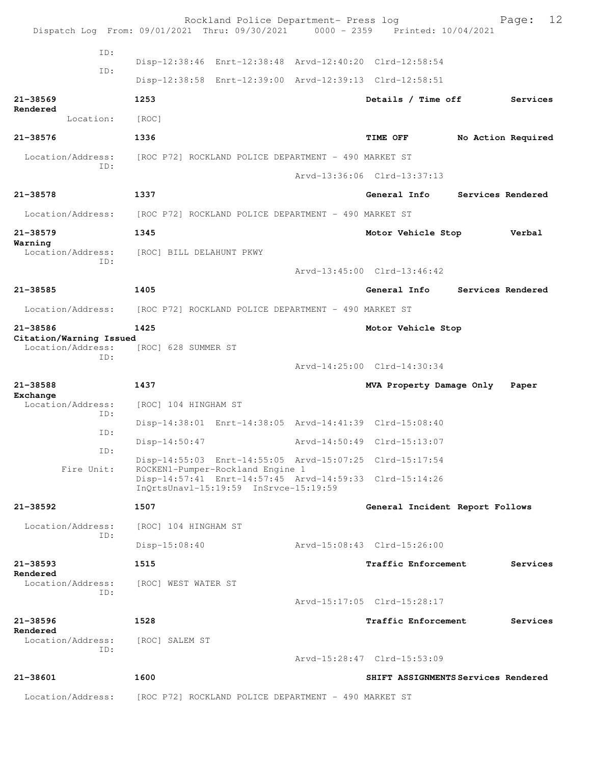```
        ID:
                   Disp-12:38:46  Enrt-12:38:48  Arvd-12:40:20  Clrd-12:58:54
        ID:
                   Disp-12:38:58  Enrt-12:39:00  Arvd-12:39:13  Clrd-12:58:51

21-38569           1253                                     Details / Time off         Services
Rendered
      Location:    [ROC]

21-38576           1336                                     TIME OFF          No Action Required

  Location/Address:    [ROC P72] ROCKLAND POLICE DEPARTMENT - 490 MARKET ST
        ID:
                                                 Arvd-13:36:06  Clrd-13:37:13

21-38578           1337                                     General Info      Services Rendered

  Location/Address:    [ROC P72] ROCKLAND POLICE DEPARTMENT - 490 MARKET ST

21-38579           1345                                     Motor Vehicle Stop          Verbal
Warning
  Location/Address:    [ROC] BILL DELAHUNT PKWY
        ID:
                                                 Arvd-13:45:00  Clrd-13:46:42

21-38585           1405                                     General Info      Services Rendered

  Location/Address:    [ROC P72] ROCKLAND POLICE DEPARTMENT - 490 MARKET ST

21-38586           1425                                     Motor Vehicle Stop
Citation/Warning Issued
  Location/Address:    [ROC] 628 SUMMER ST
        ID:
                                                 Arvd-14:25:00  Clrd-14:30:34

21-38588           1437                                     MVA Property Damage Only    Paper
Exchange
  Location/Address:    [ROC] 104 HINGHAM ST
        ID:
                   Disp-14:38:01  Enrt-14:38:05  Arvd-14:41:39  Clrd-15:08:40
        ID:
                   Disp-14:50:47                 Arvd-14:50:49  Clrd-15:13:07
        ID:
                   Disp-14:55:03  Enrt-14:55:05  Arvd-15:07:25  Clrd-15:17:54
      Fire Unit:   ROCKEN1-Pumper-Rockland Engine 1
                   Disp-14:57:41  Enrt-14:57:45  Arvd-14:59:33  Clrd-15:14:26
                   InQrtsUnavl-15:19:59  InSrvce-15:19:59

21-38592           1507                                     General Incident Report Follows

  Location/Address:    [ROC] 104 HINGHAM ST
        ID:
                   Disp-15:08:40                 Arvd-15:08:43  Clrd-15:26:00

21-38593           1515                                     Traffic Enforcement        Services
Rendered
  Location/Address:    [ROC] WEST WATER ST
        ID:
                                                 Arvd-15:17:05  Clrd-15:28:17

21-38596           1528                                     Traffic Enforcement        Services
Rendered
  Location/Address:    [ROC] SALEM ST
        ID:
                                                 Arvd-15:28:47  Clrd-15:53:09

21-38601           1600                                     SHIFT ASSIGNMENTS Services Rendered

  Location/Address:    [ROC P72] ROCKLAND POLICE DEPARTMENT - 490 MARKET ST
```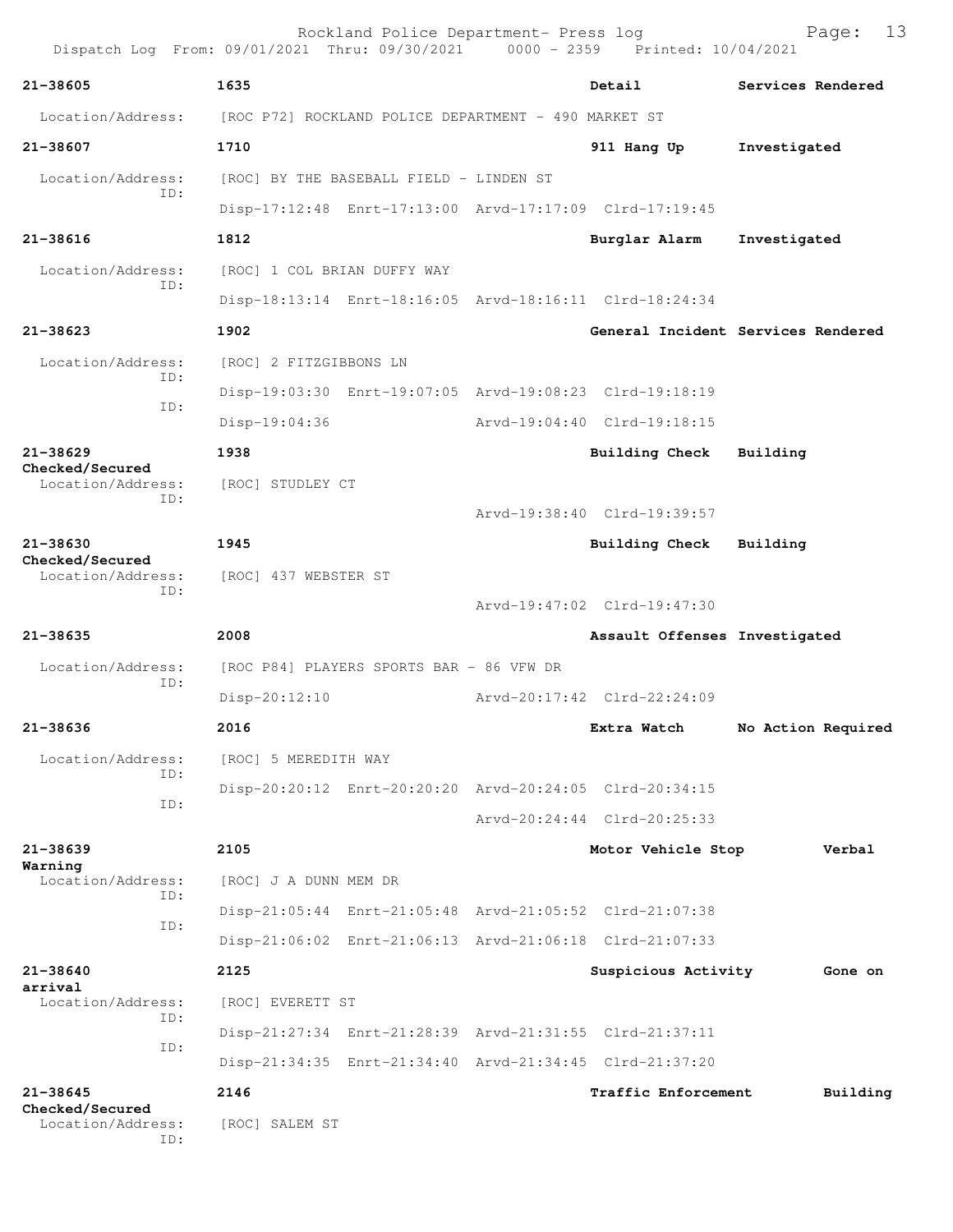21-38605 1635 Detail Services Rendered

Location/Address: [ROC P72] ROCKLAND POLICE DEPARTMENT - 490 MARKET ST

21-38607 1710 911 Hang Up Investigated

Location/Address: [ROC] BY THE BASEBALL FIELD - LINDEN ST
ID: Disp-17:12:48 Enrt-17:13:00 Arvd-17:17:09 Clrd-17:19:45

21-38616 1812 Burglar Alarm Investigated

Location/Address: [ROC] 1 COL BRIAN DUFFY WAY
ID: Disp-18:13:14 Enrt-18:16:05 Arvd-18:16:11 Clrd-18:24:34

21-38623 1902 General Incident Services Rendered

Location/Address: [ROC] 2 FITZGIBBONS LN
ID: Disp-19:03:30 Enrt-19:07:05 Arvd-19:08:23 Clrd-19:18:19
ID: Disp-19:04:36 Arvd-19:04:40 Clrd-19:18:15

21-38629 1938 Building Check Building Checked/Secured

Location/Address: [ROC] STUDLEY CT
ID: Arvd-19:38:40 Clrd-19:39:57

21-38630 1945 Building Check Building Checked/Secured

Location/Address: [ROC] 437 WEBSTER ST
ID: Arvd-19:47:02 Clrd-19:47:30

21-38635 2008 Assault Offenses Investigated

Location/Address: [ROC P84] PLAYERS SPORTS BAR - 86 VFW DR
ID: Disp-20:12:10 Arvd-20:17:42 Clrd-22:24:09

21-38636 2016 Extra Watch No Action Required

Location/Address: [ROC] 5 MEREDITH WAY
ID: Disp-20:20:12 Enrt-20:20:20 Arvd-20:24:05 Clrd-20:34:15
ID: Arvd-20:24:44 Clrd-20:25:33

21-38639 2105 Motor Vehicle Stop Verbal Warning

Location/Address: [ROC] J A DUNN MEM DR
ID: Disp-21:05:44 Enrt-21:05:48 Arvd-21:05:52 Clrd-21:07:38
ID: Disp-21:06:02 Enrt-21:06:13 Arvd-21:06:18 Clrd-21:07:33

21-38640 2125 Suspicious Activity Gone on arrival

Location/Address: [ROC] EVERETT ST
ID: Disp-21:27:34 Enrt-21:28:39 Arvd-21:31:55 Clrd-21:37:11
ID: Disp-21:34:35 Enrt-21:34:40 Arvd-21:34:45 Clrd-21:37:20

21-38645 2146 Traffic Enforcement Building Checked/Secured

Location/Address: [ROC] SALEM ST
ID: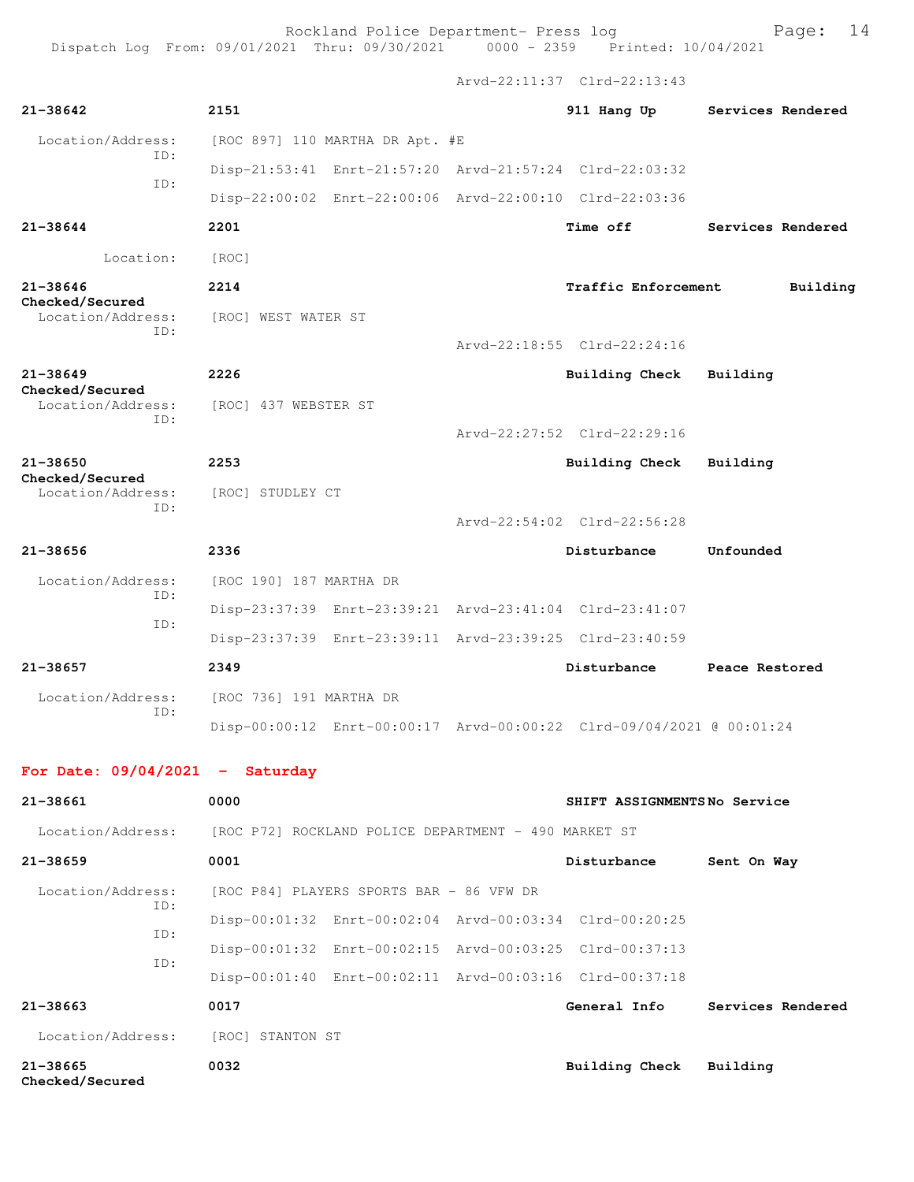Arvd-22:11:37 Clrd-22:13:43

**21-38642** **2151** **911 Hang Up** **Services Rendered**

Location/Address: [ROC 897] 110 MARTHA DR Apt. #E
ID: Disp-21:53:41 Enrt-21:57:20 Arvd-21:57:24 Clrd-22:03:32
ID: Disp-22:00:02 Enrt-22:00:06 Arvd-22:00:10 Clrd-22:03:36

**21-38644** **2201** **Time off** **Services Rendered**

Location: [ROC]

**21-38646** **2214** **Traffic Enforcement** **Building Checked/Secured**

Location/Address: [ROC] WEST WATER ST
ID: Arvd-22:18:55 Clrd-22:24:16

**21-38649** **2226** **Building Check** **Building Checked/Secured**

Location/Address: [ROC] 437 WEBSTER ST
ID: Arvd-22:27:52 Clrd-22:29:16

**21-38650** **2253** **Building Check** **Building Checked/Secured**

Location/Address: [ROC] STUDLEY CT
ID: Arvd-22:54:02 Clrd-22:56:28

**21-38656** **2336** **Disturbance** **Unfounded**

Location/Address: [ROC 190] 187 MARTHA DR
ID: Disp-23:37:39 Enrt-23:39:21 Arvd-23:41:04 Clrd-23:41:07
ID: Disp-23:37:39 Enrt-23:39:11 Arvd-23:39:25 Clrd-23:40:59

**21-38657** **2349** **Disturbance** **Peace Restored**

Location/Address: [ROC 736] 191 MARTHA DR
ID: Disp-00:00:12 Enrt-00:00:17 Arvd-00:00:22 Clrd-09/04/2021 @ 00:01:24

## For Date: 09/04/2021 - Saturday

**21-38661** **0000** **SHIFT ASSIGNMENTS** **No Service**

Location/Address: [ROC P72] ROCKLAND POLICE DEPARTMENT - 490 MARKET ST

**21-38659** **0001** **Disturbance** **Sent On Way**

Location/Address: [ROC P84] PLAYERS SPORTS BAR - 86 VFW DR
ID: Disp-00:01:32 Enrt-00:02:04 Arvd-00:03:34 Clrd-00:20:25
ID: Disp-00:01:32 Enrt-00:02:15 Arvd-00:03:25 Clrd-00:37:13
ID: Disp-00:01:40 Enrt-00:02:11 Arvd-00:03:16 Clrd-00:37:18

**21-38663** **0017** **General Info** **Services Rendered**

Location/Address: [ROC] STANTON ST

**21-38665** **0032** **Building Check** **Building Checked/Secured**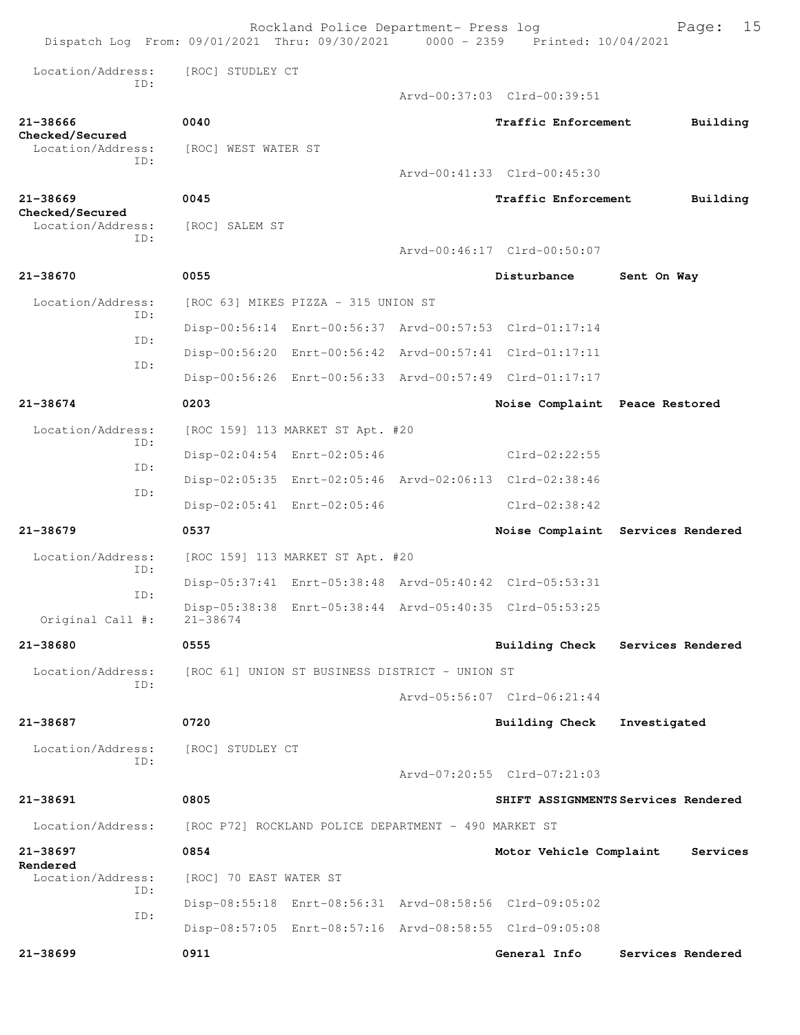Location/Address: [ROC] STUDLEY CT
ID:
Arvd-00:37:03 Clrd-00:39:51

**21-38666** **0040** **Traffic Enforcement** **Building Checked/Secured**
Location/Address: [ROC] WEST WATER ST
ID:
Arvd-00:41:33 Clrd-00:45:30

**21-38669** **0045** **Traffic Enforcement** **Building Checked/Secured**
Location/Address: [ROC] SALEM ST
ID:
Arvd-00:46:17 Clrd-00:50:07

**21-38670** **0055** **Disturbance** **Sent On Way**
Location/Address: [ROC 63] MIKES PIZZA - 315 UNION ST
ID:
Disp-00:56:14 Enrt-00:56:37 Arvd-00:57:53 Clrd-01:17:14
ID:
Disp-00:56:20 Enrt-00:56:42 Arvd-00:57:41 Clrd-01:17:11
ID:
Disp-00:56:26 Enrt-00:56:33 Arvd-00:57:49 Clrd-01:17:17

**21-38674** **0203** **Noise Complaint** **Peace Restored**
Location/Address: [ROC 159] 113 MARKET ST Apt. #20
ID:
Disp-02:04:54 Enrt-02:05:46 Clrd-02:22:55
ID:
Disp-02:05:35 Enrt-02:05:46 Arvd-02:06:13 Clrd-02:38:46
ID:
Disp-02:05:41 Enrt-02:05:46 Clrd-02:38:42

**21-38679** **0537** **Noise Complaint** **Services Rendered**
Location/Address: [ROC 159] 113 MARKET ST Apt. #20
ID:
Disp-05:37:41 Enrt-05:38:48 Arvd-05:40:42 Clrd-05:53:31
ID:
Disp-05:38:38 Enrt-05:38:44 Arvd-05:40:35 Clrd-05:53:25
Original Call #: 21-38674

**21-38680** **0555** **Building Check** **Services Rendered**
Location/Address: [ROC 61] UNION ST BUSINESS DISTRICT - UNION ST
ID:
Arvd-05:56:07 Clrd-06:21:44

**21-38687** **0720** **Building Check** **Investigated**
Location/Address: [ROC] STUDLEY CT
ID:
Arvd-07:20:55 Clrd-07:21:03

**21-38691** **0805** **SHIFT ASSIGNMENTS** **Services Rendered**
Location/Address: [ROC P72] ROCKLAND POLICE DEPARTMENT - 490 MARKET ST

**21-38697** **0854** **Motor Vehicle Complaint** **Services Rendered**
Location/Address: [ROC] 70 EAST WATER ST
ID:
Disp-08:55:18 Enrt-08:56:31 Arvd-08:58:56 Clrd-09:05:02
ID:
Disp-08:57:05 Enrt-08:57:16 Arvd-08:58:55 Clrd-09:05:08

**21-38699** **0911** **General Info** **Services Rendered**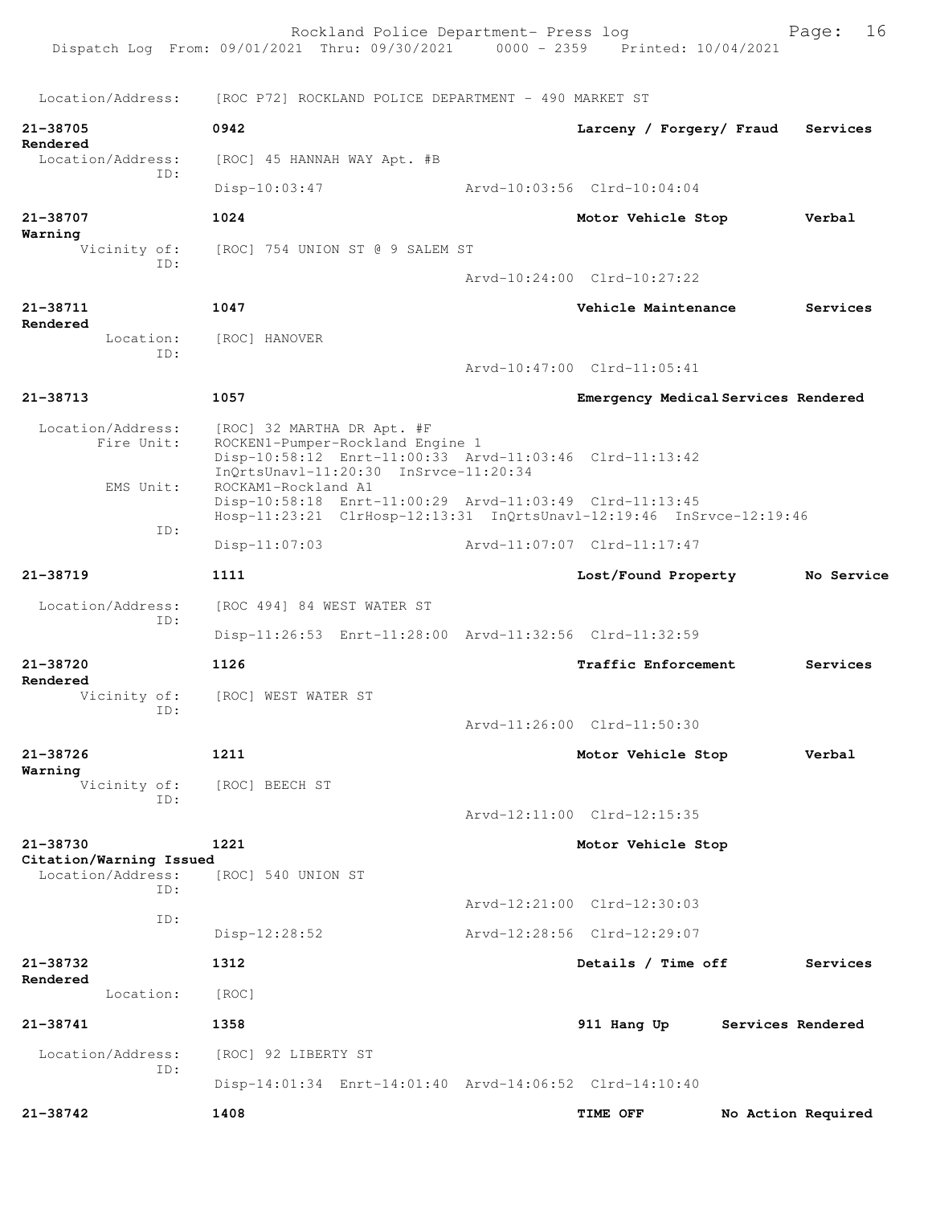Location/Address: [ROC P72] ROCKLAND POLICE DEPARTMENT - 490 MARKET ST

**21-38705** 0942 **Larceny / Forgery/ Fraud** **Services Rendered**
Location/Address: [ROC] 45 HANNAH WAY Apt. #B
ID:
Disp-10:03:47 Arvd-10:03:56 Clrd-10:04:04

**21-38707** 1024 **Motor Vehicle Stop** **Verbal Warning**
Vicinity of: [ROC] 754 UNION ST @ 9 SALEM ST
ID:
Arvd-10:24:00 Clrd-10:27:22

**21-38711** 1047 **Vehicle Maintenance** **Services Rendered**
Location: [ROC] HANOVER
ID:
Arvd-10:47:00 Clrd-11:05:41

**21-38713** 1057 **Emergency Medical Services Rendered**
Location/Address: [ROC] 32 MARTHA DR Apt. #F
Fire Unit: ROCKEN1-Pumper-Rockland Engine 1
Disp-10:58:12 Enrt-11:00:33 Arvd-11:03:46 Clrd-11:13:42
InQrtsUnavl-11:20:30 InSrvce-11:20:34
EMS Unit: ROCKAM1-Rockland A1
Disp-10:58:18 Enrt-11:00:29 Arvd-11:03:49 Clrd-11:13:45
Hosp-11:23:21 ClrHosp-12:13:31 InQrtsUnavl-12:19:46 InSrvce-12:19:46
ID:
Disp-11:07:03 Arvd-11:07:07 Clrd-11:17:47

**21-38719** 1111 **Lost/Found Property** **No Service**
Location/Address: [ROC 494] 84 WEST WATER ST
ID:
Disp-11:26:53 Enrt-11:28:00 Arvd-11:32:56 Clrd-11:32:59

**21-38720** 1126 **Traffic Enforcement** **Services Rendered**
Vicinity of: [ROC] WEST WATER ST
ID:
Arvd-11:26:00 Clrd-11:50:30

**21-38726** 1211 **Motor Vehicle Stop** **Verbal Warning**
Vicinity of: [ROC] BEECH ST
ID:
Arvd-12:11:00 Clrd-12:15:35

**21-38730** 1221 **Motor Vehicle Stop** **Citation/Warning Issued**
Location/Address: [ROC] 540 UNION ST
ID:
Arvd-12:21:00 Clrd-12:30:03
ID:
Disp-12:28:52 Arvd-12:28:56 Clrd-12:29:07

**21-38732** 1312 **Details / Time off** **Services Rendered**
Location: [ROC]

**21-38741** 1358 **911 Hang Up** **Services Rendered**
Location/Address: [ROC] 92 LIBERTY ST
ID:
Disp-14:01:34 Enrt-14:01:40 Arvd-14:06:52 Clrd-14:10:40

**21-38742** 1408 **TIME OFF** **No Action Required**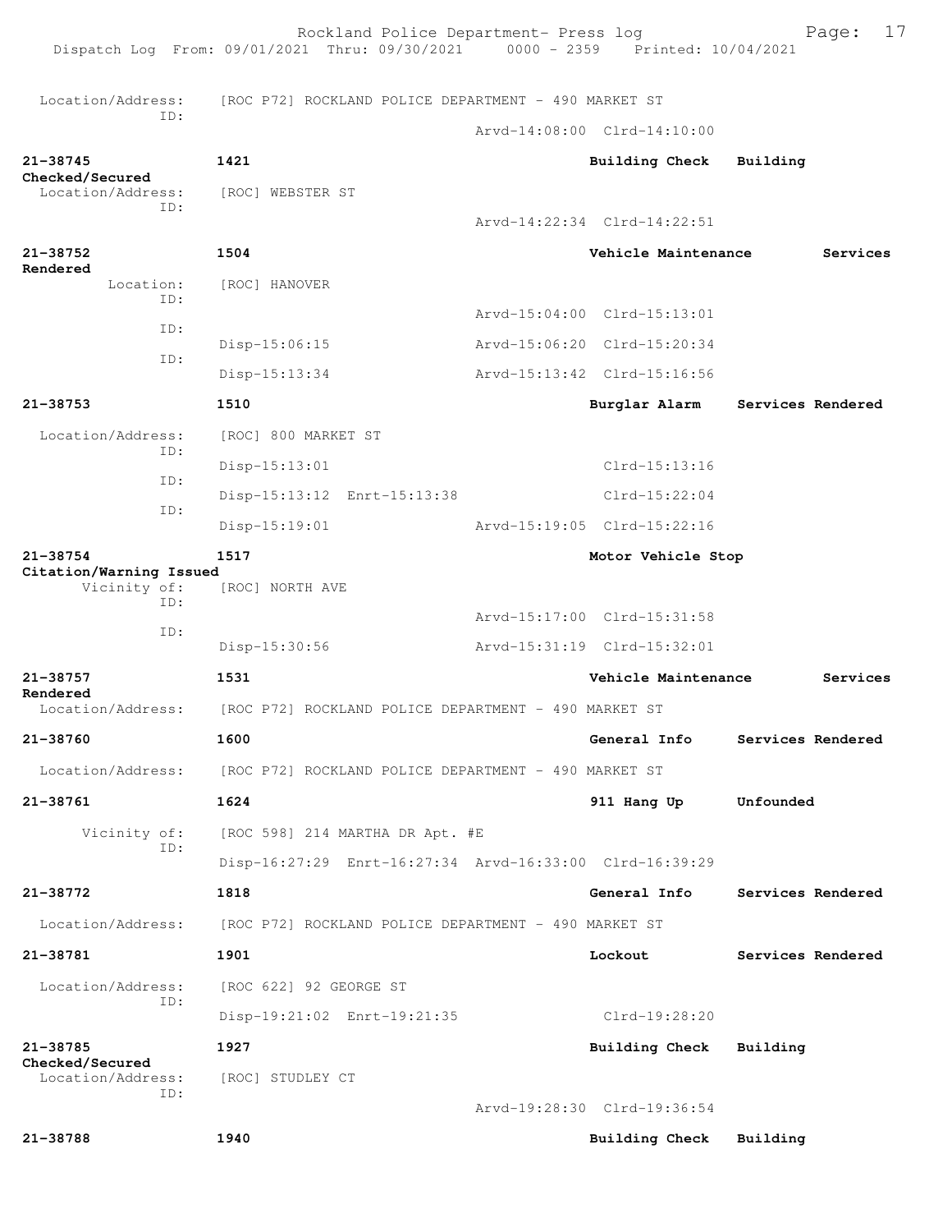Location/Address: [ROC P72] ROCKLAND POLICE DEPARTMENT - 490 MARKET ST
ID:
Arvd-14:08:00 Clrd-14:10:00

**21-38745** **1421** **Building Check** **Building Checked/Secured**
Location/Address: [ROC] WEBSTER ST
ID:
Arvd-14:22:34 Clrd-14:22:51

**21-38752** **1504** **Vehicle Maintenance** **Services Rendered**
Location: [ROC] HANOVER
ID:
Arvd-15:04:00 Clrd-15:13:01
ID:
Disp-15:06:15 Arvd-15:06:20 Clrd-15:20:34
ID:
Disp-15:13:34 Arvd-15:13:42 Clrd-15:16:56

**21-38753** **1510** **Burglar Alarm** **Services Rendered**
Location/Address: [ROC] 800 MARKET ST
ID:
Disp-15:13:01 Clrd-15:13:16
ID:
Disp-15:13:12 Enrt-15:13:38 Clrd-15:22:04
ID:
Disp-15:19:01 Arvd-15:19:05 Clrd-15:22:16

**21-38754** **1517** **Motor Vehicle Stop** **Citation/Warning Issued**
Vicinity of: [ROC] NORTH AVE
ID:
Arvd-15:17:00 Clrd-15:31:58
ID:
Disp-15:30:56 Arvd-15:31:19 Clrd-15:32:01

**21-38757** **1531** **Vehicle Maintenance** **Services Rendered**
Location/Address: [ROC P72] ROCKLAND POLICE DEPARTMENT - 490 MARKET ST

**21-38760** **1600** **General Info** **Services Rendered**
Location/Address: [ROC P72] ROCKLAND POLICE DEPARTMENT - 490 MARKET ST

**21-38761** **1624** **911 Hang Up** **Unfounded**
Vicinity of: [ROC 598] 214 MARTHA DR Apt. #E
ID:
Disp-16:27:29 Enrt-16:27:34 Arvd-16:33:00 Clrd-16:39:29

**21-38772** **1818** **General Info** **Services Rendered**
Location/Address: [ROC P72] ROCKLAND POLICE DEPARTMENT - 490 MARKET ST

**21-38781** **1901** **Lockout** **Services Rendered**
Location/Address: [ROC 622] 92 GEORGE ST
ID:
Disp-19:21:02 Enrt-19:21:35 Clrd-19:28:20

**21-38785** **1927** **Building Check** **Building Checked/Secured**
Location/Address: [ROC] STUDLEY CT
ID:
Arvd-19:28:30 Clrd-19:36:54

**21-38788** **1940** **Building Check** **Building**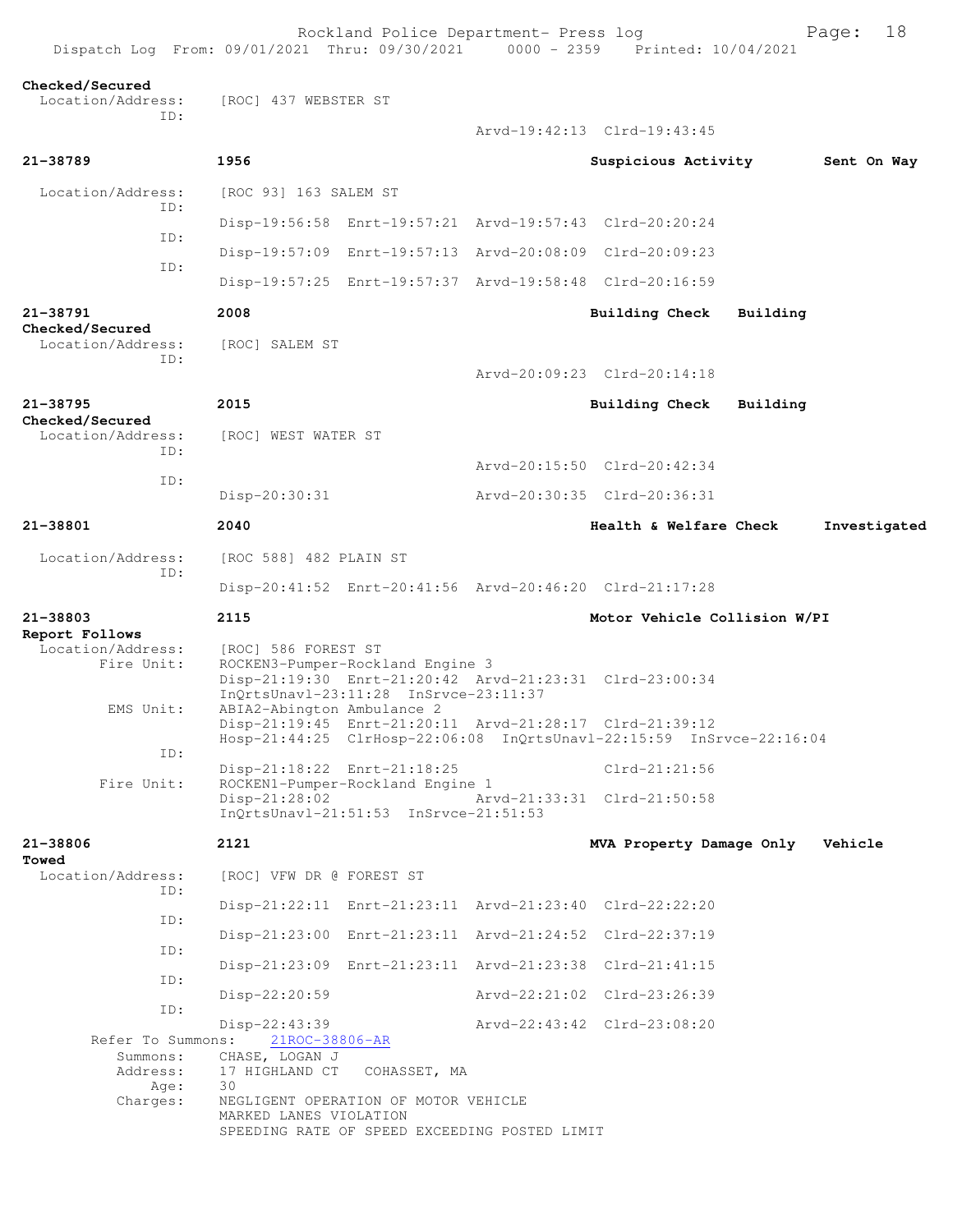**Checked/Secured**

```
Checked/Secured
  Location/Address:    [ROC] 437 WEBSTER ST
              ID:
                                              Arvd-19:42:13  Clrd-19:43:45

21-38789             1956                          Suspicious Activity       Sent On Way

  Location/Address:    [ROC 93] 163 SALEM ST
              ID:
                       Disp-19:56:58  Enrt-19:57:21  Arvd-19:57:43  Clrd-20:20:24
              ID:
                       Disp-19:57:09  Enrt-19:57:13  Arvd-20:08:09  Clrd-20:09:23
              ID:
                       Disp-19:57:25  Enrt-19:57:37  Arvd-19:58:48  Clrd-20:16:59

21-38791             2008                          Building Check   Building
Checked/Secured
  Location/Address:    [ROC] SALEM ST
              ID:
                                              Arvd-20:09:23  Clrd-20:14:18

21-38795             2015                          Building Check   Building
Checked/Secured
  Location/Address:    [ROC] WEST WATER ST
              ID:
                                              Arvd-20:15:50  Clrd-20:42:34
              ID:
                       Disp-20:30:31                 Arvd-20:30:35  Clrd-20:36:31

21-38801             2040                          Health & Welfare Check     Investigated

  Location/Address:    [ROC 588] 482 PLAIN ST
              ID:
                       Disp-20:41:52  Enrt-20:41:56  Arvd-20:46:20  Clrd-21:17:28

21-38803             2115                          Motor Vehicle Collision W/PI
Report Follows
  Location/Address:    [ROC] 586 FOREST ST
        Fire Unit:     ROCKEN3-Pumper-Rockland Engine 3
                       Disp-21:19:30  Enrt-21:20:42  Arvd-21:23:31  Clrd-23:00:34
                       InQrtsUnavl-23:11:28  InSrvce-23:11:37
        EMS Unit:      ABIA2-Abington Ambulance 2
                       Disp-21:19:45  Enrt-21:20:11  Arvd-21:28:17  Clrd-21:39:12
                       Hosp-21:44:25  ClrHosp-22:06:08  InQrtsUnavl-22:15:59  InSrvce-22:16:04
              ID:
                       Disp-21:18:22  Enrt-21:18:25                 Clrd-21:21:56
        Fire Unit:     ROCKEN1-Pumper-Rockland Engine 1
                       Disp-21:28:02                 Arvd-21:33:31  Clrd-21:50:58
                       InQrtsUnavl-21:51:53  InSrvce-21:51:53

21-38806             2121                          MVA Property Damage Only   Vehicle
Towed
  Location/Address:    [ROC] VFW DR @ FOREST ST
              ID:
                       Disp-21:22:11  Enrt-21:23:11  Arvd-21:23:40  Clrd-22:22:20
              ID:
                       Disp-21:23:00  Enrt-21:23:11  Arvd-21:24:52  Clrd-22:37:19
              ID:
                       Disp-21:23:09  Enrt-21:23:11  Arvd-21:23:38  Clrd-21:41:15
              ID:
                       Disp-22:20:59                 Arvd-22:21:02  Clrd-23:26:39
              ID:
                       Disp-22:43:39                 Arvd-22:43:42  Clrd-23:08:20
     Refer To Summons:    21ROC-38806-AR
          Summons:     CHASE, LOGAN J
          Address:     17 HIGHLAND CT   COHASSET, MA
              Age:     30
          Charges:     NEGLIGENT OPERATION OF MOTOR VEHICLE
                       MARKED LANES VIOLATION
                       SPEEDING RATE OF SPEED EXCEEDING POSTED LIMIT
```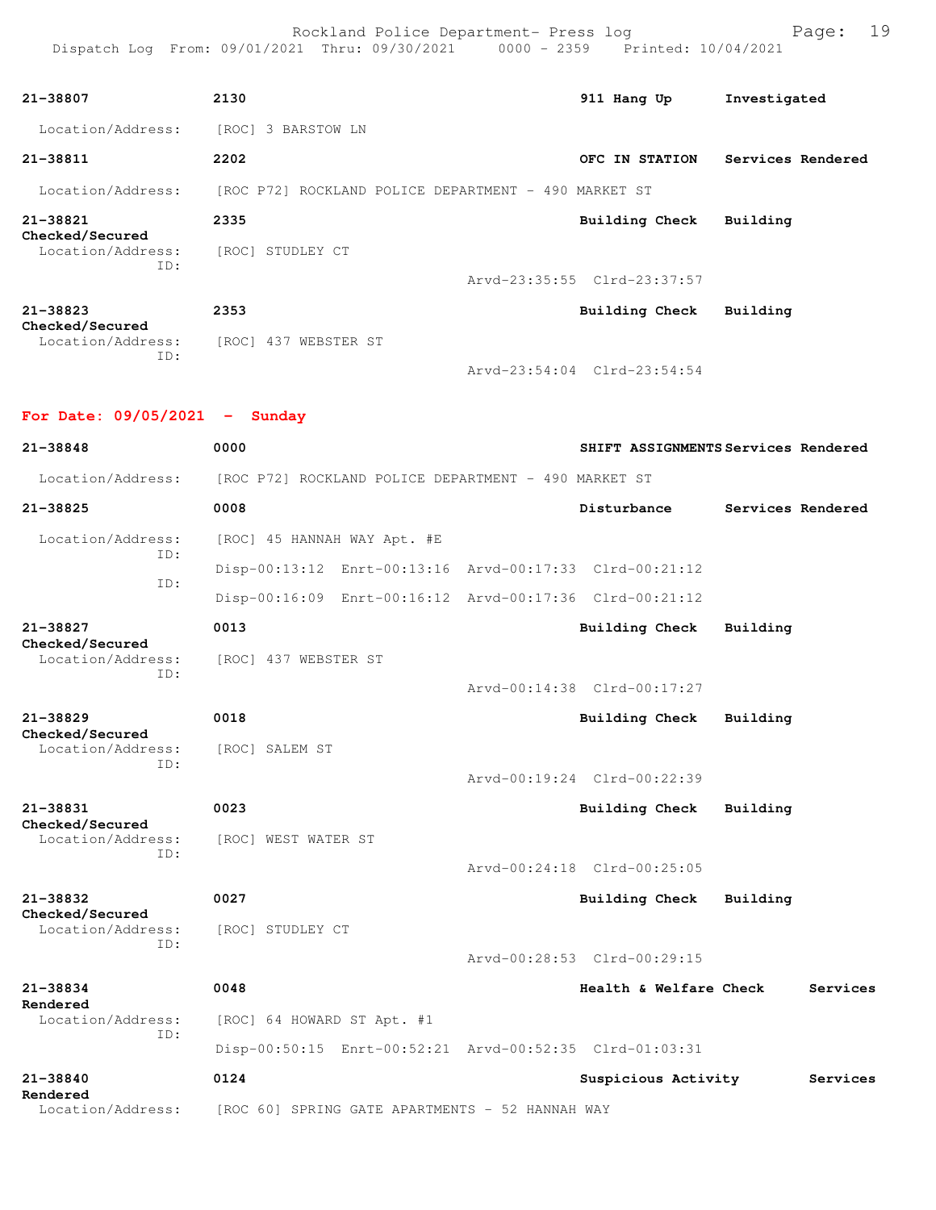| Call # | Time | | Call Type | Action |
|---|---|---|---|---|
| 21-38807 | 2130 | | 911 Hang Up | Investigated |

Location/Address: [ROC] 3 BARSTOW LN

| | | | | |
|---|---|---|---|---|
| 21-38811 | 2202 | | OFC IN STATION | Services Rendered |

Location/Address: [ROC P72] ROCKLAND POLICE DEPARTMENT - 490 MARKET ST

| | | | | |
|---|---|---|---|---|
| 21-38821 | 2335 | | Building Check | Building Checked/Secured |

Location/Address: [ROC] STUDLEY CT
ID:
Arvd-23:35:55 Clrd-23:37:57

| | | | | |
|---|---|---|---|---|
| 21-38823 | 2353 | | Building Check | Building Checked/Secured |

Location/Address: [ROC] 437 WEBSTER ST
ID:
Arvd-23:54:04 Clrd-23:54:54

**For Date: 09/05/2021 - Sunday**

| | | | | |
|---|---|---|---|---|
| 21-38848 | 0000 | | SHIFT ASSIGNMENTS | Services Rendered |

Location/Address: [ROC P72] ROCKLAND POLICE DEPARTMENT - 490 MARKET ST

| | | | | |
|---|---|---|---|---|
| 21-38825 | 0008 | | Disturbance | Services Rendered |

Location/Address: [ROC] 45 HANNAH WAY Apt. #E
ID:
Disp-00:13:12 Enrt-00:13:16 Arvd-00:17:33 Clrd-00:21:12
ID:
Disp-00:16:09 Enrt-00:16:12 Arvd-00:17:36 Clrd-00:21:12

| | | | | |
|---|---|---|---|---|
| 21-38827 | 0013 | | Building Check | Building Checked/Secured |

Location/Address: [ROC] 437 WEBSTER ST
ID:
Arvd-00:14:38 Clrd-00:17:27

| | | | | |
|---|---|---|---|---|
| 21-38829 | 0018 | | Building Check | Building Checked/Secured |

Location/Address: [ROC] SALEM ST
ID:
Arvd-00:19:24 Clrd-00:22:39

| | | | | |
|---|---|---|---|---|
| 21-38831 | 0023 | | Building Check | Building Checked/Secured |

Location/Address: [ROC] WEST WATER ST
ID:
Arvd-00:24:18 Clrd-00:25:05

| | | | | |
|---|---|---|---|---|
| 21-38832 | 0027 | | Building Check | Building Checked/Secured |

Location/Address: [ROC] STUDLEY CT
ID:
Arvd-00:28:53 Clrd-00:29:15

| | | | | |
|---|---|---|---|---|
| 21-38834 | 0048 | | Health & Welfare Check | Services Rendered |

Location/Address: [ROC] 64 HOWARD ST Apt. #1
ID:
Disp-00:50:15 Enrt-00:52:21 Arvd-00:52:35 Clrd-01:03:31

| | | | | |
|---|---|---|---|---|
| 21-38840 | 0124 | | Suspicious Activity | Services Rendered |

Location/Address: [ROC 60] SPRING GATE APARTMENTS - 52 HANNAH WAY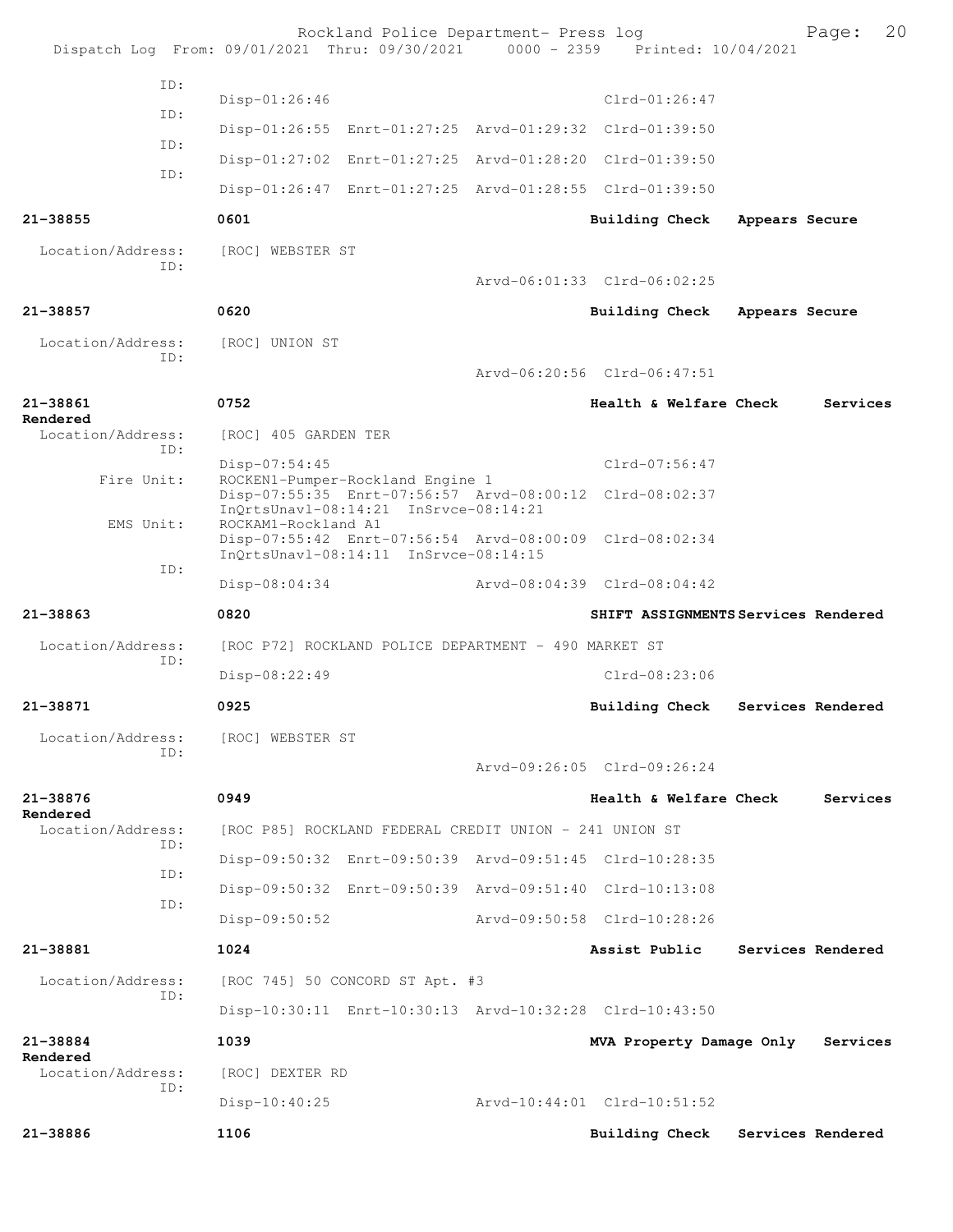```
            ID:
                        Disp-01:26:46                               Clrd-01:26:47
            ID:
                        Disp-01:26:55  Enrt-01:27:25  Arvd-01:29:32  Clrd-01:39:50
            ID:
                        Disp-01:27:02  Enrt-01:27:25  Arvd-01:28:20  Clrd-01:39:50
            ID:
                        Disp-01:26:47  Enrt-01:27:25  Arvd-01:28:55  Clrd-01:39:50

21-38855                0601                                   Building Check   Appears Secure

  Location/Address:     [ROC] WEBSTER ST
            ID:
                                                      Arvd-06:01:33  Clrd-06:02:25

21-38857                0620                                   Building Check   Appears Secure

  Location/Address:     [ROC] UNION ST
            ID:
                                                      Arvd-06:20:56  Clrd-06:47:51

21-38861                0752                                   Health & Welfare Check     Services
Rendered
  Location/Address:     [ROC] 405 GARDEN TER
            ID:
                        Disp-07:54:45                               Clrd-07:56:47
        Fire Unit:      ROCKEN1-Pumper-Rockland Engine 1
                        Disp-07:55:35  Enrt-07:56:57  Arvd-08:00:12  Clrd-08:02:37
                        InQrtsUnavl-08:14:21  InSrvce-08:14:21
         EMS Unit:      ROCKAM1-Rockland A1
                        Disp-07:55:42  Enrt-07:56:54  Arvd-08:00:09  Clrd-08:02:34
                        InQrtsUnavl-08:14:11  InSrvce-08:14:15
            ID:
                        Disp-08:04:34                 Arvd-08:04:39  Clrd-08:04:42

21-38863                0820                                   SHIFT ASSIGNMENTS Services Rendered

  Location/Address:     [ROC P72] ROCKLAND POLICE DEPARTMENT - 490 MARKET ST
            ID:
                        Disp-08:22:49                               Clrd-08:23:06

21-38871                0925                                   Building Check   Services Rendered

  Location/Address:     [ROC] WEBSTER ST
            ID:
                                                      Arvd-09:26:05  Clrd-09:26:24

21-38876                0949                                   Health & Welfare Check     Services
Rendered
  Location/Address:     [ROC P85] ROCKLAND FEDERAL CREDIT UNION - 241 UNION ST
            ID:
                        Disp-09:50:32  Enrt-09:50:39  Arvd-09:51:45  Clrd-10:28:35
            ID:
                        Disp-09:50:32  Enrt-09:50:39  Arvd-09:51:40  Clrd-10:13:08
            ID:
                        Disp-09:50:52                 Arvd-09:50:58  Clrd-10:28:26

21-38881                1024                                   Assist Public    Services Rendered

  Location/Address:     [ROC 745] 50 CONCORD ST Apt. #3
            ID:
                        Disp-10:30:11  Enrt-10:30:13  Arvd-10:32:28  Clrd-10:43:50

21-38884                1039                                   MVA Property Damage Only   Services
Rendered
  Location/Address:     [ROC] DEXTER RD
            ID:
                        Disp-10:40:25                 Arvd-10:44:01  Clrd-10:51:52

21-38886                1106                                   Building Check   Services Rendered
```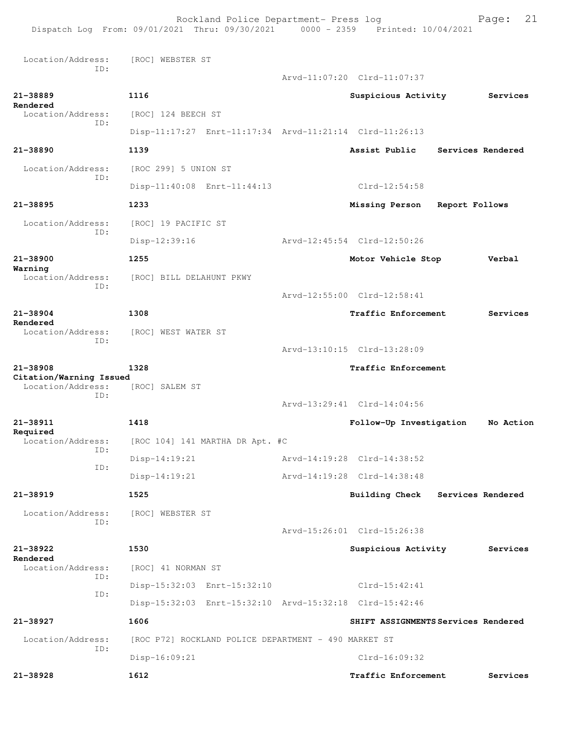Location/Address: [ROC] WEBSTER ST
ID:
Arvd-11:07:20 Clrd-11:07:37

**21-38889** **1116** **Suspicious Activity** **Services Rendered**
Location/Address: [ROC] 124 BEECH ST
ID:
Disp-11:17:27 Enrt-11:17:34 Arvd-11:21:14 Clrd-11:26:13

**21-38890** **1139** **Assist Public** **Services Rendered**
Location/Address: [ROC 299] 5 UNION ST
ID:
Disp-11:40:08 Enrt-11:44:13 Clrd-12:54:58

**21-38895** **1233** **Missing Person** **Report Follows**
Location/Address: [ROC] 19 PACIFIC ST
ID:
Disp-12:39:16 Arvd-12:45:54 Clrd-12:50:26

**21-38900** **1255** **Motor Vehicle Stop** **Verbal Warning**
Location/Address: [ROC] BILL DELAHUNT PKWY
ID:
Arvd-12:55:00 Clrd-12:58:41

**21-38904** **1308** **Traffic Enforcement** **Services Rendered**
Location/Address: [ROC] WEST WATER ST
ID:
Arvd-13:10:15 Clrd-13:28:09

**21-38908** **1328** **Traffic Enforcement** **Citation/Warning Issued**
Location/Address: [ROC] SALEM ST
ID:
Arvd-13:29:41 Clrd-14:04:56

**21-38911** **1418** **Follow-Up Investigation** **No Action Required**
Location/Address: [ROC 104] 141 MARTHA DR Apt. #C
ID:
Disp-14:19:21 Arvd-14:19:28 Clrd-14:38:52
ID:
Disp-14:19:21 Arvd-14:19:28 Clrd-14:38:48

**21-38919** **1525** **Building Check** **Services Rendered**
Location/Address: [ROC] WEBSTER ST
ID:
Arvd-15:26:01 Clrd-15:26:38

**21-38922** **1530** **Suspicious Activity** **Services Rendered**
Location/Address: [ROC] 41 NORMAN ST
ID:
Disp-15:32:03 Enrt-15:32:10 Clrd-15:42:41
ID:
Disp-15:32:03 Enrt-15:32:10 Arvd-15:32:18 Clrd-15:42:46

**21-38927** **1606** **SHIFT ASSIGNMENTS** **Services Rendered**
Location/Address: [ROC P72] ROCKLAND POLICE DEPARTMENT - 490 MARKET ST
ID:
Disp-16:09:21 Clrd-16:09:32

**21-38928** **1612** **Traffic Enforcement** **Services**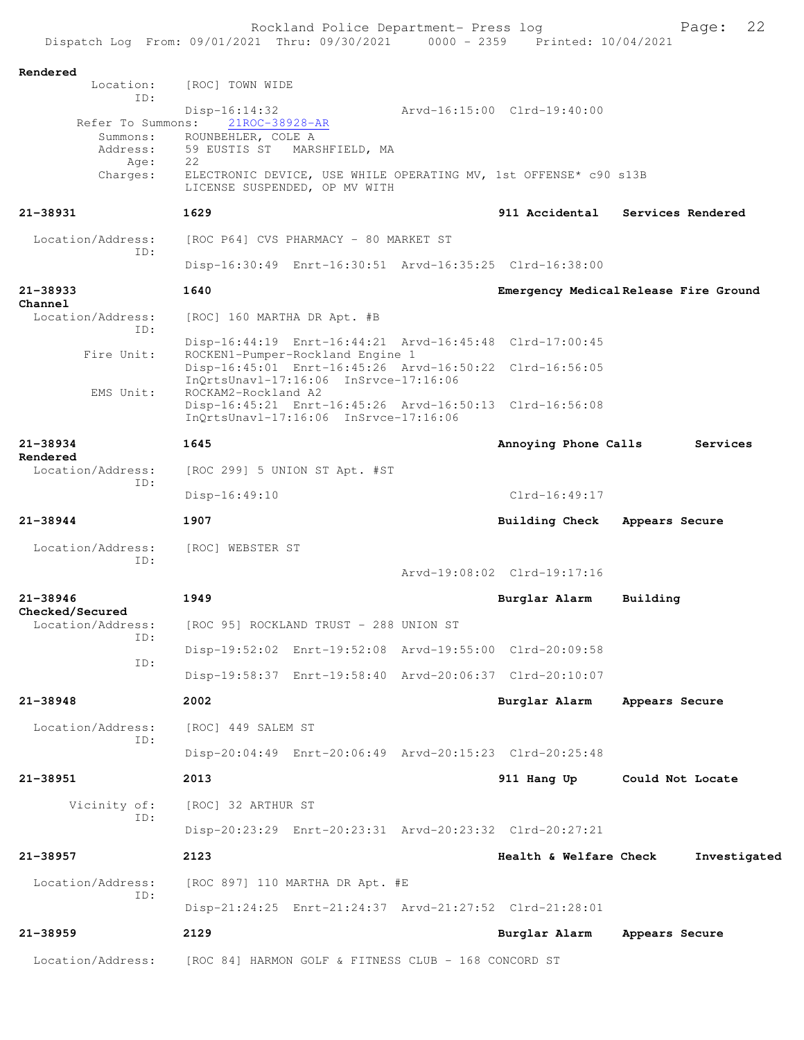Rendered

Location: [ROC] TOWN WIDE
ID:
Disp-16:14:32 Arvd-16:15:00 Clrd-19:40:00
Refer To Summons: 21ROC-38928-AR
Summons: ROUNBEHLER, COLE A
Address: 59 EUSTIS ST MARSHFIELD, MA
Age: 22
Charges: ELECTRONIC DEVICE, USE WHILE OPERATING MV, 1st OFFENSE* c90 s13B
LICENSE SUSPENDED, OP MV WITH

**21-38931** **1629** **911 Accidental** **Services Rendered**

Location/Address: [ROC P64] CVS PHARMACY - 80 MARKET ST
ID:
Disp-16:30:49 Enrt-16:30:51 Arvd-16:35:25 Clrd-16:38:00

**21-38933** **1640** **Emergency Medical Release Fire Ground Channel**

Location/Address: [ROC] 160 MARTHA DR Apt. #B
ID:
Disp-16:44:19 Enrt-16:44:21 Arvd-16:45:48 Clrd-17:00:45
Fire Unit: ROCKEN1-Pumper-Rockland Engine 1
Disp-16:45:01 Enrt-16:45:26 Arvd-16:50:22 Clrd-16:56:05
InQrtsUnavl-17:16:06 InSrvce-17:16:06
EMS Unit: ROCKAM2-Rockland A2
Disp-16:45:21 Enrt-16:45:26 Arvd-16:50:13 Clrd-16:56:08
InQrtsUnavl-17:16:06 InSrvce-17:16:06

**21-38934** **1645** **Annoying Phone Calls** **Services Rendered**

Location/Address: [ROC 299] 5 UNION ST Apt. #ST
ID:
Disp-16:49:10 Clrd-16:49:17

**21-38944** **1907** **Building Check** **Appears Secure**

Location/Address: [ROC] WEBSTER ST
ID:
Arvd-19:08:02 Clrd-19:17:16

**21-38946** **1949** **Burglar Alarm** **Building Checked/Secured**

Location/Address: [ROC 95] ROCKLAND TRUST - 288 UNION ST
ID:
Disp-19:52:02 Enrt-19:52:08 Arvd-19:55:00 Clrd-20:09:58
ID:
Disp-19:58:37 Enrt-19:58:40 Arvd-20:06:37 Clrd-20:10:07

**21-38948** **2002** **Burglar Alarm** **Appears Secure**

Location/Address: [ROC] 449 SALEM ST
ID:
Disp-20:04:49 Enrt-20:06:49 Arvd-20:15:23 Clrd-20:25:48

**21-38951** **2013** **911 Hang Up** **Could Not Locate**

Vicinity of: [ROC] 32 ARTHUR ST
ID:
Disp-20:23:29 Enrt-20:23:31 Arvd-20:23:32 Clrd-20:27:21

**21-38957** **2123** **Health & Welfare Check** **Investigated**

Location/Address: [ROC 897] 110 MARTHA DR Apt. #E
ID:
Disp-21:24:25 Enrt-21:24:37 Arvd-21:27:52 Clrd-21:28:01

**21-38959** **2129** **Burglar Alarm** **Appears Secure**

Location/Address: [ROC 84] HARMON GOLF & FITNESS CLUB - 168 CONCORD ST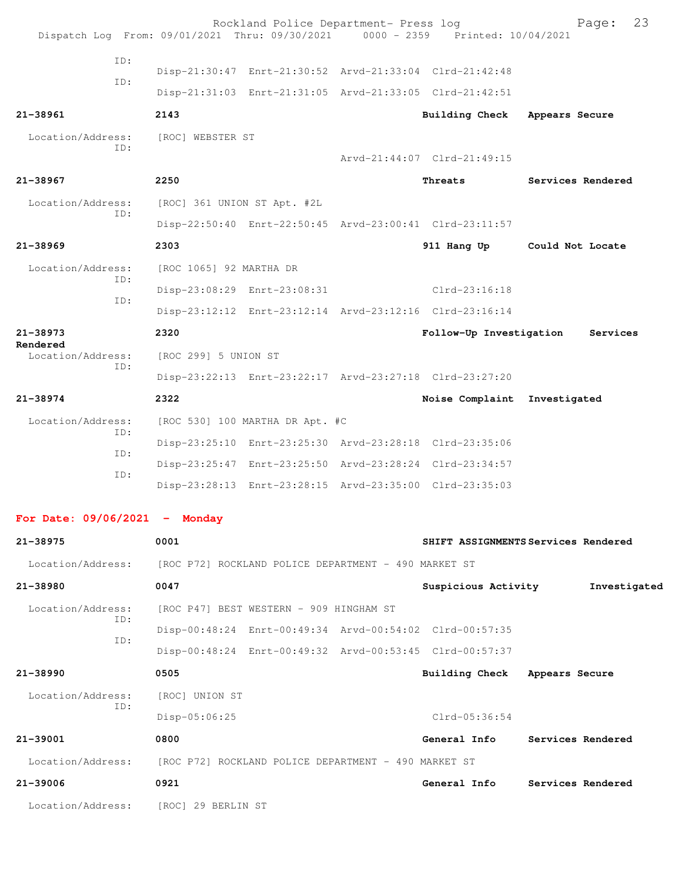ID:
Disp-21:30:47 Enrt-21:30:52 Arvd-21:33:04 Clrd-21:42:48
ID:
Disp-21:31:03 Enrt-21:31:05 Arvd-21:33:05 Clrd-21:42:51

**21-38961** **2143** **Building Check** **Appears Secure**

Location/Address: [ROC] WEBSTER ST
ID:
Arvd-21:44:07 Clrd-21:49:15

**21-38967** **2250** **Threats** **Services Rendered**

Location/Address: [ROC] 361 UNION ST Apt. #2L
ID:
Disp-22:50:40 Enrt-22:50:45 Arvd-23:00:41 Clrd-23:11:57

**21-38969** **2303** **911 Hang Up** **Could Not Locate**

Location/Address: [ROC 1065] 92 MARTHA DR
ID:
Disp-23:08:29 Enrt-23:08:31 Clrd-23:16:18
ID:
Disp-23:12:12 Enrt-23:12:14 Arvd-23:12:16 Clrd-23:16:14

**21-38973** **2320** **Follow-Up Investigation** **Services Rendered**

Location/Address: [ROC 299] 5 UNION ST
ID:
Disp-23:22:13 Enrt-23:22:17 Arvd-23:27:18 Clrd-23:27:20

**21-38974** **2322** **Noise Complaint** **Investigated**

Location/Address: [ROC 530] 100 MARTHA DR Apt. #C
ID:
Disp-23:25:10 Enrt-23:25:30 Arvd-23:28:18 Clrd-23:35:06
ID:
Disp-23:25:47 Enrt-23:25:50 Arvd-23:28:24 Clrd-23:34:57
ID:
Disp-23:28:13 Enrt-23:28:15 Arvd-23:35:00 Clrd-23:35:03

## For Date: 09/06/2021 - Monday

**21-38975** **0001** **SHIFT ASSIGNMENTS** **Services Rendered**

Location/Address: [ROC P72] ROCKLAND POLICE DEPARTMENT - 490 MARKET ST

**21-38980** **0047** **Suspicious Activity** **Investigated**

Location/Address: [ROC P47] BEST WESTERN - 909 HINGHAM ST
ID:
Disp-00:48:24 Enrt-00:49:34 Arvd-00:54:02 Clrd-00:57:35
ID:
Disp-00:48:24 Enrt-00:49:32 Arvd-00:53:45 Clrd-00:57:37

**21-38990** **0505** **Building Check** **Appears Secure**

Location/Address: [ROC] UNION ST
ID:
Disp-05:06:25 Clrd-05:36:54

**21-39001** **0800** **General Info** **Services Rendered**

Location/Address: [ROC P72] ROCKLAND POLICE DEPARTMENT - 490 MARKET ST

**21-39006** **0921** **General Info** **Services Rendered**

Location/Address: [ROC] 29 BERLIN ST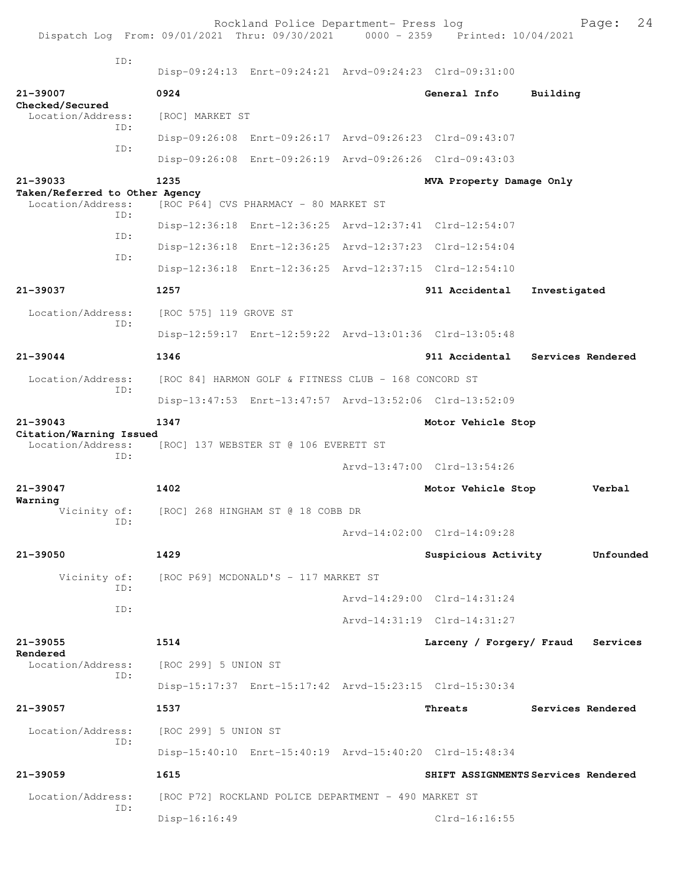```
              ID:
                     Disp-09:24:13  Enrt-09:24:21  Arvd-09:24:23  Clrd-09:31:00

21-39007             0924                                    General Info     Building
Checked/Secured
  Location/Address:  [ROC] MARKET ST
              ID:
                     Disp-09:26:08  Enrt-09:26:17  Arvd-09:26:23  Clrd-09:43:07
              ID:
                     Disp-09:26:08  Enrt-09:26:19  Arvd-09:26:26  Clrd-09:43:03

21-39033             1235                                    MVA Property Damage Only
Taken/Referred to Other Agency
  Location/Address:  [ROC P64] CVS PHARMACY - 80 MARKET ST
              ID:
                     Disp-12:36:18  Enrt-12:36:25  Arvd-12:37:41  Clrd-12:54:07
              ID:
                     Disp-12:36:18  Enrt-12:36:25  Arvd-12:37:23  Clrd-12:54:04
              ID:
                     Disp-12:36:18  Enrt-12:36:25  Arvd-12:37:15  Clrd-12:54:10

21-39037             1257                                    911 Accidental   Investigated

  Location/Address:  [ROC 575] 119 GROVE ST
              ID:
                     Disp-12:59:17  Enrt-12:59:22  Arvd-13:01:36  Clrd-13:05:48

21-39044             1346                                    911 Accidental   Services Rendered

  Location/Address:  [ROC 84] HARMON GOLF & FITNESS CLUB - 168 CONCORD ST
              ID:
                     Disp-13:47:53  Enrt-13:47:57  Arvd-13:52:06  Clrd-13:52:09

21-39043             1347                                    Motor Vehicle Stop
Citation/Warning Issued
  Location/Address:  [ROC] 137 WEBSTER ST @ 106 EVERETT ST
              ID:
                                                   Arvd-13:47:00  Clrd-13:54:26

21-39047             1402                                    Motor Vehicle Stop       Verbal
Warning
       Vicinity of:  [ROC] 268 HINGHAM ST @ 18 COBB DR
              ID:
                                                   Arvd-14:02:00  Clrd-14:09:28

21-39050             1429                                    Suspicious Activity      Unfounded

       Vicinity of:  [ROC P69] MCDONALD'S - 117 MARKET ST
              ID:
                                                   Arvd-14:29:00  Clrd-14:31:24
              ID:
                                                   Arvd-14:31:19  Clrd-14:31:27

21-39055             1514                                    Larceny / Forgery/ Fraud   Services
Rendered
  Location/Address:  [ROC 299] 5 UNION ST
              ID:
                     Disp-15:17:37  Enrt-15:17:42  Arvd-15:23:15  Clrd-15:30:34

21-39057             1537                                    Threats          Services Rendered

  Location/Address:  [ROC 299] 5 UNION ST
              ID:
                     Disp-15:40:10  Enrt-15:40:19  Arvd-15:40:20  Clrd-15:48:34

21-39059             1615                                    SHIFT ASSIGNMENTS Services Rendered

  Location/Address:  [ROC P72] ROCKLAND POLICE DEPARTMENT - 490 MARKET ST
              ID:
                     Disp-16:16:49                                Clrd-16:16:55
```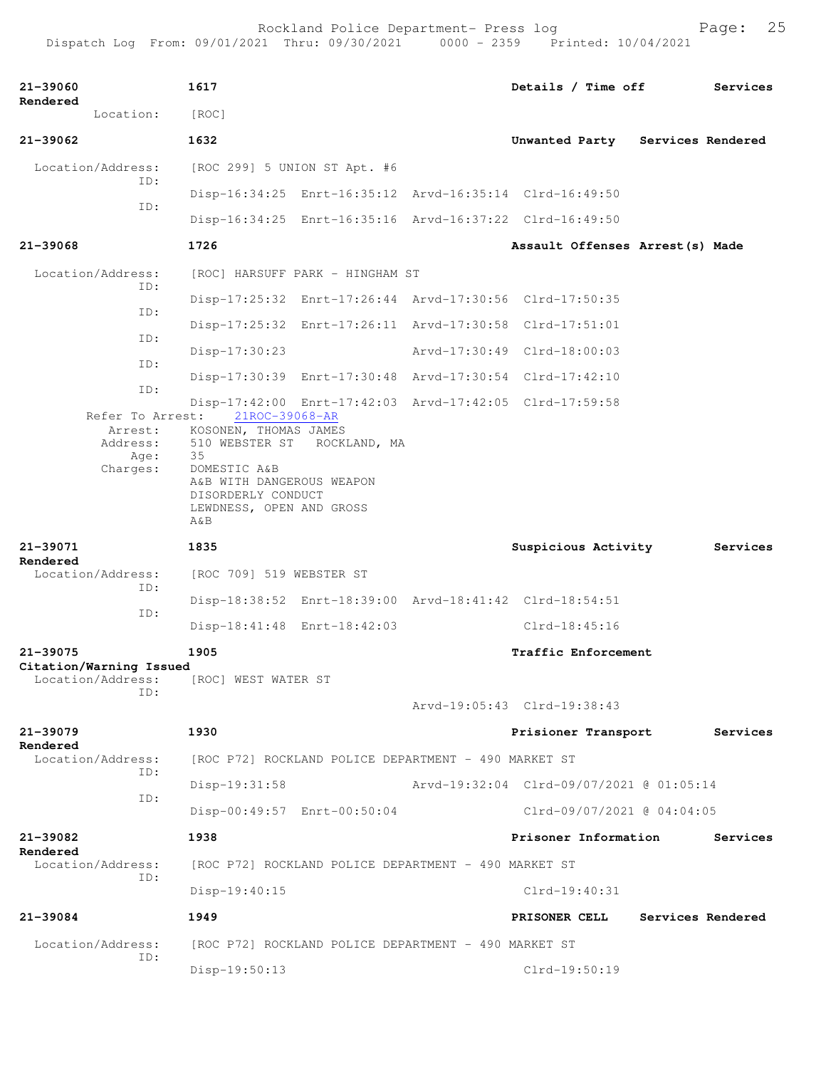**21-39060** 1617 Details / Time off Services Rendered

Location: [ROC]

**21-39062** 1632 Unwanted Party Services Rendered

Location/Address: [ROC 299] 5 UNION ST Apt. #6

ID: Disp-16:34:25 Enrt-16:35:12 Arvd-16:35:14 Clrd-16:49:50

ID: Disp-16:34:25 Enrt-16:35:16 Arvd-16:37:22 Clrd-16:49:50

**21-39068** 1726 Assault Offenses Arrest(s) Made

Location/Address: [ROC] HARSUFF PARK - HINGHAM ST

ID: Disp-17:25:32 Enrt-17:26:44 Arvd-17:30:56 Clrd-17:50:35

ID: Disp-17:25:32 Enrt-17:26:11 Arvd-17:30:58 Clrd-17:51:01

ID: Disp-17:30:23 Arvd-17:30:49 Clrd-18:00:03

ID: Disp-17:30:39 Enrt-17:30:48 Arvd-17:30:54 Clrd-17:42:10

ID: Disp-17:42:00 Enrt-17:42:03 Arvd-17:42:05 Clrd-17:59:58

Refer To Arrest: 21ROC-39068-AR

Arrest: KOSONEN, THOMAS JAMES

Address: 510 WEBSTER ST ROCKLAND, MA

Age: 35

Charges: DOMESTIC A&B
A&B WITH DANGEROUS WEAPON
DISORDERLY CONDUCT
LEWDNESS, OPEN AND GROSS
A&B

**21-39071** 1835 Suspicious Activity Services Rendered

Location/Address: [ROC 709] 519 WEBSTER ST

ID: Disp-18:38:52 Enrt-18:39:00 Arvd-18:41:42 Clrd-18:54:51

ID: Disp-18:41:48 Enrt-18:42:03 Clrd-18:45:16

**21-39075** 1905 Traffic Enforcement Citation/Warning Issued

Location/Address: [ROC] WEST WATER ST

ID: Arvd-19:05:43 Clrd-19:38:43

**21-39079** 1930 Prisioner Transport Services Rendered

Location/Address: [ROC P72] ROCKLAND POLICE DEPARTMENT - 490 MARKET ST

ID: Disp-19:31:58 Arvd-19:32:04 Clrd-09/07/2021 @ 01:05:14

ID: Disp-00:49:57 Enrt-00:50:04 Clrd-09/07/2021 @ 04:04:05

**21-39082** 1938 Prisoner Information Services Rendered

Location/Address: [ROC P72] ROCKLAND POLICE DEPARTMENT - 490 MARKET ST

ID: Disp-19:40:15 Clrd-19:40:31

**21-39084** 1949 PRISONER CELL Services Rendered

Location/Address: [ROC P72] ROCKLAND POLICE DEPARTMENT - 490 MARKET ST

ID: Disp-19:50:13 Clrd-19:50:19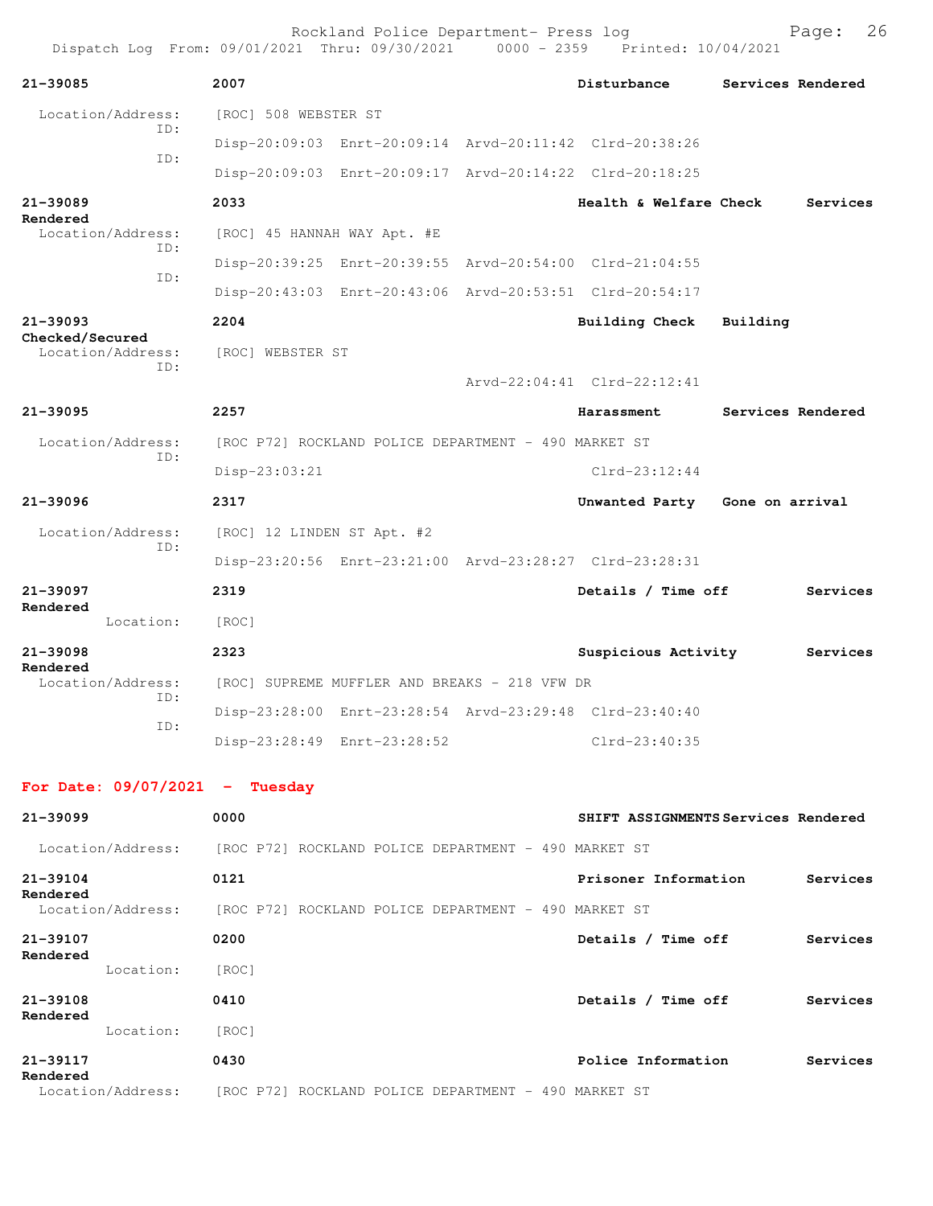**21-39085** 2007 Disturbance Services Rendered

Location/Address: [ROC] 508 WEBSTER ST

ID: Disp-20:09:03 Enrt-20:09:14 Arvd-20:11:42 Clrd-20:38:26

ID: Disp-20:09:03 Enrt-20:09:17 Arvd-20:14:22 Clrd-20:18:25

**21-39089** 2033 Health & Welfare Check Services Rendered

Location/Address: [ROC] 45 HANNAH WAY Apt. #E

ID: Disp-20:39:25 Enrt-20:39:55 Arvd-20:54:00 Clrd-21:04:55

ID: Disp-20:43:03 Enrt-20:43:06 Arvd-20:53:51 Clrd-20:54:17

**21-39093** 2204 Building Check Building Checked/Secured

Location/Address: [ROC] WEBSTER ST

ID: Arvd-22:04:41 Clrd-22:12:41

**21-39095** 2257 Harassment Services Rendered

Location/Address: [ROC P72] ROCKLAND POLICE DEPARTMENT - 490 MARKET ST

ID: Disp-23:03:21 Clrd-23:12:44

**21-39096** 2317 Unwanted Party Gone on arrival

Location/Address: [ROC] 12 LINDEN ST Apt. #2

ID: Disp-23:20:56 Enrt-23:21:00 Arvd-23:28:27 Clrd-23:28:31

**21-39097** 2319 Details / Time off Services Rendered

Location: [ROC]

**21-39098** 2323 Suspicious Activity Services Rendered

Location/Address: [ROC] SUPREME MUFFLER AND BREAKS - 218 VFW DR

ID: Disp-23:28:00 Enrt-23:28:54 Arvd-23:29:48 Clrd-23:40:40

ID: Disp-23:28:49 Enrt-23:28:52 Clrd-23:40:35

## For Date: 09/07/2021 - Tuesday

**21-39099** 0000 SHIFT ASSIGNMENTS Services Rendered

Location/Address: [ROC P72] ROCKLAND POLICE DEPARTMENT - 490 MARKET ST

**21-39104** 0121 Prisoner Information Services Rendered

Location/Address: [ROC P72] ROCKLAND POLICE DEPARTMENT - 490 MARKET ST

**21-39107** 0200 Details / Time off Services Rendered

Location: [ROC]

**21-39108** 0410 Details / Time off Services Rendered

Location: [ROC]

**21-39117** 0430 Police Information Services Rendered

Location/Address: [ROC P72] ROCKLAND POLICE DEPARTMENT - 490 MARKET ST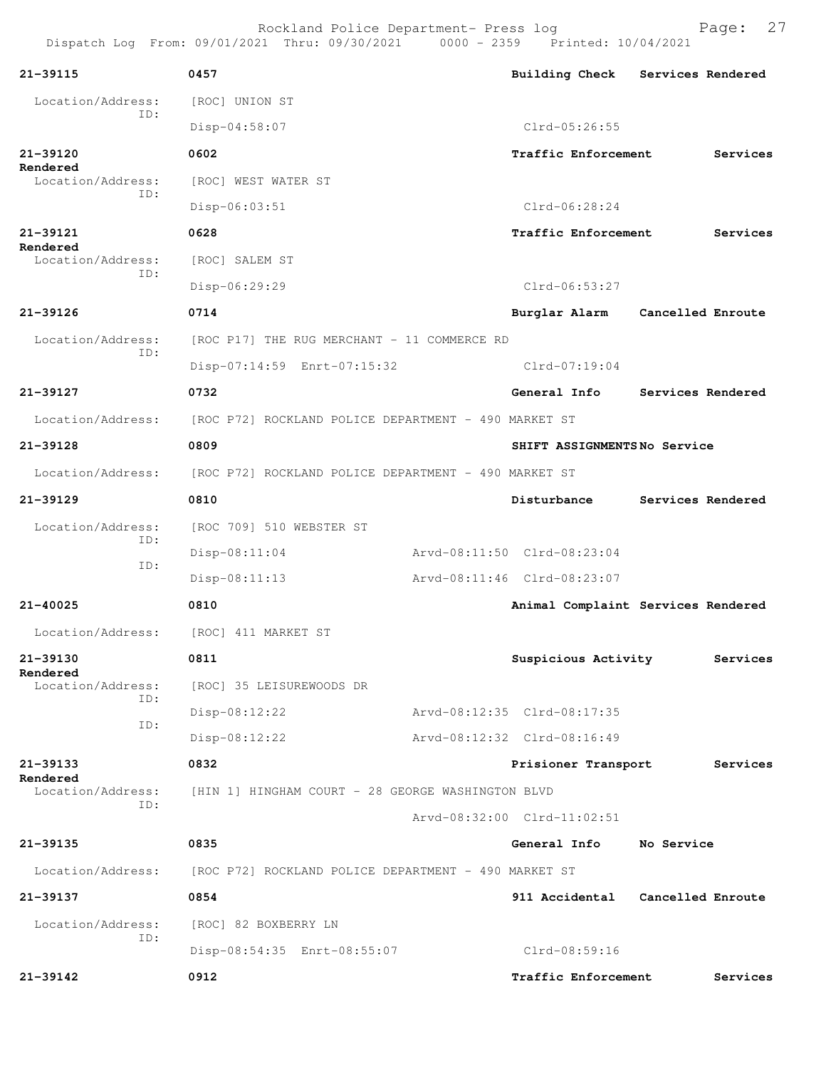21-39115 0457 Building Check Services Rendered

Location/Address: [ROC] UNION ST
ID:
Disp-04:58:07 Clrd-05:26:55

21-39120 0602 Traffic Enforcement Services Rendered

Location/Address: [ROC] WEST WATER ST
ID:
Disp-06:03:51 Clrd-06:28:24

21-39121 0628 Traffic Enforcement Services Rendered

Location/Address: [ROC] SALEM ST
ID:
Disp-06:29:29 Clrd-06:53:27

21-39126 0714 Burglar Alarm Cancelled Enroute

Location/Address: [ROC P17] THE RUG MERCHANT - 11 COMMERCE RD
ID:
Disp-07:14:59 Enrt-07:15:32 Clrd-07:19:04

21-39127 0732 General Info Services Rendered

Location/Address: [ROC P72] ROCKLAND POLICE DEPARTMENT - 490 MARKET ST

21-39128 0809 SHIFT ASSIGNMENTS No Service

Location/Address: [ROC P72] ROCKLAND POLICE DEPARTMENT - 490 MARKET ST

21-39129 0810 Disturbance Services Rendered

Location/Address: [ROC 709] 510 WEBSTER ST
ID:
Disp-08:11:04 Arvd-08:11:50 Clrd-08:23:04
ID:
Disp-08:11:13 Arvd-08:11:46 Clrd-08:23:07

21-40025 0810 Animal Complaint Services Rendered

Location/Address: [ROC] 411 MARKET ST

21-39130 0811 Suspicious Activity Services Rendered

Location/Address: [ROC] 35 LEISUREWOODS DR
ID:
Disp-08:12:22 Arvd-08:12:35 Clrd-08:17:35
ID:
Disp-08:12:22 Arvd-08:12:32 Clrd-08:16:49

21-39133 0832 Prisioner Transport Services Rendered

Location/Address: [HIN 1] HINGHAM COURT - 28 GEORGE WASHINGTON BLVD
ID:
Arvd-08:32:00 Clrd-11:02:51

21-39135 0835 General Info No Service

Location/Address: [ROC P72] ROCKLAND POLICE DEPARTMENT - 490 MARKET ST

21-39137 0854 911 Accidental Cancelled Enroute

Location/Address: [ROC] 82 BOXBERRY LN
ID:
Disp-08:54:35 Enrt-08:55:07 Clrd-08:59:16

21-39142 0912 Traffic Enforcement Services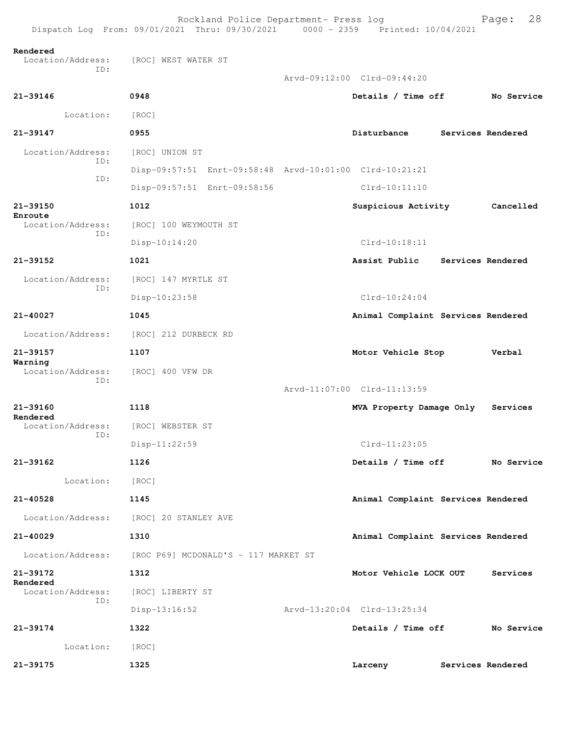Rendered
  Location/Address: [ROC] WEST WATER ST
  ID:
  Arvd-09:12:00 Clrd-09:44:20

**21-39146** 0948 **Details / Time off** **No Service**
  Location: [ROC]

**21-39147** 0955 **Disturbance** **Services Rendered**
  Location/Address: [ROC] UNION ST
  ID: Disp-09:57:51 Enrt-09:58:48 Arvd-10:01:00 Clrd-10:21:21
  ID: Disp-09:57:51 Enrt-09:58:56 Clrd-10:11:10

**21-39150** 1012 **Suspicious Activity** **Cancelled Enroute**
  Location/Address: [ROC] 100 WEYMOUTH ST
  ID: Disp-10:14:20 Clrd-10:18:11

**21-39152** 1021 **Assist Public** **Services Rendered**
  Location/Address: [ROC] 147 MYRTLE ST
  ID: Disp-10:23:58 Clrd-10:24:04

**21-40027** 1045 **Animal Complaint** **Services Rendered**
  Location/Address: [ROC] 212 DURBECK RD

**21-39157** 1107 **Motor Vehicle Stop** **Verbal Warning**
  Location/Address: [ROC] 400 VFW DR
  ID: Arvd-11:07:00 Clrd-11:13:59

**21-39160** 1118 **MVA Property Damage Only** **Services Rendered**
  Location/Address: [ROC] WEBSTER ST
  ID: Disp-11:22:59 Clrd-11:23:05

**21-39162** 1126 **Details / Time off** **No Service**
  Location: [ROC]

**21-40528** 1145 **Animal Complaint** **Services Rendered**
  Location/Address: [ROC] 20 STANLEY AVE

**21-40029** 1310 **Animal Complaint** **Services Rendered**
  Location/Address: [ROC P69] MCDONALD'S - 117 MARKET ST

**21-39172** 1312 **Motor Vehicle LOCK OUT** **Services Rendered**
  Location/Address: [ROC] LIBERTY ST
  ID: Disp-13:16:52 Arvd-13:20:04 Clrd-13:25:34

**21-39174** 1322 **Details / Time off** **No Service**
  Location: [ROC]

**21-39175** 1325 **Larceny** **Services Rendered**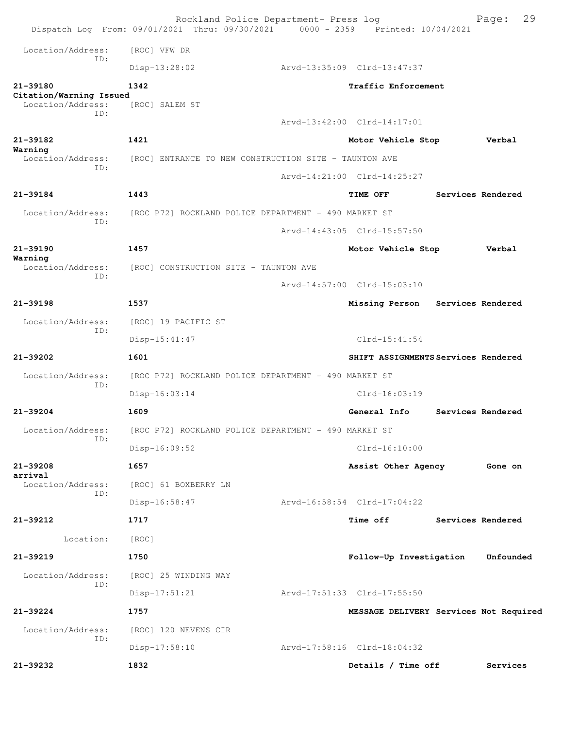Location/Address: [ROC] VFW DR
ID:
Disp-13:28:02 Arvd-13:35:09 Clrd-13:47:37

**21-39180** **1342** **Traffic Enforcement**
**Citation/Warning Issued**
Location/Address: [ROC] SALEM ST
ID:
Arvd-13:42:00 Clrd-14:17:01

**21-39182** **1421** **Motor Vehicle Stop** **Verbal Warning**
Location/Address: [ROC] ENTRANCE TO NEW CONSTRUCTION SITE - TAUNTON AVE
ID:
Arvd-14:21:00 Clrd-14:25:27

**21-39184** **1443** **TIME OFF** **Services Rendered**
Location/Address: [ROC P72] ROCKLAND POLICE DEPARTMENT - 490 MARKET ST
ID:
Arvd-14:43:05 Clrd-15:57:50

**21-39190** **1457** **Motor Vehicle Stop** **Verbal Warning**
Location/Address: [ROC] CONSTRUCTION SITE - TAUNTON AVE
ID:
Arvd-14:57:00 Clrd-15:03:10

**21-39198** **1537** **Missing Person** **Services Rendered**
Location/Address: [ROC] 19 PACIFIC ST
ID:
Disp-15:41:47 Clrd-15:41:54

**21-39202** **1601** **SHIFT ASSIGNMENTS** **Services Rendered**
Location/Address: [ROC P72] ROCKLAND POLICE DEPARTMENT - 490 MARKET ST
ID:
Disp-16:03:14 Clrd-16:03:19

**21-39204** **1609** **General Info** **Services Rendered**
Location/Address: [ROC P72] ROCKLAND POLICE DEPARTMENT - 490 MARKET ST
ID:
Disp-16:09:52 Clrd-16:10:00

**21-39208** **1657** **Assist Other Agency** **Gone on arrival**
Location/Address: [ROC] 61 BOXBERRY LN
ID:
Disp-16:58:47 Arvd-16:58:54 Clrd-17:04:22

**21-39212** **1717** **Time off** **Services Rendered**
Location: [ROC]

**21-39219** **1750** **Follow-Up Investigation** **Unfounded**
Location/Address: [ROC] 25 WINDING WAY
ID:
Disp-17:51:21 Arvd-17:51:33 Clrd-17:55:50

**21-39224** **1757** **MESSAGE DELIVERY** **Services Not Required**
Location/Address: [ROC] 120 NEVENS CIR
ID:
Disp-17:58:10 Arvd-17:58:16 Clrd-18:04:32

**21-39232** **1832** **Details / Time off** **Services**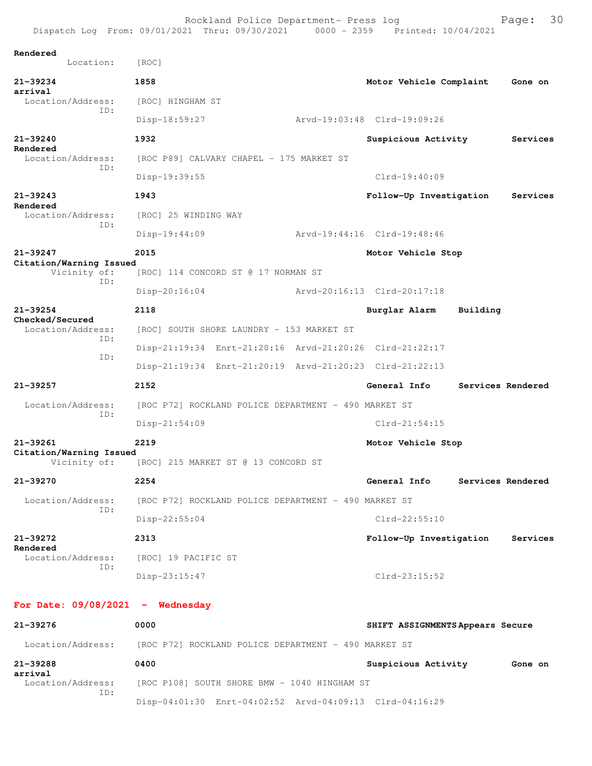Rendered
    Location: [ROC]

**21-39234** 1858 Motor Vehicle Complaint Gone on arrival
  Location/Address: [ROC] HINGHAM ST
  ID:
    Disp-18:59:27 Arvd-19:03:48 Clrd-19:09:26

**21-39240** 1932 Suspicious Activity Services Rendered
  Location/Address: [ROC P89] CALVARY CHAPEL - 175 MARKET ST
  ID:
    Disp-19:39:55 Clrd-19:40:09

**21-39243** 1943 Follow-Up Investigation Services Rendered
  Location/Address: [ROC] 25 WINDING WAY
  ID:
    Disp-19:44:09 Arvd-19:44:16 Clrd-19:48:46

**21-39247** 2015 Motor Vehicle Stop Citation/Warning Issued
  Vicinity of: [ROC] 114 CONCORD ST @ 17 NORMAN ST
  ID:
    Disp-20:16:04 Arvd-20:16:13 Clrd-20:17:18

**21-39254** 2118 Burglar Alarm Building Checked/Secured
  Location/Address: [ROC] SOUTH SHORE LAUNDRY - 153 MARKET ST
  ID:
    Disp-21:19:34 Enrt-21:20:16 Arvd-21:20:26 Clrd-21:22:17
  ID:
    Disp-21:19:34 Enrt-21:20:19 Arvd-21:20:23 Clrd-21:22:13

**21-39257** 2152 General Info Services Rendered
  Location/Address: [ROC P72] ROCKLAND POLICE DEPARTMENT - 490 MARKET ST
  ID:
    Disp-21:54:09 Clrd-21:54:15

**21-39261** 2219 Motor Vehicle Stop Citation/Warning Issued
  Vicinity of: [ROC] 215 MARKET ST @ 13 CONCORD ST

**21-39270** 2254 General Info Services Rendered
  Location/Address: [ROC P72] ROCKLAND POLICE DEPARTMENT - 490 MARKET ST
  ID:
    Disp-22:55:04 Clrd-22:55:10

**21-39272** 2313 Follow-Up Investigation Services Rendered
  Location/Address: [ROC] 19 PACIFIC ST
  ID:
    Disp-23:15:47 Clrd-23:15:52

## For Date: 09/08/2021 - Wednesday

**21-39276** 0000 SHIFT ASSIGNMENTS Appears Secure
  Location/Address: [ROC P72] ROCKLAND POLICE DEPARTMENT - 490 MARKET ST

**21-39288** 0400 Suspicious Activity Gone on arrival
  Location/Address: [ROC P108] SOUTH SHORE BMW - 1040 HINGHAM ST
  ID:
    Disp-04:01:30 Enrt-04:02:52 Arvd-04:09:13 Clrd-04:16:29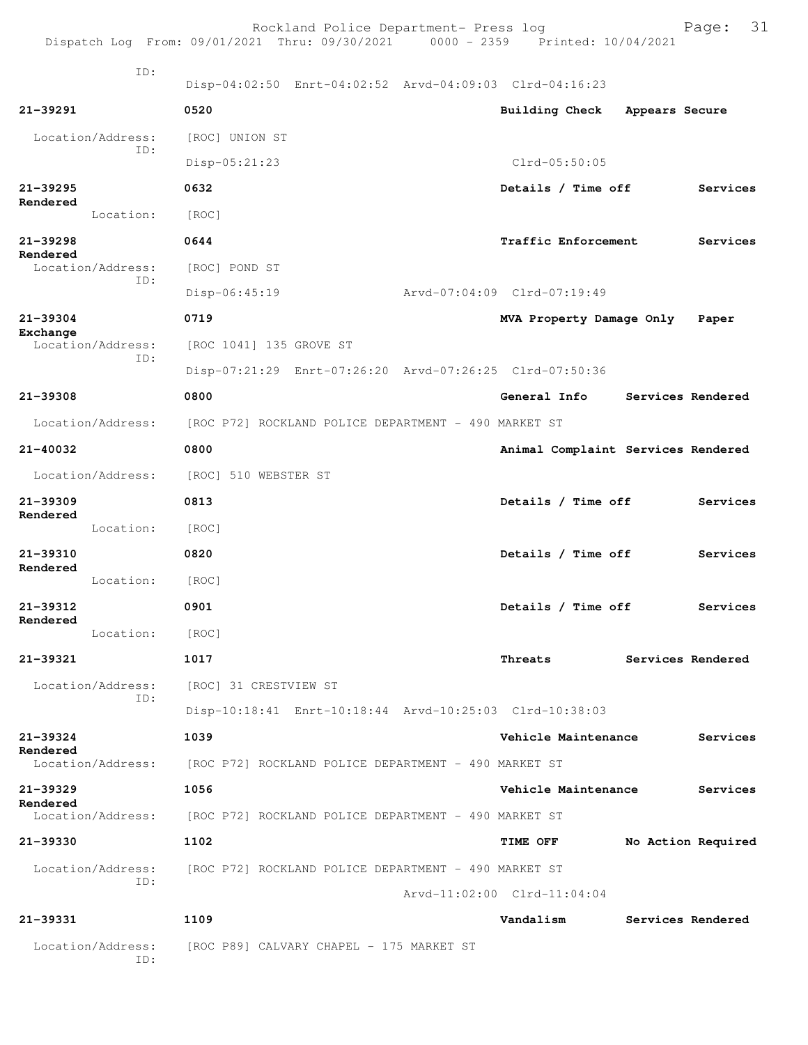Rockland Police Department- Press log

Dispatch Log From: 09/01/2021 Thru: 09/30/2021 0000 - 2359 Printed: 10/04/2021

ID:
Disp-04:02:50 Enrt-04:02:52 Arvd-04:09:03 Clrd-04:16:23

**21-39291** **0520** **Building Check** **Appears Secure**

Location/Address: [ROC] UNION ST
ID:
Disp-05:21:23 Clrd-05:50:05

**21-39295** **0632** **Details / Time off** **Services Rendered**

Location: [ROC]

**21-39298** **0644** **Traffic Enforcement** **Services Rendered**

Location/Address: [ROC] POND ST
ID:
Disp-06:45:19 Arvd-07:04:09 Clrd-07:19:49

**21-39304** **0719** **MVA Property Damage Only** **Paper Exchange**

Location/Address: [ROC 1041] 135 GROVE ST
ID:
Disp-07:21:29 Enrt-07:26:20 Arvd-07:26:25 Clrd-07:50:36

**21-39308** **0800** **General Info** **Services Rendered**

Location/Address: [ROC P72] ROCKLAND POLICE DEPARTMENT - 490 MARKET ST

**21-40032** **0800** **Animal Complaint** **Services Rendered**

Location/Address: [ROC] 510 WEBSTER ST

**21-39309** **0813** **Details / Time off** **Services Rendered**

Location: [ROC]

**21-39310** **0820** **Details / Time off** **Services Rendered**

Location: [ROC]

**21-39312** **0901** **Details / Time off** **Services Rendered**

Location: [ROC]

**21-39321** **1017** **Threats** **Services Rendered**

Location/Address: [ROC] 31 CRESTVIEW ST
ID:
Disp-10:18:41 Enrt-10:18:44 Arvd-10:25:03 Clrd-10:38:03

**21-39324** **1039** **Vehicle Maintenance** **Services Rendered**

Location/Address: [ROC P72] ROCKLAND POLICE DEPARTMENT - 490 MARKET ST

**21-39329** **1056** **Vehicle Maintenance** **Services Rendered**

Location/Address: [ROC P72] ROCKLAND POLICE DEPARTMENT - 490 MARKET ST

**21-39330** **1102** **TIME OFF** **No Action Required**

Location/Address: [ROC P72] ROCKLAND POLICE DEPARTMENT - 490 MARKET ST
ID:
Arvd-11:02:00 Clrd-11:04:04

**21-39331** **1109** **Vandalism** **Services Rendered**

Location/Address: [ROC P89] CALVARY CHAPEL - 175 MARKET ST
ID: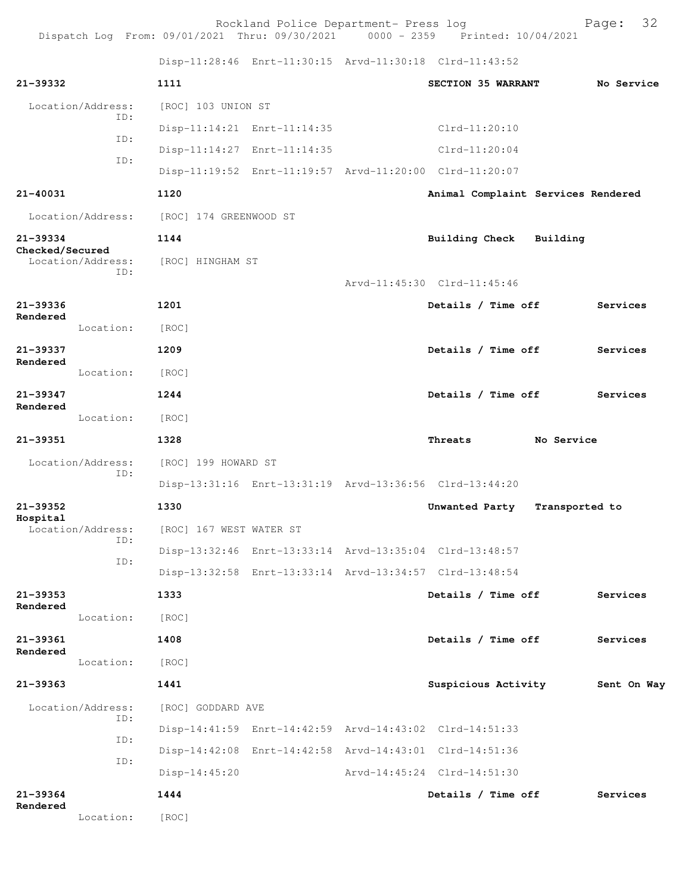Rockland Police Department- Press log
Dispatch Log From: 09/01/2021 Thru: 09/30/2021 0000 - 2359 Printed: 10/04/2021

Disp-11:28:46 Enrt-11:30:15 Arvd-11:30:18 Clrd-11:43:52

**21-39332** **1111** **SECTION 35 WARRANT** **No Service**

Location/Address: [ROC] 103 UNION ST
ID: Disp-11:14:21 Enrt-11:14:35 Clrd-11:20:10
ID: Disp-11:14:27 Enrt-11:14:35 Clrd-11:20:04
ID: Disp-11:19:52 Enrt-11:19:57 Arvd-11:20:00 Clrd-11:20:07

**21-40031** **1120** **Animal Complaint** **Services Rendered**

Location/Address: [ROC] 174 GREENWOOD ST

**21-39334** **1144** **Building Check** **Building Checked/Secured**

Location/Address: [ROC] HINGHAM ST
ID: Arvd-11:45:30 Clrd-11:45:46

**21-39336** **1201** **Details / Time off** **Services Rendered**

Location: [ROC]

**21-39337** **1209** **Details / Time off** **Services Rendered**

Location: [ROC]

**21-39347** **1244** **Details / Time off** **Services Rendered**

Location: [ROC]

**21-39351** **1328** **Threats** **No Service**

Location/Address: [ROC] 199 HOWARD ST
ID: Disp-13:31:16 Enrt-13:31:19 Arvd-13:36:56 Clrd-13:44:20

**21-39352** **1330** **Unwanted Party** **Transported to Hospital**

Location/Address: [ROC] 167 WEST WATER ST
ID: Disp-13:32:46 Enrt-13:33:14 Arvd-13:35:04 Clrd-13:48:57
ID: Disp-13:32:58 Enrt-13:33:14 Arvd-13:34:57 Clrd-13:48:54

**21-39353** **1333** **Details / Time off** **Services Rendered**

Location: [ROC]

**21-39361** **1408** **Details / Time off** **Services Rendered**

Location: [ROC]

**21-39363** **1441** **Suspicious Activity** **Sent On Way**

Location/Address: [ROC] GODDARD AVE
ID: Disp-14:41:59 Enrt-14:42:59 Arvd-14:43:02 Clrd-14:51:33
ID: Disp-14:42:08 Enrt-14:42:58 Arvd-14:43:01 Clrd-14:51:36
ID: Disp-14:45:20 Arvd-14:45:24 Clrd-14:51:30

**21-39364** **1444** **Details / Time off** **Services Rendered**

Location: [ROC]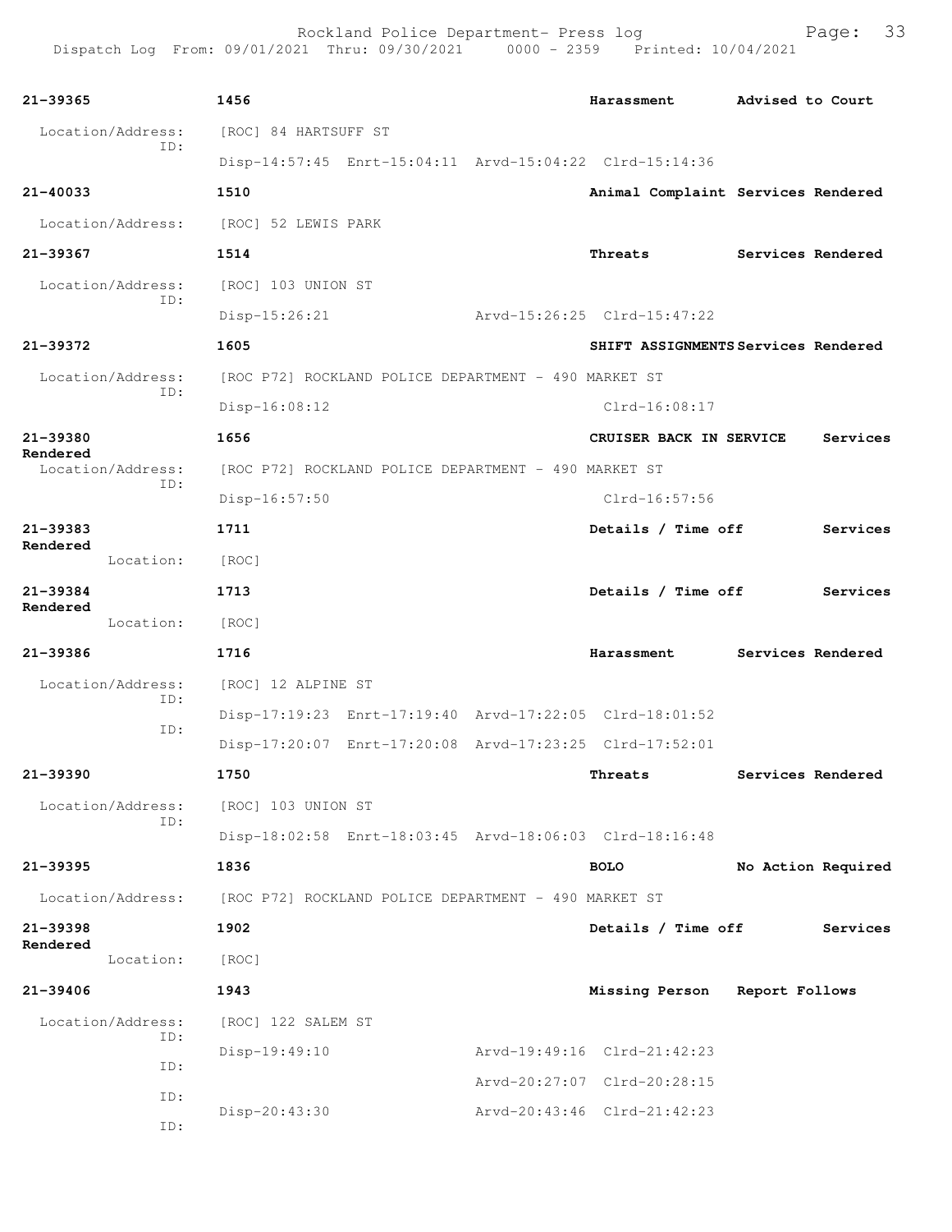**21-39365** 1456 **Harassment** **Advised to Court**

Location/Address: [ROC] 84 HARTSUFF ST
ID:
Disp-14:57:45 Enrt-15:04:11 Arvd-15:04:22 Clrd-15:14:36

**21-40033** 1510 **Animal Complaint** **Services Rendered**

Location/Address: [ROC] 52 LEWIS PARK

**21-39367** 1514 **Threats** **Services Rendered**

Location/Address: [ROC] 103 UNION ST
ID:
Disp-15:26:21 Arvd-15:26:25 Clrd-15:47:22

**21-39372** 1605 **SHIFT ASSIGNMENTS** **Services Rendered**

Location/Address: [ROC P72] ROCKLAND POLICE DEPARTMENT - 490 MARKET ST
ID:
Disp-16:08:12 Clrd-16:08:17

**21-39380** 1656 **CRUISER BACK IN SERVICE** **Services Rendered**

Location/Address: [ROC P72] ROCKLAND POLICE DEPARTMENT - 490 MARKET ST
ID:
Disp-16:57:50 Clrd-16:57:56

**21-39383** 1711 **Details / Time off** **Services Rendered**

Location: [ROC]

**21-39384** 1713 **Details / Time off** **Services Rendered**

Location: [ROC]

**21-39386** 1716 **Harassment** **Services Rendered**

Location/Address: [ROC] 12 ALPINE ST
ID:
Disp-17:19:23 Enrt-17:19:40 Arvd-17:22:05 Clrd-18:01:52
ID:
Disp-17:20:07 Enrt-17:20:08 Arvd-17:23:25 Clrd-17:52:01

**21-39390** 1750 **Threats** **Services Rendered**

Location/Address: [ROC] 103 UNION ST
ID:
Disp-18:02:58 Enrt-18:03:45 Arvd-18:06:03 Clrd-18:16:48

**21-39395** 1836 **BOLO** **No Action Required**

Location/Address: [ROC P72] ROCKLAND POLICE DEPARTMENT - 490 MARKET ST

**21-39398** 1902 **Details / Time off** **Services Rendered**

Location: [ROC]

**21-39406** 1943 **Missing Person** **Report Follows**

Location/Address: [ROC] 122 SALEM ST
ID:
Disp-19:49:10 Arvd-19:49:16 Clrd-21:42:23
ID:
Arvd-20:27:07 Clrd-20:28:15
ID:
Disp-20:43:30 Arvd-20:43:46 Clrd-21:42:23
ID: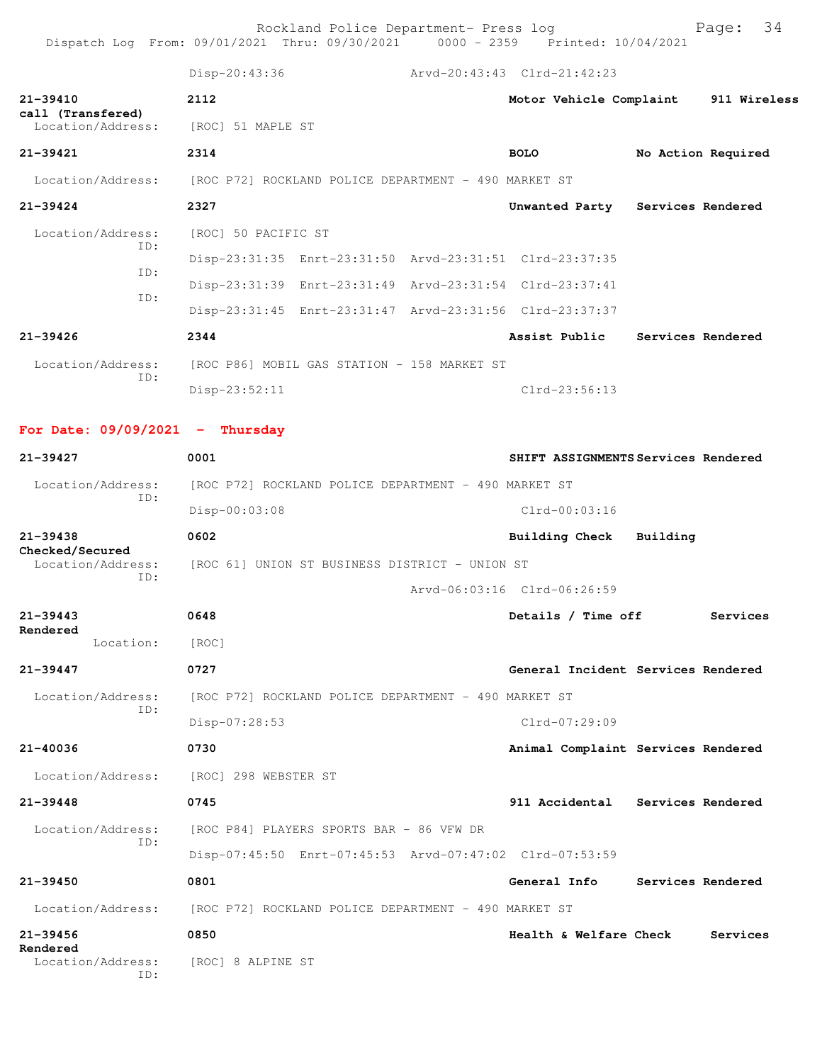Disp-20:43:36 Arvd-20:43:43 Clrd-21:42:23

**21-39410** 2112 **Motor Vehicle Complaint** **911 Wireless call (Transfered)**
Location/Address: [ROC] 51 MAPLE ST

**21-39421** 2314 **BOLO** **No Action Required**
Location/Address: [ROC P72] ROCKLAND POLICE DEPARTMENT - 490 MARKET ST

**21-39424** 2327 **Unwanted Party** **Services Rendered**
Location/Address: [ROC] 50 PACIFIC ST
ID: Disp-23:31:35 Enrt-23:31:50 Arvd-23:31:51 Clrd-23:37:35
ID: Disp-23:31:39 Enrt-23:31:49 Arvd-23:31:54 Clrd-23:37:41
ID: Disp-23:31:45 Enrt-23:31:47 Arvd-23:31:56 Clrd-23:37:37

**21-39426** 2344 **Assist Public** **Services Rendered**
Location/Address: [ROC P86] MOBIL GAS STATION - 158 MARKET ST
ID: Disp-23:52:11 Clrd-23:56:13

## For Date: 09/09/2021 - Thursday

**21-39427** 0001 **SHIFT ASSIGNMENTS** **Services Rendered**
Location/Address: [ROC P72] ROCKLAND POLICE DEPARTMENT - 490 MARKET ST
ID: Disp-00:03:08 Clrd-00:03:16

**21-39438** 0602 **Building Check** **Building Checked/Secured**
Location/Address: [ROC 61] UNION ST BUSINESS DISTRICT - UNION ST
ID: Arvd-06:03:16 Clrd-06:26:59

**21-39443** 0648 **Details / Time off** **Services Rendered**
Location: [ROC]

**21-39447** 0727 **General Incident** **Services Rendered**
Location/Address: [ROC P72] ROCKLAND POLICE DEPARTMENT - 490 MARKET ST
ID: Disp-07:28:53 Clrd-07:29:09

**21-40036** 0730 **Animal Complaint** **Services Rendered**
Location/Address: [ROC] 298 WEBSTER ST

**21-39448** 0745 **911 Accidental** **Services Rendered**
Location/Address: [ROC P84] PLAYERS SPORTS BAR - 86 VFW DR
ID: Disp-07:45:50 Enrt-07:45:53 Arvd-07:47:02 Clrd-07:53:59

**21-39450** 0801 **General Info** **Services Rendered**
Location/Address: [ROC P72] ROCKLAND POLICE DEPARTMENT - 490 MARKET ST

**21-39456** 0850 **Health & Welfare Check** **Services Rendered**
Location/Address: [ROC] 8 ALPINE ST
ID: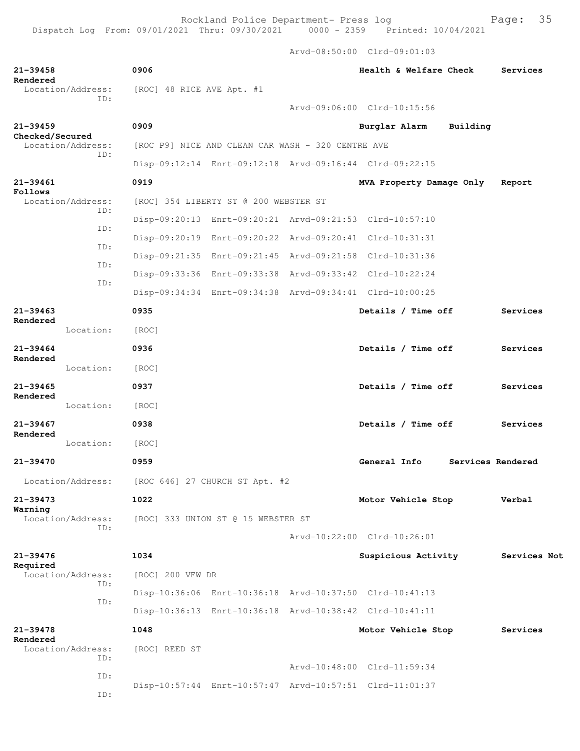Arvd-08:50:00 Clrd-09:01:03

**21-39458** 0906 Health & Welfare Check Services Rendered
Location/Address: [ROC] 48 RICE AVE Apt. #1
ID:
Arvd-09:06:00 Clrd-10:15:56

**21-39459** 0909 Burglar Alarm Building Checked/Secured
Location/Address: [ROC P9] NICE AND CLEAN CAR WASH - 320 CENTRE AVE
ID:
Disp-09:12:14 Enrt-09:12:18 Arvd-09:16:44 Clrd-09:22:15

**21-39461** 0919 MVA Property Damage Only Report Follows
Location/Address: [ROC] 354 LIBERTY ST @ 200 WEBSTER ST
ID:
Disp-09:20:13 Enrt-09:20:21 Arvd-09:21:53 Clrd-10:57:10
ID:
Disp-09:20:19 Enrt-09:20:22 Arvd-09:20:41 Clrd-10:31:31
ID:
Disp-09:21:35 Enrt-09:21:45 Arvd-09:21:58 Clrd-10:31:36
ID:
Disp-09:33:36 Enrt-09:33:38 Arvd-09:33:42 Clrd-10:22:24
ID:
Disp-09:34:34 Enrt-09:34:38 Arvd-09:34:41 Clrd-10:00:25

**21-39463** 0935 Details / Time off Services Rendered
Location: [ROC]

**21-39464** 0936 Details / Time off Services Rendered
Location: [ROC]

**21-39465** 0937 Details / Time off Services Rendered
Location: [ROC]

**21-39467** 0938 Details / Time off Services Rendered
Location: [ROC]

**21-39470** 0959 General Info Services Rendered
Location/Address: [ROC 646] 27 CHURCH ST Apt. #2

**21-39473** 1022 Motor Vehicle Stop Verbal Warning
Location/Address: [ROC] 333 UNION ST @ 15 WEBSTER ST
ID:
Arvd-10:22:00 Clrd-10:26:01

**21-39476** 1034 Suspicious Activity Services Not Required
Location/Address: [ROC] 200 VFW DR
ID:
Disp-10:36:06 Enrt-10:36:18 Arvd-10:37:50 Clrd-10:41:13
ID:
Disp-10:36:13 Enrt-10:36:18 Arvd-10:38:42 Clrd-10:41:11

**21-39478** 1048 Motor Vehicle Stop Services Rendered
Location/Address: [ROC] REED ST
ID:
Arvd-10:48:00 Clrd-11:59:34
ID:
Disp-10:57:44 Enrt-10:57:47 Arvd-10:57:51 Clrd-11:01:37
ID: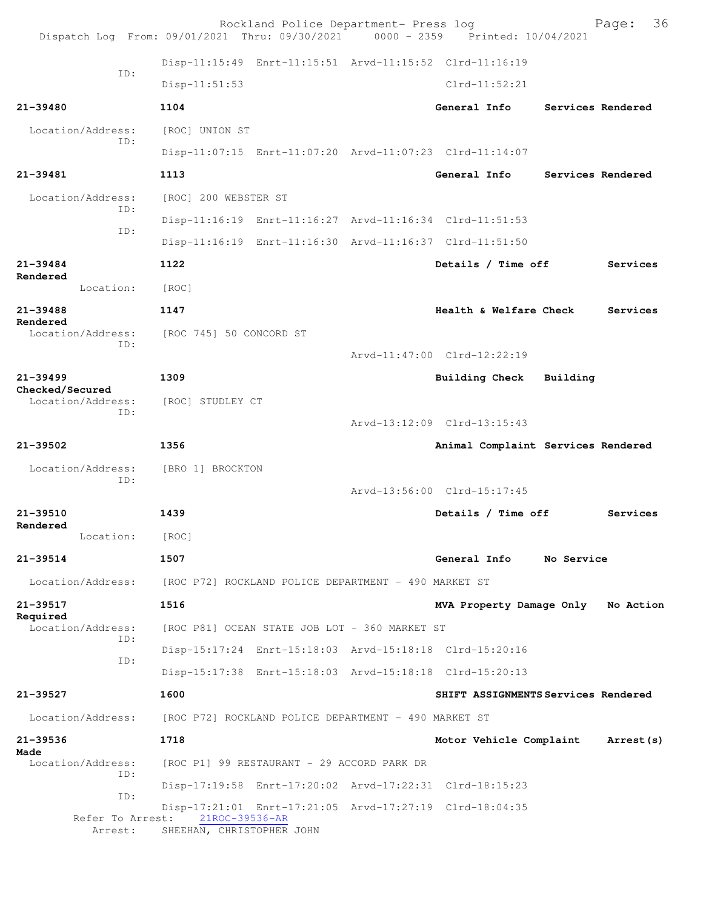Disp-11:15:49 Enrt-11:15:51 Arvd-11:15:52 Clrd-11:16:19

ID:

Disp-11:51:53 Clrd-11:52:21

**21-39480** **1104** **General Info** **Services Rendered**

Location/Address: [ROC] UNION ST

ID:

Disp-11:07:15 Enrt-11:07:20 Arvd-11:07:23 Clrd-11:14:07

**21-39481** **1113** **General Info** **Services Rendered**

Location/Address: [ROC] 200 WEBSTER ST

ID:

Disp-11:16:19 Enrt-11:16:27 Arvd-11:16:34 Clrd-11:51:53

ID:

Disp-11:16:19 Enrt-11:16:30 Arvd-11:16:37 Clrd-11:51:50

**21-39484** **1122** **Details / Time off** **Services Rendered**

Location: [ROC]

**21-39488** **1147** **Health & Welfare Check** **Services Rendered**

Location/Address: [ROC 745] 50 CONCORD ST

ID:

Arvd-11:47:00 Clrd-12:22:19

**21-39499** **1309** **Building Check** **Building Checked/Secured**

Location/Address: [ROC] STUDLEY CT

ID:

Arvd-13:12:09 Clrd-13:15:43

**21-39502** **1356** **Animal Complaint** **Services Rendered**

Location/Address: [BRO 1] BROCKTON

ID:

Arvd-13:56:00 Clrd-15:17:45

**21-39510** **1439** **Details / Time off** **Services Rendered**

Location: [ROC]

**21-39514** **1507** **General Info** **No Service**

Location/Address: [ROC P72] ROCKLAND POLICE DEPARTMENT - 490 MARKET ST

**21-39517** **1516** **MVA Property Damage Only** **No Action Required**

Location/Address: [ROC P81] OCEAN STATE JOB LOT - 360 MARKET ST

ID:

Disp-15:17:24 Enrt-15:18:03 Arvd-15:18:18 Clrd-15:20:16

ID:

Disp-15:17:38 Enrt-15:18:03 Arvd-15:18:18 Clrd-15:20:13

**21-39527** **1600** **SHIFT ASSIGNMENTS** **Services Rendered**

Location/Address: [ROC P72] ROCKLAND POLICE DEPARTMENT - 490 MARKET ST

**21-39536** **1718** **Motor Vehicle Complaint** **Arrest(s) Made**

Location/Address: [ROC P1] 99 RESTAURANT - 29 ACCORD PARK DR

ID:

Disp-17:19:58 Enrt-17:20:02 Arvd-17:22:31 Clrd-18:15:23

ID:

Disp-17:21:01 Enrt-17:21:05 Arvd-17:27:19 Clrd-18:04:35

Refer To Arrest: 21ROC-39536-AR

Arrest: SHEEHAN, CHRISTOPHER JOHN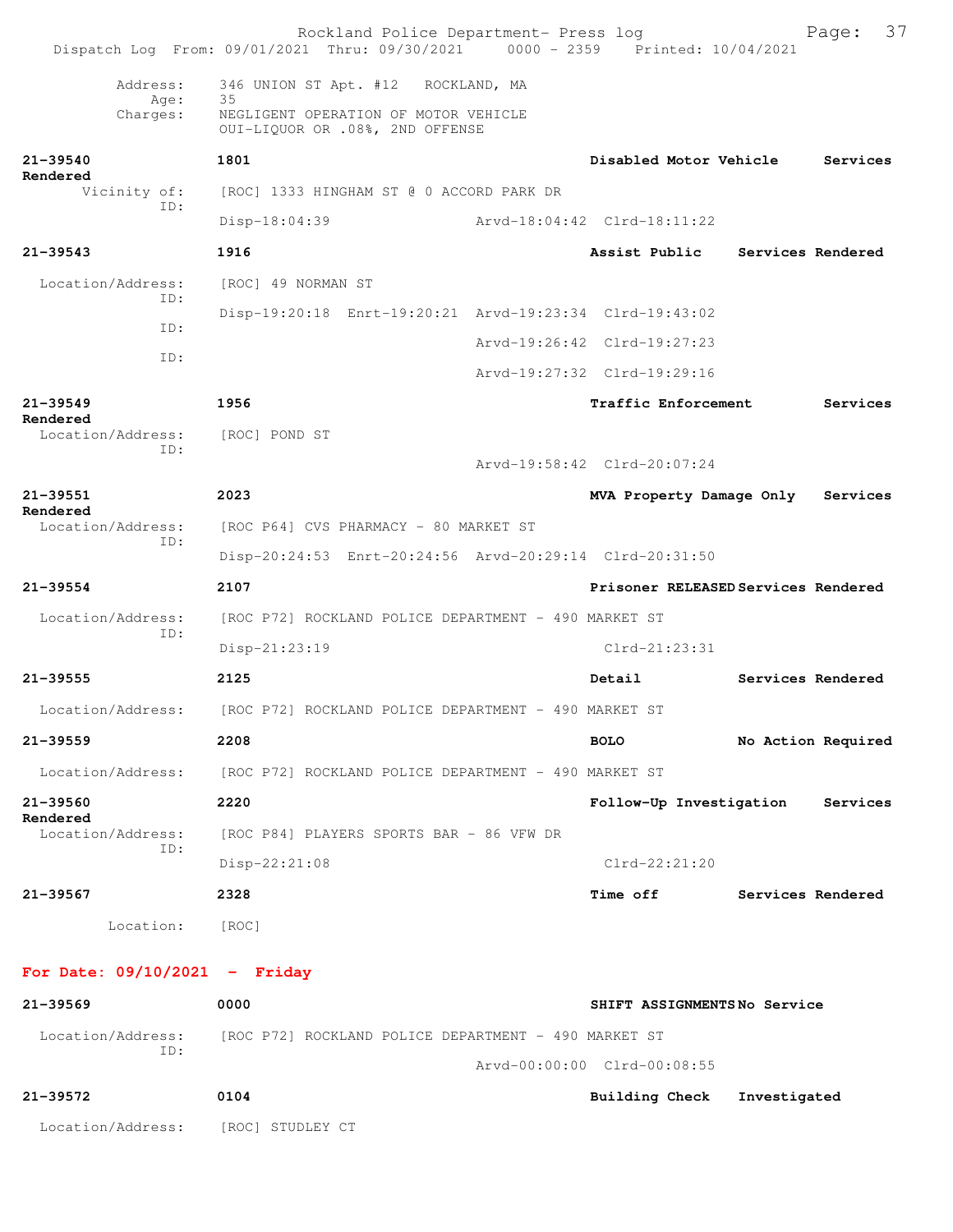Address: 346 UNION ST Apt. #12 ROCKLAND, MA
Age: 35
Charges: NEGLIGENT OPERATION OF MOTOR VEHICLE
OUI-LIQUOR OR .08%, 2ND OFFENSE

**21-39540** **1801** **Disabled Motor Vehicle** **Services Rendered**
Vicinity of: [ROC] 1333 HINGHAM ST @ 0 ACCORD PARK DR
ID: Disp-18:04:39 Arvd-18:04:42 Clrd-18:11:22

**21-39543** **1916** **Assist Public** **Services Rendered**
Location/Address: [ROC] 49 NORMAN ST
ID: Disp-19:20:18 Enrt-19:20:21 Arvd-19:23:34 Clrd-19:43:02
ID: Arvd-19:26:42 Clrd-19:27:23
ID: Arvd-19:27:32 Clrd-19:29:16

**21-39549** **1956** **Traffic Enforcement** **Services Rendered**
Location/Address: [ROC] POND ST
ID: Arvd-19:58:42 Clrd-20:07:24

**21-39551** **2023** **MVA Property Damage Only** **Services Rendered**
Location/Address: [ROC P64] CVS PHARMACY - 80 MARKET ST
ID: Disp-20:24:53 Enrt-20:24:56 Arvd-20:29:14 Clrd-20:31:50

**21-39554** **2107** **Prisoner RELEASED** **Services Rendered**
Location/Address: [ROC P72] ROCKLAND POLICE DEPARTMENT - 490 MARKET ST
ID: Disp-21:23:19 Clrd-21:23:31

**21-39555** **2125** **Detail** **Services Rendered**
Location/Address: [ROC P72] ROCKLAND POLICE DEPARTMENT - 490 MARKET ST

**21-39559** **2208** **BOLO** **No Action Required**
Location/Address: [ROC P72] ROCKLAND POLICE DEPARTMENT - 490 MARKET ST

**21-39560** **2220** **Follow-Up Investigation** **Services Rendered**
Location/Address: [ROC P84] PLAYERS SPORTS BAR - 86 VFW DR
ID: Disp-22:21:08 Clrd-22:21:20

**21-39567** **2328** **Time off** **Services Rendered**
Location: [ROC]

## For Date: 09/10/2021 - Friday

**21-39569** **0000** **SHIFT ASSIGNMENTS** **No Service**
Location/Address: [ROC P72] ROCKLAND POLICE DEPARTMENT - 490 MARKET ST
ID: Arvd-00:00:00 Clrd-00:08:55

**21-39572** **0104** **Building Check** **Investigated**
Location/Address: [ROC] STUDLEY CT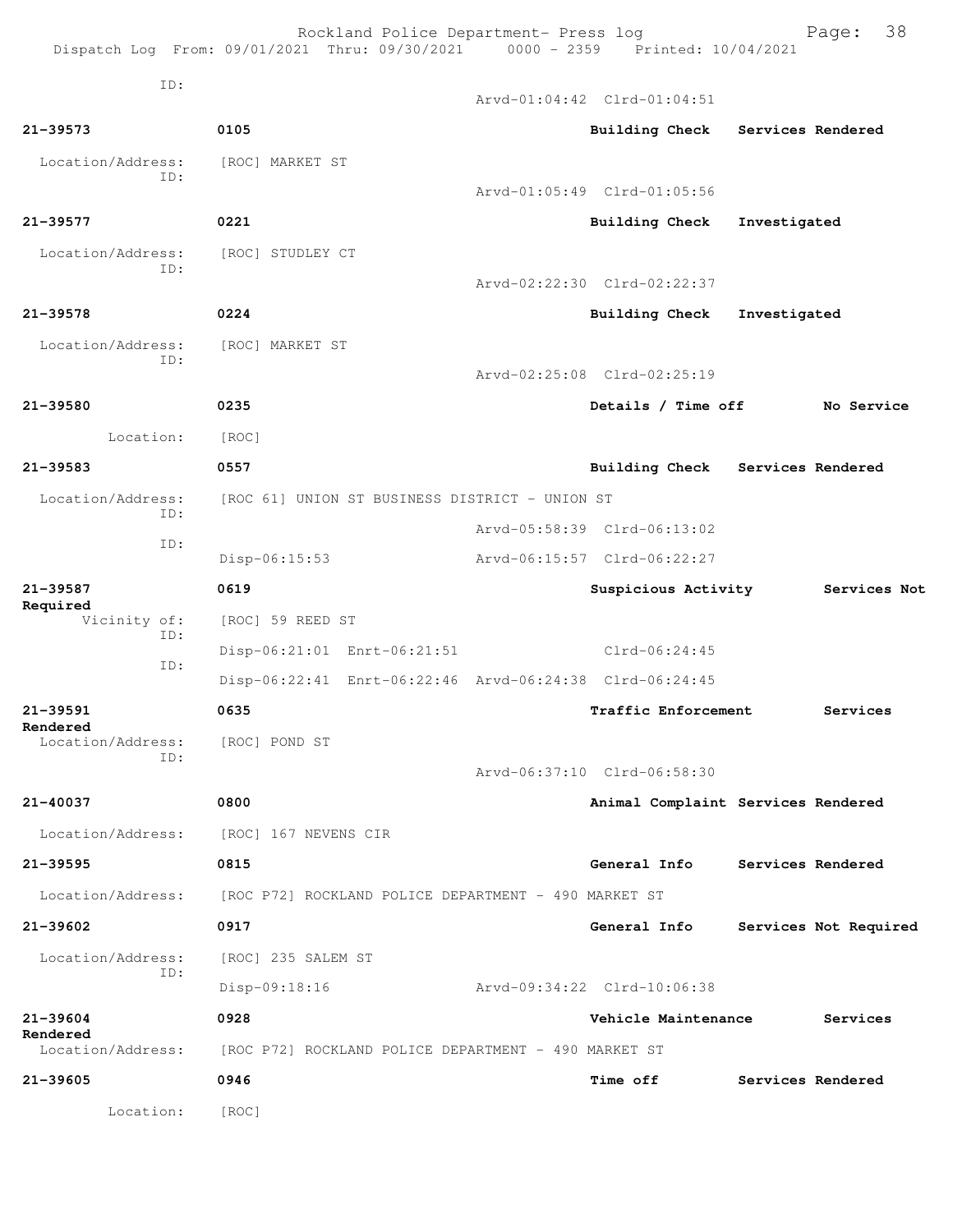ID:
Arvd-01:04:42 Clrd-01:04:51

**21-39573** 0105 **Building Check Services Rendered**

Location/Address: [ROC] MARKET ST
ID:
Arvd-01:05:49 Clrd-01:05:56

**21-39577** 0221 **Building Check Investigated**

Location/Address: [ROC] STUDLEY CT
ID:
Arvd-02:22:30 Clrd-02:22:37

**21-39578** 0224 **Building Check Investigated**

Location/Address: [ROC] MARKET ST
ID:
Arvd-02:25:08 Clrd-02:25:19

**21-39580** 0235 **Details / Time off No Service**

Location: [ROC]

**21-39583** 0557 **Building Check Services Rendered**

Location/Address: [ROC 61] UNION ST BUSINESS DISTRICT - UNION ST
ID:
Arvd-05:58:39 Clrd-06:13:02
ID:
Disp-06:15:53 Arvd-06:15:57 Clrd-06:22:27

**21-39587** 0619 **Suspicious Activity Services Not Required**

Vicinity of: [ROC] 59 REED ST
ID:
Disp-06:21:01 Enrt-06:21:51 Clrd-06:24:45
ID:
Disp-06:22:41 Enrt-06:22:46 Arvd-06:24:38 Clrd-06:24:45

**21-39591** 0635 **Traffic Enforcement Services Rendered**

Location/Address: [ROC] POND ST
ID:
Arvd-06:37:10 Clrd-06:58:30

**21-40037** 0800 **Animal Complaint Services Rendered**

Location/Address: [ROC] 167 NEVENS CIR

**21-39595** 0815 **General Info Services Rendered**

Location/Address: [ROC P72] ROCKLAND POLICE DEPARTMENT - 490 MARKET ST

**21-39602** 0917 **General Info Services Not Required**

Location/Address: [ROC] 235 SALEM ST
ID:
Disp-09:18:16 Arvd-09:34:22 Clrd-10:06:38

**21-39604** 0928 **Vehicle Maintenance Services Rendered**

Location/Address: [ROC P72] ROCKLAND POLICE DEPARTMENT - 490 MARKET ST

**21-39605** 0946 **Time off Services Rendered**

Location: [ROC]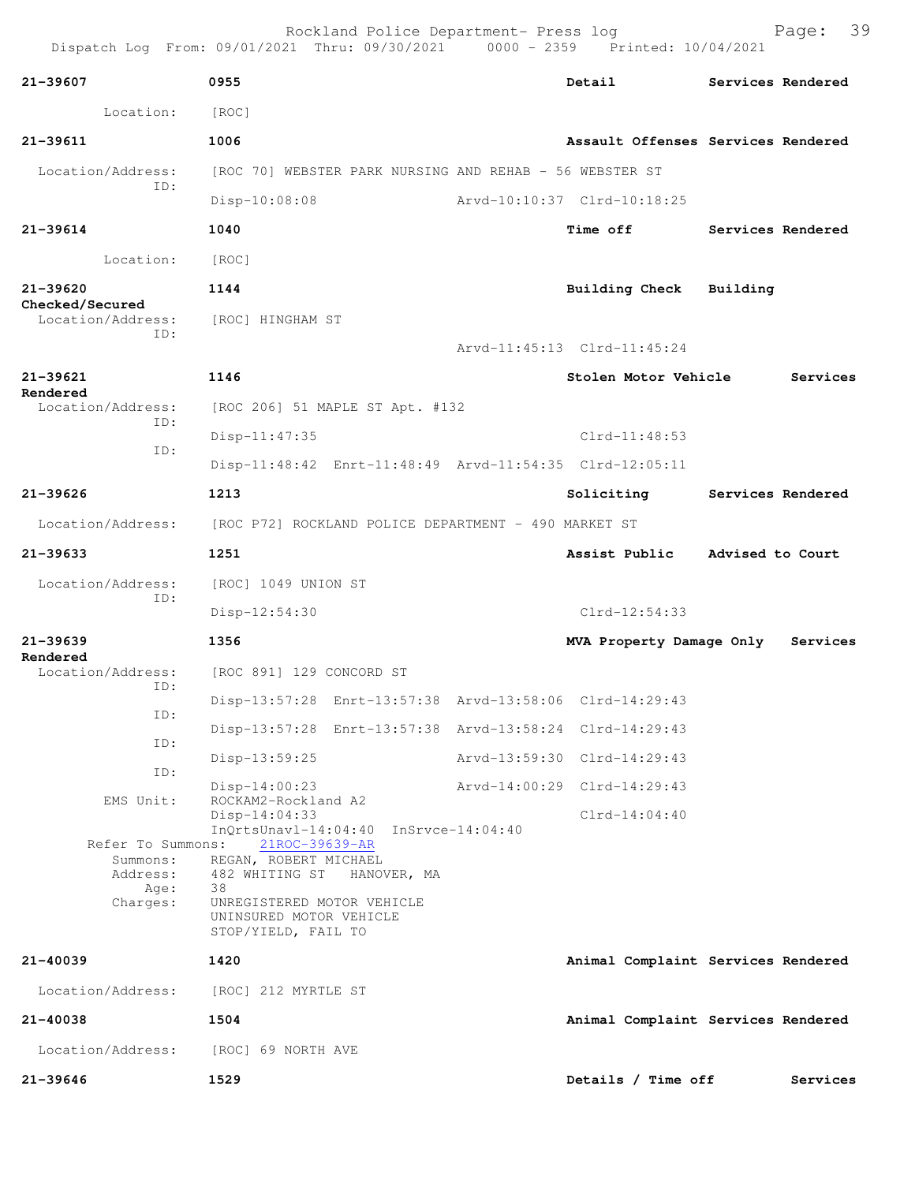**21-39607** | **0955** | **Detail** | **Services Rendered**

Location: [ROC]

**21-39611** | **1006** | **Assault Offenses** | **Services Rendered**

Location/Address: [ROC 70] WEBSTER PARK NURSING AND REHAB - 56 WEBSTER ST
ID: Disp-10:08:08 Arvd-10:10:37 Clrd-10:18:25

**21-39614** | **1040** | **Time off** | **Services Rendered**

Location: [ROC]

**21-39620** | **1144** | **Building Check** | **Building Checked/Secured**

Location/Address: [ROC] HINGHAM ST
ID: Arvd-11:45:13 Clrd-11:45:24

**21-39621** | **1146** | **Stolen Motor Vehicle** | **Services Rendered**

Location/Address: [ROC 206] 51 MAPLE ST Apt. #132
ID: Disp-11:47:35 Clrd-11:48:53
ID: Disp-11:48:42 Enrt-11:48:49 Arvd-11:54:35 Clrd-12:05:11

**21-39626** | **1213** | **Soliciting** | **Services Rendered**

Location/Address: [ROC P72] ROCKLAND POLICE DEPARTMENT - 490 MARKET ST

**21-39633** | **1251** | **Assist Public** | **Advised to Court**

Location/Address: [ROC] 1049 UNION ST
ID: Disp-12:54:30 Clrd-12:54:33

**21-39639** | **1356** | **MVA Property Damage Only** | **Services Rendered**

Location/Address: [ROC 891] 129 CONCORD ST
ID: Disp-13:57:28 Enrt-13:57:38 Arvd-13:58:06 Clrd-14:29:43
ID: Disp-13:57:28 Enrt-13:57:38 Arvd-13:58:24 Clrd-14:29:43
ID: Disp-13:59:25 Arvd-13:59:30 Clrd-14:29:43
ID: Disp-14:00:23 Arvd-14:00:29 Clrd-14:29:43
EMS Unit: ROCKAM2-Rockland A2
Disp-14:04:33 Clrd-14:04:40
InQrtsUnavl-14:04:40 InSrvce-14:04:40
Refer To Summons: 21ROC-39639-AR
Summons: REGAN, ROBERT MICHAEL
Address: 482 WHITING ST HANOVER, MA
Age: 38
Charges: UNREGISTERED MOTOR VEHICLE
UNINSURED MOTOR VEHICLE
STOP/YIELD, FAIL TO

**21-40039** | **1420** | **Animal Complaint** | **Services Rendered**

Location/Address: [ROC] 212 MYRTLE ST

**21-40038** | **1504** | **Animal Complaint** | **Services Rendered**

Location/Address: [ROC] 69 NORTH AVE

**21-39646** | **1529** | **Details / Time off** | **Services**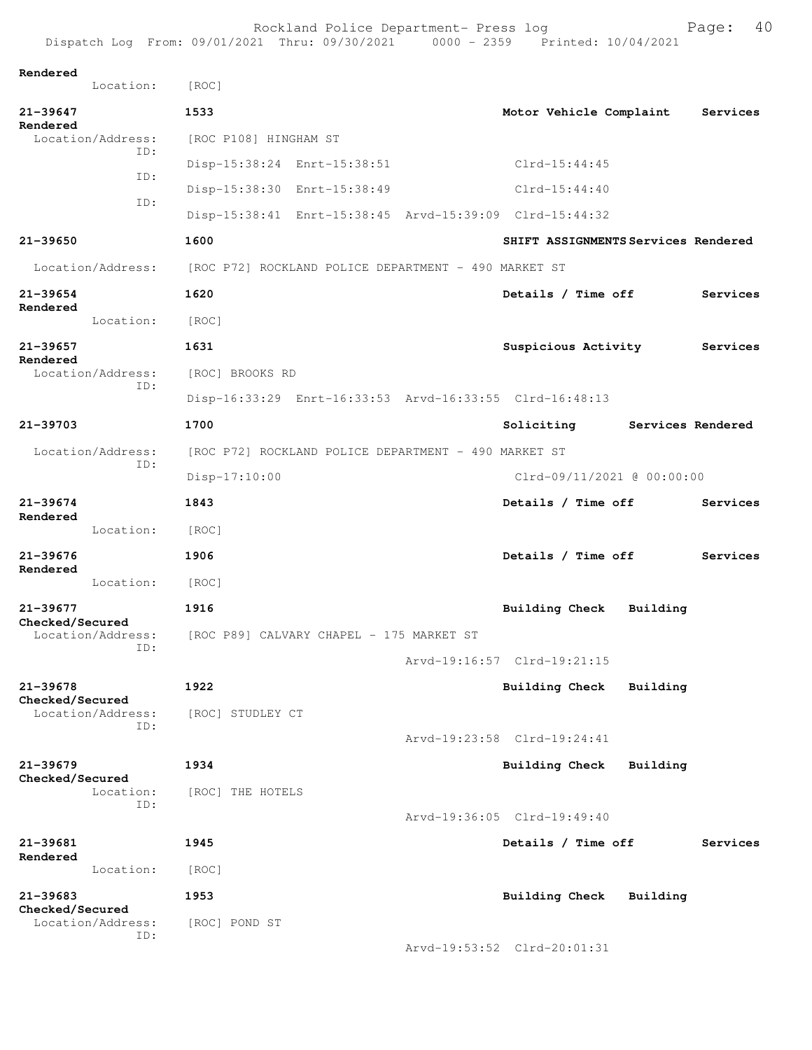Rendered
Location: [ROC]

**21-39647** 1533 **Motor Vehicle Complaint Services Rendered**
Location/Address: [ROC P108] HINGHAM ST
ID: Disp-15:38:24 Enrt-15:38:51 Clrd-15:44:45
ID: Disp-15:38:30 Enrt-15:38:49 Clrd-15:44:40
ID: Disp-15:38:41 Enrt-15:38:45 Arvd-15:39:09 Clrd-15:44:32

**21-39650** 1600 **SHIFT ASSIGNMENTS Services Rendered**
Location/Address: [ROC P72] ROCKLAND POLICE DEPARTMENT - 490 MARKET ST

**21-39654** 1620 **Details / Time off Services Rendered**
Location: [ROC]

**21-39657** 1631 **Suspicious Activity Services Rendered**
Location/Address: [ROC] BROOKS RD
ID: Disp-16:33:29 Enrt-16:33:53 Arvd-16:33:55 Clrd-16:48:13

**21-39703** 1700 **Soliciting Services Rendered**
Location/Address: [ROC P72] ROCKLAND POLICE DEPARTMENT - 490 MARKET ST
ID: Disp-17:10:00 Clrd-09/11/2021 @ 00:00:00

**21-39674** 1843 **Details / Time off Services Rendered**
Location: [ROC]

**21-39676** 1906 **Details / Time off Services Rendered**
Location: [ROC]

**21-39677** 1916 **Building Check Building Checked/Secured**
Location/Address: [ROC P89] CALVARY CHAPEL - 175 MARKET ST
ID: Arvd-19:16:57 Clrd-19:21:15

**21-39678** 1922 **Building Check Building Checked/Secured**
Location/Address: [ROC] STUDLEY CT
ID: Arvd-19:23:58 Clrd-19:24:41

**21-39679** 1934 **Building Check Building Checked/Secured**
Location: [ROC] THE HOTELS
ID: Arvd-19:36:05 Clrd-19:49:40

**21-39681** 1945 **Details / Time off Services Rendered**
Location: [ROC]

**21-39683** 1953 **Building Check Building Checked/Secured**
Location/Address: [ROC] POND ST
ID: Arvd-19:53:52 Clrd-20:01:31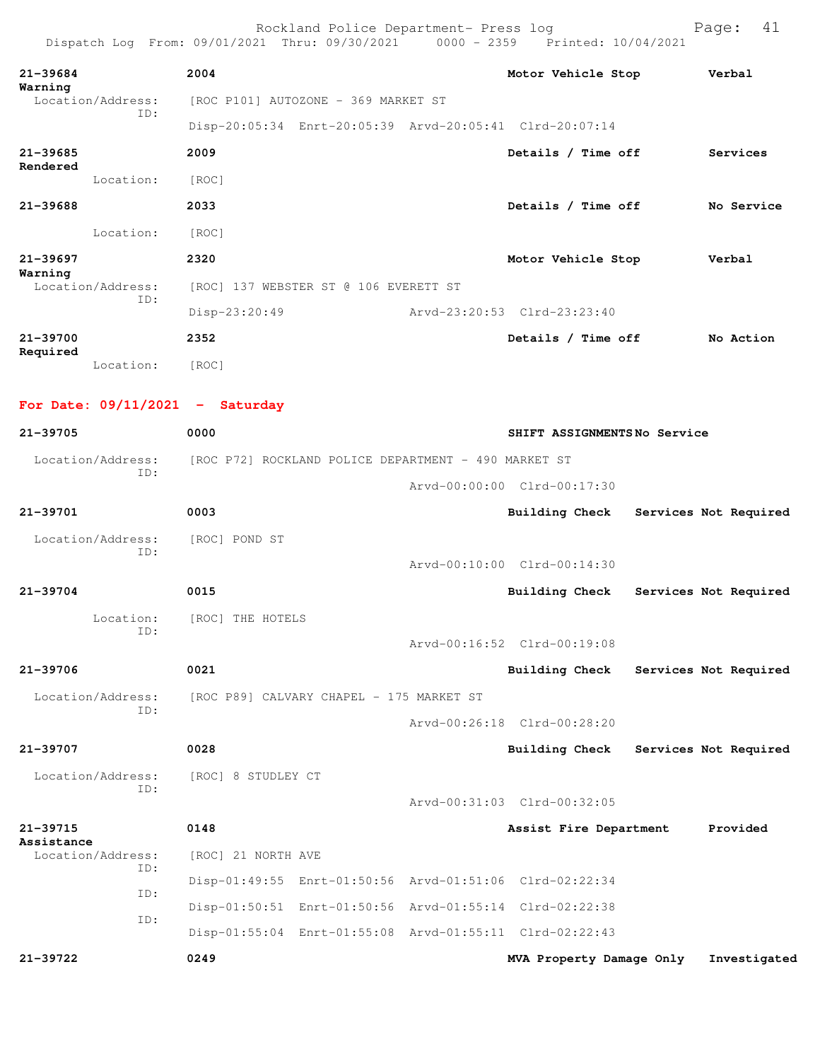Rockland Police Department- Press log
Dispatch Log From: 09/01/2021 Thru: 09/30/2021 0000 - 2359 Printed: 10/04/2021

**21-39684** **2004** **Motor Vehicle Stop** **Verbal Warning**
Location/Address: [ROC P101] AUTOZONE - 369 MARKET ST
ID:
Disp-20:05:34 Enrt-20:05:39 Arvd-20:05:41 Clrd-20:07:14

**21-39685** **2009** **Details / Time off** **Services Rendered**
Location: [ROC]

**21-39688** **2033** **Details / Time off** **No Service**
Location: [ROC]

**21-39697** **2320** **Motor Vehicle Stop** **Verbal Warning**
Location/Address: [ROC] 137 WEBSTER ST @ 106 EVERETT ST
ID:
Disp-23:20:49 Arvd-23:20:53 Clrd-23:23:40

**21-39700** **2352** **Details / Time off** **No Action Required**
Location: [ROC]

**For Date: 09/11/2021 - Saturday**

**21-39705** **0000** **SHIFT ASSIGNMENTS** **No Service**
Location/Address: [ROC P72] ROCKLAND POLICE DEPARTMENT - 490 MARKET ST
ID:
Arvd-00:00:00 Clrd-00:17:30

**21-39701** **0003** **Building Check** **Services Not Required**
Location/Address: [ROC] POND ST
ID:
Arvd-00:10:00 Clrd-00:14:30

**21-39704** **0015** **Building Check** **Services Not Required**
Location: [ROC] THE HOTELS
ID:
Arvd-00:16:52 Clrd-00:19:08

**21-39706** **0021** **Building Check** **Services Not Required**
Location/Address: [ROC P89] CALVARY CHAPEL - 175 MARKET ST
ID:
Arvd-00:26:18 Clrd-00:28:20

**21-39707** **0028** **Building Check** **Services Not Required**
Location/Address: [ROC] 8 STUDLEY CT
ID:
Arvd-00:31:03 Clrd-00:32:05

**21-39715** **0148** **Assist Fire Department** **Provided Assistance**
Location/Address: [ROC] 21 NORTH AVE
ID:
Disp-01:49:55 Enrt-01:50:56 Arvd-01:51:06 Clrd-02:22:34
ID:
Disp-01:50:51 Enrt-01:50:56 Arvd-01:55:14 Clrd-02:22:38
ID:
Disp-01:55:04 Enrt-01:55:08 Arvd-01:55:11 Clrd-02:22:43

**21-39722** **0249** **MVA Property Damage Only** **Investigated**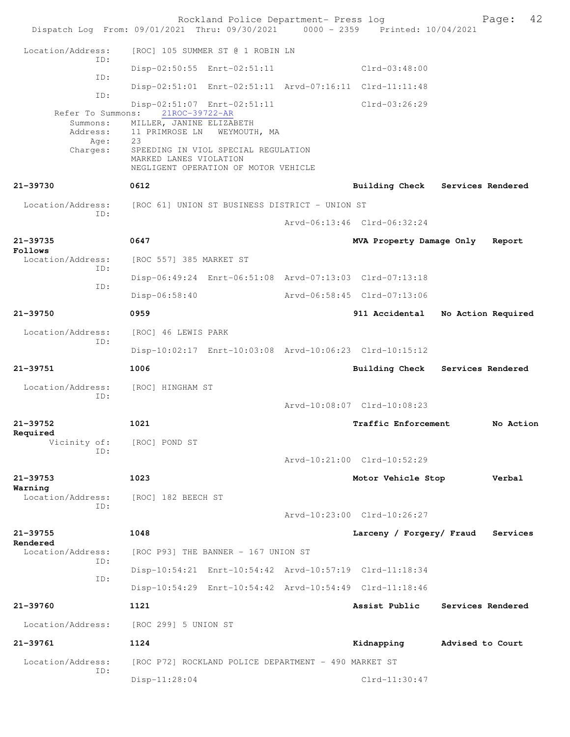Location/Address: [ROC] 105 SUMMER ST @ 1 ROBIN LN

ID:
Disp-02:50:55 Enrt-02:51:11 Clrd-03:48:00

ID:
Disp-02:51:01 Enrt-02:51:11 Arvd-07:16:11 Clrd-11:11:48

ID:
Disp-02:51:07 Enrt-02:51:11 Clrd-03:26:29

Refer To Summons: 21ROC-39722-AR
Summons: MILLER, JANINE ELIZABETH
Address: 11 PRIMROSE LN WEYMOUTH, MA
Age: 23
Charges: SPEEDING IN VIOL SPECIAL REGULATION
MARKED LANES VIOLATION
NEGLIGENT OPERATION OF MOTOR VEHICLE

**21-39730** **0612** **Building Check** **Services Rendered**

Location/Address: [ROC 61] UNION ST BUSINESS DISTRICT - UNION ST
ID:
Arvd-06:13:46 Clrd-06:32:24

**21-39735** **0647** **MVA Property Damage Only** **Report Follows**

Location/Address: [ROC 557] 385 MARKET ST
ID:
Disp-06:49:24 Enrt-06:51:08 Arvd-07:13:03 Clrd-07:13:18
ID:
Disp-06:58:40 Arvd-06:58:45 Clrd-07:13:06

**21-39750** **0959** **911 Accidental** **No Action Required**

Location/Address: [ROC] 46 LEWIS PARK
ID:
Disp-10:02:17 Enrt-10:03:08 Arvd-10:06:23 Clrd-10:15:12

**21-39751** **1006** **Building Check** **Services Rendered**

Location/Address: [ROC] HINGHAM ST
ID:
Arvd-10:08:07 Clrd-10:08:23

**21-39752** **1021** **Traffic Enforcement** **No Action Required**

Vicinity of: [ROC] POND ST
ID:
Arvd-10:21:00 Clrd-10:52:29

**21-39753** **1023** **Motor Vehicle Stop** **Verbal Warning**

Location/Address: [ROC] 182 BEECH ST
ID:
Arvd-10:23:00 Clrd-10:26:27

**21-39755** **1048** **Larceny / Forgery/ Fraud** **Services Rendered**

Location/Address: [ROC P93] THE BANNER - 167 UNION ST
ID:
Disp-10:54:21 Enrt-10:54:42 Arvd-10:57:19 Clrd-11:18:34
ID:
Disp-10:54:29 Enrt-10:54:42 Arvd-10:54:49 Clrd-11:18:46

**21-39760** **1121** **Assist Public** **Services Rendered**

Location/Address: [ROC 299] 5 UNION ST

**21-39761** **1124** **Kidnapping** **Advised to Court**

Location/Address: [ROC P72] ROCKLAND POLICE DEPARTMENT - 490 MARKET ST
ID:
Disp-11:28:04 Clrd-11:30:47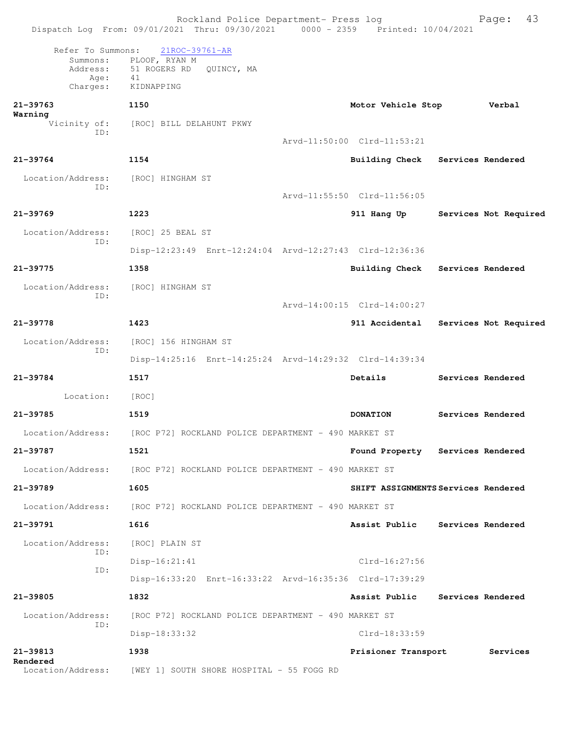Rockland Police Department- Press log

Dispatch Log From: 09/01/2021 Thru: 09/30/2021 0000 - 2359 Printed: 10/04/2021

Refer To Summons: 21ROC-39761-AR
Summons: PLOOF, RYAN M
Address: 51 ROGERS RD QUINCY, MA
Age: 41
Charges: KIDNAPPING

**21-39763** 1150 Motor Vehicle Stop Verbal Warning
Vicinity of: [ROC] BILL DELAHUNT PKWY
ID:
Arvd-11:50:00 Clrd-11:53:21

**21-39764** 1154 Building Check Services Rendered
Location/Address: [ROC] HINGHAM ST
ID:
Arvd-11:55:50 Clrd-11:56:05

**21-39769** 1223 911 Hang Up Services Not Required
Location/Address: [ROC] 25 BEAL ST
ID:
Disp-12:23:49 Enrt-12:24:04 Arvd-12:27:43 Clrd-12:36:36

**21-39775** 1358 Building Check Services Rendered
Location/Address: [ROC] HINGHAM ST
ID:
Arvd-14:00:15 Clrd-14:00:27

**21-39778** 1423 911 Accidental Services Not Required
Location/Address: [ROC] 156 HINGHAM ST
ID:
Disp-14:25:16 Enrt-14:25:24 Arvd-14:29:32 Clrd-14:39:34

**21-39784** 1517 Details Services Rendered
Location: [ROC]

**21-39785** 1519 DONATION Services Rendered
Location/Address: [ROC P72] ROCKLAND POLICE DEPARTMENT - 490 MARKET ST

**21-39787** 1521 Found Property Services Rendered
Location/Address: [ROC P72] ROCKLAND POLICE DEPARTMENT - 490 MARKET ST

**21-39789** 1605 SHIFT ASSIGNMENTS Services Rendered
Location/Address: [ROC P72] ROCKLAND POLICE DEPARTMENT - 490 MARKET ST

**21-39791** 1616 Assist Public Services Rendered
Location/Address: [ROC] PLAIN ST
ID:
Disp-16:21:41 Clrd-16:27:56
ID:
Disp-16:33:20 Enrt-16:33:22 Arvd-16:35:36 Clrd-17:39:29

**21-39805** 1832 Assist Public Services Rendered
Location/Address: [ROC P72] ROCKLAND POLICE DEPARTMENT - 490 MARKET ST
ID:
Disp-18:33:32 Clrd-18:33:59

**21-39813** 1938 Prisioner Transport Services Rendered
Location/Address: [WEY 1] SOUTH SHORE HOSPITAL - 55 FOGG RD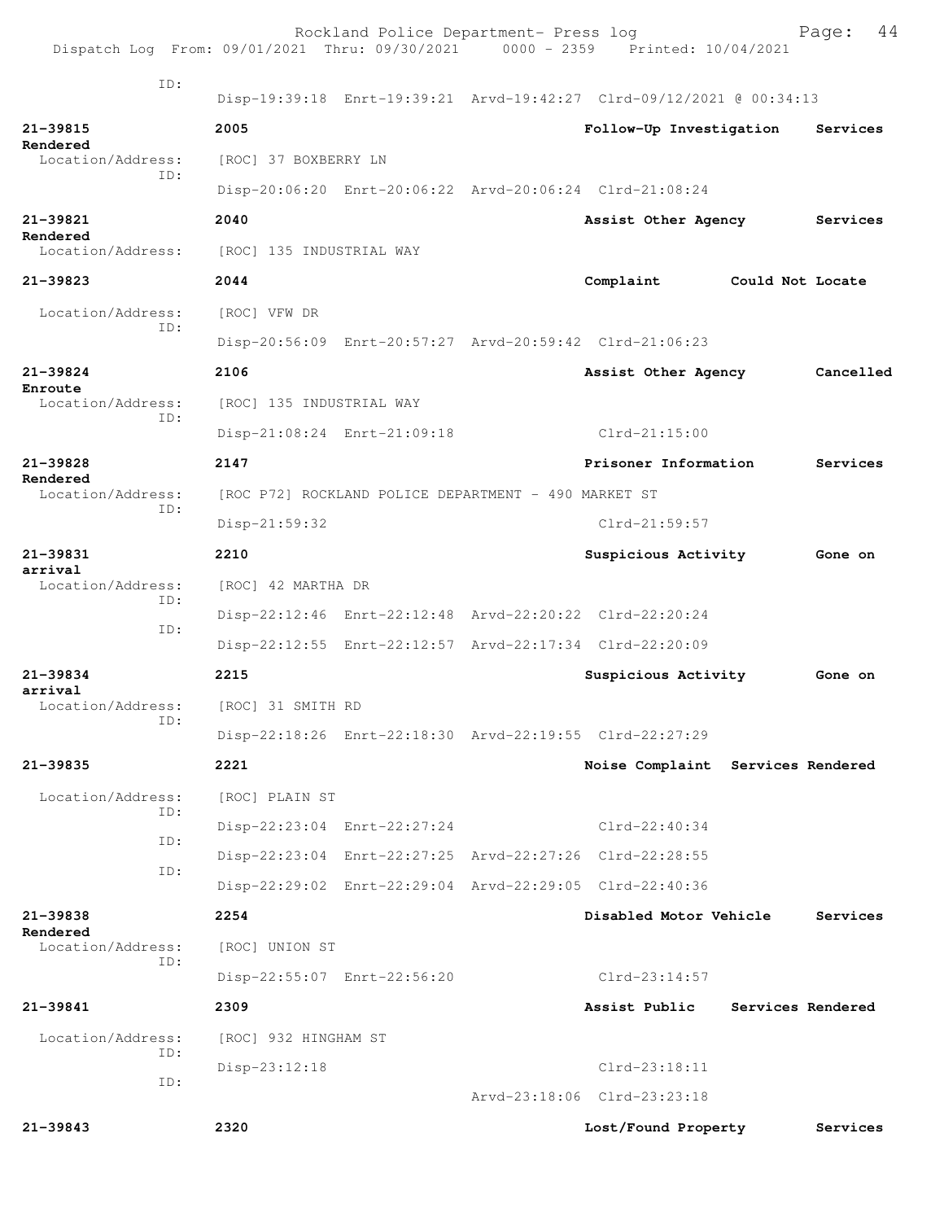```
          ID:
                    Disp-19:39:18  Enrt-19:39:21  Arvd-19:42:27  Clrd-09/12/2021 @ 00:34:13

21-39815            2005                                    Follow-Up Investigation     Services
Rendered
  Location/Address:    [ROC] 37 BOXBERRY LN
          ID:
                    Disp-20:06:20  Enrt-20:06:22  Arvd-20:06:24  Clrd-21:08:24

21-39821            2040                                    Assist Other Agency         Services
Rendered
  Location/Address:    [ROC] 135 INDUSTRIAL WAY

21-39823            2044                                    Complaint         Could Not Locate

  Location/Address:    [ROC] VFW DR
          ID:
                    Disp-20:56:09  Enrt-20:57:27  Arvd-20:59:42  Clrd-21:06:23

21-39824            2106                                    Assist Other Agency         Cancelled
Enroute
  Location/Address:    [ROC] 135 INDUSTRIAL WAY
          ID:
                    Disp-21:08:24  Enrt-21:09:18                 Clrd-21:15:00

21-39828            2147                                    Prisoner Information        Services
Rendered
  Location/Address:    [ROC P72] ROCKLAND POLICE DEPARTMENT - 490 MARKET ST
          ID:
                    Disp-21:59:32                                Clrd-21:59:57

21-39831            2210                                    Suspicious Activity         Gone on
arrival
  Location/Address:    [ROC] 42 MARTHA DR
          ID:
                    Disp-22:12:46  Enrt-22:12:48  Arvd-22:20:22  Clrd-22:20:24
          ID:
                    Disp-22:12:55  Enrt-22:12:57  Arvd-22:17:34  Clrd-22:20:09

21-39834            2215                                    Suspicious Activity         Gone on
arrival
  Location/Address:    [ROC] 31 SMITH RD
          ID:
                    Disp-22:18:26  Enrt-22:18:30  Arvd-22:19:55  Clrd-22:27:29

21-39835            2221                                    Noise Complaint   Services Rendered

  Location/Address:    [ROC] PLAIN ST
          ID:
                    Disp-22:23:04  Enrt-22:27:24                 Clrd-22:40:34
          ID:
                    Disp-22:23:04  Enrt-22:27:25  Arvd-22:27:26  Clrd-22:28:55
          ID:
                    Disp-22:29:02  Enrt-22:29:04  Arvd-22:29:05  Clrd-22:40:36

21-39838            2254                                    Disabled Motor Vehicle      Services
Rendered
  Location/Address:    [ROC] UNION ST
          ID:
                    Disp-22:55:07  Enrt-22:56:20                 Clrd-23:14:57

21-39841            2309                                    Assist Public     Services Rendered

  Location/Address:    [ROC] 932 HINGHAM ST
          ID:
                    Disp-23:12:18                                Clrd-23:18:11
          ID:
                                                  Arvd-23:18:06  Clrd-23:23:18

21-39843            2320                                    Lost/Found Property         Services
```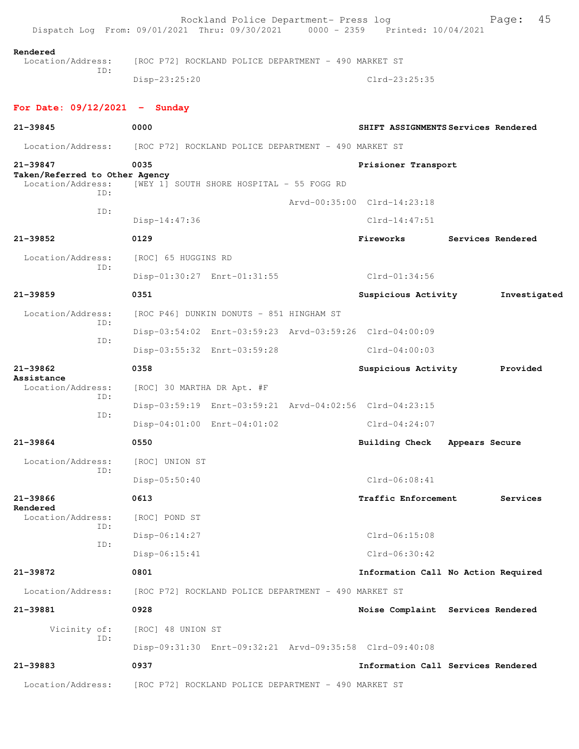Rendered
Location/Address: [ROC P72] ROCKLAND POLICE DEPARTMENT - 490 MARKET ST
ID:
Disp-23:25:20 Clrd-23:25:35

**For Date: 09/12/2021 - Sunday**

**21-39845** 0000 **SHIFT ASSIGNMENTS Services Rendered**

Location/Address: [ROC P72] ROCKLAND POLICE DEPARTMENT - 490 MARKET ST

**21-39847** 0035 **Prisioner Transport**
**Taken/Referred to Other Agency**
Location/Address: [WEY 1] SOUTH SHORE HOSPITAL - 55 FOGG RD
ID:
Arvd-00:35:00 Clrd-14:23:18
ID:
Disp-14:47:36 Clrd-14:47:51

**21-39852** 0129 **Fireworks Services Rendered**

Location/Address: [ROC] 65 HUGGINS RD
ID:
Disp-01:30:27 Enrt-01:31:55 Clrd-01:34:56

**21-39859** 0351 **Suspicious Activity Investigated**

Location/Address: [ROC P46] DUNKIN DONUTS - 851 HINGHAM ST
ID:
Disp-03:54:02 Enrt-03:59:23 Arvd-03:59:26 Clrd-04:00:09
ID:
Disp-03:55:32 Enrt-03:59:28 Clrd-04:00:03

**21-39862** 0358 **Suspicious Activity Provided Assistance**
Location/Address: [ROC] 30 MARTHA DR Apt. #F
ID:
Disp-03:59:19 Enrt-03:59:21 Arvd-04:02:56 Clrd-04:23:15
ID:
Disp-04:01:00 Enrt-04:01:02 Clrd-04:24:07

**21-39864** 0550 **Building Check Appears Secure**

Location/Address: [ROC] UNION ST
ID:
Disp-05:50:40 Clrd-06:08:41

**21-39866** 0613 **Traffic Enforcement Services Rendered**
Location/Address: [ROC] POND ST
ID:
Disp-06:14:27 Clrd-06:15:08
ID:
Disp-06:15:41 Clrd-06:30:42

**21-39872** 0801 **Information Call No Action Required**

Location/Address: [ROC P72] ROCKLAND POLICE DEPARTMENT - 490 MARKET ST

**21-39881** 0928 **Noise Complaint Services Rendered**

Vicinity of: [ROC] 48 UNION ST
ID:
Disp-09:31:30 Enrt-09:32:21 Arvd-09:35:58 Clrd-09:40:08

**21-39883** 0937 **Information Call Services Rendered**

Location/Address: [ROC P72] ROCKLAND POLICE DEPARTMENT - 490 MARKET ST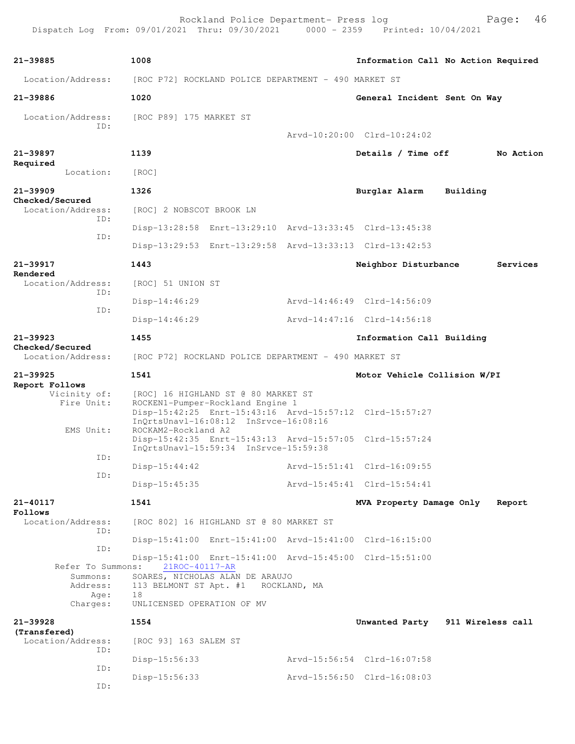21-39885 1008 Information Call No Action Required
Location/Address: [ROC P72] ROCKLAND POLICE DEPARTMENT - 490 MARKET ST

21-39886 1020 General Incident Sent On Way
Location/Address: [ROC P89] 175 MARKET ST
ID:
Arvd-10:20:00 Clrd-10:24:02

21-39897 1139 Details / Time off No Action Required
Location: [ROC]

21-39909 1326 Burglar Alarm Building Checked/Secured
Location/Address: [ROC] 2 NOBSCOT BROOK LN
ID:
Disp-13:28:58 Enrt-13:29:10 Arvd-13:33:45 Clrd-13:45:38
ID:
Disp-13:29:53 Enrt-13:29:58 Arvd-13:33:13 Clrd-13:42:53

21-39917 1443 Neighbor Disturbance Services Rendered
Location/Address: [ROC] 51 UNION ST
ID:
Disp-14:46:29 Arvd-14:46:49 Clrd-14:56:09
ID:
Disp-14:46:29 Arvd-14:47:16 Clrd-14:56:18

21-39923 1455 Information Call Building Checked/Secured
Location/Address: [ROC P72] ROCKLAND POLICE DEPARTMENT - 490 MARKET ST

21-39925 1541 Motor Vehicle Collision W/PI Report Follows
Vicinity of: [ROC] 16 HIGHLAND ST @ 80 MARKET ST
Fire Unit: ROCKEN1-Pumper-Rockland Engine 1
Disp-15:42:25 Enrt-15:43:16 Arvd-15:57:12 Clrd-15:57:27
InQrtsUnavl-16:08:12 InSrvce-16:08:16
EMS Unit: ROCKAM2-Rockland A2
Disp-15:42:35 Enrt-15:43:13 Arvd-15:57:05 Clrd-15:57:24
InQrtsUnavl-15:59:34 InSrvce-15:59:38
ID:
Disp-15:44:42 Arvd-15:51:41 Clrd-16:09:55
ID:
Disp-15:45:35 Arvd-15:45:41 Clrd-15:54:41

21-40117 1541 MVA Property Damage Only Report Follows
Location/Address: [ROC 802] 16 HIGHLAND ST @ 80 MARKET ST
ID:
Disp-15:41:00 Enrt-15:41:00 Arvd-15:41:00 Clrd-16:15:00
ID:
Disp-15:41:00 Enrt-15:41:00 Arvd-15:45:00 Clrd-15:51:00
Refer To Summons: 21ROC-40117-AR
Summons: SOARES, NICHOLAS ALAN DE ARAUJO
Address: 113 BELMONT ST Apt. #1 ROCKLAND, MA
Age: 18
Charges: UNLICENSED OPERATION OF MV

21-39928 1554 Unwanted Party 911 Wireless call (Transfered)
Location/Address: [ROC 93] 163 SALEM ST
ID:
Disp-15:56:33 Arvd-15:56:54 Clrd-16:07:58
ID:
Disp-15:56:33 Arvd-15:56:50 Clrd-16:08:03
ID: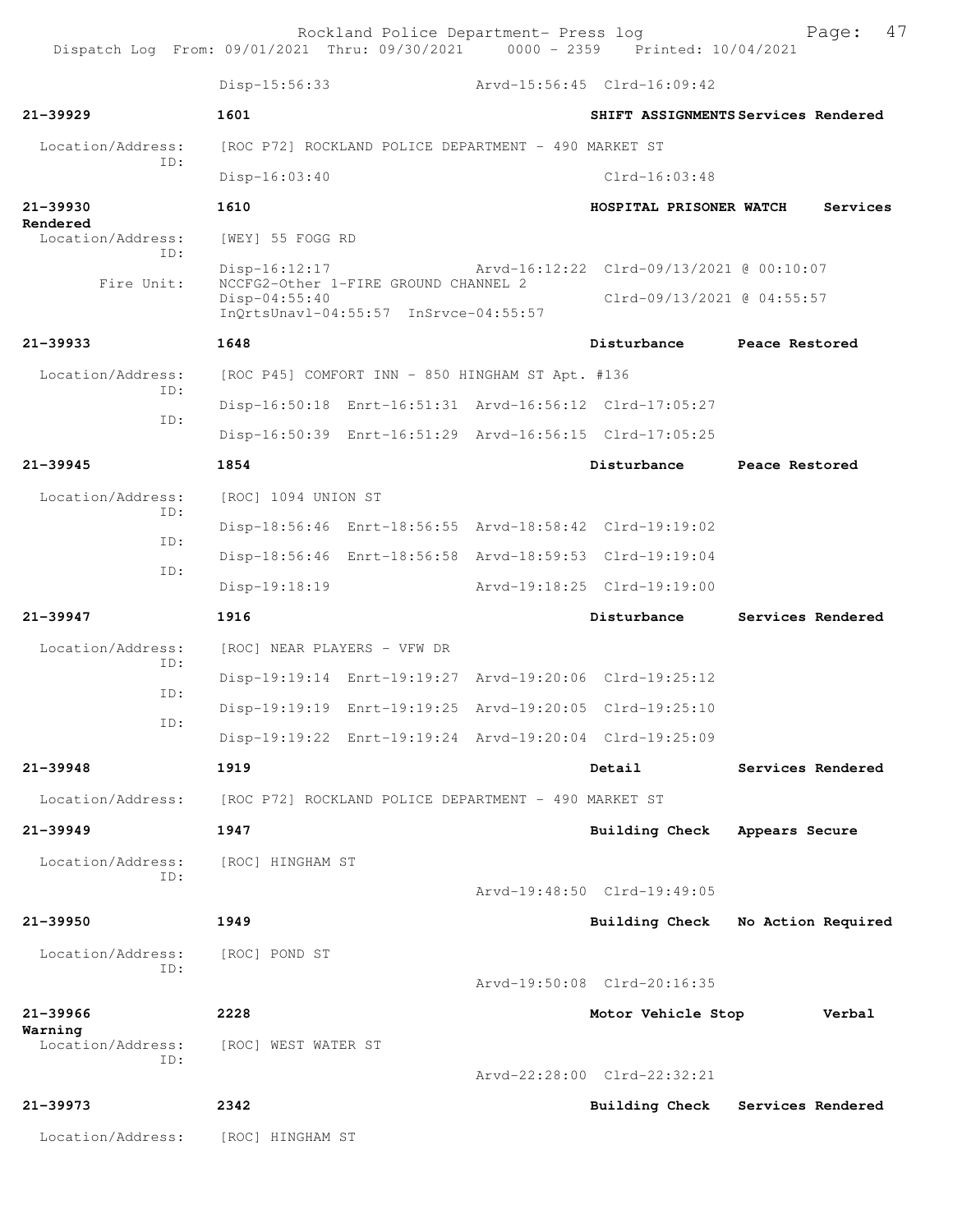Disp-15:56:33 Arvd-15:56:45 Clrd-16:09:42

**21-39929** **1601** **SHIFT ASSIGNMENTS** **Services Rendered**

Location/Address: [ROC P72] ROCKLAND POLICE DEPARTMENT - 490 MARKET ST
ID:
Disp-16:03:40 Clrd-16:03:48

**21-39930** **1610** **HOSPITAL PRISONER WATCH** **Services Rendered**

Location/Address: [WEY] 55 FOGG RD
ID:
Disp-16:12:17 Arvd-16:12:22 Clrd-09/13/2021 @ 00:10:07
Fire Unit: NCCFG2-Other 1-FIRE GROUND CHANNEL 2
Disp-04:55:40 Clrd-09/13/2021 @ 04:55:57
InQrtsUnavl-04:55:57 InSrvce-04:55:57

**21-39933** **1648** **Disturbance** **Peace Restored**

Location/Address: [ROC P45] COMFORT INN - 850 HINGHAM ST Apt. #136
ID:
Disp-16:50:18 Enrt-16:51:31 Arvd-16:56:12 Clrd-17:05:27
ID:
Disp-16:50:39 Enrt-16:51:29 Arvd-16:56:15 Clrd-17:05:25

**21-39945** **1854** **Disturbance** **Peace Restored**

Location/Address: [ROC] 1094 UNION ST
ID:
Disp-18:56:46 Enrt-18:56:55 Arvd-18:58:42 Clrd-19:19:02
ID:
Disp-18:56:46 Enrt-18:56:58 Arvd-18:59:53 Clrd-19:19:04
ID:
Disp-19:18:19 Arvd-19:18:25 Clrd-19:19:00

**21-39947** **1916** **Disturbance** **Services Rendered**

Location/Address: [ROC] NEAR PLAYERS - VFW DR
ID:
Disp-19:19:14 Enrt-19:19:27 Arvd-19:20:06 Clrd-19:25:12
ID:
Disp-19:19:19 Enrt-19:19:25 Arvd-19:20:05 Clrd-19:25:10
ID:
Disp-19:19:22 Enrt-19:19:24 Arvd-19:20:04 Clrd-19:25:09

**21-39948** **1919** **Detail** **Services Rendered**

Location/Address: [ROC P72] ROCKLAND POLICE DEPARTMENT - 490 MARKET ST

**21-39949** **1947** **Building Check** **Appears Secure**

Location/Address: [ROC] HINGHAM ST
ID:
Arvd-19:48:50 Clrd-19:49:05

**21-39950** **1949** **Building Check** **No Action Required**

Location/Address: [ROC] POND ST
ID:
Arvd-19:50:08 Clrd-20:16:35

**21-39966** **2228** **Motor Vehicle Stop** **Verbal Warning**

Location/Address: [ROC] WEST WATER ST
ID:
Arvd-22:28:00 Clrd-22:32:21

**21-39973** **2342** **Building Check** **Services Rendered**

Location/Address: [ROC] HINGHAM ST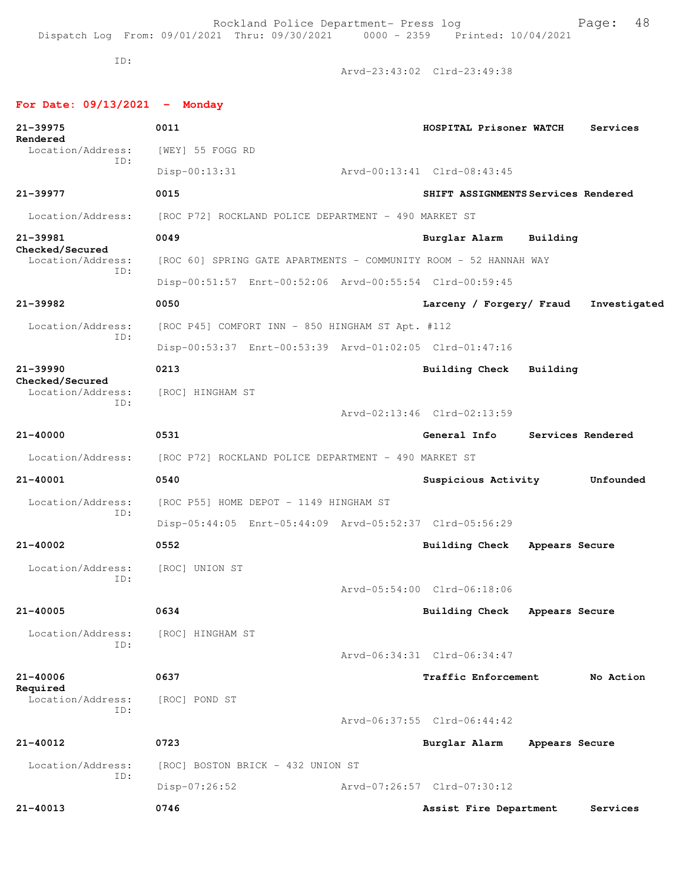Dispatch Log From: 09/01/2021 Thru: 09/30/2021 0000 - 2359 Printed: 10/04/2021

ID:
Arvd-23:43:02 Clrd-23:49:38

**For Date: 09/13/2021 - Monday**

**21-39975** **0011** **HOSPITAL Prisoner WATCH Services Rendered**
Location/Address: [WEY] 55 FOGG RD
ID:
Disp-00:13:31 Arvd-00:13:41 Clrd-08:43:45

**21-39977** **0015** **SHIFT ASSIGNMENTS Services Rendered**
Location/Address: [ROC P72] ROCKLAND POLICE DEPARTMENT - 490 MARKET ST

**21-39981** **0049** **Burglar Alarm Building Checked/Secured**
Location/Address: [ROC 60] SPRING GATE APARTMENTS - COMMUNITY ROOM - 52 HANNAH WAY
ID:
Disp-00:51:57 Enrt-00:52:06 Arvd-00:55:54 Clrd-00:59:45

**21-39982** **0050** **Larceny / Forgery/ Fraud Investigated**
Location/Address: [ROC P45] COMFORT INN - 850 HINGHAM ST Apt. #112
ID:
Disp-00:53:37 Enrt-00:53:39 Arvd-01:02:05 Clrd-01:47:16

**21-39990** **0213** **Building Check Building Checked/Secured**
Location/Address: [ROC] HINGHAM ST
ID:
Arvd-02:13:46 Clrd-02:13:59

**21-40000** **0531** **General Info Services Rendered**
Location/Address: [ROC P72] ROCKLAND POLICE DEPARTMENT - 490 MARKET ST

**21-40001** **0540** **Suspicious Activity Unfounded**
Location/Address: [ROC P55] HOME DEPOT - 1149 HINGHAM ST
ID:
Disp-05:44:05 Enrt-05:44:09 Arvd-05:52:37 Clrd-05:56:29

**21-40002** **0552** **Building Check Appears Secure**
Location/Address: [ROC] UNION ST
ID:
Arvd-05:54:00 Clrd-06:18:06

**21-40005** **0634** **Building Check Appears Secure**
Location/Address: [ROC] HINGHAM ST
ID:
Arvd-06:34:31 Clrd-06:34:47

**21-40006** **0637** **Traffic Enforcement No Action Required**
Location/Address: [ROC] POND ST
ID:
Arvd-06:37:55 Clrd-06:44:42

**21-40012** **0723** **Burglar Alarm Appears Secure**
Location/Address: [ROC] BOSTON BRICK - 432 UNION ST
ID:
Disp-07:26:52 Arvd-07:26:57 Clrd-07:30:12

**21-40013** **0746** **Assist Fire Department Services**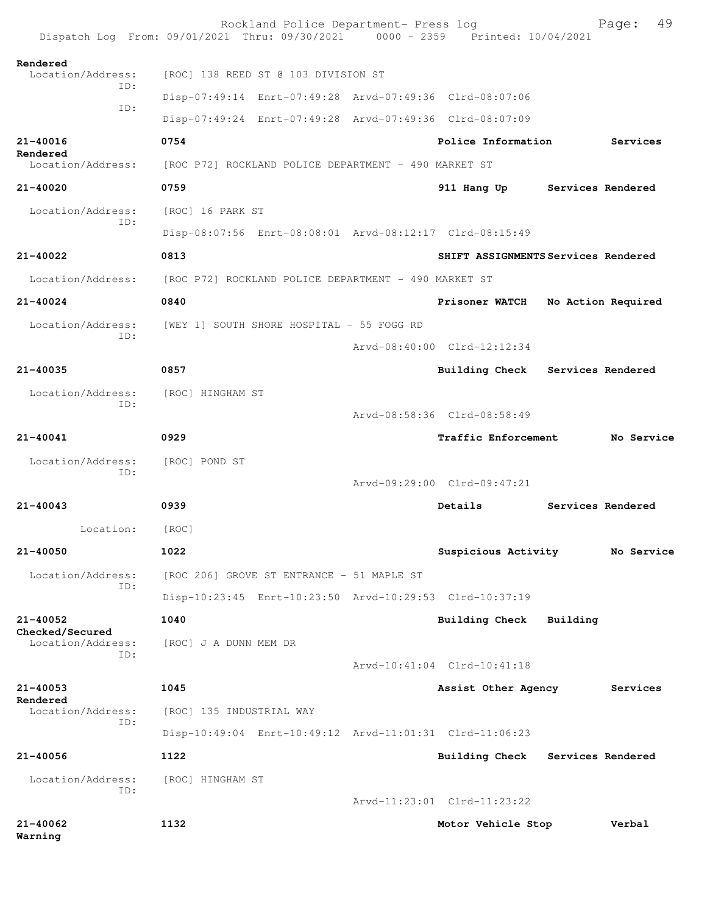Rendered
  Location/Address: [ROC] 138 REED ST @ 103 DIVISION ST
  ID: Disp-07:49:14 Enrt-07:49:28 Arvd-07:49:36 Clrd-08:07:06
  ID: Disp-07:49:24 Enrt-07:49:28 Arvd-07:49:36 Clrd-08:07:09

**21-40016** 0754 **Police Information** **Services Rendered**
  Location/Address: [ROC P72] ROCKLAND POLICE DEPARTMENT - 490 MARKET ST

**21-40020** 0759 **911 Hang Up** **Services Rendered**
  Location/Address: [ROC] 16 PARK ST
  ID: Disp-08:07:56 Enrt-08:08:01 Arvd-08:12:17 Clrd-08:15:49

**21-40022** 0813 **SHIFT ASSIGNMENTS** **Services Rendered**
  Location/Address: [ROC P72] ROCKLAND POLICE DEPARTMENT - 490 MARKET ST

**21-40024** 0840 **Prisoner WATCH** **No Action Required**
  Location/Address: [WEY 1] SOUTH SHORE HOSPITAL - 55 FOGG RD
  ID: Arvd-08:40:00 Clrd-12:12:34

**21-40035** 0857 **Building Check** **Services Rendered**
  Location/Address: [ROC] HINGHAM ST
  ID: Arvd-08:58:36 Clrd-08:58:49

**21-40041** 0929 **Traffic Enforcement** **No Service**
  Location/Address: [ROC] POND ST
  ID: Arvd-09:29:00 Clrd-09:47:21

**21-40043** 0939 **Details** **Services Rendered**
  Location: [ROC]

**21-40050** 1022 **Suspicious Activity** **No Service**
  Location/Address: [ROC 206] GROVE ST ENTRANCE - 51 MAPLE ST
  ID: Disp-10:23:45 Enrt-10:23:50 Arvd-10:29:53 Clrd-10:37:19

**21-40052** 1040 **Building Check** **Building Checked/Secured**
  Location/Address: [ROC] J A DUNN MEM DR
  ID: Arvd-10:41:04 Clrd-10:41:18

**21-40053** 1045 **Assist Other Agency** **Services Rendered**
  Location/Address: [ROC] 135 INDUSTRIAL WAY
  ID: Disp-10:49:04 Enrt-10:49:12 Arvd-11:01:31 Clrd-11:06:23

**21-40056** 1122 **Building Check** **Services Rendered**
  Location/Address: [ROC] HINGHAM ST
  ID: Arvd-11:23:01 Clrd-11:23:22

**21-40062** 1132 **Motor Vehicle Stop** **Verbal Warning**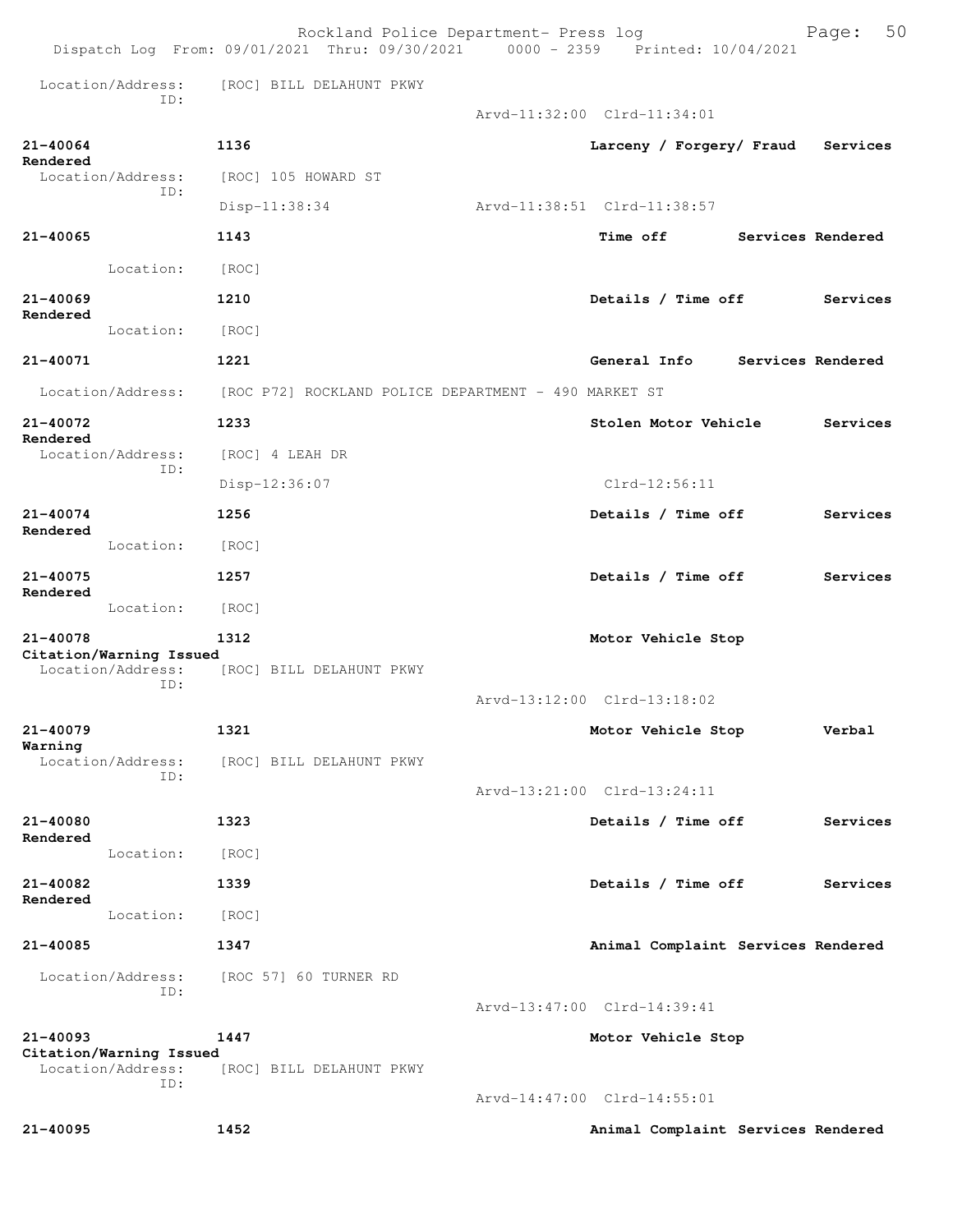Location/Address: [ROC] BILL DELAHUNT PKWY
ID:
Arvd-11:32:00 Clrd-11:34:01

**21-40064** **1136** **Larceny / Forgery/ Fraud Services Rendered**
Location/Address: [ROC] 105 HOWARD ST
ID:
Disp-11:38:34 Arvd-11:38:51 Clrd-11:38:57

**21-40065** **1143** **Time off Services Rendered**
Location: [ROC]

**21-40069** **1210** **Details / Time off Services Rendered**
Location: [ROC]

**21-40071** **1221** **General Info Services Rendered**
Location/Address: [ROC P72] ROCKLAND POLICE DEPARTMENT - 490 MARKET ST

**21-40072** **1233** **Stolen Motor Vehicle Services Rendered**
Location/Address: [ROC] 4 LEAH DR
ID:
Disp-12:36:07 Clrd-12:56:11

**21-40074** **1256** **Details / Time off Services Rendered**
Location: [ROC]

**21-40075** **1257** **Details / Time off Services Rendered**
Location: [ROC]

**21-40078** **1312** **Motor Vehicle Stop Citation/Warning Issued**
Location/Address: [ROC] BILL DELAHUNT PKWY
ID:
Arvd-13:12:00 Clrd-13:18:02

**21-40079** **1321** **Motor Vehicle Stop Verbal Warning**
Location/Address: [ROC] BILL DELAHUNT PKWY
ID:
Arvd-13:21:00 Clrd-13:24:11

**21-40080** **1323** **Details / Time off Services Rendered**
Location: [ROC]

**21-40082** **1339** **Details / Time off Services Rendered**
Location: [ROC]

**21-40085** **1347** **Animal Complaint Services Rendered**
Location/Address: [ROC 57] 60 TURNER RD
ID:
Arvd-13:47:00 Clrd-14:39:41

**21-40093** **1447** **Motor Vehicle Stop Citation/Warning Issued**
Location/Address: [ROC] BILL DELAHUNT PKWY
ID:
Arvd-14:47:00 Clrd-14:55:01

**21-40095** **1452** **Animal Complaint Services Rendered**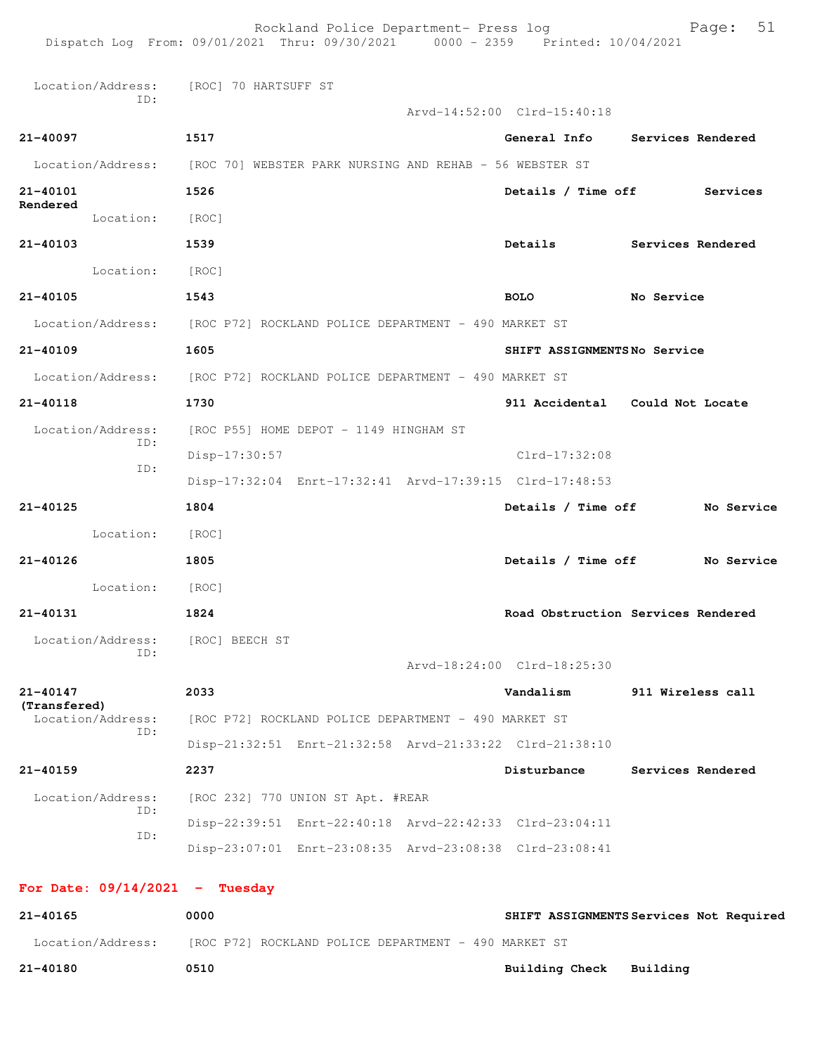Location/Address: [ROC] 70 HARTSUFF ST
ID:
Arvd-14:52:00 Clrd-15:40:18

**21-40097** **1517** **General Info** **Services Rendered**

Location/Address: [ROC 70] WEBSTER PARK NURSING AND REHAB - 56 WEBSTER ST

**21-40101** **1526** **Details / Time off** **Services Rendered**

Location: [ROC]

**21-40103** **1539** **Details** **Services Rendered**

Location: [ROC]

**21-40105** **1543** **BOLO** **No Service**

Location/Address: [ROC P72] ROCKLAND POLICE DEPARTMENT - 490 MARKET ST

**21-40109** **1605** **SHIFT ASSIGNMENTS** **No Service**

Location/Address: [ROC P72] ROCKLAND POLICE DEPARTMENT - 490 MARKET ST

**21-40118** **1730** **911 Accidental** **Could Not Locate**

Location/Address: [ROC P55] HOME DEPOT - 1149 HINGHAM ST
ID:
Disp-17:30:57 Clrd-17:32:08
ID:
Disp-17:32:04 Enrt-17:32:41 Arvd-17:39:15 Clrd-17:48:53

**21-40125** **1804** **Details / Time off** **No Service**

Location: [ROC]

**21-40126** **1805** **Details / Time off** **No Service**

Location: [ROC]

**21-40131** **1824** **Road Obstruction** **Services Rendered**

Location/Address: [ROC] BEECH ST
ID:
Arvd-18:24:00 Clrd-18:25:30

**21-40147 (Transfered)** **2033** **Vandalism** **911 Wireless call**

Location/Address: [ROC P72] ROCKLAND POLICE DEPARTMENT - 490 MARKET ST
ID:
Disp-21:32:51 Enrt-21:32:58 Arvd-21:33:22 Clrd-21:38:10

**21-40159** **2237** **Disturbance** **Services Rendered**

Location/Address: [ROC 232] 770 UNION ST Apt. #REAR
ID:
Disp-22:39:51 Enrt-22:40:18 Arvd-22:42:33 Clrd-23:04:11
ID:
Disp-23:07:01 Enrt-23:08:35 Arvd-23:08:38 Clrd-23:08:41

## For Date: 09/14/2021 - Tuesday

**21-40165** **0000** **SHIFT ASSIGNMENTS** **Services Not Required**

Location/Address: [ROC P72] ROCKLAND POLICE DEPARTMENT - 490 MARKET ST

**21-40180** **0510** **Building Check** **Building**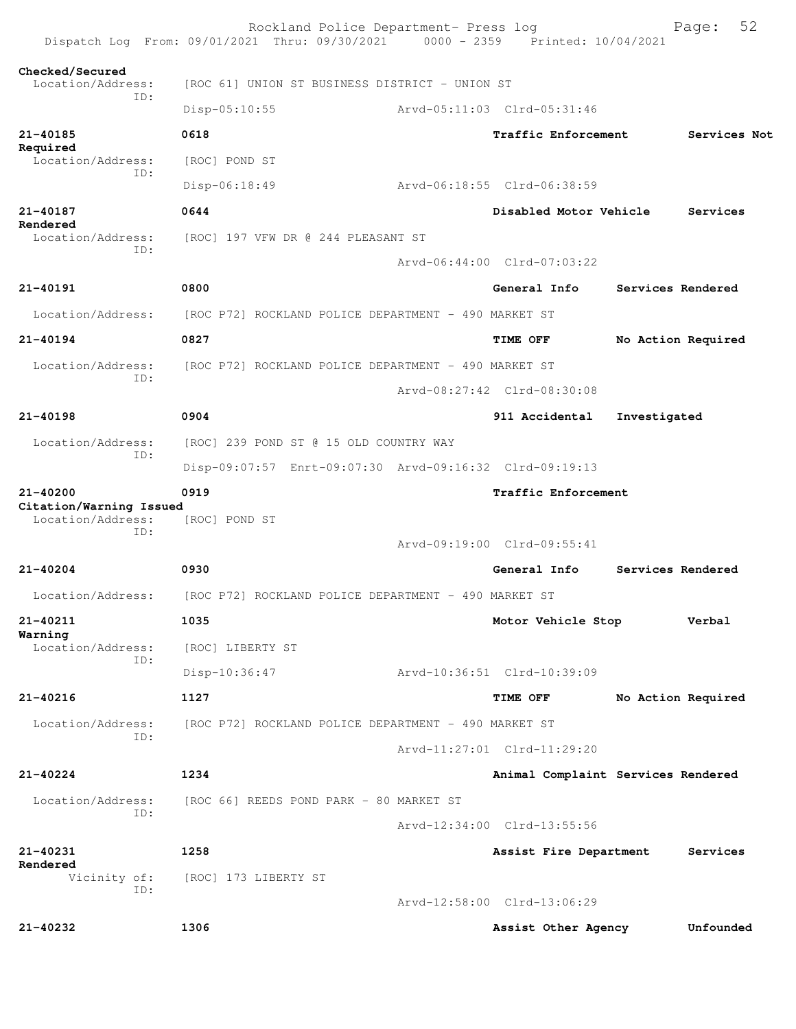Checked/Secured
Location/Address: [ROC 61] UNION ST BUSINESS DISTRICT - UNION ST
ID:
Disp-05:10:55 Arvd-05:11:03 Clrd-05:31:46

**21-40185** **0618** **Traffic Enforcement** **Services Not Required**
Location/Address: [ROC] POND ST
ID:
Disp-06:18:49 Arvd-06:18:55 Clrd-06:38:59

**21-40187** **0644** **Disabled Motor Vehicle** **Services Rendered**
Location/Address: [ROC] 197 VFW DR @ 244 PLEASANT ST
ID:
Arvd-06:44:00 Clrd-07:03:22

**21-40191** **0800** **General Info** **Services Rendered**
Location/Address: [ROC P72] ROCKLAND POLICE DEPARTMENT - 490 MARKET ST

**21-40194** **0827** **TIME OFF** **No Action Required**
Location/Address: [ROC P72] ROCKLAND POLICE DEPARTMENT - 490 MARKET ST
ID:
Arvd-08:27:42 Clrd-08:30:08

**21-40198** **0904** **911 Accidental** **Investigated**
Location/Address: [ROC] 239 POND ST @ 15 OLD COUNTRY WAY
ID:
Disp-09:07:57 Enrt-09:07:30 Arvd-09:16:32 Clrd-09:19:13

**21-40200** **0919** **Traffic Enforcement** **Citation/Warning Issued**
Location/Address: [ROC] POND ST
ID:
Arvd-09:19:00 Clrd-09:55:41

**21-40204** **0930** **General Info** **Services Rendered**
Location/Address: [ROC P72] ROCKLAND POLICE DEPARTMENT - 490 MARKET ST

**21-40211** **1035** **Motor Vehicle Stop** **Verbal Warning**
Location/Address: [ROC] LIBERTY ST
ID:
Disp-10:36:47 Arvd-10:36:51 Clrd-10:39:09

**21-40216** **1127** **TIME OFF** **No Action Required**
Location/Address: [ROC P72] ROCKLAND POLICE DEPARTMENT - 490 MARKET ST
ID:
Arvd-11:27:01 Clrd-11:29:20

**21-40224** **1234** **Animal Complaint** **Services Rendered**
Location/Address: [ROC 66] REEDS POND PARK - 80 MARKET ST
ID:
Arvd-12:34:00 Clrd-13:55:56

**21-40231** **1258** **Assist Fire Department** **Services Rendered**
Vicinity of: [ROC] 173 LIBERTY ST
ID:
Arvd-12:58:00 Clrd-13:06:29

**21-40232** **1306** **Assist Other Agency** **Unfounded**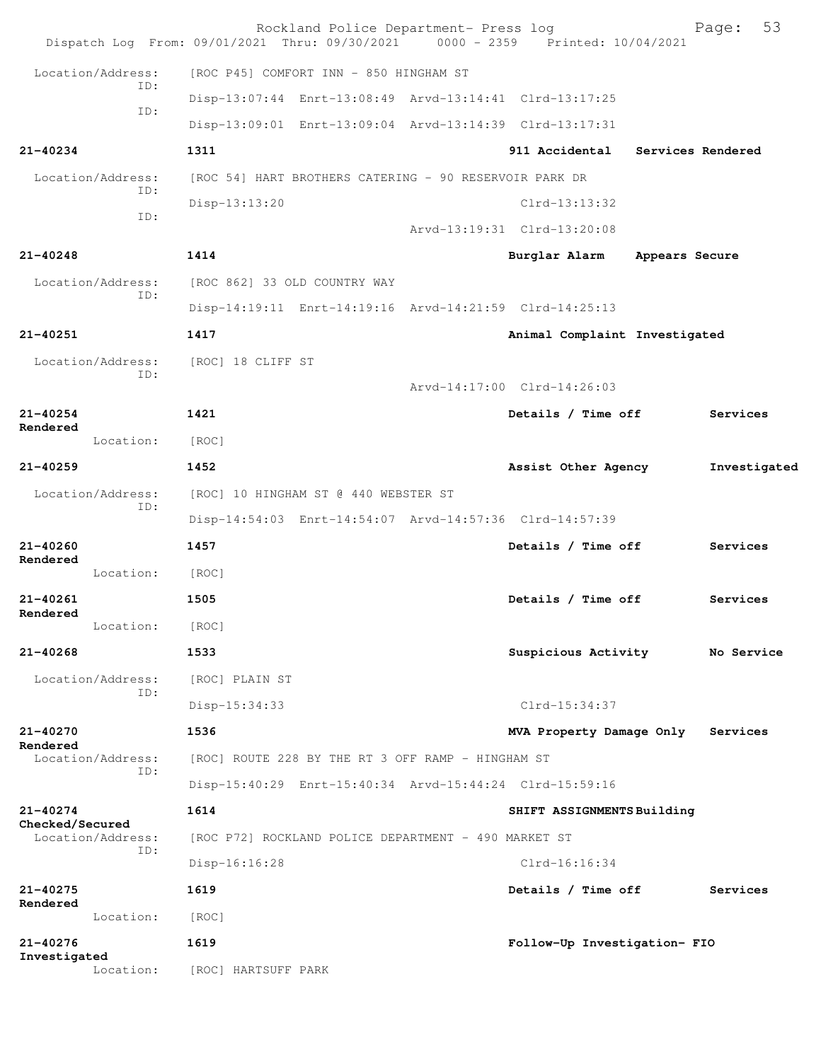Rockland Police Department- Press log
Dispatch Log From: 09/01/2021 Thru: 09/30/2021 0000 - 2359 Printed: 10/04/2021

Location/Address: [ROC P45] COMFORT INN - 850 HINGHAM ST
ID: Disp-13:07:44 Enrt-13:08:49 Arvd-13:14:41 Clrd-13:17:25
ID: Disp-13:09:01 Enrt-13:09:04 Arvd-13:14:39 Clrd-13:17:31

**21-40234** 1311 **911 Accidental** **Services Rendered**
Location/Address: [ROC 54] HART BROTHERS CATERING - 90 RESERVOIR PARK DR
ID: Disp-13:13:20 Clrd-13:13:32
ID: Arvd-13:19:31 Clrd-13:20:08

**21-40248** 1414 **Burglar Alarm** **Appears Secure**
Location/Address: [ROC 862] 33 OLD COUNTRY WAY
ID: Disp-14:19:11 Enrt-14:19:16 Arvd-14:21:59 Clrd-14:25:13

**21-40251** 1417 **Animal Complaint** **Investigated**
Location/Address: [ROC] 18 CLIFF ST
ID: Arvd-14:17:00 Clrd-14:26:03

**21-40254** 1421 **Details / Time off** **Services Rendered**
Location: [ROC]

**21-40259** 1452 **Assist Other Agency** **Investigated**
Location/Address: [ROC] 10 HINGHAM ST @ 440 WEBSTER ST
ID: Disp-14:54:03 Enrt-14:54:07 Arvd-14:57:36 Clrd-14:57:39

**21-40260** 1457 **Details / Time off** **Services Rendered**
Location: [ROC]

**21-40261** 1505 **Details / Time off** **Services Rendered**
Location: [ROC]

**21-40268** 1533 **Suspicious Activity** **No Service**
Location/Address: [ROC] PLAIN ST
ID: Disp-15:34:33 Clrd-15:34:37

**21-40270** 1536 **MVA Property Damage Only** **Services Rendered**
Location/Address: [ROC] ROUTE 228 BY THE RT 3 OFF RAMP - HINGHAM ST
ID: Disp-15:40:29 Enrt-15:40:34 Arvd-15:44:24 Clrd-15:59:16

**21-40274** 1614 **SHIFT ASSIGNMENTS** **Building Checked/Secured**
Location/Address: [ROC P72] ROCKLAND POLICE DEPARTMENT - 490 MARKET ST
ID: Disp-16:16:28 Clrd-16:16:34

**21-40275** 1619 **Details / Time off** **Services Rendered**
Location: [ROC]

**21-40276** 1619 **Follow-Up Investigation- FIO** **Investigated**
Location: [ROC] HARTSUFF PARK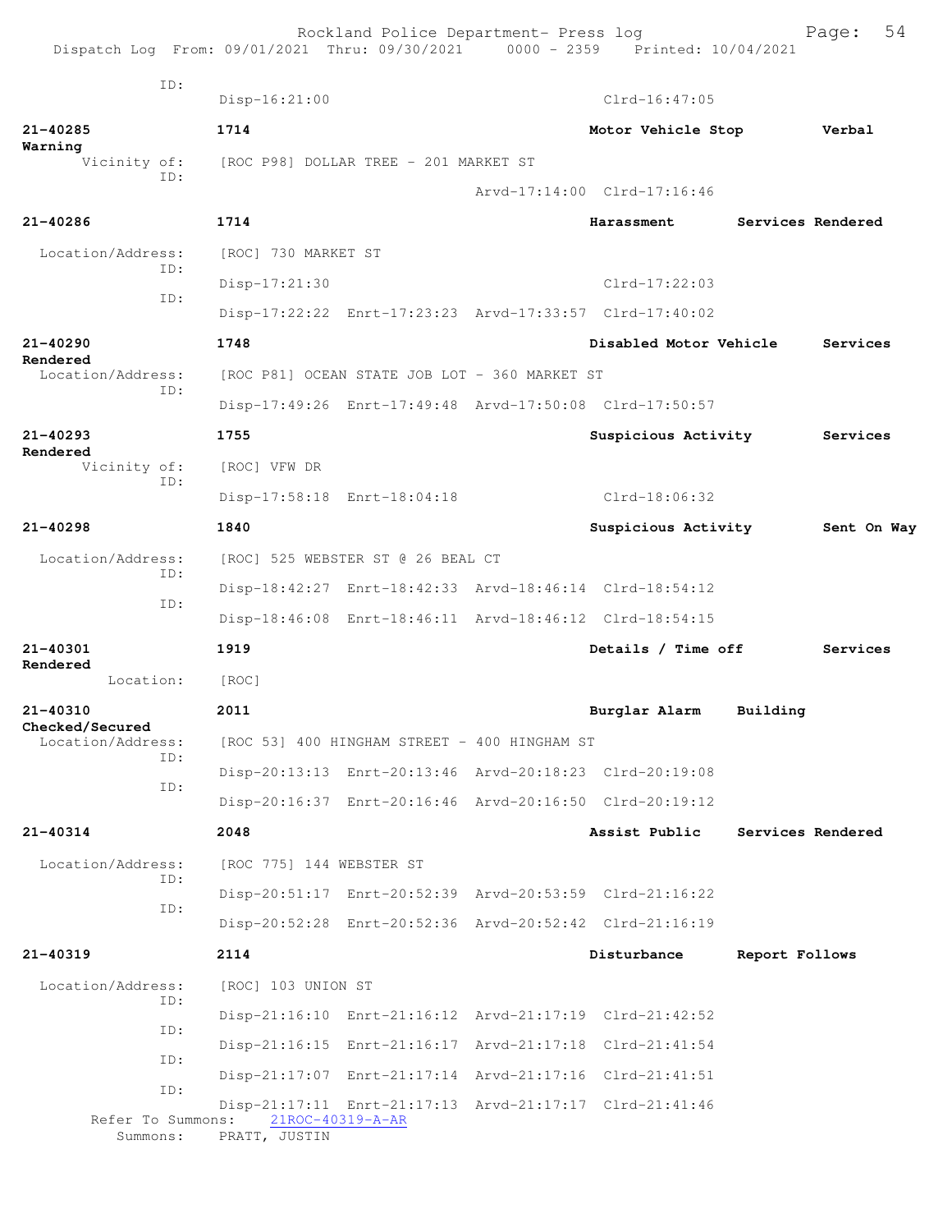ID:
Disp-16:21:00 Clrd-16:47:05

**21-40285** **1714** **Motor Vehicle Stop** **Verbal Warning**
Vicinity of: [ROC P98] DOLLAR TREE - 201 MARKET ST
ID:
Arvd-17:14:00 Clrd-17:16:46

**21-40286** **1714** **Harassment** **Services Rendered**
Location/Address: [ROC] 730 MARKET ST
ID:
Disp-17:21:30 Clrd-17:22:03
ID:
Disp-17:22:22 Enrt-17:23:23 Arvd-17:33:57 Clrd-17:40:02

**21-40290** **1748** **Disabled Motor Vehicle** **Services Rendered**
Location/Address: [ROC P81] OCEAN STATE JOB LOT - 360 MARKET ST
ID:
Disp-17:49:26 Enrt-17:49:48 Arvd-17:50:08 Clrd-17:50:57

**21-40293** **1755** **Suspicious Activity** **Services Rendered**
Vicinity of: [ROC] VFW DR
ID:
Disp-17:58:18 Enrt-18:04:18 Clrd-18:06:32

**21-40298** **1840** **Suspicious Activity** **Sent On Way**
Location/Address: [ROC] 525 WEBSTER ST @ 26 BEAL CT
ID:
Disp-18:42:27 Enrt-18:42:33 Arvd-18:46:14 Clrd-18:54:12
ID:
Disp-18:46:08 Enrt-18:46:11 Arvd-18:46:12 Clrd-18:54:15

**21-40301** **1919** **Details / Time off** **Services Rendered**
Location: [ROC]

**21-40310** **2011** **Burglar Alarm** **Building Checked/Secured**
Location/Address: [ROC 53] 400 HINGHAM STREET - 400 HINGHAM ST
ID:
Disp-20:13:13 Enrt-20:13:46 Arvd-20:18:23 Clrd-20:19:08
ID:
Disp-20:16:37 Enrt-20:16:46 Arvd-20:16:50 Clrd-20:19:12

**21-40314** **2048** **Assist Public** **Services Rendered**
Location/Address: [ROC 775] 144 WEBSTER ST
ID:
Disp-20:51:17 Enrt-20:52:39 Arvd-20:53:59 Clrd-21:16:22
ID:
Disp-20:52:28 Enrt-20:52:36 Arvd-20:52:42 Clrd-21:16:19

**21-40319** **2114** **Disturbance** **Report Follows**
Location/Address: [ROC] 103 UNION ST
ID:
Disp-21:16:10 Enrt-21:16:12 Arvd-21:17:19 Clrd-21:42:52
ID:
Disp-21:16:15 Enrt-21:16:17 Arvd-21:17:18 Clrd-21:41:54
ID:
Disp-21:17:07 Enrt-21:17:14 Arvd-21:17:16 Clrd-21:41:51
ID:
Disp-21:17:11 Enrt-21:17:13 Arvd-21:17:17 Clrd-21:41:46
Refer To Summons: 21ROC-40319-A-AR
Summons: PRATT, JUSTIN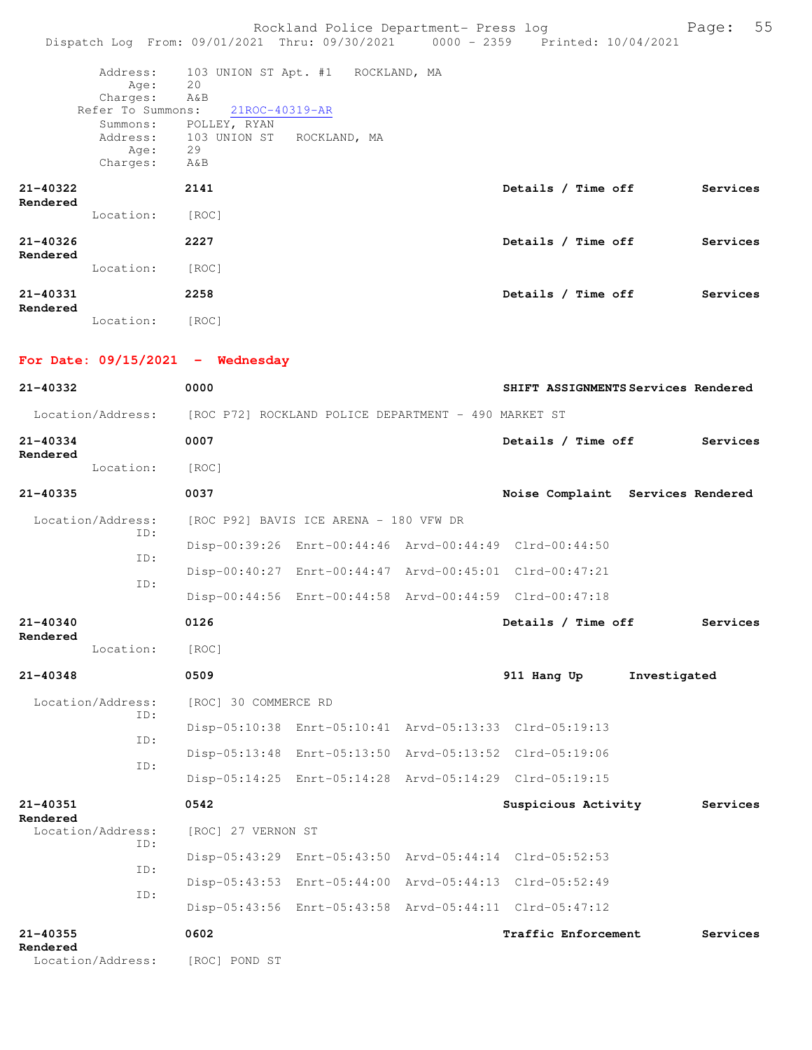Address: 103 UNION ST Apt. #1 ROCKLAND, MA
Age: 20
Charges: A&B
Refer To Summons: 21ROC-40319-AR
Summons: POLLEY, RYAN
Address: 103 UNION ST ROCKLAND, MA
Age: 29
Charges: A&B

**21-40322** **2141** **Details / Time off** **Services Rendered**
Location: [ROC]

**21-40326** **2227** **Details / Time off** **Services Rendered**
Location: [ROC]

**21-40331** **2258** **Details / Time off** **Services Rendered**
Location: [ROC]

## For Date: 09/15/2021 - Wednesday

**21-40332** **0000** **SHIFT ASSIGNMENTS Services Rendered**
Location/Address: [ROC P72] ROCKLAND POLICE DEPARTMENT - 490 MARKET ST

**21-40334** **0007** **Details / Time off** **Services Rendered**
Location: [ROC]

**21-40335** **0037** **Noise Complaint Services Rendered**
Location/Address: [ROC P92] BAVIS ICE ARENA - 180 VFW DR
ID: Disp-00:39:26 Enrt-00:44:46 Arvd-00:44:49 Clrd-00:44:50
ID: Disp-00:40:27 Enrt-00:44:47 Arvd-00:45:01 Clrd-00:47:21
ID: Disp-00:44:56 Enrt-00:44:58 Arvd-00:44:59 Clrd-00:47:18

**21-40340** **0126** **Details / Time off** **Services Rendered**
Location: [ROC]

**21-40348** **0509** **911 Hang Up** **Investigated**
Location/Address: [ROC] 30 COMMERCE RD
ID: Disp-05:10:38 Enrt-05:10:41 Arvd-05:13:33 Clrd-05:19:13
ID: Disp-05:13:48 Enrt-05:13:50 Arvd-05:13:52 Clrd-05:19:06
ID: Disp-05:14:25 Enrt-05:14:28 Arvd-05:14:29 Clrd-05:19:15

**21-40351** **0542** **Suspicious Activity** **Services Rendered**
Location/Address: [ROC] 27 VERNON ST
ID: Disp-05:43:29 Enrt-05:43:50 Arvd-05:44:14 Clrd-05:52:53
ID: Disp-05:43:53 Enrt-05:44:00 Arvd-05:44:13 Clrd-05:52:49
ID: Disp-05:43:56 Enrt-05:43:58 Arvd-05:44:11 Clrd-05:47:12

**21-40355** **0602** **Traffic Enforcement** **Services Rendered**
Location/Address: [ROC] POND ST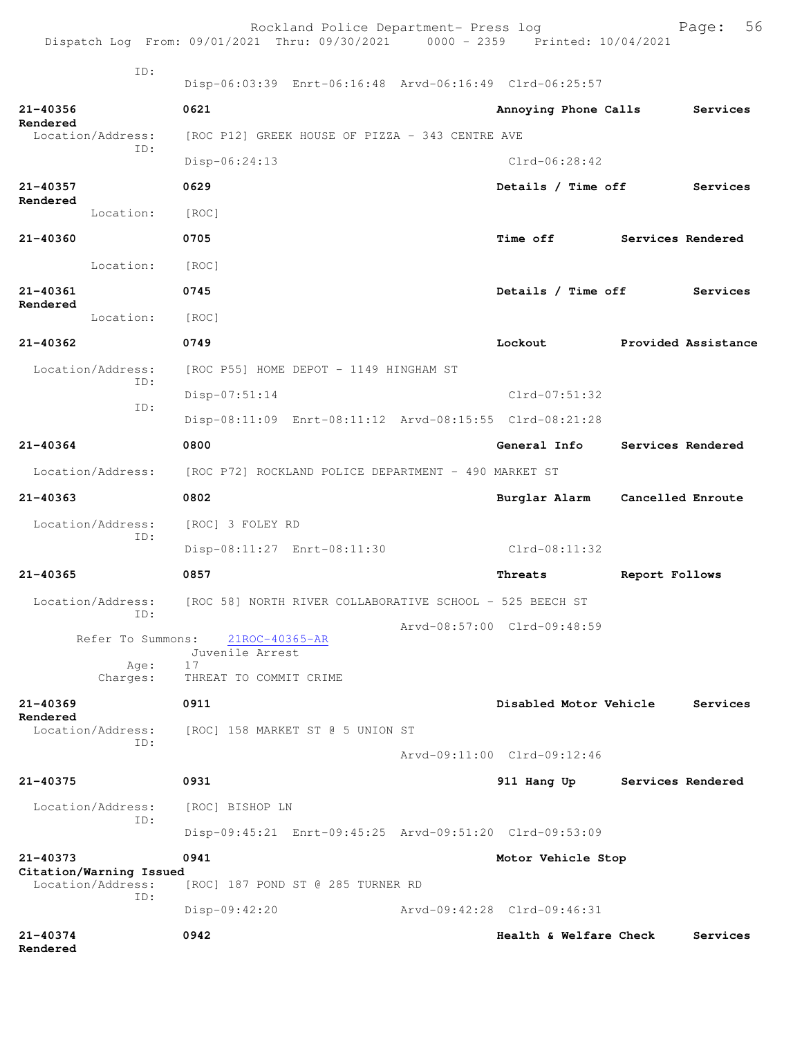ID:
Disp-06:03:39 Enrt-06:16:48 Arvd-06:16:49 Clrd-06:25:57

**21-40356** **0621** **Annoying Phone Calls** **Services Rendered**
Location/Address: [ROC P12] GREEK HOUSE OF PIZZA - 343 CENTRE AVE
ID:
Disp-06:24:13 Clrd-06:28:42

**21-40357** **0629** **Details / Time off** **Services Rendered**
Location: [ROC]

**21-40360** **0705** **Time off** **Services Rendered**
Location: [ROC]

**21-40361** **0745** **Details / Time off** **Services Rendered**
Location: [ROC]

**21-40362** **0749** **Lockout** **Provided Assistance**
Location/Address: [ROC P55] HOME DEPOT - 1149 HINGHAM ST
ID:
Disp-07:51:14 Clrd-07:51:32
ID:
Disp-08:11:09 Enrt-08:11:12 Arvd-08:15:55 Clrd-08:21:28

**21-40364** **0800** **General Info** **Services Rendered**
Location/Address: [ROC P72] ROCKLAND POLICE DEPARTMENT - 490 MARKET ST

**21-40363** **0802** **Burglar Alarm** **Cancelled Enroute**
Location/Address: [ROC] 3 FOLEY RD
ID:
Disp-08:11:27 Enrt-08:11:30 Clrd-08:11:32

**21-40365** **0857** **Threats** **Report Follows**
Location/Address: [ROC 58] NORTH RIVER COLLABORATIVE SCHOOL - 525 BEECH ST
ID:
Arvd-08:57:00 Clrd-09:48:59
Refer To Summons: 21ROC-40365-AR
Juvenile Arrest
Age: 17
Charges: THREAT TO COMMIT CRIME

**21-40369** **0911** **Disabled Motor Vehicle** **Services Rendered**
Location/Address: [ROC] 158 MARKET ST @ 5 UNION ST
ID:
Arvd-09:11:00 Clrd-09:12:46

**21-40375** **0931** **911 Hang Up** **Services Rendered**
Location/Address: [ROC] BISHOP LN
ID:
Disp-09:45:21 Enrt-09:45:25 Arvd-09:51:20 Clrd-09:53:09

**21-40373** **0941** **Motor Vehicle Stop** **Citation/Warning Issued**
Location/Address: [ROC] 187 POND ST @ 285 TURNER RD
ID:
Disp-09:42:20 Arvd-09:42:28 Clrd-09:46:31

**21-40374** **0942** **Health & Welfare Check** **Services Rendered**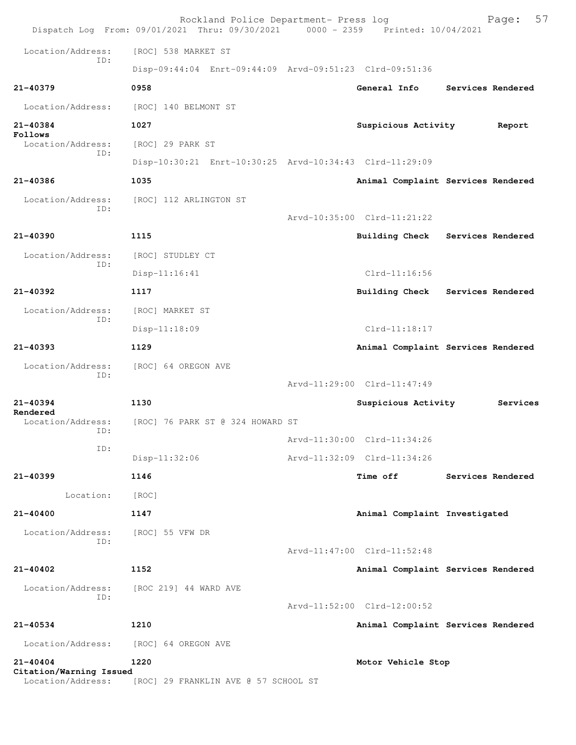Rockland Police Department- Press log
Dispatch Log From: 09/01/2021 Thru: 09/30/2021 0000 - 2359 Printed: 10/04/2021

Location/Address: [ROC] 538 MARKET ST
ID:
Disp-09:44:04 Enrt-09:44:09 Arvd-09:51:23 Clrd-09:51:36

**21-40379** **0958** **General Info** **Services Rendered**
Location/Address: [ROC] 140 BELMONT ST

**21-40384** **1027** **Suspicious Activity** **Report Follows**
Location/Address: [ROC] 29 PARK ST
ID:
Disp-10:30:21 Enrt-10:30:25 Arvd-10:34:43 Clrd-11:29:09

**21-40386** **1035** **Animal Complaint** **Services Rendered**
Location/Address: [ROC] 112 ARLINGTON ST
ID:
Arvd-10:35:00 Clrd-11:21:22

**21-40390** **1115** **Building Check** **Services Rendered**
Location/Address: [ROC] STUDLEY CT
ID:
Disp-11:16:41 Clrd-11:16:56

**21-40392** **1117** **Building Check** **Services Rendered**
Location/Address: [ROC] MARKET ST
ID:
Disp-11:18:09 Clrd-11:18:17

**21-40393** **1129** **Animal Complaint** **Services Rendered**
Location/Address: [ROC] 64 OREGON AVE
ID:
Arvd-11:29:00 Clrd-11:47:49

**21-40394** **1130** **Suspicious Activity** **Services Rendered**
Location/Address: [ROC] 76 PARK ST @ 324 HOWARD ST
ID:
Arvd-11:30:00 Clrd-11:34:26
ID:
Disp-11:32:06 Arvd-11:32:09 Clrd-11:34:26

**21-40399** **1146** **Time off** **Services Rendered**
Location: [ROC]

**21-40400** **1147** **Animal Complaint** **Investigated**
Location/Address: [ROC] 55 VFW DR
ID:
Arvd-11:47:00 Clrd-11:52:48

**21-40402** **1152** **Animal Complaint** **Services Rendered**
Location/Address: [ROC 219] 44 WARD AVE
ID:
Arvd-11:52:00 Clrd-12:00:52

**21-40534** **1210** **Animal Complaint** **Services Rendered**
Location/Address: [ROC] 64 OREGON AVE

**21-40404** **1220** **Motor Vehicle Stop** **Citation/Warning Issued**
Location/Address: [ROC] 29 FRANKLIN AVE @ 57 SCHOOL ST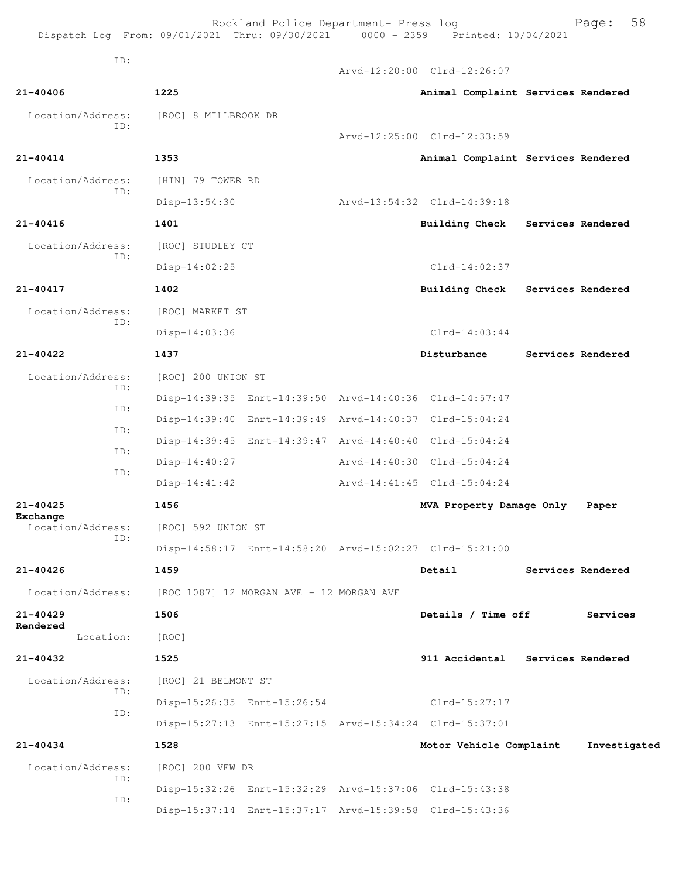Rockland Police Department- Press log
Dispatch Log From: 09/01/2021 Thru: 09/30/2021 0000 - 2359 Printed: 10/04/2021

ID:
Arvd-12:20:00 Clrd-12:26:07

**21-40406** 1225 **Animal Complaint Services Rendered**

Location/Address: [ROC] 8 MILLBROOK DR
ID:
Arvd-12:25:00 Clrd-12:33:59

**21-40414** 1353 **Animal Complaint Services Rendered**

Location/Address: [HIN] 79 TOWER RD
ID:
Disp-13:54:30 Arvd-13:54:32 Clrd-14:39:18

**21-40416** 1401 **Building Check Services Rendered**

Location/Address: [ROC] STUDLEY CT
ID:
Disp-14:02:25 Clrd-14:02:37

**21-40417** 1402 **Building Check Services Rendered**

Location/Address: [ROC] MARKET ST
ID:
Disp-14:03:36 Clrd-14:03:44

**21-40422** 1437 **Disturbance Services Rendered**

Location/Address: [ROC] 200 UNION ST
ID:
Disp-14:39:35 Enrt-14:39:50 Arvd-14:40:36 Clrd-14:57:47
ID:
Disp-14:39:40 Enrt-14:39:49 Arvd-14:40:37 Clrd-15:04:24
ID:
Disp-14:39:45 Enrt-14:39:47 Arvd-14:40:40 Clrd-15:04:24
ID:
Disp-14:40:27 Arvd-14:40:30 Clrd-15:04:24
ID:
Disp-14:41:42 Arvd-14:41:45 Clrd-15:04:24

**21-40425** 1456 **MVA Property Damage Only Paper Exchange**

Location/Address: [ROC] 592 UNION ST
ID:
Disp-14:58:17 Enrt-14:58:20 Arvd-15:02:27 Clrd-15:21:00

**21-40426** 1459 **Detail Services Rendered**

Location/Address: [ROC 1087] 12 MORGAN AVE - 12 MORGAN AVE

**21-40429** 1506 **Details / Time off Services Rendered**

Location: [ROC]

**21-40432** 1525 **911 Accidental Services Rendered**

Location/Address: [ROC] 21 BELMONT ST
ID:
Disp-15:26:35 Enrt-15:26:54 Clrd-15:27:17
ID:
Disp-15:27:13 Enrt-15:27:15 Arvd-15:34:24 Clrd-15:37:01

**21-40434** 1528 **Motor Vehicle Complaint Investigated**

Location/Address: [ROC] 200 VFW DR
ID:
Disp-15:32:26 Enrt-15:32:29 Arvd-15:37:06 Clrd-15:43:38
ID:
Disp-15:37:14 Enrt-15:37:17 Arvd-15:39:58 Clrd-15:43:36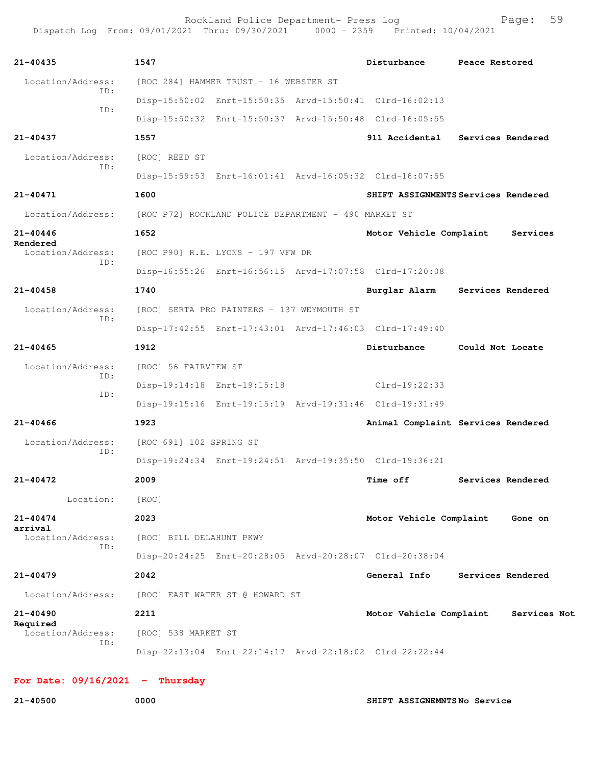| | | | |
|---|---|---|---|
| **21-40435** | **1547** | **Disturbance** | **Peace Restored** |
| Location/Address: | [ROC 284] HAMMER TRUST - 16 WEBSTER ST | | |
| ID: | Disp-15:50:02 Enrt-15:50:35 Arvd-15:50:41 Clrd-16:02:13 | | |
| ID: | Disp-15:50:32 Enrt-15:50:37 Arvd-15:50:48 Clrd-16:05:55 | | |
| **21-40437** | **1557** | **911 Accidental** | **Services Rendered** |
| Location/Address: | [ROC] REED ST | | |
| ID: | Disp-15:59:53 Enrt-16:01:41 Arvd-16:05:32 Clrd-16:07:55 | | |
| **21-40471** | **1600** | **SHIFT ASSIGNMENTS** | **Services Rendered** |
| Location/Address: | [ROC P72] ROCKLAND POLICE DEPARTMENT - 490 MARKET ST | | |
| **21-40446** | **1652** | **Motor Vehicle Complaint** | **Services Rendered** |
| Location/Address: | [ROC P90] R.E. LYONS - 197 VFW DR | | |
| ID: | Disp-16:55:26 Enrt-16:56:15 Arvd-17:07:58 Clrd-17:20:08 | | |
| **21-40458** | **1740** | **Burglar Alarm** | **Services Rendered** |
| Location/Address: | [ROC] SERTA PRO PAINTERS - 137 WEYMOUTH ST | | |
| ID: | Disp-17:42:55 Enrt-17:43:01 Arvd-17:46:03 Clrd-17:49:40 | | |
| **21-40465** | **1912** | **Disturbance** | **Could Not Locate** |
| Location/Address: | [ROC] 56 FAIRVIEW ST | | |
| ID: | Disp-19:14:18 Enrt-19:15:18 Clrd-19:22:33 | | |
| ID: | Disp-19:15:16 Enrt-19:15:19 Arvd-19:31:46 Clrd-19:31:49 | | |
| **21-40466** | **1923** | **Animal Complaint** | **Services Rendered** |
| Location/Address: | [ROC 691] 102 SPRING ST | | |
| ID: | Disp-19:24:34 Enrt-19:24:51 Arvd-19:35:50 Clrd-19:36:21 | | |
| **21-40472** | **2009** | **Time off** | **Services Rendered** |
| Location: | [ROC] | | |
| **21-40474** | **2023** | **Motor Vehicle Complaint** | **Gone on arrival** |
| Location/Address: | [ROC] BILL DELAHUNT PKWY | | |
| ID: | Disp-20:24:25 Enrt-20:28:05 Arvd-20:28:07 Clrd-20:38:04 | | |
| **21-40479** | **2042** | **General Info** | **Services Rendered** |
| Location/Address: | [ROC] EAST WATER ST @ HOWARD ST | | |
| **21-40490** | **2211** | **Motor Vehicle Complaint** | **Services Not Required** |
| Location/Address: | [ROC] 538 MARKET ST | | |
| ID: | Disp-22:13:04 Enrt-22:14:17 Arvd-22:18:02 Clrd-22:22:44 | | |

**For Date: 09/16/2021 - Thursday**

| | | | |
|---|---|---|---|
| **21-40500** | **0000** | **SHIFT ASSIGNEMNTS** | **No Service** |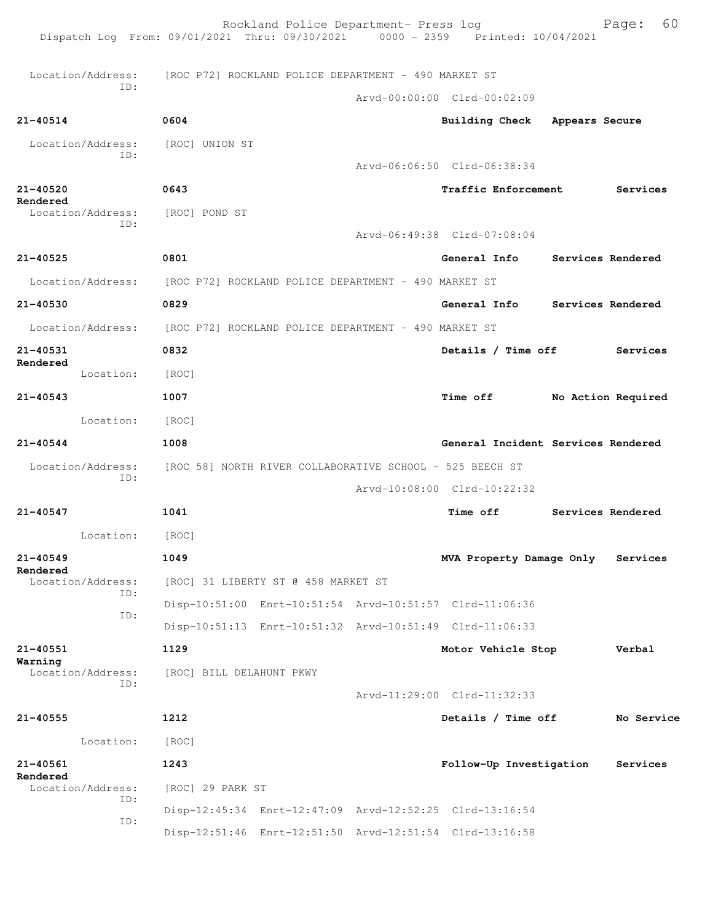Location/Address: [ROC P72] ROCKLAND POLICE DEPARTMENT - 490 MARKET ST
ID:
Arvd-00:00:00 Clrd-00:02:09

**21-40514** **0604** **Building Check** **Appears Secure**
Location/Address: [ROC] UNION ST
ID:
Arvd-06:06:50 Clrd-06:38:34

**21-40520** **0643** **Traffic Enforcement** **Services Rendered**
Location/Address: [ROC] POND ST
ID:
Arvd-06:49:38 Clrd-07:08:04

**21-40525** **0801** **General Info** **Services Rendered**
Location/Address: [ROC P72] ROCKLAND POLICE DEPARTMENT - 490 MARKET ST

**21-40530** **0829** **General Info** **Services Rendered**
Location/Address: [ROC P72] ROCKLAND POLICE DEPARTMENT - 490 MARKET ST

**21-40531** **0832** **Details / Time off** **Services Rendered**
Location: [ROC]

**21-40543** **1007** **Time off** **No Action Required**
Location: [ROC]

**21-40544** **1008** **General Incident** **Services Rendered**
Location/Address: [ROC 58] NORTH RIVER COLLABORATIVE SCHOOL - 525 BEECH ST
ID:
Arvd-10:08:00 Clrd-10:22:32

**21-40547** **1041** **Time off** **Services Rendered**
Location: [ROC]

**21-40549** **1049** **MVA Property Damage Only** **Services Rendered**
Location/Address: [ROC] 31 LIBERTY ST @ 458 MARKET ST
ID:
Disp-10:51:00 Enrt-10:51:54 Arvd-10:51:57 Clrd-11:06:36
ID:
Disp-10:51:13 Enrt-10:51:32 Arvd-10:51:49 Clrd-11:06:33

**21-40551** **1129** **Motor Vehicle Stop** **Verbal Warning**
Location/Address: [ROC] BILL DELAHUNT PKWY
ID:
Arvd-11:29:00 Clrd-11:32:33

**21-40555** **1212** **Details / Time off** **No Service**
Location: [ROC]

**21-40561** **1243** **Follow-Up Investigation** **Services Rendered**
Location/Address: [ROC] 29 PARK ST
ID:
Disp-12:45:34 Enrt-12:47:09 Arvd-12:52:25 Clrd-13:16:54
ID:
Disp-12:51:46 Enrt-12:51:50 Arvd-12:51:54 Clrd-13:16:58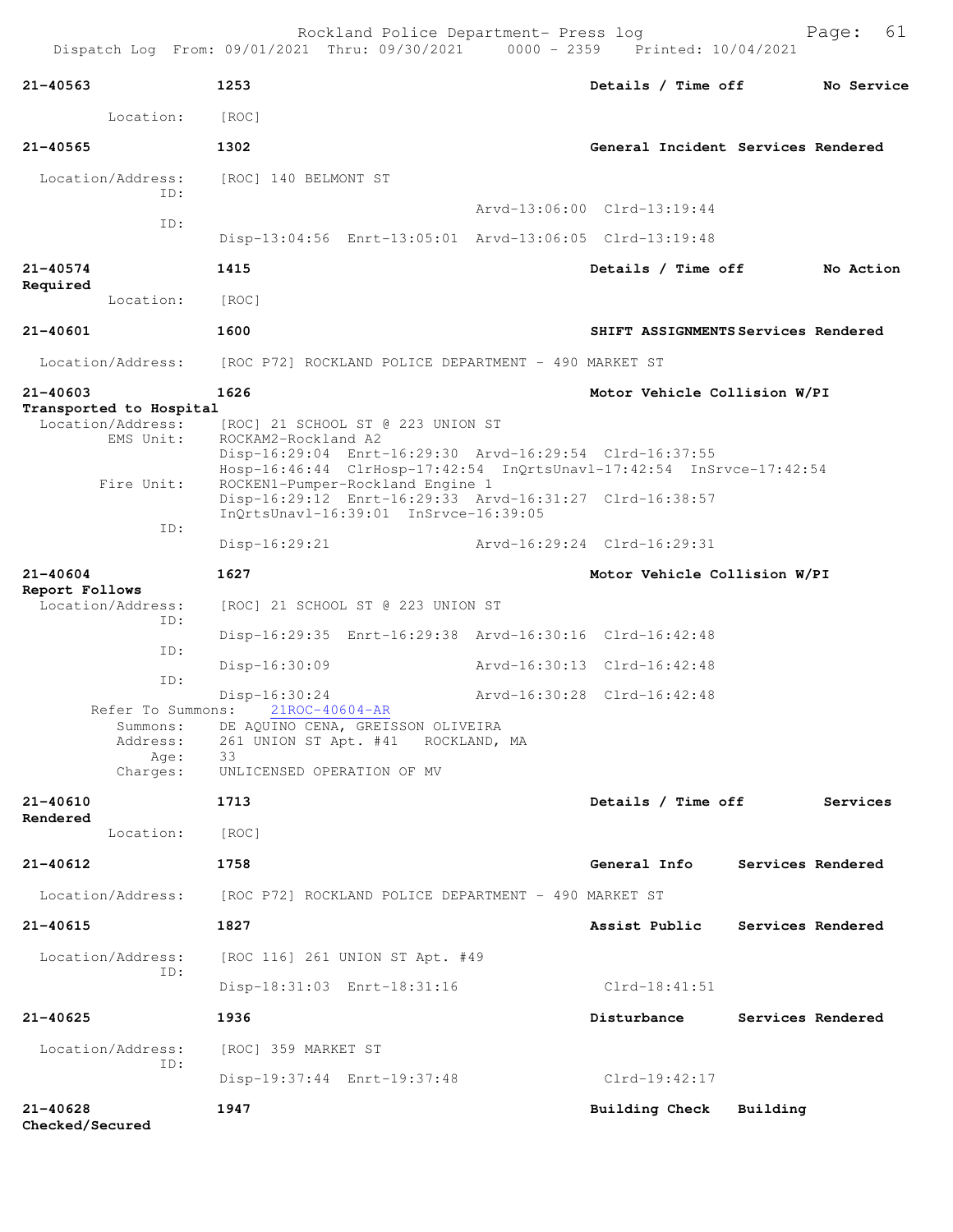```
21-40563              1253                                        Details / Time off         No Service
          Location:     [ROC]

21-40565              1302                                        General Incident  Services Rendered

  Location/Address:     [ROC] 140 BELMONT ST
                ID:
                                                      Arvd-13:06:00  Clrd-13:19:44
                ID:
                        Disp-13:04:56  Enrt-13:05:01  Arvd-13:06:05  Clrd-13:19:48

21-40574              1415                                        Details / Time off         No Action
Required
          Location:     [ROC]

21-40601              1600                                        SHIFT ASSIGNMENTS Services Rendered

  Location/Address:     [ROC P72] ROCKLAND POLICE DEPARTMENT - 490 MARKET ST

21-40603              1626                                        Motor Vehicle Collision W/PI
Transported to Hospital
  Location/Address:     [ROC] 21 SCHOOL ST @ 223 UNION ST
         EMS Unit:      ROCKAM2-Rockland A2
                        Disp-16:29:04  Enrt-16:29:30  Arvd-16:29:54  Clrd-16:37:55
                        Hosp-16:46:44  ClrHosp-17:42:54  InQrtsUnavl-17:42:54  InSrvce-17:42:54
        Fire Unit:      ROCKEN1-Pumper-Rockland Engine 1
                        Disp-16:29:12  Enrt-16:29:33  Arvd-16:31:27  Clrd-16:38:57
                        InQrtsUnavl-16:39:01  InSrvce-16:39:05
                ID:
                        Disp-16:29:21                 Arvd-16:29:24  Clrd-16:29:31

21-40604              1627                                        Motor Vehicle Collision W/PI
Report Follows
  Location/Address:     [ROC] 21 SCHOOL ST @ 223 UNION ST
                ID:
                        Disp-16:29:35  Enrt-16:29:38  Arvd-16:30:16  Clrd-16:42:48
                ID:
                        Disp-16:30:09                 Arvd-16:30:13  Clrd-16:42:48
                ID:
                        Disp-16:30:24                 Arvd-16:30:28  Clrd-16:42:48
      Refer To Summons:    21ROC-40604-AR
           Summons:     DE AQUINO CENA, GREISSON OLIVEIRA
           Address:     261 UNION ST Apt. #41   ROCKLAND, MA
               Age:     33
           Charges:     UNLICENSED OPERATION OF MV

21-40610              1713                                        Details / Time off         Services
Rendered
          Location:     [ROC]

21-40612              1758                                        General Info      Services Rendered

  Location/Address:     [ROC P72] ROCKLAND POLICE DEPARTMENT - 490 MARKET ST

21-40615              1827                                        Assist Public     Services Rendered

  Location/Address:     [ROC 116] 261 UNION ST Apt. #49
                ID:
                        Disp-18:31:03  Enrt-18:31:16                 Clrd-18:41:51

21-40625              1936                                        Disturbance       Services Rendered

  Location/Address:     [ROC] 359 MARKET ST
                ID:
                        Disp-19:37:44  Enrt-19:37:48                 Clrd-19:42:17

21-40628              1947                                        Building Check    Building
Checked/Secured
```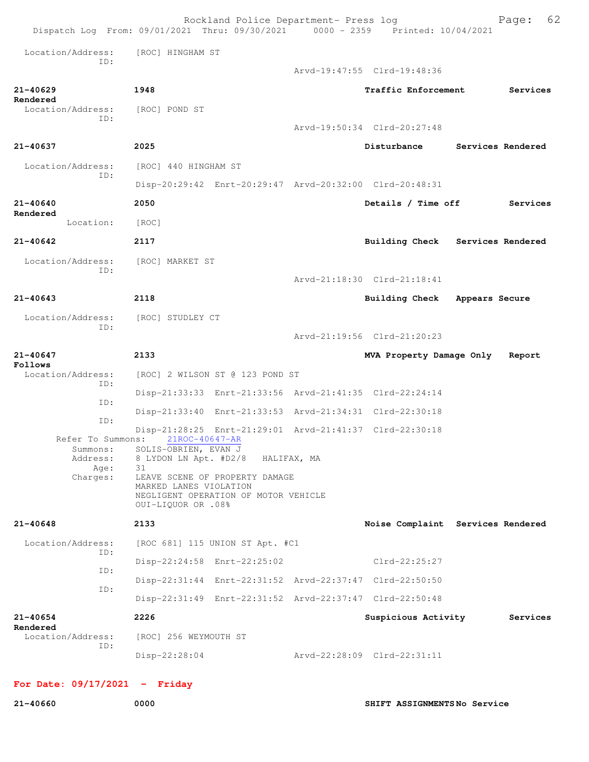Location/Address: [ROC] HINGHAM ST
ID:
Arvd-19:47:55 Clrd-19:48:36

**21-40629** **1948** **Traffic Enforcement** **Services Rendered**
Location/Address: [ROC] POND ST
ID:
Arvd-19:50:34 Clrd-20:27:48

**21-40637** **2025** **Disturbance** **Services Rendered**
Location/Address: [ROC] 440 HINGHAM ST
ID:
Disp-20:29:42 Enrt-20:29:47 Arvd-20:32:00 Clrd-20:48:31

**21-40640** **2050** **Details / Time off** **Services Rendered**
Location: [ROC]

**21-40642** **2117** **Building Check** **Services Rendered**
Location/Address: [ROC] MARKET ST
ID:
Arvd-21:18:30 Clrd-21:18:41

**21-40643** **2118** **Building Check** **Appears Secure**
Location/Address: [ROC] STUDLEY CT
ID:
Arvd-21:19:56 Clrd-21:20:23

**21-40647** **2133** **MVA Property Damage Only** **Report Follows**
Location/Address: [ROC] 2 WILSON ST @ 123 POND ST
ID:
Disp-21:33:33 Enrt-21:33:56 Arvd-21:41:35 Clrd-22:24:14
ID:
Disp-21:33:40 Enrt-21:33:53 Arvd-21:34:31 Clrd-22:30:18
ID:
Disp-21:28:25 Enrt-21:29:01 Arvd-21:41:37 Clrd-22:30:18
Refer To Summons: 21ROC-40647-AR
Summons: SOLIS-OBRIEN, EVAN J
Address: 8 LYDON LN Apt. #D2/8 HALIFAX, MA
Age: 31
Charges: LEAVE SCENE OF PROPERTY DAMAGE
MARKED LANES VIOLATION
NEGLIGENT OPERATION OF MOTOR VEHICLE
OUI-LIQUOR OR .08%

**21-40648** **2133** **Noise Complaint** **Services Rendered**
Location/Address: [ROC 681] 115 UNION ST Apt. #C1
ID:
Disp-22:24:58 Enrt-22:25:02 Clrd-22:25:27
ID:
Disp-22:31:44 Enrt-22:31:52 Arvd-22:37:47 Clrd-22:50:50
ID:
Disp-22:31:49 Enrt-22:31:52 Arvd-22:37:47 Clrd-22:50:48

**21-40654** **2226** **Suspicious Activity** **Services Rendered**
Location/Address: [ROC] 256 WEYMOUTH ST
ID:
Disp-22:28:04 Arvd-22:28:09 Clrd-22:31:11

## For Date: 09/17/2021 - Friday

**21-40660** **0000** **SHIFT ASSIGNMENTS** **No Service**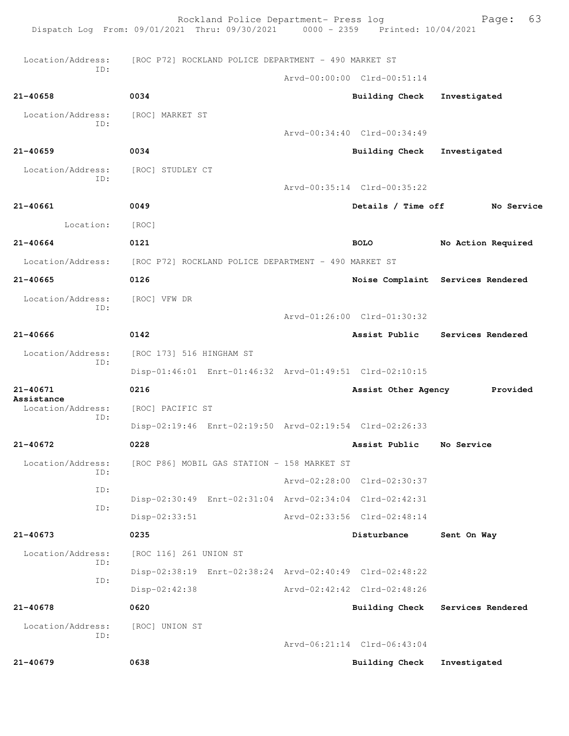Rockland Police Department- Press log
Dispatch Log From: 09/01/2021 Thru: 09/30/2021 0000 - 2359 Printed: 10/04/2021

Location/Address: [ROC P72] ROCKLAND POLICE DEPARTMENT - 490 MARKET ST
ID:
Arvd-00:00:00 Clrd-00:51:14

**21-40658** **0034** **Building Check** **Investigated**

Location/Address: [ROC] MARKET ST
ID:
Arvd-00:34:40 Clrd-00:34:49

**21-40659** **0034** **Building Check** **Investigated**

Location/Address: [ROC] STUDLEY CT
ID:
Arvd-00:35:14 Clrd-00:35:22

**21-40661** **0049** **Details / Time off** **No Service**

Location: [ROC]

**21-40664** **0121** **BOLO** **No Action Required**

Location/Address: [ROC P72] ROCKLAND POLICE DEPARTMENT - 490 MARKET ST

**21-40665** **0126** **Noise Complaint** **Services Rendered**

Location/Address: [ROC] VFW DR
ID:
Arvd-01:26:00 Clrd-01:30:32

**21-40666** **0142** **Assist Public** **Services Rendered**

Location/Address: [ROC 173] 516 HINGHAM ST
ID:
Disp-01:46:01 Enrt-01:46:32 Arvd-01:49:51 Clrd-02:10:15

**21-40671** **0216** **Assist Other Agency** **Provided Assistance**

Location/Address: [ROC] PACIFIC ST
ID:
Disp-02:19:46 Enrt-02:19:50 Arvd-02:19:54 Clrd-02:26:33

**21-40672** **0228** **Assist Public** **No Service**

Location/Address: [ROC P86] MOBIL GAS STATION - 158 MARKET ST
ID:
Arvd-02:28:00 Clrd-02:30:37
ID:
Disp-02:30:49 Enrt-02:31:04 Arvd-02:34:04 Clrd-02:42:31
ID:
Disp-02:33:51 Arvd-02:33:56 Clrd-02:48:14

**21-40673** **0235** **Disturbance** **Sent On Way**

Location/Address: [ROC 116] 261 UNION ST
ID:
Disp-02:38:19 Enrt-02:38:24 Arvd-02:40:49 Clrd-02:48:22
ID:
Disp-02:42:38 Arvd-02:42:42 Clrd-02:48:26

**21-40678** **0620** **Building Check** **Services Rendered**

Location/Address: [ROC] UNION ST
ID:
Arvd-06:21:14 Clrd-06:43:04

**21-40679** **0638** **Building Check** **Investigated**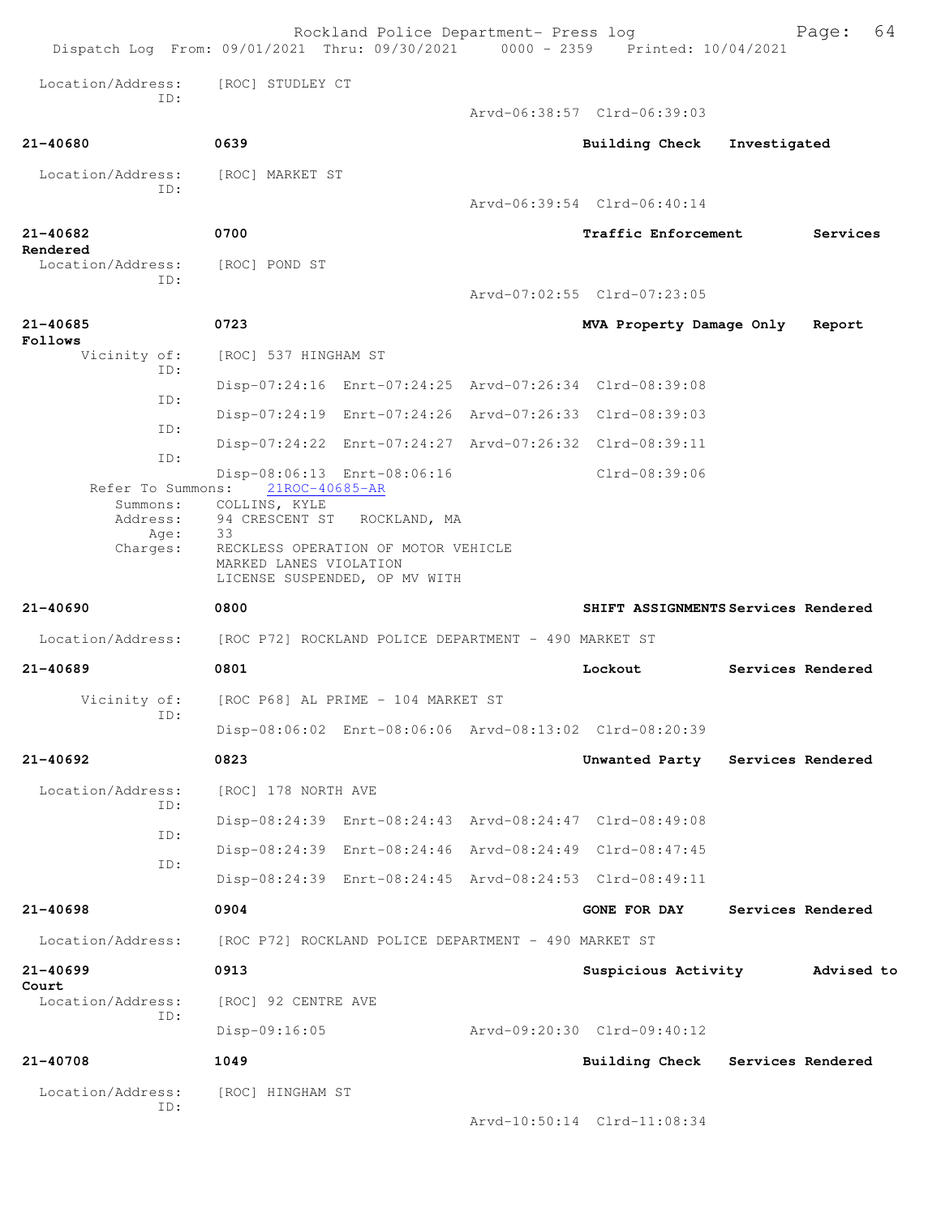Location/Address: [ROC] STUDLEY CT
ID:
Arvd-06:38:57 Clrd-06:39:03

**21-40680** **0639** **Building Check** **Investigated**

Location/Address: [ROC] MARKET ST
ID:
Arvd-06:39:54 Clrd-06:40:14

**21-40682** **0700** **Traffic Enforcement** **Services Rendered**

Location/Address: [ROC] POND ST
ID:
Arvd-07:02:55 Clrd-07:23:05

**21-40685** **0723** **MVA Property Damage Only** **Report Follows**

Vicinity of: [ROC] 537 HINGHAM ST
ID:
Disp-07:24:16 Enrt-07:24:25 Arvd-07:26:34 Clrd-08:39:08
ID:
Disp-07:24:19 Enrt-07:24:26 Arvd-07:26:33 Clrd-08:39:03
ID:
Disp-07:24:22 Enrt-07:24:27 Arvd-07:26:32 Clrd-08:39:11
ID:
Disp-08:06:13 Enrt-08:06:16 Clrd-08:39:06

Refer To Summons: 21ROC-40685-AR
Summons: COLLINS, KYLE
Address: 94 CRESCENT ST ROCKLAND, MA
Age: 33
Charges: RECKLESS OPERATION OF MOTOR VEHICLE
MARKED LANES VIOLATION
LICENSE SUSPENDED, OP MV WITH

**21-40690** **0800** **SHIFT ASSIGNMENTS** **Services Rendered**

Location/Address: [ROC P72] ROCKLAND POLICE DEPARTMENT - 490 MARKET ST

**21-40689** **0801** **Lockout** **Services Rendered**

Vicinity of: [ROC P68] AL PRIME - 104 MARKET ST
ID:
Disp-08:06:02 Enrt-08:06:06 Arvd-08:13:02 Clrd-08:20:39

**21-40692** **0823** **Unwanted Party** **Services Rendered**

Location/Address: [ROC] 178 NORTH AVE
ID:
Disp-08:24:39 Enrt-08:24:43 Arvd-08:24:47 Clrd-08:49:08
ID:
Disp-08:24:39 Enrt-08:24:46 Arvd-08:24:49 Clrd-08:47:45
ID:
Disp-08:24:39 Enrt-08:24:45 Arvd-08:24:53 Clrd-08:49:11

**21-40698** **0904** **GONE FOR DAY** **Services Rendered**

Location/Address: [ROC P72] ROCKLAND POLICE DEPARTMENT - 490 MARKET ST

**21-40699** **0913** **Suspicious Activity** **Advised to Court**

Location/Address: [ROC] 92 CENTRE AVE
ID:
Disp-09:16:05 Arvd-09:20:30 Clrd-09:40:12

**21-40708** **1049** **Building Check** **Services Rendered**

Location/Address: [ROC] HINGHAM ST
ID:
Arvd-10:50:14 Clrd-11:08:34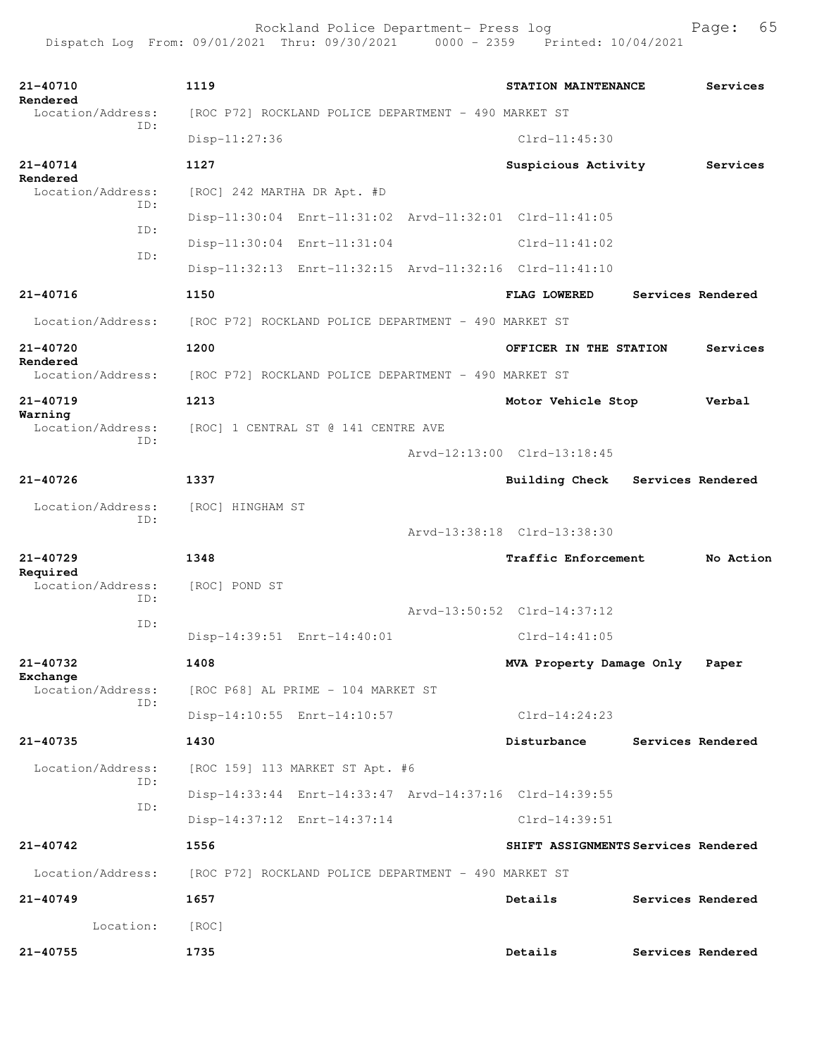21-40710 1119 STATION MAINTENANCE Services Rendered
Location/Address: [ROC P72] ROCKLAND POLICE DEPARTMENT - 490 MARKET ST
ID:
Disp-11:27:36 Clrd-11:45:30

21-40714 1127 Suspicious Activity Services Rendered
Location/Address: [ROC] 242 MARTHA DR Apt. #D
ID:
Disp-11:30:04 Enrt-11:31:02 Arvd-11:32:01 Clrd-11:41:05
ID:
Disp-11:30:04 Enrt-11:31:04 Clrd-11:41:02
ID:
Disp-11:32:13 Enrt-11:32:15 Arvd-11:32:16 Clrd-11:41:10

21-40716 1150 FLAG LOWERED Services Rendered
Location/Address: [ROC P72] ROCKLAND POLICE DEPARTMENT - 490 MARKET ST

21-40720 1200 OFFICER IN THE STATION Services Rendered
Location/Address: [ROC P72] ROCKLAND POLICE DEPARTMENT - 490 MARKET ST

21-40719 1213 Motor Vehicle Stop Verbal Warning
Location/Address: [ROC] 1 CENTRAL ST @ 141 CENTRE AVE
ID:
Arvd-12:13:00 Clrd-13:18:45

21-40726 1337 Building Check Services Rendered
Location/Address: [ROC] HINGHAM ST
ID:
Arvd-13:38:18 Clrd-13:38:30

21-40729 1348 Traffic Enforcement No Action Required
Location/Address: [ROC] POND ST
ID:
Arvd-13:50:52 Clrd-14:37:12
ID:
Disp-14:39:51 Enrt-14:40:01 Clrd-14:41:05

21-40732 1408 MVA Property Damage Only Paper Exchange
Location/Address: [ROC P68] AL PRIME - 104 MARKET ST
ID:
Disp-14:10:55 Enrt-14:10:57 Clrd-14:24:23

21-40735 1430 Disturbance Services Rendered
Location/Address: [ROC 159] 113 MARKET ST Apt. #6
ID:
Disp-14:33:44 Enrt-14:33:47 Arvd-14:37:16 Clrd-14:39:55
ID:
Disp-14:37:12 Enrt-14:37:14 Clrd-14:39:51

21-40742 1556 SHIFT ASSIGNMENTS Services Rendered
Location/Address: [ROC P72] ROCKLAND POLICE DEPARTMENT - 490 MARKET ST

21-40749 1657 Details Services Rendered
Location: [ROC]

21-40755 1735 Details Services Rendered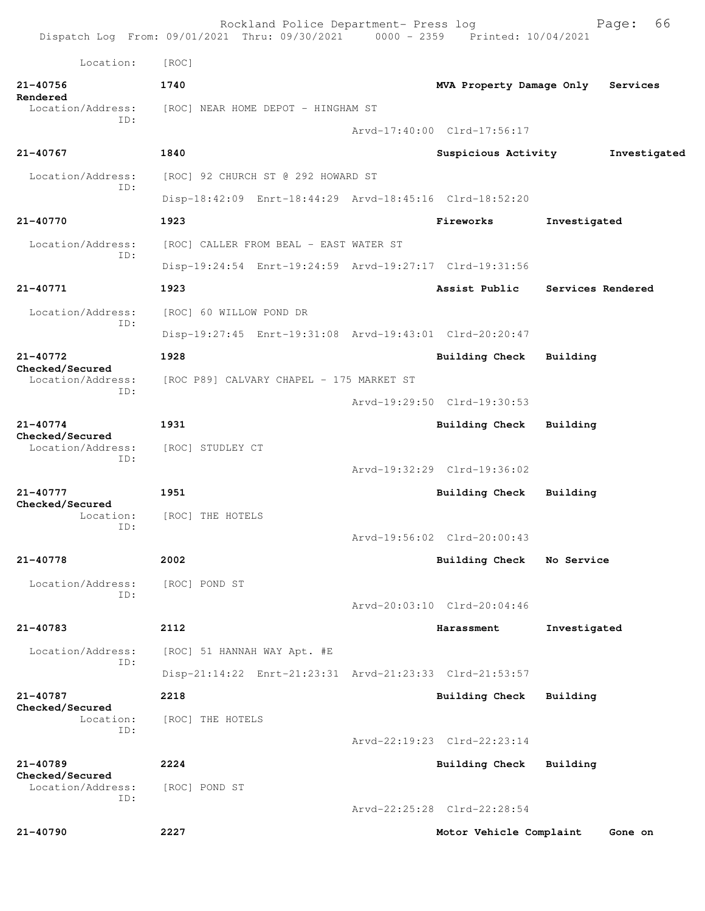Location: [ROC]

**21-40756** 1740 MVA Property Damage Only Services Rendered
Location/Address: [ROC] NEAR HOME DEPOT - HINGHAM ST
ID:
Arvd-17:40:00 Clrd-17:56:17

**21-40767** 1840 Suspicious Activity Investigated
Location/Address: [ROC] 92 CHURCH ST @ 292 HOWARD ST
ID:
Disp-18:42:09 Enrt-18:44:29 Arvd-18:45:16 Clrd-18:52:20

**21-40770** 1923 Fireworks Investigated
Location/Address: [ROC] CALLER FROM BEAL - EAST WATER ST
ID:
Disp-19:24:54 Enrt-19:24:59 Arvd-19:27:17 Clrd-19:31:56

**21-40771** 1923 Assist Public Services Rendered
Location/Address: [ROC] 60 WILLOW POND DR
ID:
Disp-19:27:45 Enrt-19:31:08 Arvd-19:43:01 Clrd-20:20:47

**21-40772** 1928 Building Check Building Checked/Secured
Location/Address: [ROC P89] CALVARY CHAPEL - 175 MARKET ST
ID:
Arvd-19:29:50 Clrd-19:30:53

**21-40774** 1931 Building Check Building Checked/Secured
Location/Address: [ROC] STUDLEY CT
ID:
Arvd-19:32:29 Clrd-19:36:02

**21-40777** 1951 Building Check Building Checked/Secured
Location: [ROC] THE HOTELS
ID:
Arvd-19:56:02 Clrd-20:00:43

**21-40778** 2002 Building Check No Service
Location/Address: [ROC] POND ST
ID:
Arvd-20:03:10 Clrd-20:04:46

**21-40783** 2112 Harassment Investigated
Location/Address: [ROC] 51 HANNAH WAY Apt. #E
ID:
Disp-21:14:22 Enrt-21:23:31 Arvd-21:23:33 Clrd-21:53:57

**21-40787** 2218 Building Check Building Checked/Secured
Location: [ROC] THE HOTELS
ID:
Arvd-22:19:23 Clrd-22:23:14

**21-40789** 2224 Building Check Building Checked/Secured
Location/Address: [ROC] POND ST
ID:
Arvd-22:25:28 Clrd-22:28:54

**21-40790** 2227 Motor Vehicle Complaint Gone on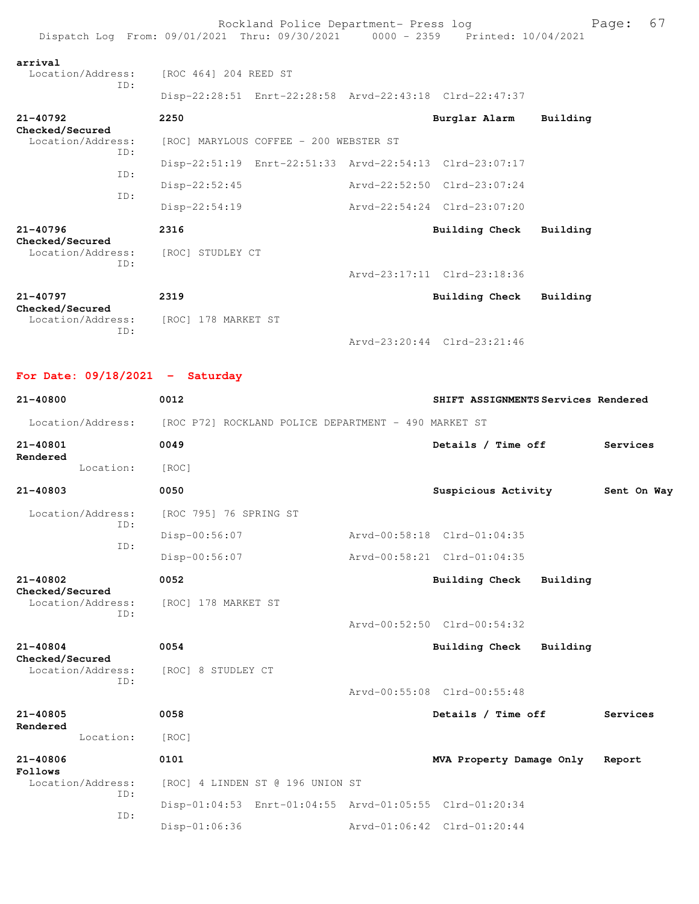arrival
Location/Address: [ROC 464] 204 REED ST
ID:
Disp-22:28:51 Enrt-22:28:58 Arvd-22:43:18 Clrd-22:47:37

**21-40792** 2250 **Burglar Alarm** **Building Checked/Secured**
Location/Address: [ROC] MARYLOUS COFFEE - 200 WEBSTER ST
ID:
Disp-22:51:19 Enrt-22:51:33 Arvd-22:54:13 Clrd-23:07:17
ID:
Disp-22:52:45 Arvd-22:52:50 Clrd-23:07:24
ID:
Disp-22:54:19 Arvd-22:54:24 Clrd-23:07:20

**21-40796** 2316 **Building Check** **Building Checked/Secured**
Location/Address: [ROC] STUDLEY CT
ID:
Arvd-23:17:11 Clrd-23:18:36

**21-40797** 2319 **Building Check** **Building Checked/Secured**
Location/Address: [ROC] 178 MARKET ST
ID:
Arvd-23:20:44 Clrd-23:21:46

## For Date: 09/18/2021 - Saturday

**21-40800** 0012 **SHIFT ASSIGNMENTS** **Services Rendered**
Location/Address: [ROC P72] ROCKLAND POLICE DEPARTMENT - 490 MARKET ST

**21-40801** 0049 **Details / Time off** **Services Rendered**
Location: [ROC]

**21-40803** 0050 **Suspicious Activity** **Sent On Way**
Location/Address: [ROC 795] 76 SPRING ST
ID:
Disp-00:56:07 Arvd-00:58:18 Clrd-01:04:35
ID:
Disp-00:56:07 Arvd-00:58:21 Clrd-01:04:35

**21-40802** 0052 **Building Check** **Building Checked/Secured**
Location/Address: [ROC] 178 MARKET ST
ID:
Arvd-00:52:50 Clrd-00:54:32

**21-40804** 0054 **Building Check** **Building Checked/Secured**
Location/Address: [ROC] 8 STUDLEY CT
ID:
Arvd-00:55:08 Clrd-00:55:48

**21-40805** 0058 **Details / Time off** **Services Rendered**
Location: [ROC]

**21-40806** 0101 **MVA Property Damage Only** **Report Follows**
Location/Address: [ROC] 4 LINDEN ST @ 196 UNION ST
ID:
Disp-01:04:53 Enrt-01:04:55 Arvd-01:05:55 Clrd-01:20:34
ID:
Disp-01:06:36 Arvd-01:06:42 Clrd-01:20:44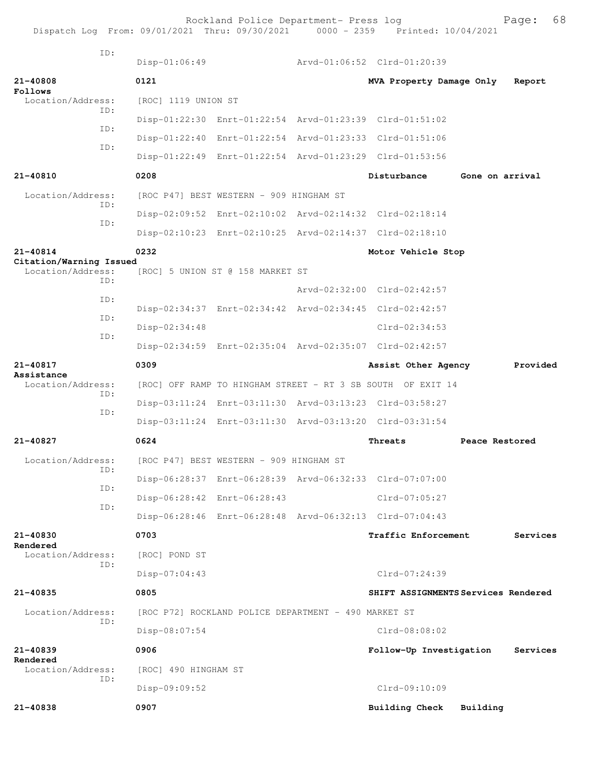ID:
Disp-01:06:49 Arvd-01:06:52 Clrd-01:20:39

**21-40808** **0121** **MVA Property Damage Only Report Follows**
Location/Address: [ROC] 1119 UNION ST
ID:
Disp-01:22:30 Enrt-01:22:54 Arvd-01:23:39 Clrd-01:51:02
ID:
Disp-01:22:40 Enrt-01:22:54 Arvd-01:23:33 Clrd-01:51:06
ID:
Disp-01:22:49 Enrt-01:22:54 Arvd-01:23:29 Clrd-01:53:56

**21-40810** **0208** **Disturbance Gone on arrival**
Location/Address: [ROC P47] BEST WESTERN - 909 HINGHAM ST
ID:
Disp-02:09:52 Enrt-02:10:02 Arvd-02:14:32 Clrd-02:18:14
ID:
Disp-02:10:23 Enrt-02:10:25 Arvd-02:14:37 Clrd-02:18:10

**21-40814** **0232** **Motor Vehicle Stop Citation/Warning Issued**
Location/Address: [ROC] 5 UNION ST @ 158 MARKET ST
ID:
Arvd-02:32:00 Clrd-02:42:57
ID:
Disp-02:34:37 Enrt-02:34:42 Arvd-02:34:45 Clrd-02:42:57
ID:
Disp-02:34:48 Clrd-02:34:53
ID:
Disp-02:34:59 Enrt-02:35:04 Arvd-02:35:07 Clrd-02:42:57

**21-40817** **0309** **Assist Other Agency Provided Assistance**
Location/Address: [ROC] OFF RAMP TO HINGHAM STREET - RT 3 SB SOUTH OF EXIT 14
ID:
Disp-03:11:24 Enrt-03:11:30 Arvd-03:13:23 Clrd-03:58:27
ID:
Disp-03:11:24 Enrt-03:11:30 Arvd-03:13:20 Clrd-03:31:54

**21-40827** **0624** **Threats Peace Restored**
Location/Address: [ROC P47] BEST WESTERN - 909 HINGHAM ST
ID:
Disp-06:28:37 Enrt-06:28:39 Arvd-06:32:33 Clrd-07:07:00
ID:
Disp-06:28:42 Enrt-06:28:43 Clrd-07:05:27
ID:
Disp-06:28:46 Enrt-06:28:48 Arvd-06:32:13 Clrd-07:04:43

**21-40830** **0703** **Traffic Enforcement Services Rendered**
Location/Address: [ROC] POND ST
ID:
Disp-07:04:43 Clrd-07:24:39

**21-40835** **0805** **SHIFT ASSIGNMENTS Services Rendered**
Location/Address: [ROC P72] ROCKLAND POLICE DEPARTMENT - 490 MARKET ST
ID:
Disp-08:07:54 Clrd-08:08:02

**21-40839** **0906** **Follow-Up Investigation Services Rendered**
Location/Address: [ROC] 490 HINGHAM ST
ID:
Disp-09:09:52 Clrd-09:10:09

**21-40838** **0907** **Building Check Building**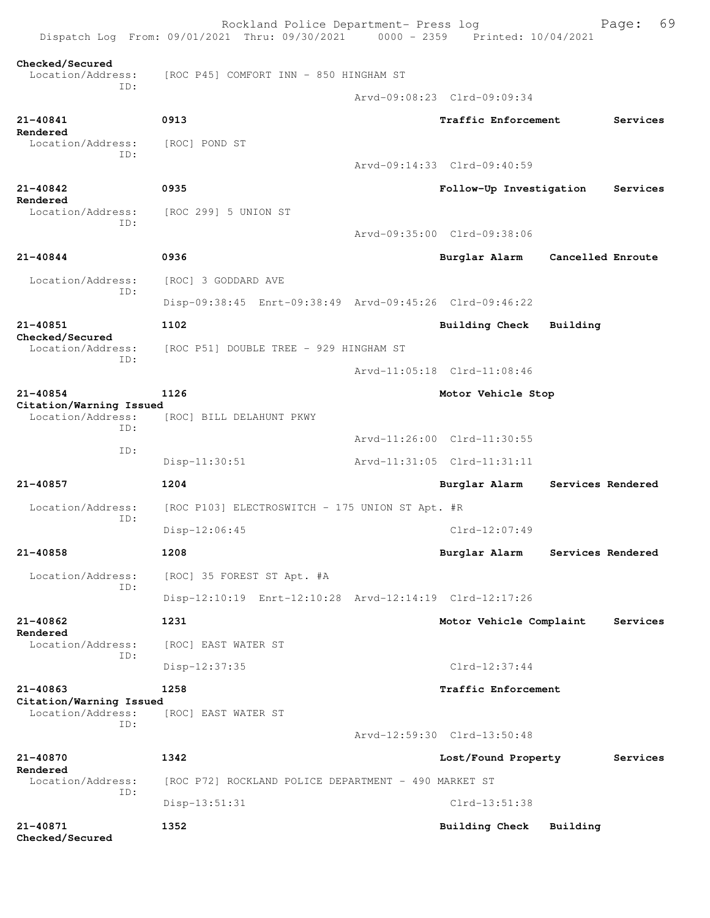Checked/Secured
 Location/Address: [ROC P45] COMFORT INN - 850 HINGHAM ST
 ID:
 Arvd-09:08:23 Clrd-09:09:34

**21-40841** 0913 **Traffic Enforcement** **Services Rendered**
 Location/Address: [ROC] POND ST
 ID:
 Arvd-09:14:33 Clrd-09:40:59

**21-40842** 0935 **Follow-Up Investigation** **Services Rendered**
 Location/Address: [ROC 299] 5 UNION ST
 ID:
 Arvd-09:35:00 Clrd-09:38:06

**21-40844** 0936 **Burglar Alarm** **Cancelled Enroute**
 Location/Address: [ROC] 3 GODDARD AVE
 ID:
 Disp-09:38:45 Enrt-09:38:49 Arvd-09:45:26 Clrd-09:46:22

**21-40851** 1102 **Building Check** **Building Checked/Secured**
 Location/Address: [ROC P51] DOUBLE TREE - 929 HINGHAM ST
 ID:
 Arvd-11:05:18 Clrd-11:08:46

**21-40854** 1126 **Motor Vehicle Stop** **Citation/Warning Issued**
 Location/Address: [ROC] BILL DELAHUNT PKWY
 ID:
 Arvd-11:26:00 Clrd-11:30:55
 ID:
 Disp-11:30:51 Arvd-11:31:05 Clrd-11:31:11

**21-40857** 1204 **Burglar Alarm** **Services Rendered**
 Location/Address: [ROC P103] ELECTROSWITCH - 175 UNION ST Apt. #R
 ID:
 Disp-12:06:45 Clrd-12:07:49

**21-40858** 1208 **Burglar Alarm** **Services Rendered**
 Location/Address: [ROC] 35 FOREST ST Apt. #A
 ID:
 Disp-12:10:19 Enrt-12:10:28 Arvd-12:14:19 Clrd-12:17:26

**21-40862** 1231 **Motor Vehicle Complaint** **Services Rendered**
 Location/Address: [ROC] EAST WATER ST
 ID:
 Disp-12:37:35 Clrd-12:37:44

**21-40863** 1258 **Traffic Enforcement** **Citation/Warning Issued**
 Location/Address: [ROC] EAST WATER ST
 ID:
 Arvd-12:59:30 Clrd-13:50:48

**21-40870** 1342 **Lost/Found Property** **Services Rendered**
 Location/Address: [ROC P72] ROCKLAND POLICE DEPARTMENT - 490 MARKET ST
 ID:
 Disp-13:51:31 Clrd-13:51:38

**21-40871** 1352 **Building Check** **Building Checked/Secured**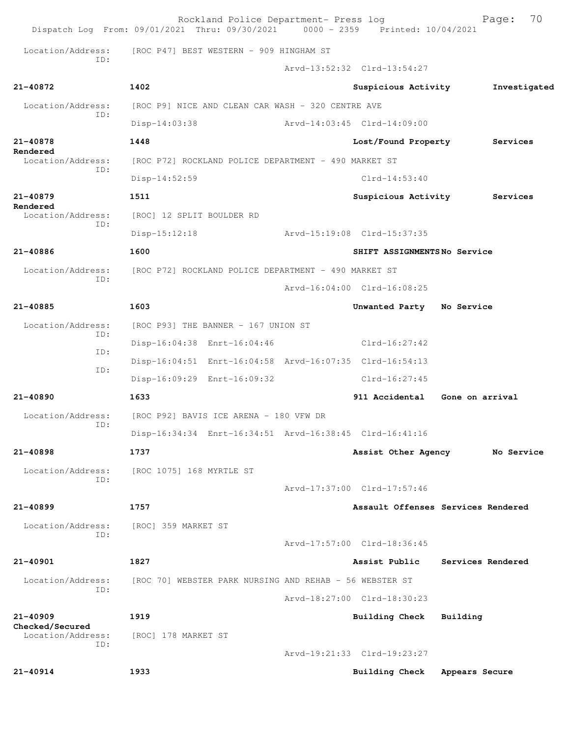Rockland Police Department- Press log
Dispatch Log From: 09/01/2021 Thru: 09/30/2021 0000 - 2359 Printed: 10/04/2021

Location/Address: [ROC P47] BEST WESTERN - 909 HINGHAM ST
ID:
Arvd-13:52:32 Clrd-13:54:27

**21-40872** **1402** **Suspicious Activity** **Investigated**

Location/Address: [ROC P9] NICE AND CLEAN CAR WASH - 320 CENTRE AVE
ID:
Disp-14:03:38 Arvd-14:03:45 Clrd-14:09:00

**21-40878** **1448** **Lost/Found Property** **Services Rendered**

Location/Address: [ROC P72] ROCKLAND POLICE DEPARTMENT - 490 MARKET ST
ID:
Disp-14:52:59 Clrd-14:53:40

**21-40879** **1511** **Suspicious Activity** **Services Rendered**

Location/Address: [ROC] 12 SPLIT BOULDER RD
ID:
Disp-15:12:18 Arvd-15:19:08 Clrd-15:37:35

**21-40886** **1600** **SHIFT ASSIGNMENTS** **No Service**

Location/Address: [ROC P72] ROCKLAND POLICE DEPARTMENT - 490 MARKET ST
ID:
Arvd-16:04:00 Clrd-16:08:25

**21-40885** **1603** **Unwanted Party** **No Service**

Location/Address: [ROC P93] THE BANNER - 167 UNION ST
ID:
Disp-16:04:38 Enrt-16:04:46 Clrd-16:27:42
ID:
Disp-16:04:51 Enrt-16:04:58 Arvd-16:07:35 Clrd-16:54:13
ID:
Disp-16:09:29 Enrt-16:09:32 Clrd-16:27:45

**21-40890** **1633** **911 Accidental** **Gone on arrival**

Location/Address: [ROC P92] BAVIS ICE ARENA - 180 VFW DR
ID:
Disp-16:34:34 Enrt-16:34:51 Arvd-16:38:45 Clrd-16:41:16

**21-40898** **1737** **Assist Other Agency** **No Service**

Location/Address: [ROC 1075] 168 MYRTLE ST
ID:
Arvd-17:37:00 Clrd-17:57:46

**21-40899** **1757** **Assault Offenses** **Services Rendered**

Location/Address: [ROC] 359 MARKET ST
ID:
Arvd-17:57:00 Clrd-18:36:45

**21-40901** **1827** **Assist Public** **Services Rendered**

Location/Address: [ROC 70] WEBSTER PARK NURSING AND REHAB - 56 WEBSTER ST
ID:
Arvd-18:27:00 Clrd-18:30:23

**21-40909** **1919** **Building Check** **Building Checked/Secured**

Location/Address: [ROC] 178 MARKET ST
ID:
Arvd-19:21:33 Clrd-19:23:27

**21-40914** **1933** **Building Check** **Appears Secure**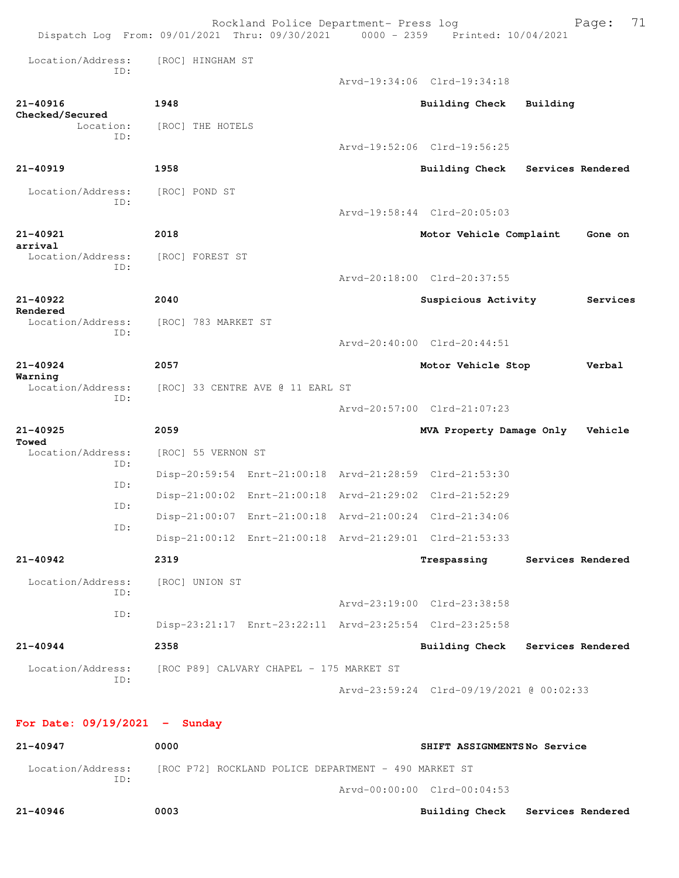Location/Address: [ROC] HINGHAM ST
ID:
Arvd-19:34:06 Clrd-19:34:18

**21-40916** 1948 Building Check Building Checked/Secured
Location: [ROC] THE HOTELS
ID:
Arvd-19:52:06 Clrd-19:56:25

**21-40919** 1958 Building Check Services Rendered
Location/Address: [ROC] POND ST
ID:
Arvd-19:58:44 Clrd-20:05:03

**21-40921** 2018 Motor Vehicle Complaint Gone on arrival
Location/Address: [ROC] FOREST ST
ID:
Arvd-20:18:00 Clrd-20:37:55

**21-40922** 2040 Suspicious Activity Services Rendered
Location/Address: [ROC] 783 MARKET ST
ID:
Arvd-20:40:00 Clrd-20:44:51

**21-40924** 2057 Motor Vehicle Stop Verbal Warning
Location/Address: [ROC] 33 CENTRE AVE @ 11 EARL ST
ID:
Arvd-20:57:00 Clrd-21:07:23

**21-40925** 2059 MVA Property Damage Only Vehicle Towed
Location/Address: [ROC] 55 VERNON ST
ID:
Disp-20:59:54 Enrt-21:00:18 Arvd-21:28:59 Clrd-21:53:30
ID:
Disp-21:00:02 Enrt-21:00:18 Arvd-21:29:02 Clrd-21:52:29
ID:
Disp-21:00:07 Enrt-21:00:18 Arvd-21:00:24 Clrd-21:34:06
ID:
Disp-21:00:12 Enrt-21:00:18 Arvd-21:29:01 Clrd-21:53:33

**21-40942** 2319 Trespassing Services Rendered
Location/Address: [ROC] UNION ST
ID:
Arvd-23:19:00 Clrd-23:38:58
ID:
Disp-23:21:17 Enrt-23:22:11 Arvd-23:25:54 Clrd-23:25:58

**21-40944** 2358 Building Check Services Rendered
Location/Address: [ROC P89] CALVARY CHAPEL - 175 MARKET ST
ID:
Arvd-23:59:24 Clrd-09/19/2021 @ 00:02:33

## For Date: 09/19/2021 - Sunday

**21-40947** 0000 SHIFT ASSIGNMENTS No Service
Location/Address: [ROC P72] ROCKLAND POLICE DEPARTMENT - 490 MARKET ST
ID:
Arvd-00:00:00 Clrd-00:04:53

**21-40946** 0003 Building Check Services Rendered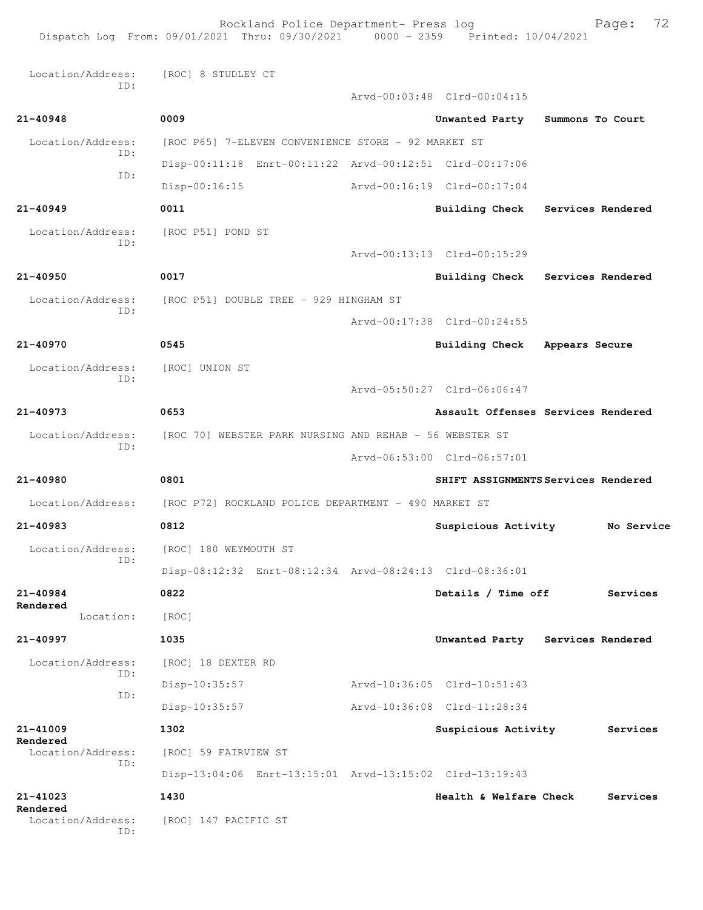Location/Address: [ROC] 8 STUDLEY CT
ID:
Arvd-00:03:48 Clrd-00:04:15

**21-40948** 0009 **Unwanted Party Summons To Court**

Location/Address: [ROC P65] 7-ELEVEN CONVENIENCE STORE - 92 MARKET ST
ID:
Disp-00:11:18 Enrt-00:11:22 Arvd-00:12:51 Clrd-00:17:06
ID:
Disp-00:16:15 Arvd-00:16:19 Clrd-00:17:04

**21-40949** 0011 **Building Check Services Rendered**

Location/Address: [ROC P51] POND ST
ID:
Arvd-00:13:13 Clrd-00:15:29

**21-40950** 0017 **Building Check Services Rendered**

Location/Address: [ROC P51] DOUBLE TREE - 929 HINGHAM ST
ID:
Arvd-00:17:38 Clrd-00:24:55

**21-40970** 0545 **Building Check Appears Secure**

Location/Address: [ROC] UNION ST
ID:
Arvd-05:50:27 Clrd-06:06:47

**21-40973** 0653 **Assault Offenses Services Rendered**

Location/Address: [ROC 70] WEBSTER PARK NURSING AND REHAB - 56 WEBSTER ST
ID:
Arvd-06:53:00 Clrd-06:57:01

**21-40980** 0801 **SHIFT ASSIGNMENTS Services Rendered**

Location/Address: [ROC P72] ROCKLAND POLICE DEPARTMENT - 490 MARKET ST

**21-40983** 0812 **Suspicious Activity No Service**

Location/Address: [ROC] 180 WEYMOUTH ST
ID:
Disp-08:12:32 Enrt-08:12:34 Arvd-08:24:13 Clrd-08:36:01

**21-40984** 0822 **Details / Time off Services Rendered**

Location: [ROC]

**21-40997** 1035 **Unwanted Party Services Rendered**

Location/Address: [ROC] 18 DEXTER RD
ID:
Disp-10:35:57 Arvd-10:36:05 Clrd-10:51:43
ID:
Disp-10:35:57 Arvd-10:36:08 Clrd-11:28:34

**21-41009** 1302 **Suspicious Activity Services Rendered**

Location/Address: [ROC] 59 FAIRVIEW ST
ID:
Disp-13:04:06 Enrt-13:15:01 Arvd-13:15:02 Clrd-13:19:43

**21-41023** 1430 **Health & Welfare Check Services Rendered**

Location/Address: [ROC] 147 PACIFIC ST
ID: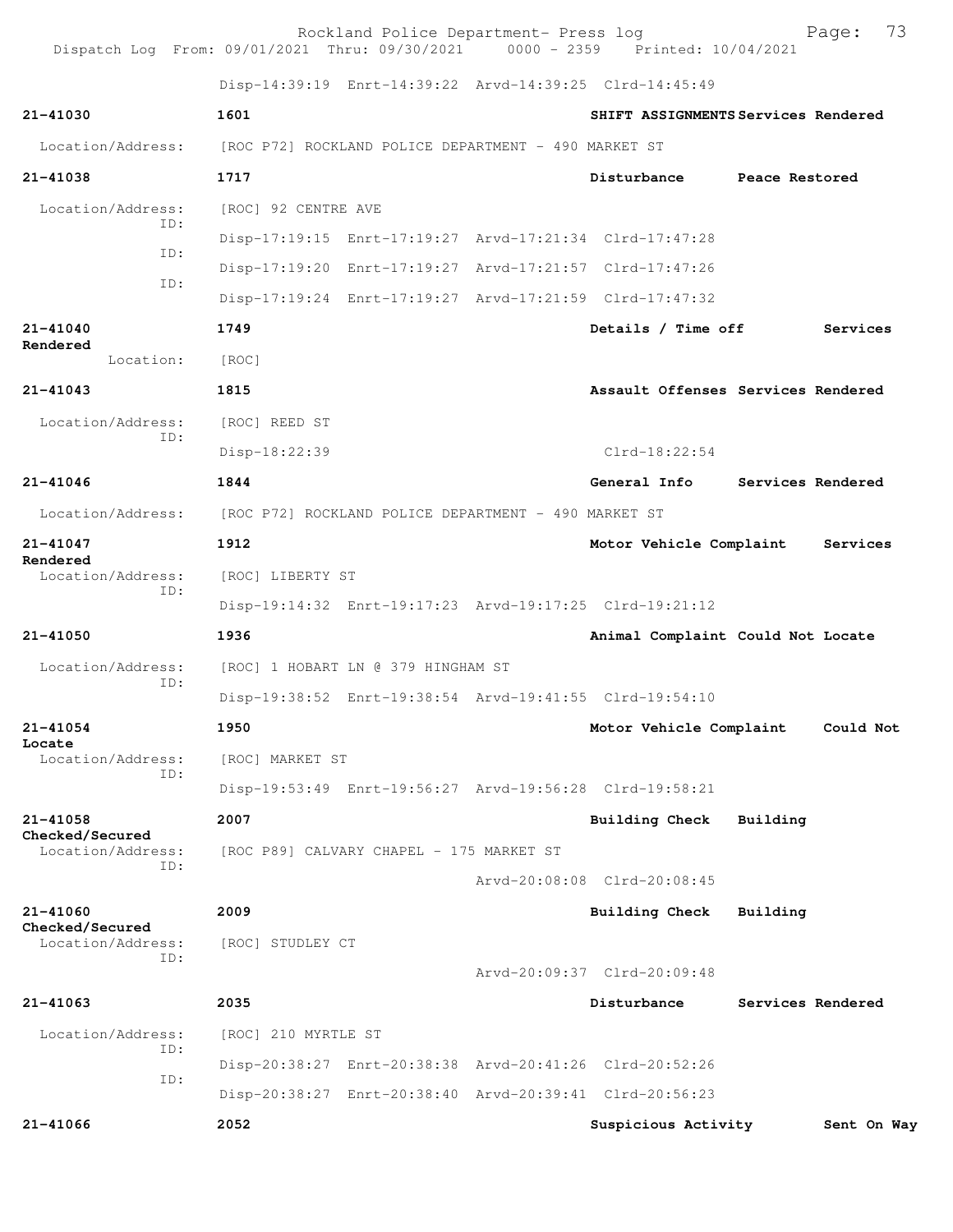Disp-14:39:19 Enrt-14:39:22 Arvd-14:39:25 Clrd-14:45:49

**21-41030** 1601 **SHIFT ASSIGNMENTS Services Rendered**
Location/Address: [ROC P72] ROCKLAND POLICE DEPARTMENT - 490 MARKET ST

**21-41038** 1717 **Disturbance Peace Restored**
Location/Address: [ROC] 92 CENTRE AVE
ID: Disp-17:19:15 Enrt-17:19:27 Arvd-17:21:34 Clrd-17:47:28
ID: Disp-17:19:20 Enrt-17:19:27 Arvd-17:21:57 Clrd-17:47:26
ID: Disp-17:19:24 Enrt-17:19:27 Arvd-17:21:59 Clrd-17:47:32

**21-41040** 1749 **Details / Time off Services Rendered**
Location: [ROC]

**21-41043** 1815 **Assault Offenses Services Rendered**
Location/Address: [ROC] REED ST
ID: Disp-18:22:39 Clrd-18:22:54

**21-41046** 1844 **General Info Services Rendered**
Location/Address: [ROC P72] ROCKLAND POLICE DEPARTMENT - 490 MARKET ST

**21-41047** 1912 **Motor Vehicle Complaint Services Rendered**
Location/Address: [ROC] LIBERTY ST
ID: Disp-19:14:32 Enrt-19:17:23 Arvd-19:17:25 Clrd-19:21:12

**21-41050** 1936 **Animal Complaint Could Not Locate**
Location/Address: [ROC] 1 HOBART LN @ 379 HINGHAM ST
ID: Disp-19:38:52 Enrt-19:38:54 Arvd-19:41:55 Clrd-19:54:10

**21-41054** 1950 **Motor Vehicle Complaint Could Not Locate**
Location/Address: [ROC] MARKET ST
ID: Disp-19:53:49 Enrt-19:56:27 Arvd-19:56:28 Clrd-19:58:21

**21-41058** 2007 **Building Check Building Checked/Secured**
Location/Address: [ROC P89] CALVARY CHAPEL - 175 MARKET ST
ID: Arvd-20:08:08 Clrd-20:08:45

**21-41060** 2009 **Building Check Building Checked/Secured**
Location/Address: [ROC] STUDLEY CT
ID: Arvd-20:09:37 Clrd-20:09:48

**21-41063** 2035 **Disturbance Services Rendered**
Location/Address: [ROC] 210 MYRTLE ST
ID: Disp-20:38:27 Enrt-20:38:38 Arvd-20:41:26 Clrd-20:52:26
ID: Disp-20:38:27 Enrt-20:38:40 Arvd-20:39:41 Clrd-20:56:23

**21-41066** 2052 **Suspicious Activity Sent On Way**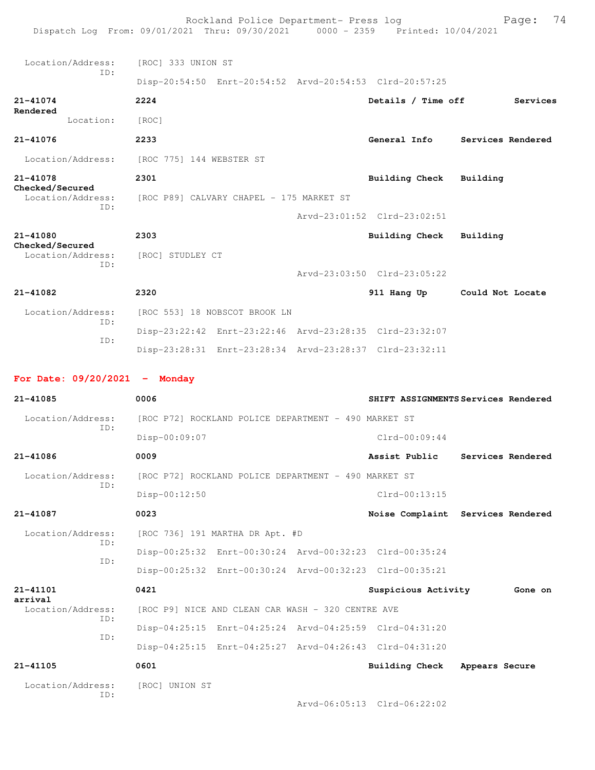Location/Address: [ROC] 333 UNION ST
ID:
Disp-20:54:50 Enrt-20:54:52 Arvd-20:54:53 Clrd-20:57:25

**21-41074** **2224** **Details / Time off** **Services Rendered**
Location: [ROC]

**21-41076** **2233** **General Info** **Services Rendered**
Location/Address: [ROC 775] 144 WEBSTER ST

**21-41078** **2301** **Building Check** **Building Checked/Secured**
Location/Address: [ROC P89] CALVARY CHAPEL - 175 MARKET ST
ID:
Arvd-23:01:52 Clrd-23:02:51

**21-41080** **2303** **Building Check** **Building Checked/Secured**
Location/Address: [ROC] STUDLEY CT
ID:
Arvd-23:03:50 Clrd-23:05:22

**21-41082** **2320** **911 Hang Up** **Could Not Locate**
Location/Address: [ROC 553] 18 NOBSCOT BROOK LN
ID:
Disp-23:22:42 Enrt-23:22:46 Arvd-23:28:35 Clrd-23:32:07
ID:
Disp-23:28:31 Enrt-23:28:34 Arvd-23:28:37 Clrd-23:32:11

## For Date: 09/20/2021 - Monday

**21-41085** **0006** **SHIFT ASSIGNMENTS** **Services Rendered**
Location/Address: [ROC P72] ROCKLAND POLICE DEPARTMENT - 490 MARKET ST
ID:
Disp-00:09:07 Clrd-00:09:44

**21-41086** **0009** **Assist Public** **Services Rendered**
Location/Address: [ROC P72] ROCKLAND POLICE DEPARTMENT - 490 MARKET ST
ID:
Disp-00:12:50 Clrd-00:13:15

**21-41087** **0023** **Noise Complaint** **Services Rendered**
Location/Address: [ROC 736] 191 MARTHA DR Apt. #D
ID:
Disp-00:25:32 Enrt-00:30:24 Arvd-00:32:23 Clrd-00:35:24
ID:
Disp-00:25:32 Enrt-00:30:24 Arvd-00:32:23 Clrd-00:35:21

**21-41101** **0421** **Suspicious Activity** **Gone on arrival**
Location/Address: [ROC P9] NICE AND CLEAN CAR WASH - 320 CENTRE AVE
ID:
Disp-04:25:15 Enrt-04:25:24 Arvd-04:25:59 Clrd-04:31:20
ID:
Disp-04:25:15 Enrt-04:25:27 Arvd-04:26:43 Clrd-04:31:20

**21-41105** **0601** **Building Check** **Appears Secure**
Location/Address: [ROC] UNION ST
ID:
Arvd-06:05:13 Clrd-06:22:02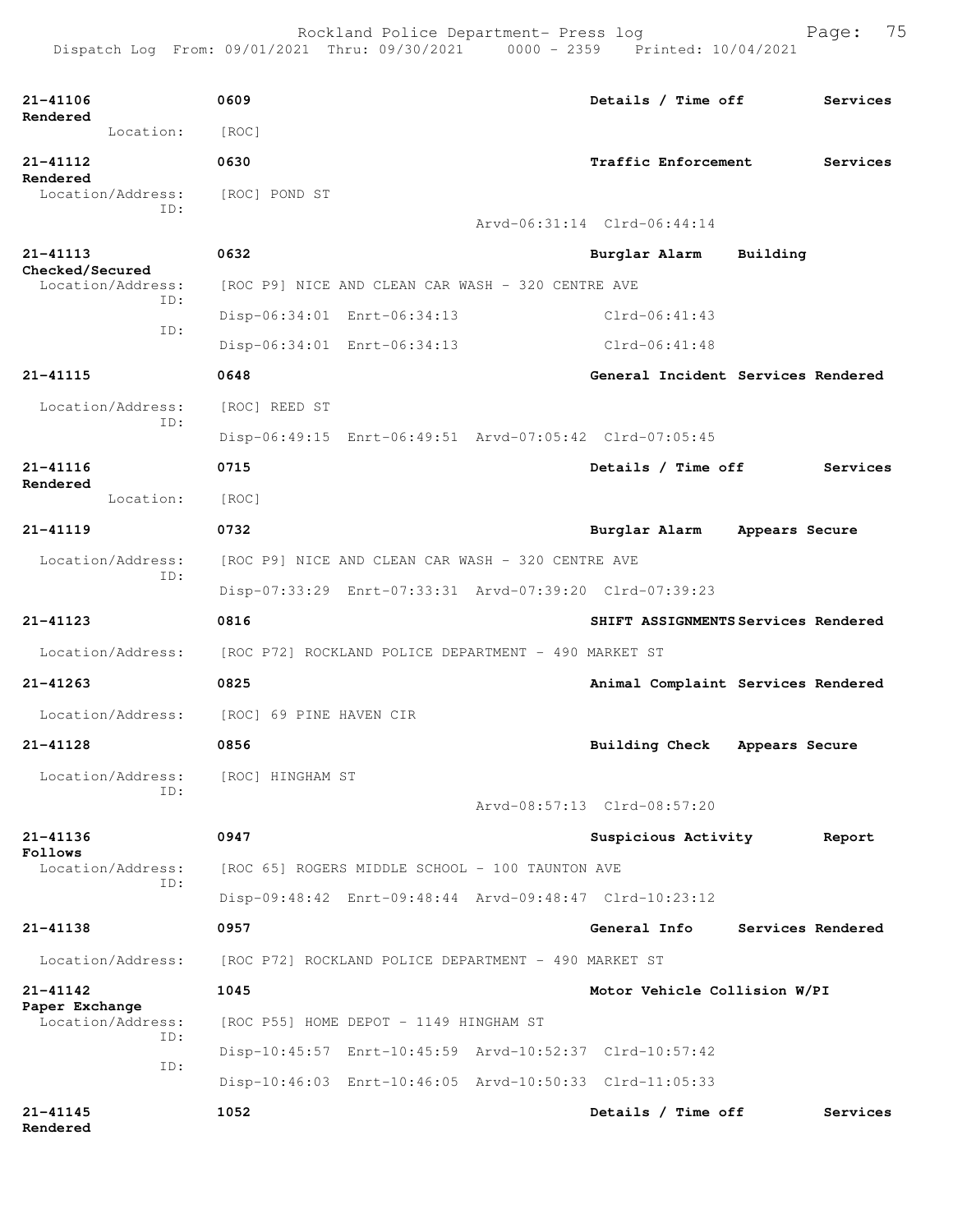```
21-41106              0609                                         Details / Time off        Services
Rendered
          Location:   [ROC]

21-41112              0630                                         Traffic Enforcement       Services
Rendered
  Location/Address:   [ROC] POND ST
                ID:
                                                  Arvd-06:31:14  Clrd-06:44:14

21-41113              0632                                         Burglar Alarm    Building
Checked/Secured
  Location/Address:   [ROC P9] NICE AND CLEAN CAR WASH - 320 CENTRE AVE
                ID:
                      Disp-06:34:01  Enrt-06:34:13                 Clrd-06:41:43
                ID:
                      Disp-06:34:01  Enrt-06:34:13                 Clrd-06:41:48

21-41115              0648                                         General Incident Services Rendered

  Location/Address:   [ROC] REED ST
                ID:
                      Disp-06:49:15  Enrt-06:49:51  Arvd-07:05:42  Clrd-07:05:45

21-41116              0715                                         Details / Time off        Services
Rendered
          Location:   [ROC]

21-41119              0732                                         Burglar Alarm    Appears Secure

  Location/Address:   [ROC P9] NICE AND CLEAN CAR WASH - 320 CENTRE AVE
                ID:
                      Disp-07:33:29  Enrt-07:33:31  Arvd-07:39:20  Clrd-07:39:23

21-41123              0816                                         SHIFT ASSIGNMENTS Services Rendered

  Location/Address:   [ROC P72] ROCKLAND POLICE DEPARTMENT - 490 MARKET ST

21-41263              0825                                         Animal Complaint Services Rendered

  Location/Address:   [ROC] 69 PINE HAVEN CIR

21-41128              0856                                         Building Check   Appears Secure

  Location/Address:   [ROC] HINGHAM ST
                ID:
                                                  Arvd-08:57:13  Clrd-08:57:20

21-41136              0947                                         Suspicious Activity       Report
Follows
  Location/Address:   [ROC 65] ROGERS MIDDLE SCHOOL - 100 TAUNTON AVE
                ID:
                      Disp-09:48:42  Enrt-09:48:44  Arvd-09:48:47  Clrd-10:23:12

21-41138              0957                                         General Info     Services Rendered

  Location/Address:   [ROC P72] ROCKLAND POLICE DEPARTMENT - 490 MARKET ST

21-41142              1045                                         Motor Vehicle Collision W/PI
Paper Exchange
  Location/Address:   [ROC P55] HOME DEPOT - 1149 HINGHAM ST
                ID:
                      Disp-10:45:57  Enrt-10:45:59  Arvd-10:52:37  Clrd-10:57:42
                ID:
                      Disp-10:46:03  Enrt-10:46:05  Arvd-10:50:33  Clrd-11:05:33

21-41145              1052                                         Details / Time off        Services
Rendered
```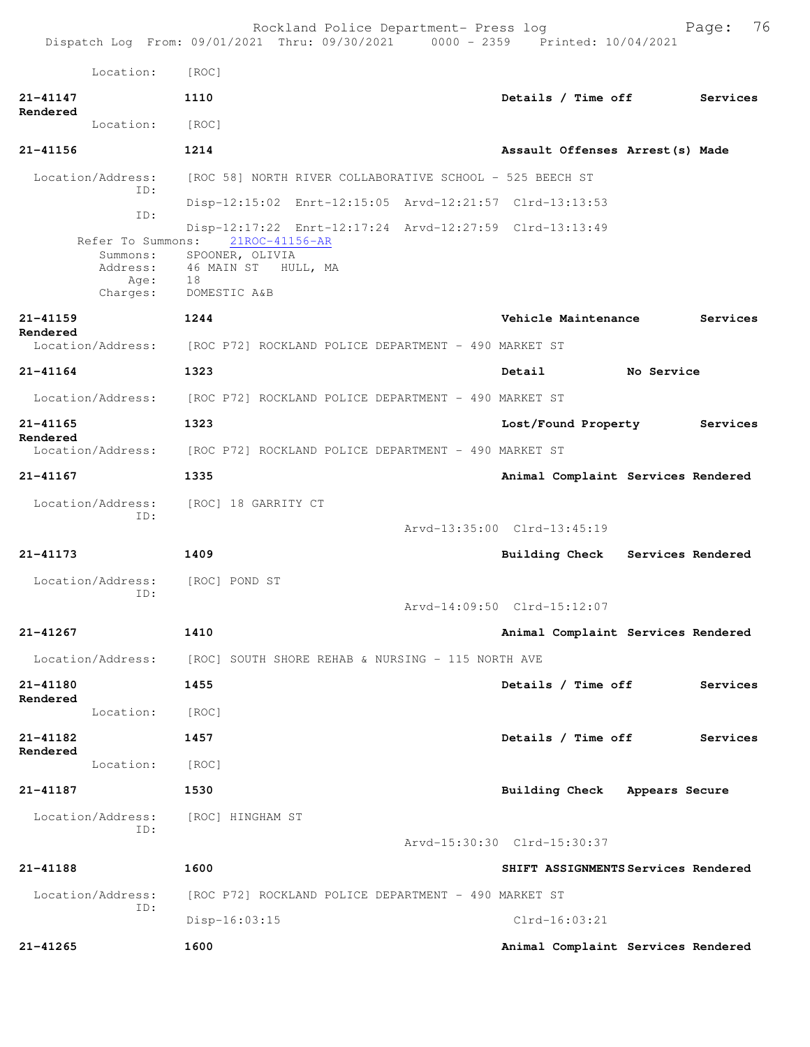Location: [ROC]

**21-41147** **1110** **Details / Time off** **Services Rendered**
Location: [ROC]

**21-41156** **1214** **Assault Offenses Arrest(s) Made**
Location/Address: [ROC 58] NORTH RIVER COLLABORATIVE SCHOOL - 525 BEECH ST
ID:
Disp-12:15:02 Enrt-12:15:05 Arvd-12:21:57 Clrd-13:13:53
ID:
Disp-12:17:22 Enrt-12:17:24 Arvd-12:27:59 Clrd-13:13:49
Refer To Summons: 21ROC-41156-AR
Summons: SPOONER, OLIVIA
Address: 46 MAIN ST HULL, MA
Age: 18
Charges: DOMESTIC A&B

**21-41159** **1244** **Vehicle Maintenance** **Services Rendered**
Location/Address: [ROC P72] ROCKLAND POLICE DEPARTMENT - 490 MARKET ST

**21-41164** **1323** **Detail** **No Service**
Location/Address: [ROC P72] ROCKLAND POLICE DEPARTMENT - 490 MARKET ST

**21-41165** **1323** **Lost/Found Property** **Services Rendered**
Location/Address: [ROC P72] ROCKLAND POLICE DEPARTMENT - 490 MARKET ST

**21-41167** **1335** **Animal Complaint Services Rendered**
Location/Address: [ROC] 18 GARRITY CT
ID:
Arvd-13:35:00 Clrd-13:45:19

**21-41173** **1409** **Building Check Services Rendered**
Location/Address: [ROC] POND ST
ID:
Arvd-14:09:50 Clrd-15:12:07

**21-41267** **1410** **Animal Complaint Services Rendered**
Location/Address: [ROC] SOUTH SHORE REHAB & NURSING - 115 NORTH AVE

**21-41180** **1455** **Details / Time off** **Services Rendered**
Location: [ROC]

**21-41182** **1457** **Details / Time off** **Services Rendered**
Location: [ROC]

**21-41187** **1530** **Building Check Appears Secure**
Location/Address: [ROC] HINGHAM ST
ID:
Arvd-15:30:30 Clrd-15:30:37

**21-41188** **1600** **SHIFT ASSIGNMENTS Services Rendered**
Location/Address: [ROC P72] ROCKLAND POLICE DEPARTMENT - 490 MARKET ST
ID:
Disp-16:03:15 Clrd-16:03:21

**21-41265** **1600** **Animal Complaint Services Rendered**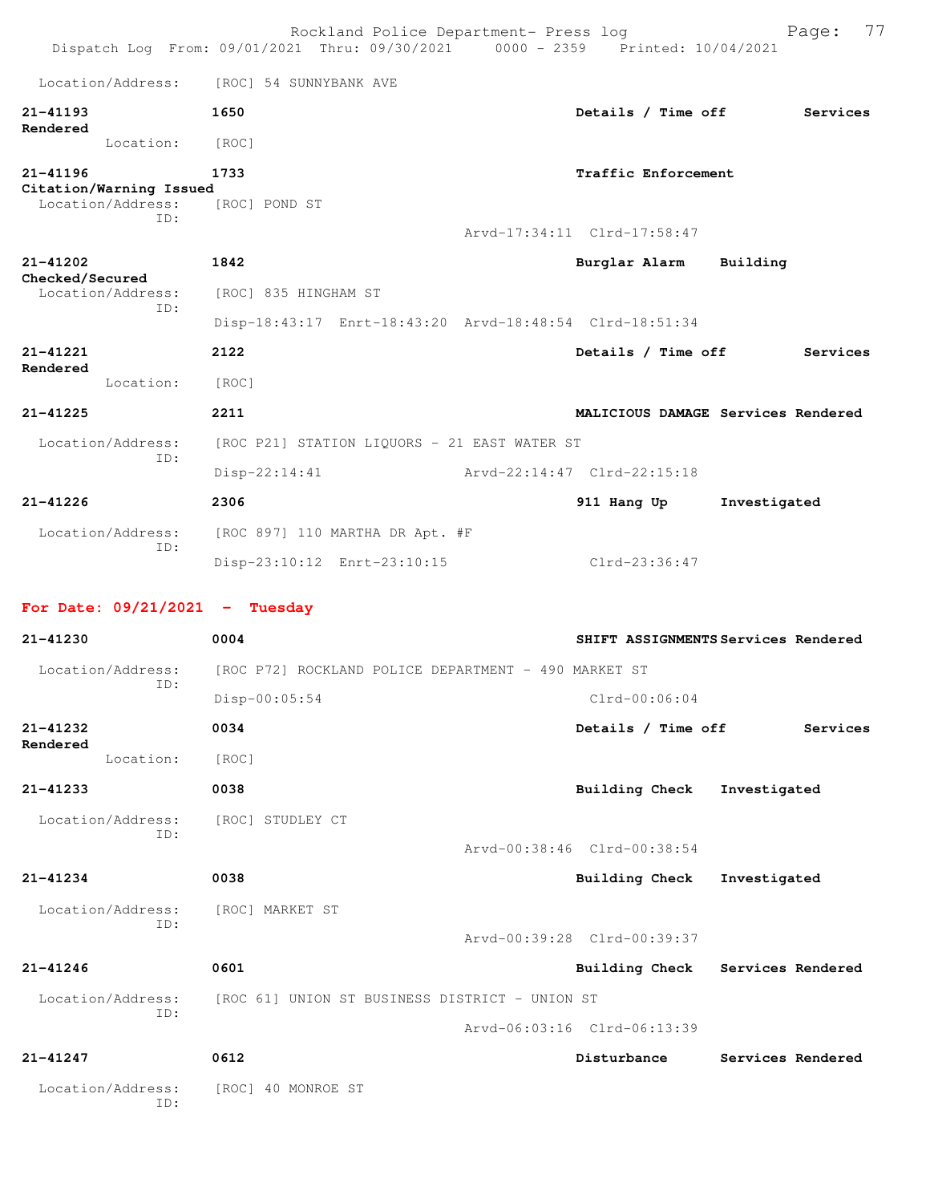Location/Address: [ROC] 54 SUNNYBANK AVE

**21-41193** 1650 **Details / Time off** **Services Rendered**
Location: [ROC]

**21-41196** 1733 **Traffic Enforcement** **Citation/Warning Issued**
Location/Address: [ROC] POND ST
ID:
Arvd-17:34:11 Clrd-17:58:47

**21-41202** 1842 **Burglar Alarm** **Building Checked/Secured**
Location/Address: [ROC] 835 HINGHAM ST
ID:
Disp-18:43:17 Enrt-18:43:20 Arvd-18:48:54 Clrd-18:51:34

**21-41221** 2122 **Details / Time off** **Services Rendered**
Location: [ROC]

**21-41225** 2211 **MALICIOUS DAMAGE** **Services Rendered**
Location/Address: [ROC P21] STATION LIQUORS - 21 EAST WATER ST
ID:
Disp-22:14:41 Arvd-22:14:47 Clrd-22:15:18

**21-41226** 2306 **911 Hang Up** **Investigated**
Location/Address: [ROC 897] 110 MARTHA DR Apt. #F
ID:
Disp-23:10:12 Enrt-23:10:15 Clrd-23:36:47

## For Date: 09/21/2021 - Tuesday

**21-41230** 0004 **SHIFT ASSIGNMENTS** **Services Rendered**
Location/Address: [ROC P72] ROCKLAND POLICE DEPARTMENT - 490 MARKET ST
ID:
Disp-00:05:54 Clrd-00:06:04

**21-41232** 0034 **Details / Time off** **Services Rendered**
Location: [ROC]

**21-41233** 0038 **Building Check** **Investigated**
Location/Address: [ROC] STUDLEY CT
ID:
Arvd-00:38:46 Clrd-00:38:54

**21-41234** 0038 **Building Check** **Investigated**
Location/Address: [ROC] MARKET ST
ID:
Arvd-00:39:28 Clrd-00:39:37

**21-41246** 0601 **Building Check** **Services Rendered**
Location/Address: [ROC 61] UNION ST BUSINESS DISTRICT - UNION ST
ID:
Arvd-06:03:16 Clrd-06:13:39

**21-41247** 0612 **Disturbance** **Services Rendered**
Location/Address: [ROC] 40 MONROE ST
ID: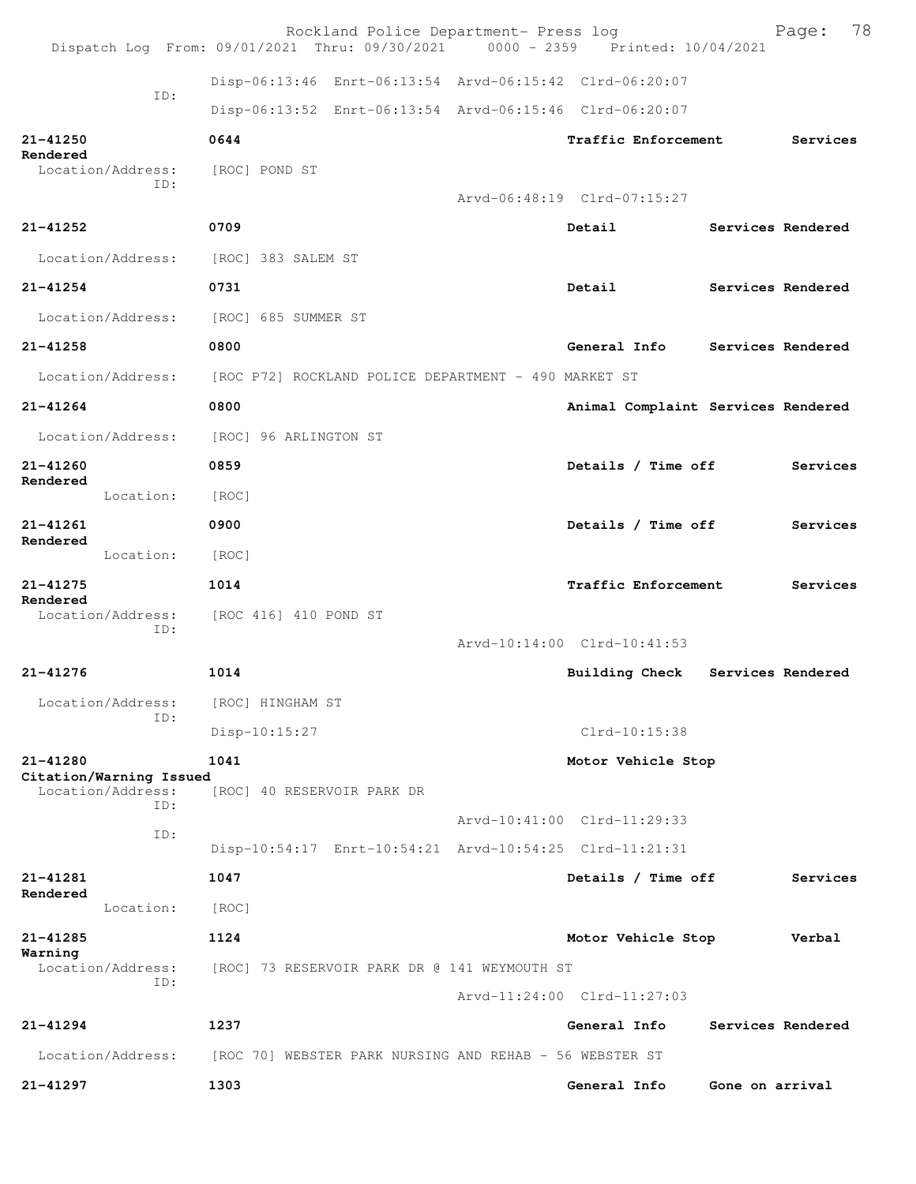Rockland Police Department- Press log
Dispatch Log From: 09/01/2021 Thru: 09/30/2021 0000 - 2359 Printed: 10/04/2021

```
                    Disp-06:13:46  Enrt-06:13:54  Arvd-06:15:42  Clrd-06:20:07
          ID:
                    Disp-06:13:52  Enrt-06:13:54  Arvd-06:15:46  Clrd-06:20:07

21-41250            0644                                  Traffic Enforcement       Services
Rendered
  Location/Address:   [ROC] POND ST
          ID:
                                              Arvd-06:48:19  Clrd-07:15:27

21-41252            0709                                  Detail              Services Rendered

  Location/Address:   [ROC] 383 SALEM ST

21-41254            0731                                  Detail              Services Rendered

  Location/Address:   [ROC] 685 SUMMER ST

21-41258            0800                                  General Info        Services Rendered

  Location/Address:   [ROC P72] ROCKLAND POLICE DEPARTMENT - 490 MARKET ST

21-41264            0800                                  Animal Complaint Services Rendered

  Location/Address:   [ROC] 96 ARLINGTON ST

21-41260            0859                                  Details / Time off        Services
Rendered
          Location:   [ROC]

21-41261            0900                                  Details / Time off        Services
Rendered
          Location:   [ROC]

21-41275            1014                                  Traffic Enforcement       Services
Rendered
  Location/Address:   [ROC 416] 410 POND ST
          ID:
                                              Arvd-10:14:00  Clrd-10:41:53

21-41276            1014                                  Building Check      Services Rendered

  Location/Address:   [ROC] HINGHAM ST
          ID:
                    Disp-10:15:27                            Clrd-10:15:38

21-41280            1041                                  Motor Vehicle Stop
Citation/Warning Issued
  Location/Address:   [ROC] 40 RESERVOIR PARK DR
          ID:
                                              Arvd-10:41:00  Clrd-11:29:33
          ID:
                    Disp-10:54:17  Enrt-10:54:21  Arvd-10:54:25  Clrd-11:21:31

21-41281            1047                                  Details / Time off        Services
Rendered
          Location:   [ROC]

21-41285            1124                                  Motor Vehicle Stop        Verbal
Warning
  Location/Address:   [ROC] 73 RESERVOIR PARK DR @ 141 WEYMOUTH ST
          ID:
                                              Arvd-11:24:00  Clrd-11:27:03

21-41294            1237                                  General Info        Services Rendered

  Location/Address:   [ROC 70] WEBSTER PARK NURSING AND REHAB - 56 WEBSTER ST

21-41297            1303                                  General Info        Gone on arrival
```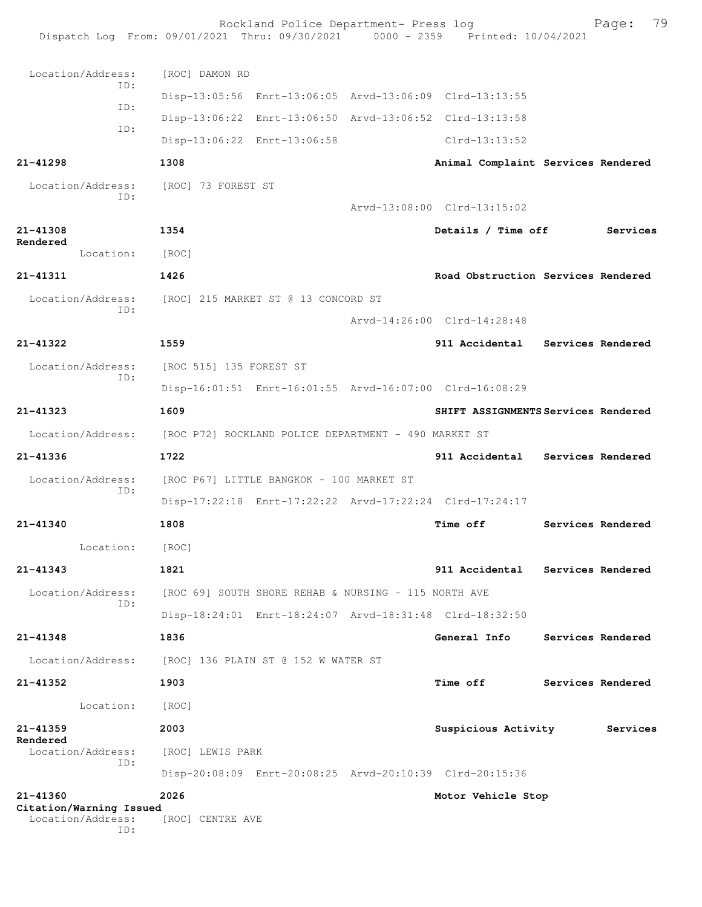Location/Address: [ROC] DAMON RD

ID:
Disp-13:05:56 Enrt-13:06:05 Arvd-13:06:09 Clrd-13:13:55

ID:
Disp-13:06:22 Enrt-13:06:50 Arvd-13:06:52 Clrd-13:13:58

ID:
Disp-13:06:22 Enrt-13:06:58 Clrd-13:13:52

**21-41298** **1308** **Animal Complaint Services Rendered**

Location/Address: [ROC] 73 FOREST ST

ID:
Arvd-13:08:00 Clrd-13:15:02

**21-41308** **1354** **Details / Time off Services Rendered**

Location: [ROC]

**21-41311** **1426** **Road Obstruction Services Rendered**

Location/Address: [ROC] 215 MARKET ST @ 13 CONCORD ST

ID:
Arvd-14:26:00 Clrd-14:28:48

**21-41322** **1559** **911 Accidental Services Rendered**

Location/Address: [ROC 515] 135 FOREST ST

ID:
Disp-16:01:51 Enrt-16:01:55 Arvd-16:07:00 Clrd-16:08:29

**21-41323** **1609** **SHIFT ASSIGNMENTS Services Rendered**

Location/Address: [ROC P72] ROCKLAND POLICE DEPARTMENT - 490 MARKET ST

**21-41336** **1722** **911 Accidental Services Rendered**

Location/Address: [ROC P67] LITTLE BANGKOK - 100 MARKET ST

ID:
Disp-17:22:18 Enrt-17:22:22 Arvd-17:22:24 Clrd-17:24:17

**21-41340** **1808** **Time off Services Rendered**

Location: [ROC]

**21-41343** **1821** **911 Accidental Services Rendered**

Location/Address: [ROC 69] SOUTH SHORE REHAB & NURSING - 115 NORTH AVE

ID:
Disp-18:24:01 Enrt-18:24:07 Arvd-18:31:48 Clrd-18:32:50

**21-41348** **1836** **General Info Services Rendered**

Location/Address: [ROC] 136 PLAIN ST @ 152 W WATER ST

**21-41352** **1903** **Time off Services Rendered**

Location: [ROC]

**21-41359** **2003** **Suspicious Activity Services Rendered**

Location/Address: [ROC] LEWIS PARK

ID:
Disp-20:08:09 Enrt-20:08:25 Arvd-20:10:39 Clrd-20:15:36

**21-41360** **2026** **Motor Vehicle Stop Citation/Warning Issued**

Location/Address: [ROC] CENTRE AVE

ID: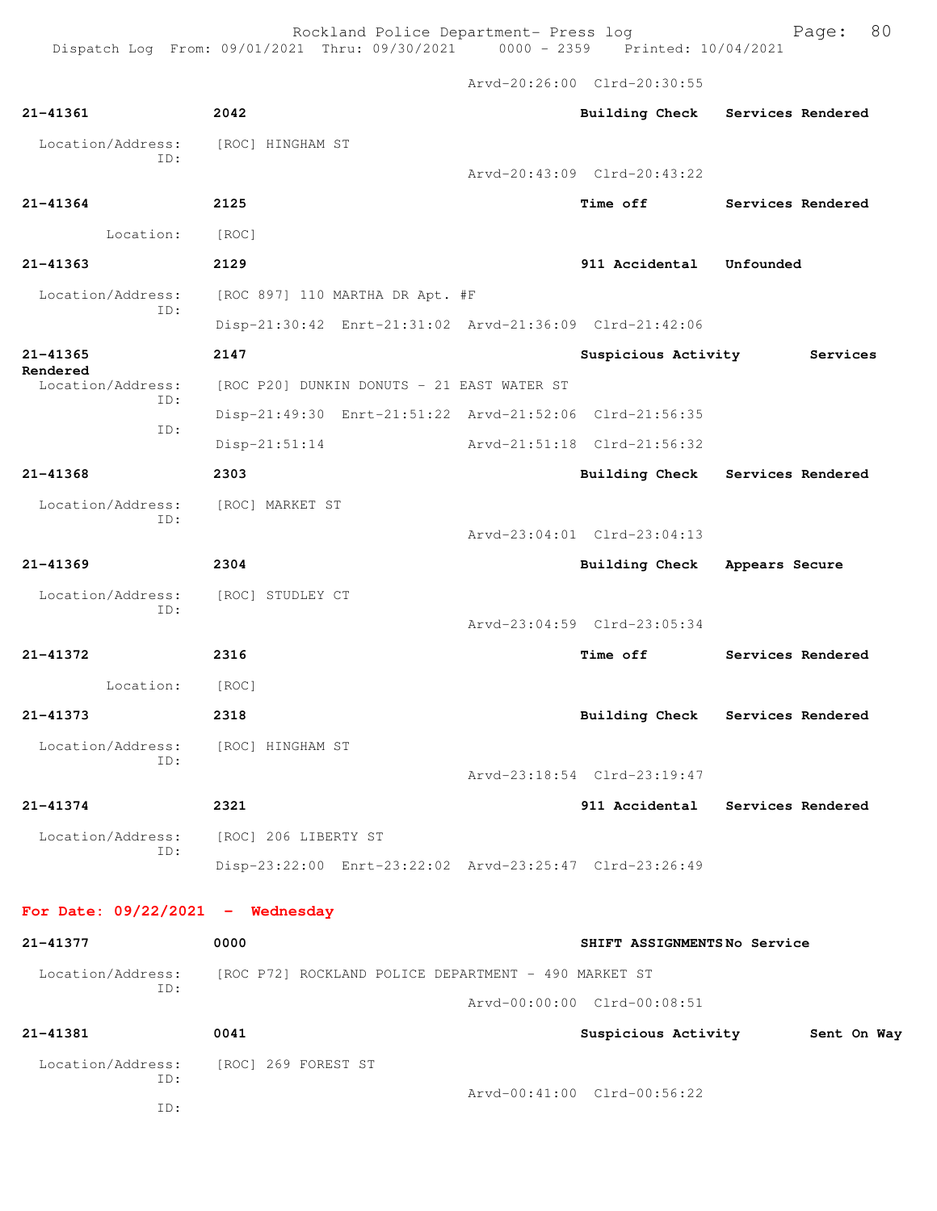Arvd-20:26:00 Clrd-20:30:55

**21-41361** 2042 Building Check Services Rendered
Location/Address: [ROC] HINGHAM ST
ID:
Arvd-20:43:09 Clrd-20:43:22

**21-41364** 2125 Time off Services Rendered
Location: [ROC]

**21-41363** 2129 911 Accidental Unfounded
Location/Address: [ROC 897] 110 MARTHA DR Apt. #F
ID:
Disp-21:30:42 Enrt-21:31:02 Arvd-21:36:09 Clrd-21:42:06

**21-41365** 2147 Suspicious Activity Services Rendered
Location/Address: [ROC P20] DUNKIN DONUTS - 21 EAST WATER ST
ID:
Disp-21:49:30 Enrt-21:51:22 Arvd-21:52:06 Clrd-21:56:35
ID:
Disp-21:51:14 Arvd-21:51:18 Clrd-21:56:32

**21-41368** 2303 Building Check Services Rendered
Location/Address: [ROC] MARKET ST
ID:
Arvd-23:04:01 Clrd-23:04:13

**21-41369** 2304 Building Check Appears Secure
Location/Address: [ROC] STUDLEY CT
ID:
Arvd-23:04:59 Clrd-23:05:34

**21-41372** 2316 Time off Services Rendered
Location: [ROC]

**21-41373** 2318 Building Check Services Rendered
Location/Address: [ROC] HINGHAM ST
ID:
Arvd-23:18:54 Clrd-23:19:47

**21-41374** 2321 911 Accidental Services Rendered
Location/Address: [ROC] 206 LIBERTY ST
ID:
Disp-23:22:00 Enrt-23:22:02 Arvd-23:25:47 Clrd-23:26:49

## For Date: 09/22/2021 - Wednesday

**21-41377** 0000 SHIFT ASSIGNMENTS No Service
Location/Address: [ROC P72] ROCKLAND POLICE DEPARTMENT - 490 MARKET ST
ID:
Arvd-00:00:00 Clrd-00:08:51

**21-41381** 0041 Suspicious Activity Sent On Way
Location/Address: [ROC] 269 FOREST ST
ID:
Arvd-00:41:00 Clrd-00:56:22
ID: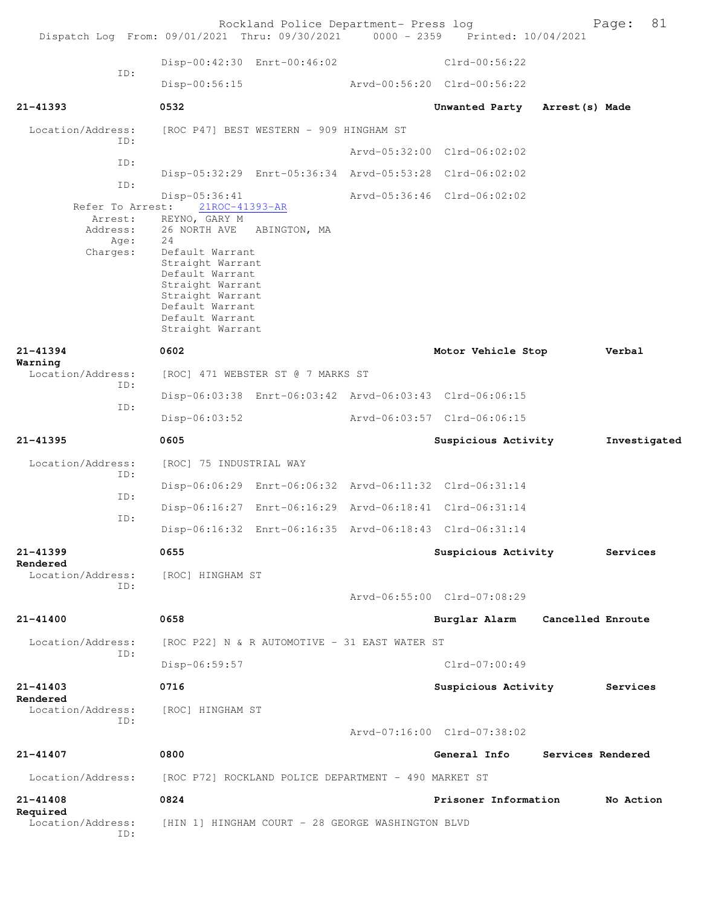```
                    Disp-00:42:30  Enrt-00:46:02                  Clrd-00:56:22
             ID:
                    Disp-00:56:15                 Arvd-00:56:20  Clrd-00:56:22

21-41393            0532                                          Unwanted Party   Arrest(s) Made

  Location/Address:    [ROC P47] BEST WESTERN - 909 HINGHAM ST
             ID:
                                                  Arvd-05:32:00  Clrd-06:02:02
             ID:
                    Disp-05:32:29  Enrt-05:36:34  Arvd-05:53:28  Clrd-06:02:02
             ID:
                    Disp-05:36:41                 Arvd-05:36:46  Clrd-06:02:02
        Refer To Arrest:    21ROC-41393-AR
          Arrest:    REYNO, GARY M
         Address:    26 NORTH AVE   ABINGTON, MA
             Age:    24
         Charges:    Default Warrant
                     Straight Warrant
                     Default Warrant
                     Straight Warrant
                     Straight Warrant
                     Default Warrant
                     Default Warrant
                     Straight Warrant

21-41394            0602                                          Motor Vehicle Stop        Verbal
Warning
  Location/Address:    [ROC] 471 WEBSTER ST @ 7 MARKS ST
             ID:
                    Disp-06:03:38  Enrt-06:03:42  Arvd-06:03:43  Clrd-06:06:15
             ID:
                    Disp-06:03:52                 Arvd-06:03:57  Clrd-06:06:15

21-41395            0605                                          Suspicious Activity       Investigated

  Location/Address:    [ROC] 75 INDUSTRIAL WAY
             ID:
                    Disp-06:06:29  Enrt-06:06:32  Arvd-06:11:32  Clrd-06:31:14
             ID:
                    Disp-06:16:27  Enrt-06:16:29  Arvd-06:18:41  Clrd-06:31:14
             ID:
                    Disp-06:16:32  Enrt-06:16:35  Arvd-06:18:43  Clrd-06:31:14

21-41399            0655                                          Suspicious Activity       Services
Rendered
  Location/Address:    [ROC] HINGHAM ST
             ID:
                                                  Arvd-06:55:00  Clrd-07:08:29

21-41400            0658                                          Burglar Alarm    Cancelled Enroute

  Location/Address:    [ROC P22] N & R AUTOMOTIVE - 31 EAST WATER ST
             ID:
                    Disp-06:59:57                                Clrd-07:00:49

21-41403            0716                                          Suspicious Activity       Services
Rendered
  Location/Address:    [ROC] HINGHAM ST
             ID:
                                                  Arvd-07:16:00  Clrd-07:38:02

21-41407            0800                                          General Info     Services Rendered

  Location/Address:    [ROC P72] ROCKLAND POLICE DEPARTMENT - 490 MARKET ST

21-41408            0824                                          Prisoner Information      No Action
Required
  Location/Address:    [HIN 1] HINGHAM COURT - 28 GEORGE WASHINGTON BLVD
             ID:
```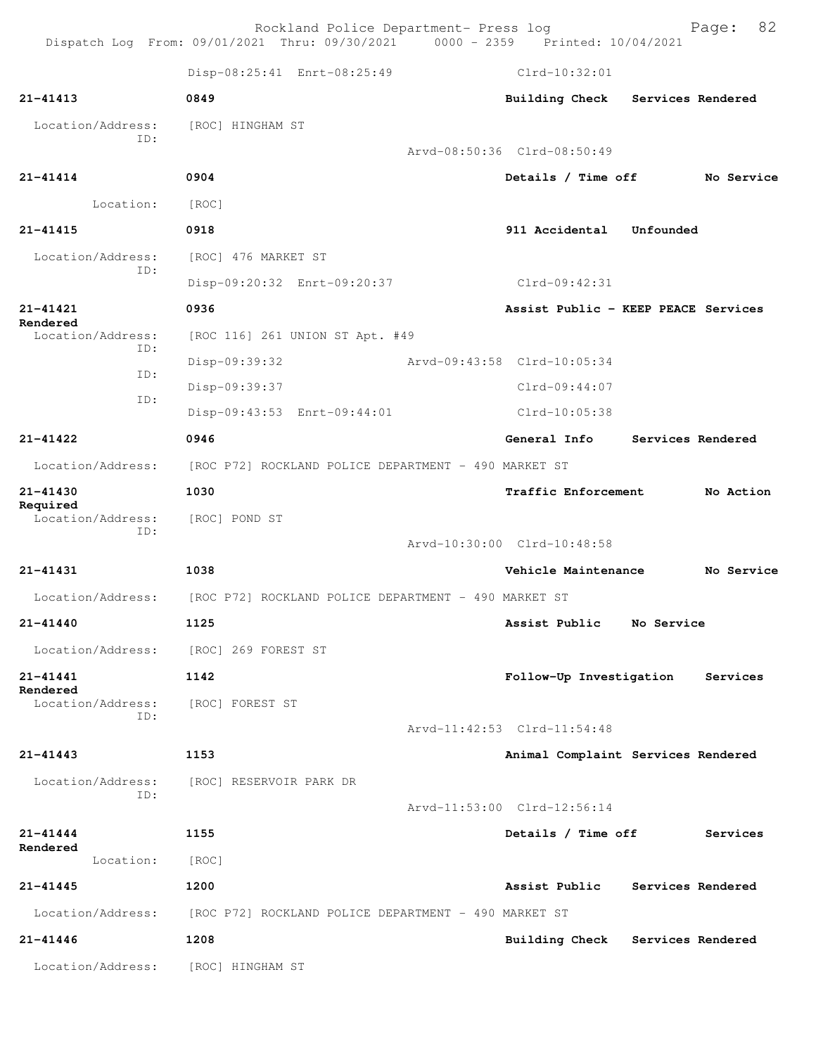Disp-08:25:41 Enrt-08:25:49 Clrd-10:32:01

**21-41413** 0849 **Building Check Services Rendered**

Location/Address: [ROC] HINGHAM ST
ID:
Arvd-08:50:36 Clrd-08:50:49

**21-41414** 0904 **Details / Time off No Service**

Location: [ROC]

**21-41415** 0918 **911 Accidental Unfounded**

Location/Address: [ROC] 476 MARKET ST
ID:
Disp-09:20:32 Enrt-09:20:37 Clrd-09:42:31

**21-41421** 0936 **Assist Public - KEEP PEACE Services Rendered**

Location/Address: [ROC 116] 261 UNION ST Apt. #49
ID:
Disp-09:39:32 Arvd-09:43:58 Clrd-10:05:34
ID:
Disp-09:39:37 Clrd-09:44:07
ID:
Disp-09:43:53 Enrt-09:44:01 Clrd-10:05:38

**21-41422** 0946 **General Info Services Rendered**

Location/Address: [ROC P72] ROCKLAND POLICE DEPARTMENT - 490 MARKET ST

**21-41430** 1030 **Traffic Enforcement No Action Required**

Location/Address: [ROC] POND ST
ID:
Arvd-10:30:00 Clrd-10:48:58

**21-41431** 1038 **Vehicle Maintenance No Service**

Location/Address: [ROC P72] ROCKLAND POLICE DEPARTMENT - 490 MARKET ST

**21-41440** 1125 **Assist Public No Service**

Location/Address: [ROC] 269 FOREST ST

**21-41441** 1142 **Follow-Up Investigation Services Rendered**

Location/Address: [ROC] FOREST ST
ID:
Arvd-11:42:53 Clrd-11:54:48

**21-41443** 1153 **Animal Complaint Services Rendered**

Location/Address: [ROC] RESERVOIR PARK DR
ID:
Arvd-11:53:00 Clrd-12:56:14

**21-41444** 1155 **Details / Time off Services Rendered**

Location: [ROC]

**21-41445** 1200 **Assist Public Services Rendered**

Location/Address: [ROC P72] ROCKLAND POLICE DEPARTMENT - 490 MARKET ST

**21-41446** 1208 **Building Check Services Rendered**

Location/Address: [ROC] HINGHAM ST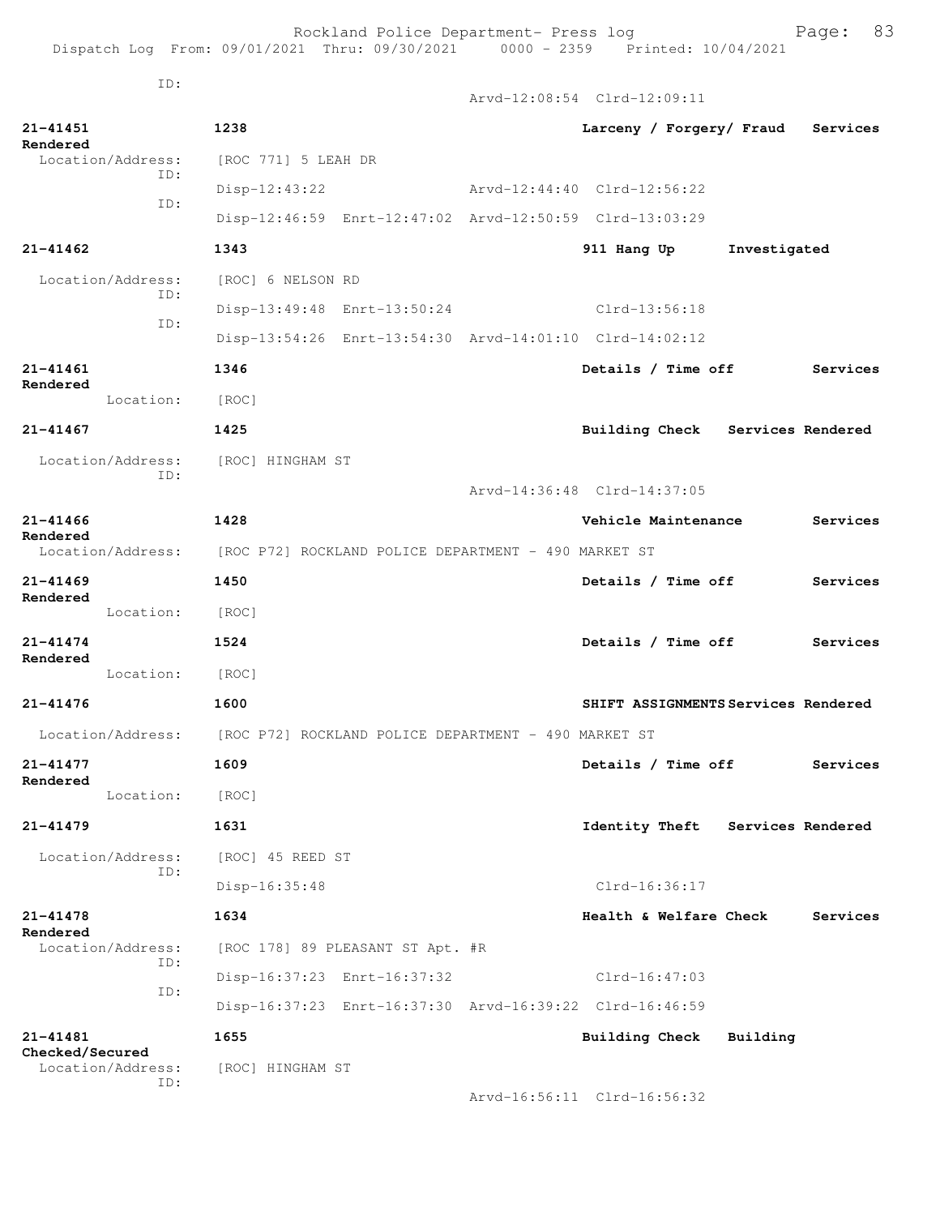```
          ID:
                                               Arvd-12:08:54  Clrd-12:09:11

21-41451              1238                                  Larceny / Forgery/ Fraud   Services
Rendered
  Location/Address:   [ROC 771] 5 LEAH DR
          ID:
                      Disp-12:43:22                 Arvd-12:44:40  Clrd-12:56:22
          ID:
                      Disp-12:46:59  Enrt-12:47:02  Arvd-12:50:59  Clrd-13:03:29

21-41462              1343                                  911 Hang Up        Investigated

  Location/Address:   [ROC] 6 NELSON RD
          ID:
                      Disp-13:49:48  Enrt-13:50:24                 Clrd-13:56:18
          ID:
                      Disp-13:54:26  Enrt-13:54:30  Arvd-14:01:10  Clrd-14:02:12

21-41461              1346                                  Details / Time off         Services
Rendered
         Location:    [ROC]

21-41467              1425                                  Building Check    Services Rendered

  Location/Address:   [ROC] HINGHAM ST
          ID:
                                                    Arvd-14:36:48  Clrd-14:37:05

21-41466              1428                                  Vehicle Maintenance        Services
Rendered
  Location/Address:   [ROC P72] ROCKLAND POLICE DEPARTMENT - 490 MARKET ST

21-41469              1450                                  Details / Time off         Services
Rendered
         Location:    [ROC]

21-41474              1524                                  Details / Time off         Services
Rendered
         Location:    [ROC]

21-41476              1600                                  SHIFT ASSIGNMENTS Services Rendered

  Location/Address:   [ROC P72] ROCKLAND POLICE DEPARTMENT - 490 MARKET ST

21-41477              1609                                  Details / Time off         Services
Rendered
         Location:    [ROC]

21-41479              1631                                  Identity Theft    Services Rendered

  Location/Address:   [ROC] 45 REED ST
          ID:
                      Disp-16:35:48                                Clrd-16:36:17

21-41478              1634                                  Health & Welfare Check     Services
Rendered
  Location/Address:   [ROC 178] 89 PLEASANT ST Apt. #R
          ID:
                      Disp-16:37:23  Enrt-16:37:32                 Clrd-16:47:03
          ID:
                      Disp-16:37:23  Enrt-16:37:30  Arvd-16:39:22  Clrd-16:46:59

21-41481              1655                                  Building Check    Building
Checked/Secured
  Location/Address:   [ROC] HINGHAM ST
          ID:
                                                    Arvd-16:56:11  Clrd-16:56:32
```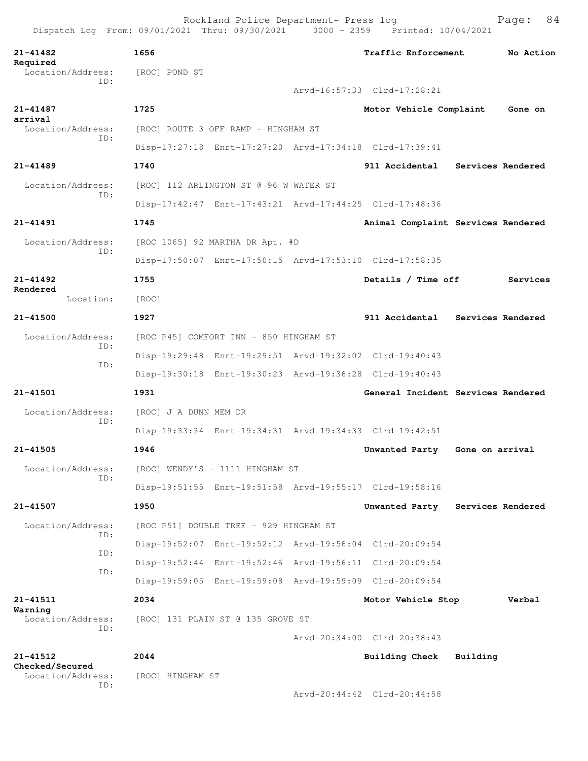Rockland Police Department- Press log
Dispatch Log From: 09/01/2021 Thru: 09/30/2021 0000 - 2359 Printed: 10/04/2021

**21-41482** 1656 Traffic Enforcement No Action Required
Location/Address: [ROC] POND ST
ID:
Arvd-16:57:33 Clrd-17:28:21

**21-41487** 1725 Motor Vehicle Complaint Gone on arrival
Location/Address: [ROC] ROUTE 3 OFF RAMP - HINGHAM ST
ID:
Disp-17:27:18 Enrt-17:27:20 Arvd-17:34:18 Clrd-17:39:41

**21-41489** 1740 911 Accidental Services Rendered
Location/Address: [ROC] 112 ARLINGTON ST @ 96 W WATER ST
ID:
Disp-17:42:47 Enrt-17:43:21 Arvd-17:44:25 Clrd-17:48:36

**21-41491** 1745 Animal Complaint Services Rendered
Location/Address: [ROC 1065] 92 MARTHA DR Apt. #D
ID:
Disp-17:50:07 Enrt-17:50:15 Arvd-17:53:10 Clrd-17:58:35

**21-41492** 1755 Details / Time off Services Rendered
Location: [ROC]

**21-41500** 1927 911 Accidental Services Rendered
Location/Address: [ROC P45] COMFORT INN - 850 HINGHAM ST
ID:
Disp-19:29:48 Enrt-19:29:51 Arvd-19:32:02 Clrd-19:40:43
ID:
Disp-19:30:18 Enrt-19:30:23 Arvd-19:36:28 Clrd-19:40:43

**21-41501** 1931 General Incident Services Rendered
Location/Address: [ROC] J A DUNN MEM DR
ID:
Disp-19:33:34 Enrt-19:34:31 Arvd-19:34:33 Clrd-19:42:51

**21-41505** 1946 Unwanted Party Gone on arrival
Location/Address: [ROC] WENDY'S - 1111 HINGHAM ST
ID:
Disp-19:51:55 Enrt-19:51:58 Arvd-19:55:17 Clrd-19:58:16

**21-41507** 1950 Unwanted Party Services Rendered
Location/Address: [ROC P51] DOUBLE TREE - 929 HINGHAM ST
ID:
Disp-19:52:07 Enrt-19:52:12 Arvd-19:56:04 Clrd-20:09:54
ID:
Disp-19:52:44 Enrt-19:52:46 Arvd-19:56:11 Clrd-20:09:54
ID:
Disp-19:59:05 Enrt-19:59:08 Arvd-19:59:09 Clrd-20:09:54

**21-41511** 2034 Motor Vehicle Stop Verbal Warning
Location/Address: [ROC] 131 PLAIN ST @ 135 GROVE ST
ID:
Arvd-20:34:00 Clrd-20:38:43

**21-41512** 2044 Building Check Building Checked/Secured
Location/Address: [ROC] HINGHAM ST
ID:
Arvd-20:44:42 Clrd-20:44:58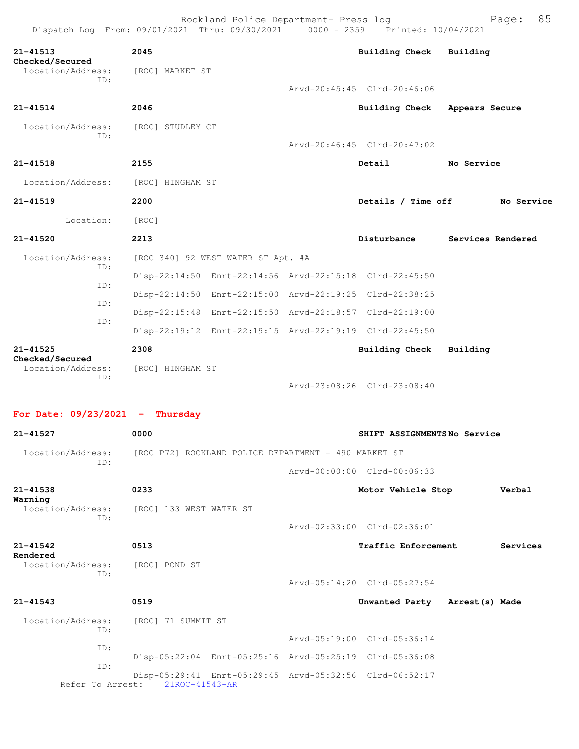Rockland Police Department- Press log
Dispatch Log From: 09/01/2021 Thru: 09/30/2021 0000 - 2359 Printed: 10/04/2021

**21-41513** 2045 Building Check Building Checked/Secured
Location/Address: [ROC] MARKET ST
ID:
Arvd-20:45:45 Clrd-20:46:06

**21-41514** 2046 Building Check Appears Secure
Location/Address: [ROC] STUDLEY CT
ID:
Arvd-20:46:45 Clrd-20:47:02

**21-41518** 2155 Detail No Service
Location/Address: [ROC] HINGHAM ST

**21-41519** 2200 Details / Time off No Service
Location: [ROC]

**21-41520** 2213 Disturbance Services Rendered
Location/Address: [ROC 340] 92 WEST WATER ST Apt. #A
ID:
Disp-22:14:50 Enrt-22:14:56 Arvd-22:15:18 Clrd-22:45:50
ID:
Disp-22:14:50 Enrt-22:15:00 Arvd-22:19:25 Clrd-22:38:25
ID:
Disp-22:15:48 Enrt-22:15:50 Arvd-22:18:57 Clrd-22:19:00
ID:
Disp-22:19:12 Enrt-22:19:15 Arvd-22:19:19 Clrd-22:45:50

**21-41525** 2308 Building Check Building Checked/Secured
Location/Address: [ROC] HINGHAM ST
ID:
Arvd-23:08:26 Clrd-23:08:40

## For Date: 09/23/2021 - Thursday

**21-41527** 0000 SHIFT ASSIGNMENTS No Service
Location/Address: [ROC P72] ROCKLAND POLICE DEPARTMENT - 490 MARKET ST
ID:
Arvd-00:00:00 Clrd-00:06:33

**21-41538** 0233 Motor Vehicle Stop Verbal Warning
Location/Address: [ROC] 133 WEST WATER ST
ID:
Arvd-02:33:00 Clrd-02:36:01

**21-41542** 0513 Traffic Enforcement Services Rendered
Location/Address: [ROC] POND ST
ID:
Arvd-05:14:20 Clrd-05:27:54

**21-41543** 0519 Unwanted Party Arrest(s) Made
Location/Address: [ROC] 71 SUMMIT ST
ID:
Arvd-05:19:00 Clrd-05:36:14
ID:
Disp-05:22:04 Enrt-05:25:16 Arvd-05:25:19 Clrd-05:36:08
ID:
Disp-05:29:41 Enrt-05:29:45 Arvd-05:32:56 Clrd-06:52:17
Refer To Arrest: 21ROC-41543-AR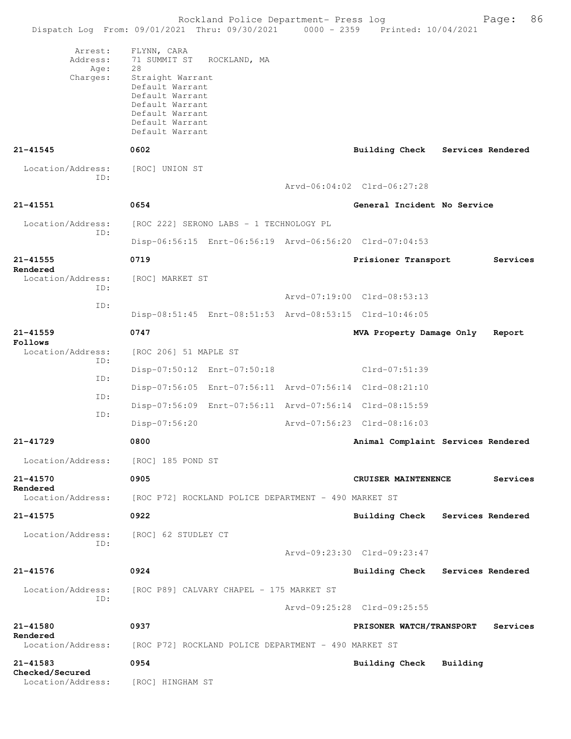```
 Arrest:    FLYNN, CARA
 Address:   71 SUMMIT ST   ROCKLAND, MA
 Age:       28
 Charges:   Straight Warrant
            Default Warrant
            Default Warrant
            Default Warrant
            Default Warrant
            Default Warrant
            Default Warrant

21-41545          0602                                    Building Check   Services Rendered

 Location/Address:   [ROC] UNION ST
              ID:
                                          Arvd-06:04:02  Clrd-06:27:28

21-41551          0654                                    General Incident No Service

 Location/Address:   [ROC 222] SERONO LABS - 1 TECHNOLOGY PL
              ID:
                     Disp-06:56:15  Enrt-06:56:19  Arvd-06:56:20  Clrd-07:04:53

21-41555          0719                                    Prisioner Transport        Services
Rendered
 Location/Address:   [ROC] MARKET ST
              ID:
                                          Arvd-07:19:00  Clrd-08:53:13
              ID:
                     Disp-08:51:45  Enrt-08:51:53  Arvd-08:53:15  Clrd-10:46:05

21-41559          0747                                    MVA Property Damage Only   Report
Follows
 Location/Address:   [ROC 206] 51 MAPLE ST
              ID:
                     Disp-07:50:12  Enrt-07:50:18                 Clrd-07:51:39
              ID:
                     Disp-07:56:05  Enrt-07:56:11  Arvd-07:56:14  Clrd-08:21:10
              ID:
                     Disp-07:56:09  Enrt-07:56:11  Arvd-07:56:14  Clrd-08:15:59
              ID:
                     Disp-07:56:20                 Arvd-07:56:23  Clrd-08:16:03

21-41729          0800                                    Animal Complaint Services Rendered

 Location/Address:   [ROC] 185 POND ST

21-41570          0905                                    CRUISER MAINTENENCE        Services
Rendered
 Location/Address:   [ROC P72] ROCKLAND POLICE DEPARTMENT - 490 MARKET ST

21-41575          0922                                    Building Check   Services Rendered

 Location/Address:   [ROC] 62 STUDLEY CT
              ID:
                                          Arvd-09:23:30  Clrd-09:23:47

21-41576          0924                                    Building Check   Services Rendered

 Location/Address:   [ROC P89] CALVARY CHAPEL - 175 MARKET ST
              ID:
                                          Arvd-09:25:28  Clrd-09:25:55

21-41580          0937                                    PRISONER WATCH/TRANSPORT   Services
Rendered
 Location/Address:   [ROC P72] ROCKLAND POLICE DEPARTMENT - 490 MARKET ST

21-41583          0954                                    Building Check   Building
Checked/Secured
 Location/Address:   [ROC] HINGHAM ST
```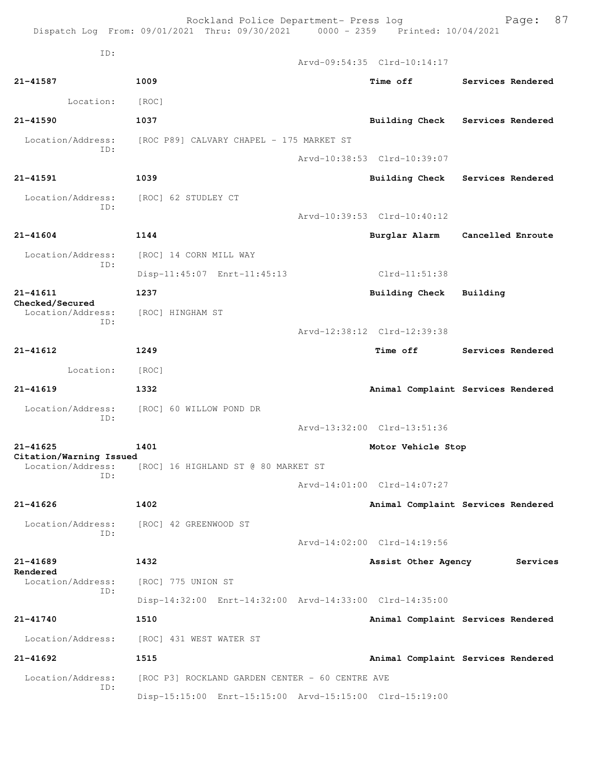ID:
Arvd-09:54:35 Clrd-10:14:17

**21-41587** 1009 Time off Services Rendered
Location: [ROC]

**21-41590** 1037 Building Check Services Rendered
Location/Address: [ROC P89] CALVARY CHAPEL - 175 MARKET ST
ID:
Arvd-10:38:53 Clrd-10:39:07

**21-41591** 1039 Building Check Services Rendered
Location/Address: [ROC] 62 STUDLEY CT
ID:
Arvd-10:39:53 Clrd-10:40:12

**21-41604** 1144 Burglar Alarm Cancelled Enroute
Location/Address: [ROC] 14 CORN MILL WAY
ID:
Disp-11:45:07 Enrt-11:45:13 Clrd-11:51:38

**21-41611** 1237 Building Check Building Checked/Secured
Location/Address: [ROC] HINGHAM ST
ID:
Arvd-12:38:12 Clrd-12:39:38

**21-41612** 1249 Time off Services Rendered
Location: [ROC]

**21-41619** 1332 Animal Complaint Services Rendered
Location/Address: [ROC] 60 WILLOW POND DR
ID:
Arvd-13:32:00 Clrd-13:51:36

**21-41625** 1401 Motor Vehicle Stop Citation/Warning Issued
Location/Address: [ROC] 16 HIGHLAND ST @ 80 MARKET ST
ID:
Arvd-14:01:00 Clrd-14:07:27

**21-41626** 1402 Animal Complaint Services Rendered
Location/Address: [ROC] 42 GREENWOOD ST
ID:
Arvd-14:02:00 Clrd-14:19:56

**21-41689** 1432 Assist Other Agency Services Rendered
Location/Address: [ROC] 775 UNION ST
ID:
Disp-14:32:00 Enrt-14:32:00 Arvd-14:33:00 Clrd-14:35:00

**21-41740** 1510 Animal Complaint Services Rendered
Location/Address: [ROC] 431 WEST WATER ST

**21-41692** 1515 Animal Complaint Services Rendered
Location/Address: [ROC P3] ROCKLAND GARDEN CENTER - 60 CENTRE AVE
ID:
Disp-15:15:00 Enrt-15:15:00 Arvd-15:15:00 Clrd-15:19:00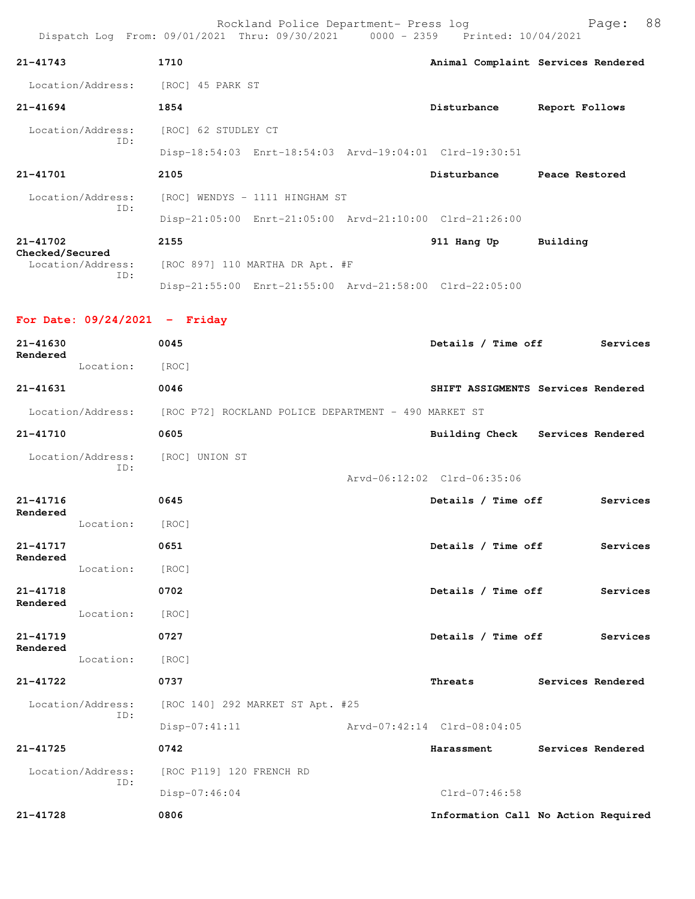21-41743 1710 Animal Complaint Services Rendered

Location/Address: [ROC] 45 PARK ST

21-41694 1854 Disturbance Report Follows

Location/Address: [ROC] 62 STUDLEY CT
ID:
Disp-18:54:03 Enrt-18:54:03 Arvd-19:04:01 Clrd-19:30:51

21-41701 2105 Disturbance Peace Restored

Location/Address: [ROC] WENDYS - 1111 HINGHAM ST
ID:
Disp-21:05:00 Enrt-21:05:00 Arvd-21:10:00 Clrd-21:26:00

21-41702 2155 911 Hang Up Building Checked/Secured

Location/Address: [ROC 897] 110 MARTHA DR Apt. #F
ID:
Disp-21:55:00 Enrt-21:55:00 Arvd-21:58:00 Clrd-22:05:00

**For Date: 09/24/2021 - Friday**

21-41630 0045 Details / Time off Services Rendered

Location: [ROC]

21-41631 0046 SHIFT ASSIGMENTS Services Rendered

Location/Address: [ROC P72] ROCKLAND POLICE DEPARTMENT - 490 MARKET ST

21-41710 0605 Building Check Services Rendered

Location/Address: [ROC] UNION ST
ID:
Arvd-06:12:02 Clrd-06:35:06

21-41716 0645 Details / Time off Services Rendered

Location: [ROC]

21-41717 0651 Details / Time off Services Rendered

Location: [ROC]

21-41718 0702 Details / Time off Services Rendered

Location: [ROC]

21-41719 0727 Details / Time off Services Rendered

Location: [ROC]

21-41722 0737 Threats Services Rendered

Location/Address: [ROC 140] 292 MARKET ST Apt. #25
ID:
Disp-07:41:11 Arvd-07:42:14 Clrd-08:04:05

21-41725 0742 Harassment Services Rendered

Location/Address: [ROC P119] 120 FRENCH RD
ID:
Disp-07:46:04 Clrd-07:46:58

21-41728 0806 Information Call No Action Required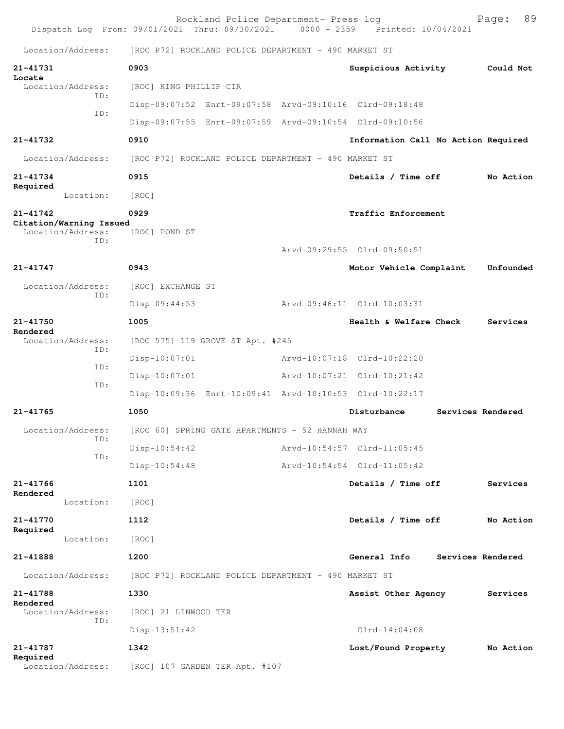Location/Address: [ROC P72] ROCKLAND POLICE DEPARTMENT - 490 MARKET ST

**21-41731** **0903** **Suspicious Activity** **Could Not Locate**
Location/Address: [ROC] KING PHILLIP CIR
ID: Disp-09:07:52 Enrt-09:07:58 Arvd-09:10:16 Clrd-09:18:48
ID: Disp-09:07:55 Enrt-09:07:59 Arvd-09:10:54 Clrd-09:10:56

**21-41732** **0910** **Information Call No Action Required**
Location/Address: [ROC P72] ROCKLAND POLICE DEPARTMENT - 490 MARKET ST

**21-41734** **0915** **Details / Time off** **No Action Required**
Location: [ROC]

**21-41742** **0929** **Traffic Enforcement** **Citation/Warning Issued**
Location/Address: [ROC] POND ST
ID: Arvd-09:29:55 Clrd-09:50:51

**21-41747** **0943** **Motor Vehicle Complaint** **Unfounded**
Location/Address: [ROC] EXCHANGE ST
ID: Disp-09:44:53 Arvd-09:46:11 Clrd-10:03:31

**21-41750** **1005** **Health & Welfare Check** **Services Rendered**
Location/Address: [ROC 575] 119 GROVE ST Apt. #245
ID: Disp-10:07:01 Arvd-10:07:18 Clrd-10:22:20
ID: Disp-10:07:01 Arvd-10:07:21 Clrd-10:21:42
ID: Disp-10:09:36 Enrt-10:09:41 Arvd-10:10:53 Clrd-10:22:17

**21-41765** **1050** **Disturbance** **Services Rendered**
Location/Address: [ROC 60] SPRING GATE APARTMENTS - 52 HANNAH WAY
ID: Disp-10:54:42 Arvd-10:54:57 Clrd-11:05:45
ID: Disp-10:54:48 Arvd-10:54:54 Clrd-11:05:42

**21-41766** **1101** **Details / Time off** **Services Rendered**
Location: [ROC]

**21-41770** **1112** **Details / Time off** **No Action Required**
Location: [ROC]

**21-41888** **1200** **General Info** **Services Rendered**
Location/Address: [ROC P72] ROCKLAND POLICE DEPARTMENT - 490 MARKET ST

**21-41788** **1330** **Assist Other Agency** **Services Rendered**
Location/Address: [ROC] 21 LINWOOD TER
ID: Disp-13:51:42 Clrd-14:04:08

**21-41787** **1342** **Lost/Found Property** **No Action Required**
Location/Address: [ROC] 107 GARDEN TER Apt. #107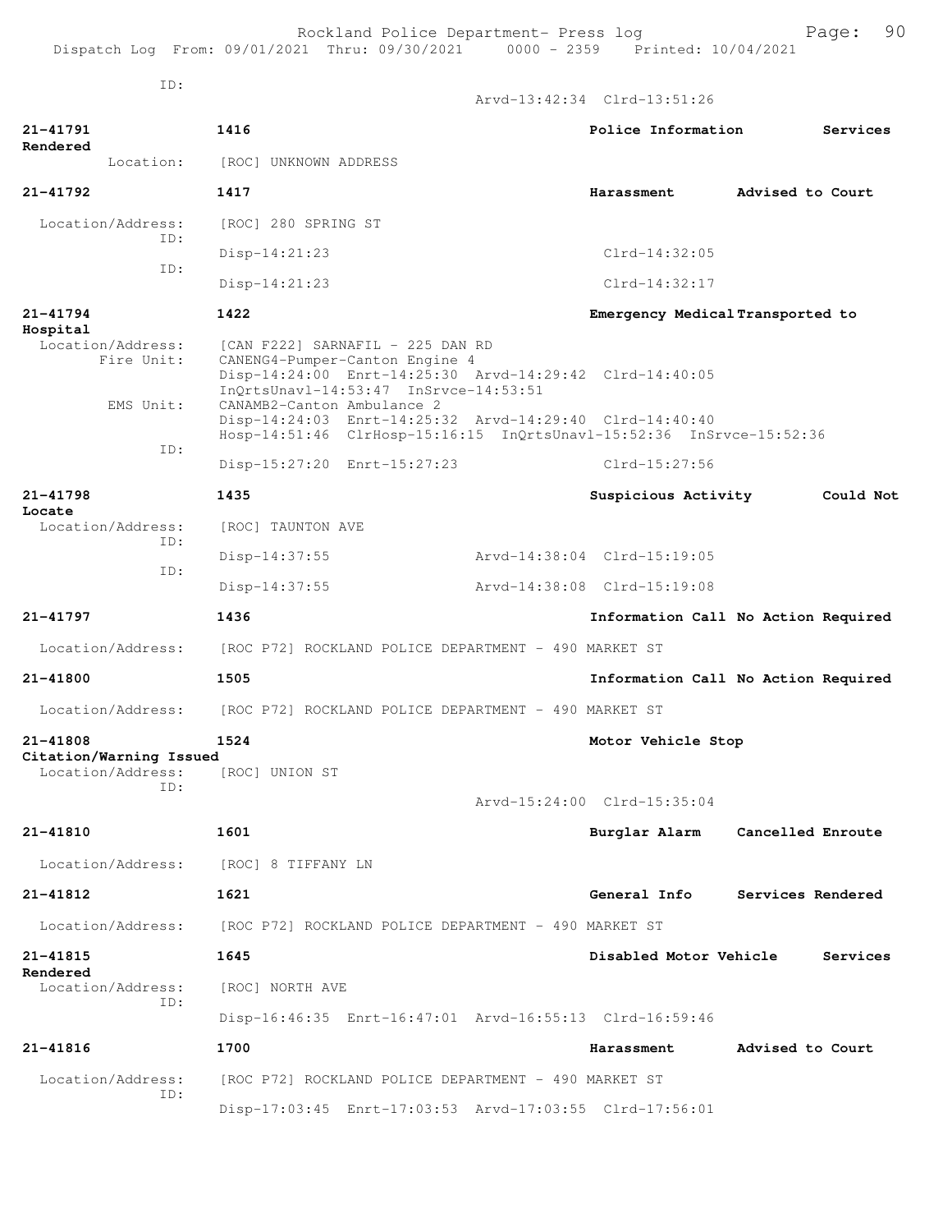ID:
Arvd-13:42:34 Clrd-13:51:26

**21-41791** 1416 Police Information Services Rendered
Location: [ROC] UNKNOWN ADDRESS

**21-41792** 1417 Harassment Advised to Court
Location/Address: [ROC] 280 SPRING ST
ID:
Disp-14:21:23 Clrd-14:32:05
ID:
Disp-14:21:23 Clrd-14:32:17

**21-41794** 1422 Emergency Medical Transported to Hospital
Location/Address: [CAN F222] SARNAFIL - 225 DAN RD
Fire Unit: CANENG4-Pumper-Canton Engine 4
Disp-14:24:00 Enrt-14:25:30 Arvd-14:29:42 Clrd-14:40:05
InQrtsUnavl-14:53:47 InSrvce-14:53:51
EMS Unit: CANAMB2-Canton Ambulance 2
Disp-14:24:03 Enrt-14:25:32 Arvd-14:29:40 Clrd-14:40:40
Hosp-14:51:46 ClrHosp-15:16:15 InQrtsUnavl-15:52:36 InSrvce-15:52:36
ID:
Disp-15:27:20 Enrt-15:27:23 Clrd-15:27:56

**21-41798** 1435 Suspicious Activity Could Not Locate
Location/Address: [ROC] TAUNTON AVE
ID:
Disp-14:37:55 Arvd-14:38:04 Clrd-15:19:05
ID:
Disp-14:37:55 Arvd-14:38:08 Clrd-15:19:08

**21-41797** 1436 Information Call No Action Required
Location/Address: [ROC P72] ROCKLAND POLICE DEPARTMENT - 490 MARKET ST

**21-41800** 1505 Information Call No Action Required
Location/Address: [ROC P72] ROCKLAND POLICE DEPARTMENT - 490 MARKET ST

**21-41808** 1524 Motor Vehicle Stop Citation/Warning Issued
Location/Address: [ROC] UNION ST
ID:
Arvd-15:24:00 Clrd-15:35:04

**21-41810** 1601 Burglar Alarm Cancelled Enroute
Location/Address: [ROC] 8 TIFFANY LN

**21-41812** 1621 General Info Services Rendered
Location/Address: [ROC P72] ROCKLAND POLICE DEPARTMENT - 490 MARKET ST

**21-41815** 1645 Disabled Motor Vehicle Services Rendered
Location/Address: [ROC] NORTH AVE
ID:
Disp-16:46:35 Enrt-16:47:01 Arvd-16:55:13 Clrd-16:59:46

**21-41816** 1700 Harassment Advised to Court
Location/Address: [ROC P72] ROCKLAND POLICE DEPARTMENT - 490 MARKET ST
ID:
Disp-17:03:45 Enrt-17:03:53 Arvd-17:03:55 Clrd-17:56:01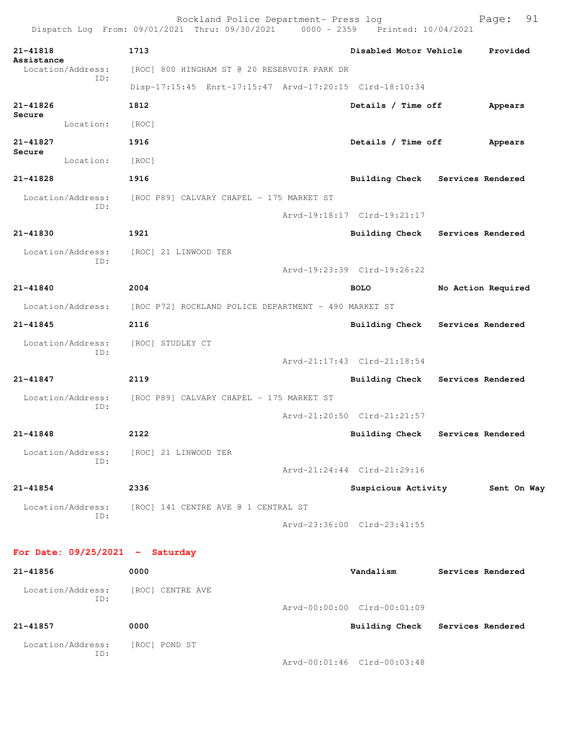21-41818 1713 Disabled Motor Vehicle Provided Assistance
Location/Address: [ROC] 800 HINGHAM ST @ 20 RESERVOIR PARK DR
ID:
Disp-17:15:45 Enrt-17:15:47 Arvd-17:20:15 Clrd-18:10:34

21-41826 1812 Details / Time off Appears Secure
Location: [ROC]

21-41827 1916 Details / Time off Appears Secure
Location: [ROC]

21-41828 1916 Building Check Services Rendered
Location/Address: [ROC P89] CALVARY CHAPEL - 175 MARKET ST
ID:
Arvd-19:18:17 Clrd-19:21:17

21-41830 1921 Building Check Services Rendered
Location/Address: [ROC] 21 LINWOOD TER
ID:
Arvd-19:23:39 Clrd-19:26:22

21-41840 2004 BOLO No Action Required
Location/Address: [ROC P72] ROCKLAND POLICE DEPARTMENT - 490 MARKET ST

21-41845 2116 Building Check Services Rendered
Location/Address: [ROC] STUDLEY CT
ID:
Arvd-21:17:43 Clrd-21:18:54

21-41847 2119 Building Check Services Rendered
Location/Address: [ROC P89] CALVARY CHAPEL - 175 MARKET ST
ID:
Arvd-21:20:50 Clrd-21:21:57

21-41848 2122 Building Check Services Rendered
Location/Address: [ROC] 21 LINWOOD TER
ID:
Arvd-21:24:44 Clrd-21:29:16

21-41854 2336 Suspicious Activity Sent On Way
Location/Address: [ROC] 141 CENTRE AVE @ 1 CENTRAL ST
ID:
Arvd-23:36:00 Clrd-23:41:55

**For Date: 09/25/2021 - Saturday**

21-41856 0000 Vandalism Services Rendered
Location/Address: [ROC] CENTRE AVE
ID:
Arvd-00:00:00 Clrd-00:01:09

21-41857 0000 Building Check Services Rendered
Location/Address: [ROC] POND ST
ID:
Arvd-00:01:46 Clrd-00:03:48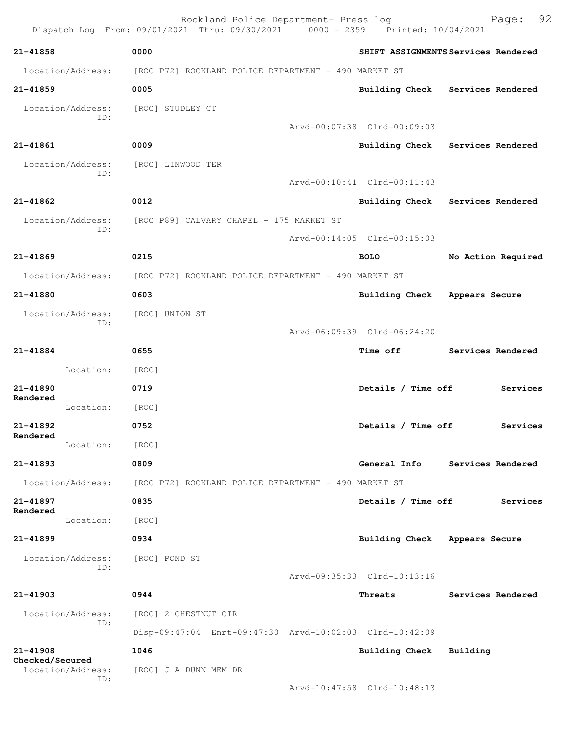Rockland Police Department- Press log

Dispatch Log From: 09/01/2021 Thru: 09/30/2021 0000 - 2359 Printed: 10/04/2021

**21-41858** 0000 **SHIFT ASSIGNMENTS** Services Rendered

Location/Address: [ROC P72] ROCKLAND POLICE DEPARTMENT - 490 MARKET ST

**21-41859** 0005 **Building Check** Services Rendered

Location/Address: [ROC] STUDLEY CT
ID:
Arvd-00:07:38 Clrd-00:09:03

**21-41861** 0009 **Building Check** Services Rendered

Location/Address: [ROC] LINWOOD TER
ID:
Arvd-00:10:41 Clrd-00:11:43

**21-41862** 0012 **Building Check** Services Rendered

Location/Address: [ROC P89] CALVARY CHAPEL - 175 MARKET ST
ID:
Arvd-00:14:05 Clrd-00:15:03

**21-41869** 0215 **BOLO** No Action Required

Location/Address: [ROC P72] ROCKLAND POLICE DEPARTMENT - 490 MARKET ST

**21-41880** 0603 **Building Check** Appears Secure

Location/Address: [ROC] UNION ST
ID:
Arvd-06:09:39 Clrd-06:24:20

**21-41884** 0655 **Time off** Services Rendered

Location: [ROC]

**21-41890** 0719 **Details / Time off** Services Rendered

Location: [ROC]

**21-41892** 0752 **Details / Time off** Services Rendered

Location: [ROC]

**21-41893** 0809 **General Info** Services Rendered

Location/Address: [ROC P72] ROCKLAND POLICE DEPARTMENT - 490 MARKET ST

**21-41897** 0835 **Details / Time off** Services Rendered

Location: [ROC]

**21-41899** 0934 **Building Check** Appears Secure

Location/Address: [ROC] POND ST
ID:
Arvd-09:35:33 Clrd-10:13:16

**21-41903** 0944 **Threats** Services Rendered

Location/Address: [ROC] 2 CHESTNUT CIR
ID:
Disp-09:47:04 Enrt-09:47:30 Arvd-10:02:03 Clrd-10:42:09

**21-41908** 1046 **Building Check** Building Checked/Secured

Location/Address: [ROC] J A DUNN MEM DR
ID:
Arvd-10:47:58 Clrd-10:48:13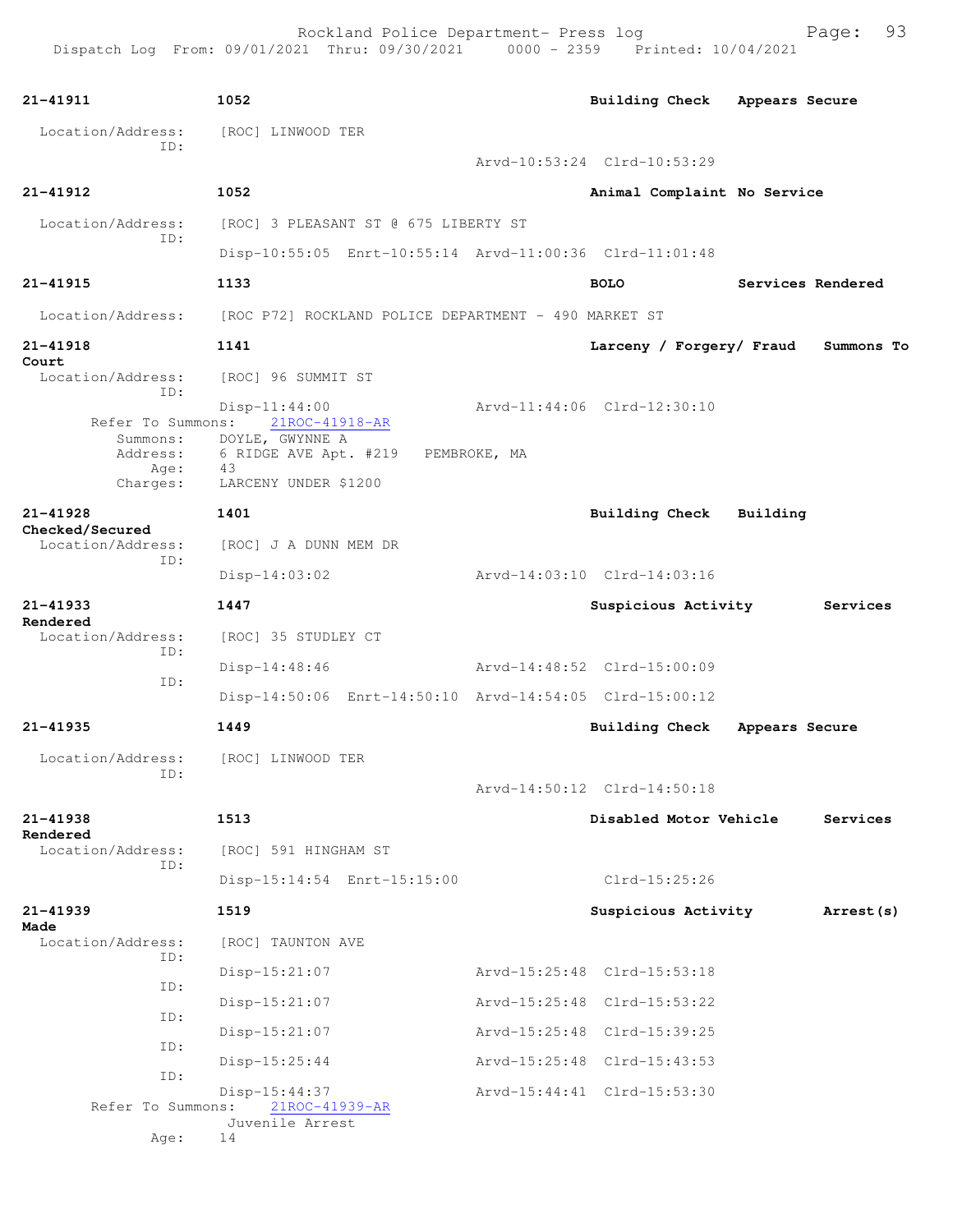21-41911 1052 Building Check Appears Secure

Location/Address: [ROC] LINWOOD TER
ID:
Arvd-10:53:24 Clrd-10:53:29

21-41912 1052 Animal Complaint No Service

Location/Address: [ROC] 3 PLEASANT ST @ 675 LIBERTY ST
ID:
Disp-10:55:05 Enrt-10:55:14 Arvd-11:00:36 Clrd-11:01:48

21-41915 1133 BOLO Services Rendered

Location/Address: [ROC P72] ROCKLAND POLICE DEPARTMENT - 490 MARKET ST

21-41918 1141 Larceny / Forgery/ Fraud Summons To Court

Location/Address: [ROC] 96 SUMMIT ST
ID:
Disp-11:44:00 Arvd-11:44:06 Clrd-12:30:10
Refer To Summons: 21ROC-41918-AR
Summons: DOYLE, GWYNNE A
Address: 6 RIDGE AVE Apt. #219 PEMBROKE, MA
Age: 43
Charges: LARCENY UNDER $1200

21-41928 1401 Building Check Building Checked/Secured

Location/Address: [ROC] J A DUNN MEM DR
ID:
Disp-14:03:02 Arvd-14:03:10 Clrd-14:03:16

21-41933 1447 Suspicious Activity Services Rendered

Location/Address: [ROC] 35 STUDLEY CT
ID:
Disp-14:48:46 Arvd-14:48:52 Clrd-15:00:09
ID:
Disp-14:50:06 Enrt-14:50:10 Arvd-14:54:05 Clrd-15:00:12

21-41935 1449 Building Check Appears Secure

Location/Address: [ROC] LINWOOD TER
ID:
Arvd-14:50:12 Clrd-14:50:18

21-41938 1513 Disabled Motor Vehicle Services Rendered

Location/Address: [ROC] 591 HINGHAM ST
ID:
Disp-15:14:54 Enrt-15:15:00 Clrd-15:25:26

21-41939 1519 Suspicious Activity Arrest(s) Made

Location/Address: [ROC] TAUNTON AVE
ID:
Disp-15:21:07 Arvd-15:25:48 Clrd-15:53:18
ID:
Disp-15:21:07 Arvd-15:25:48 Clrd-15:53:22
ID:
Disp-15:21:07 Arvd-15:25:48 Clrd-15:39:25
ID:
Disp-15:25:44 Arvd-15:25:48 Clrd-15:43:53
ID:
Disp-15:44:37 Arvd-15:44:41 Clrd-15:53:30
Refer To Summons: 21ROC-41939-AR
Juvenile Arrest
Age: 14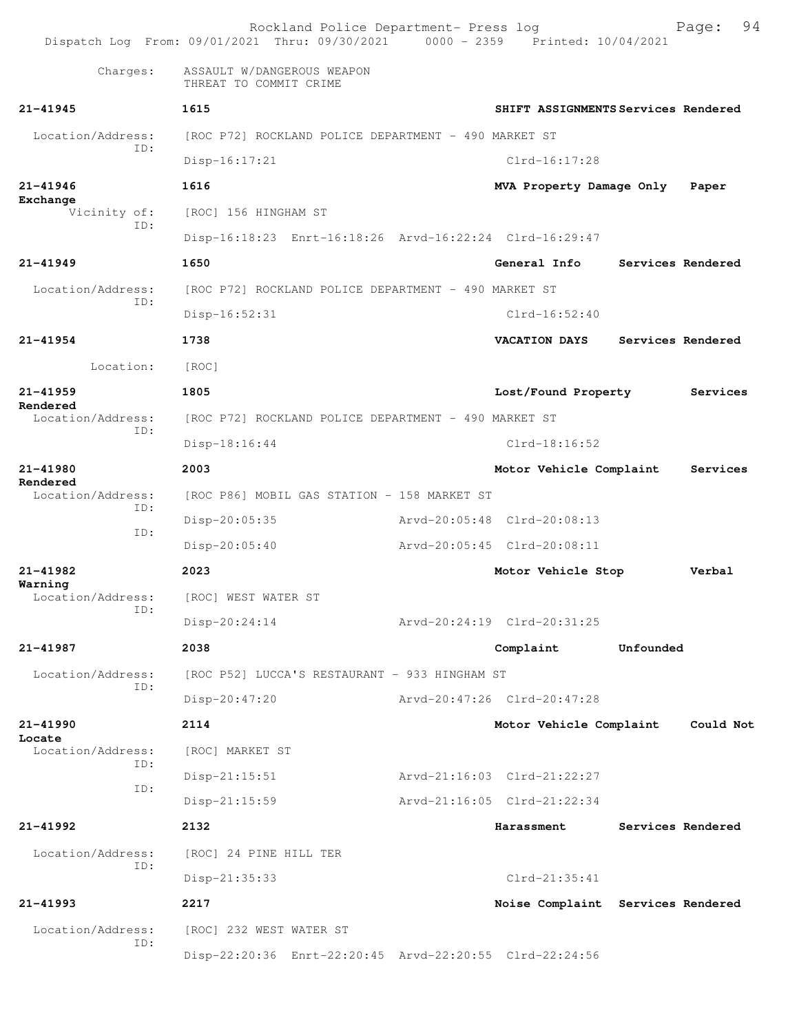Charges: ASSAULT W/DANGEROUS WEAPON
THREAT TO COMMIT CRIME

**21-41945** **1615** **SHIFT ASSIGNMENTS** **Services Rendered**

Location/Address: [ROC P72] ROCKLAND POLICE DEPARTMENT - 490 MARKET ST
ID:
Disp-16:17:21 Clrd-16:17:28

**21-41946** **1616** **MVA Property Damage Only** **Paper Exchange**

Vicinity of: [ROC] 156 HINGHAM ST
ID:
Disp-16:18:23 Enrt-16:18:26 Arvd-16:22:24 Clrd-16:29:47

**21-41949** **1650** **General Info** **Services Rendered**

Location/Address: [ROC P72] ROCKLAND POLICE DEPARTMENT - 490 MARKET ST
ID:
Disp-16:52:31 Clrd-16:52:40

**21-41954** **1738** **VACATION DAYS** **Services Rendered**

Location: [ROC]

**21-41959** **1805** **Lost/Found Property** **Services Rendered**

Location/Address: [ROC P72] ROCKLAND POLICE DEPARTMENT - 490 MARKET ST
ID:
Disp-18:16:44 Clrd-18:16:52

**21-41980** **2003** **Motor Vehicle Complaint** **Services Rendered**

Location/Address: [ROC P86] MOBIL GAS STATION - 158 MARKET ST
ID:
Disp-20:05:35 Arvd-20:05:48 Clrd-20:08:13
ID:
Disp-20:05:40 Arvd-20:05:45 Clrd-20:08:11

**21-41982** **2023** **Motor Vehicle Stop** **Verbal Warning**

Location/Address: [ROC] WEST WATER ST
ID:
Disp-20:24:14 Arvd-20:24:19 Clrd-20:31:25

**21-41987** **2038** **Complaint** **Unfounded**

Location/Address: [ROC P52] LUCCA'S RESTAURANT - 933 HINGHAM ST
ID:
Disp-20:47:20 Arvd-20:47:26 Clrd-20:47:28

**21-41990** **2114** **Motor Vehicle Complaint** **Could Not Locate**

Location/Address: [ROC] MARKET ST
ID:
Disp-21:15:51 Arvd-21:16:03 Clrd-21:22:27
ID:
Disp-21:15:59 Arvd-21:16:05 Clrd-21:22:34

**21-41992** **2132** **Harassment** **Services Rendered**

Location/Address: [ROC] 24 PINE HILL TER
ID:
Disp-21:35:33 Clrd-21:35:41

**21-41993** **2217** **Noise Complaint** **Services Rendered**

Location/Address: [ROC] 232 WEST WATER ST
ID:
Disp-22:20:36 Enrt-22:20:45 Arvd-22:20:55 Clrd-22:24:56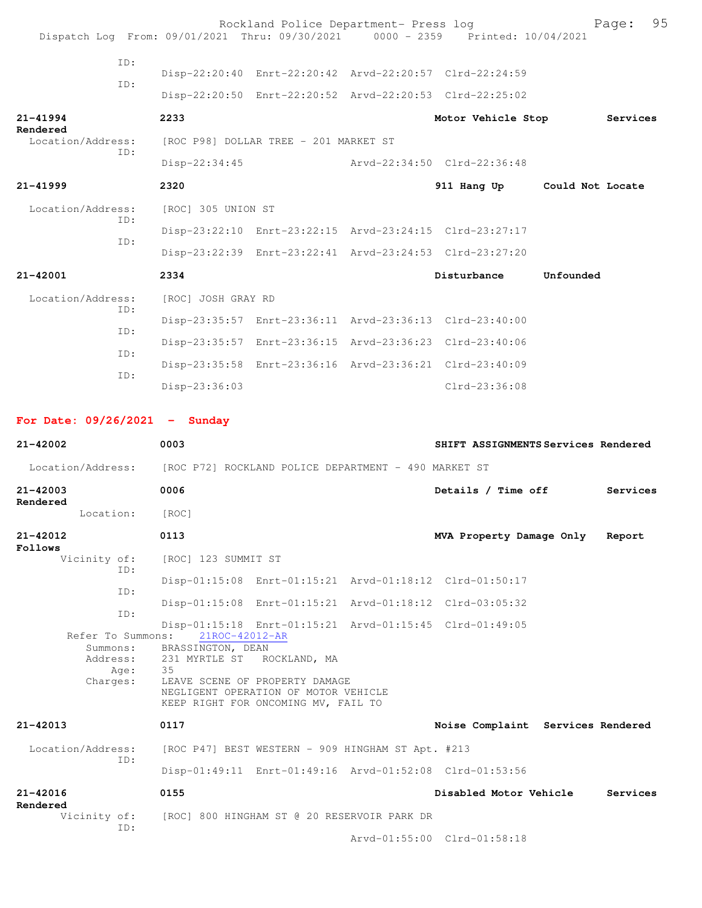ID:
Disp-22:20:40 Enrt-22:20:42 Arvd-22:20:57 Clrd-22:24:59
ID:
Disp-22:20:50 Enrt-22:20:52 Arvd-22:20:53 Clrd-22:25:02

**21-41994** **2233** **Motor Vehicle Stop** **Services Rendered**
Location/Address: [ROC P98] DOLLAR TREE - 201 MARKET ST
ID:
Disp-22:34:45 Arvd-22:34:50 Clrd-22:36:48

**21-41999** **2320** **911 Hang Up** **Could Not Locate**
Location/Address: [ROC] 305 UNION ST
ID:
Disp-23:22:10 Enrt-23:22:15 Arvd-23:24:15 Clrd-23:27:17
ID:
Disp-23:22:39 Enrt-23:22:41 Arvd-23:24:53 Clrd-23:27:20

**21-42001** **2334** **Disturbance** **Unfounded**
Location/Address: [ROC] JOSH GRAY RD
ID:
Disp-23:35:57 Enrt-23:36:11 Arvd-23:36:13 Clrd-23:40:00
ID:
Disp-23:35:57 Enrt-23:36:15 Arvd-23:36:23 Clrd-23:40:06
ID:
Disp-23:35:58 Enrt-23:36:16 Arvd-23:36:21 Clrd-23:40:09
ID:
Disp-23:36:03 Clrd-23:36:08

## For Date: 09/26/2021 - Sunday

**21-42002** **0003** **SHIFT ASSIGNMENTS** **Services Rendered**
Location/Address: [ROC P72] ROCKLAND POLICE DEPARTMENT - 490 MARKET ST

**21-42003** **0006** **Details / Time off** **Services Rendered**
Location: [ROC]

**21-42012** **0113** **MVA Property Damage Only** **Report Follows**
Vicinity of: [ROC] 123 SUMMIT ST
ID:
Disp-01:15:08 Enrt-01:15:21 Arvd-01:18:12 Clrd-01:50:17
ID:
Disp-01:15:08 Enrt-01:15:21 Arvd-01:18:12 Clrd-03:05:32
ID:
Disp-01:15:18 Enrt-01:15:21 Arvd-01:15:45 Clrd-01:49:05
Refer To Summons: 21ROC-42012-AR
Summons: BRASSINGTON, DEAN
Address: 231 MYRTLE ST ROCKLAND, MA
Age: 35
Charges: LEAVE SCENE OF PROPERTY DAMAGE
NEGLIGENT OPERATION OF MOTOR VEHICLE
KEEP RIGHT FOR ONCOMING MV, FAIL TO

**21-42013** **0117** **Noise Complaint** **Services Rendered**
Location/Address: [ROC P47] BEST WESTERN - 909 HINGHAM ST Apt. #213
ID:
Disp-01:49:11 Enrt-01:49:16 Arvd-01:52:08 Clrd-01:53:56

**21-42016** **0155** **Disabled Motor Vehicle** **Services Rendered**
Vicinity of: [ROC] 800 HINGHAM ST @ 20 RESERVOIR PARK DR
ID:
Arvd-01:55:00 Clrd-01:58:18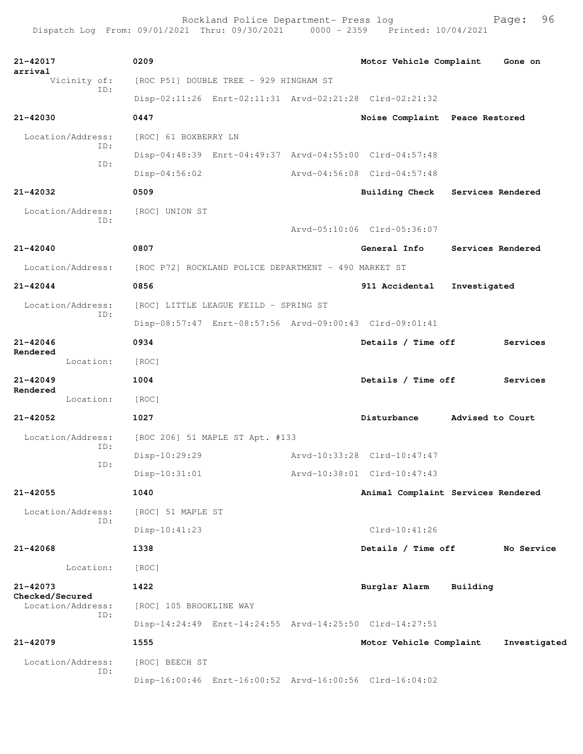21-42017 0209 Motor Vehicle Complaint Gone on arrival
Vicinity of: [ROC P51] DOUBLE TREE - 929 HINGHAM ST
ID:
Disp-02:11:26 Enrt-02:11:31 Arvd-02:21:28 Clrd-02:21:32

21-42030 0447 Noise Complaint Peace Restored
Location/Address: [ROC] 61 BOXBERRY LN
ID:
Disp-04:48:39 Enrt-04:49:37 Arvd-04:55:00 Clrd-04:57:48
ID:
Disp-04:56:02 Arvd-04:56:08 Clrd-04:57:48

21-42032 0509 Building Check Services Rendered
Location/Address: [ROC] UNION ST
ID:
Arvd-05:10:06 Clrd-05:36:07

21-42040 0807 General Info Services Rendered
Location/Address: [ROC P72] ROCKLAND POLICE DEPARTMENT - 490 MARKET ST

21-42044 0856 911 Accidental Investigated
Location/Address: [ROC] LITTLE LEAGUE FEILD - SPRING ST
ID:
Disp-08:57:47 Enrt-08:57:56 Arvd-09:00:43 Clrd-09:01:41

21-42046 0934 Details / Time off Services Rendered
Location: [ROC]

21-42049 1004 Details / Time off Services Rendered
Location: [ROC]

21-42052 1027 Disturbance Advised to Court
Location/Address: [ROC 206] 51 MAPLE ST Apt. #133
ID:
Disp-10:29:29 Arvd-10:33:28 Clrd-10:47:47
ID:
Disp-10:31:01 Arvd-10:38:01 Clrd-10:47:43

21-42055 1040 Animal Complaint Services Rendered
Location/Address: [ROC] 51 MAPLE ST
ID:
Disp-10:41:23 Clrd-10:41:26

21-42068 1338 Details / Time off No Service
Location: [ROC]

21-42073 1422 Burglar Alarm Building Checked/Secured
Location/Address: [ROC] 105 BROOKLINE WAY
ID:
Disp-14:24:49 Enrt-14:24:55 Arvd-14:25:50 Clrd-14:27:51

21-42079 1555 Motor Vehicle Complaint Investigated
Location/Address: [ROC] BEECH ST
ID:
Disp-16:00:46 Enrt-16:00:52 Arvd-16:00:56 Clrd-16:04:02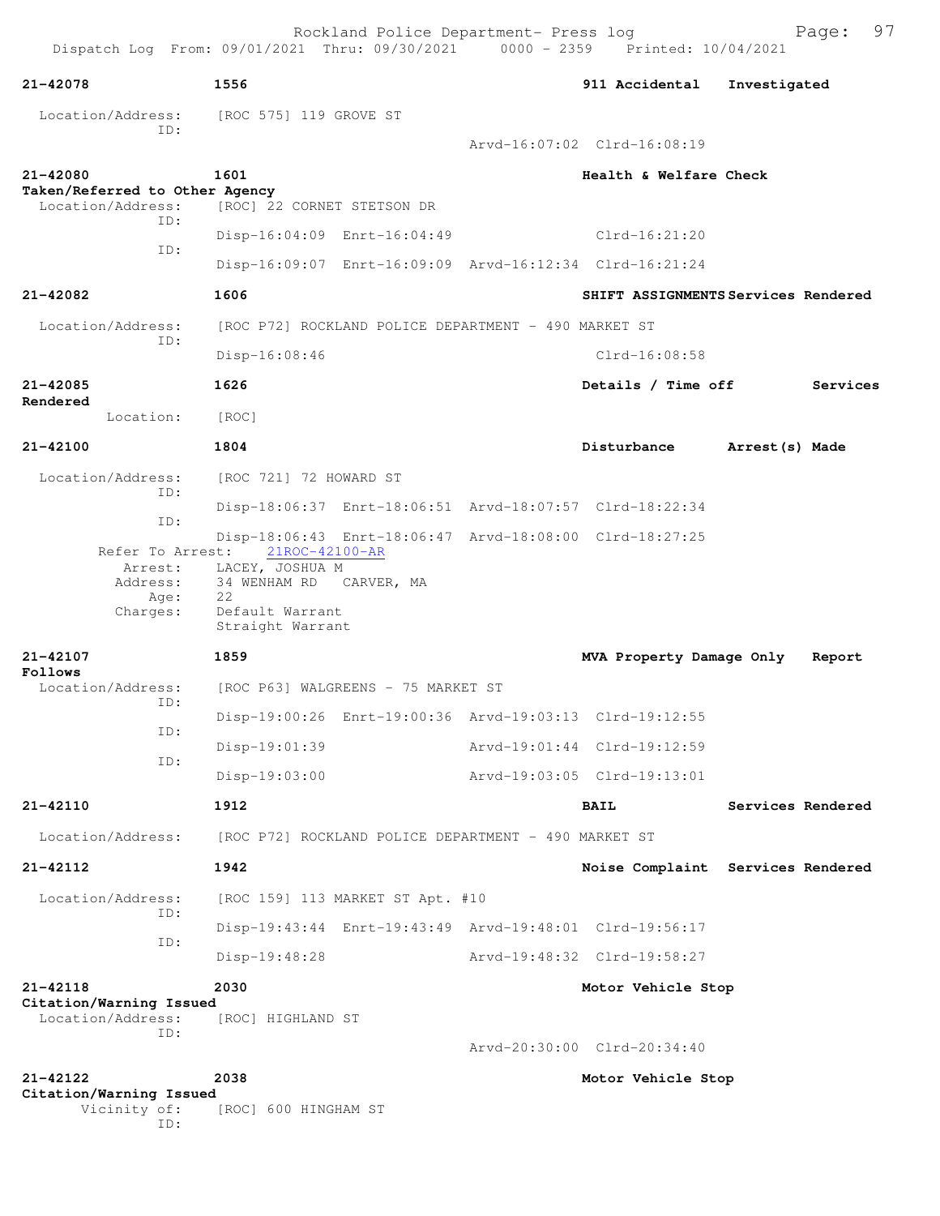**21-42078** 1556 **911 Accidental** **Investigated**

Location/Address: [ROC 575] 119 GROVE ST
ID:
Arvd-16:07:02 Clrd-16:08:19

**21-42080** 1601 **Health & Welfare Check**
**Taken/Referred to Other Agency**
Location/Address: [ROC] 22 CORNET STETSON DR
ID:
Disp-16:04:09 Enrt-16:04:49 Clrd-16:21:20
ID:
Disp-16:09:07 Enrt-16:09:09 Arvd-16:12:34 Clrd-16:21:24

**21-42082** 1606 **SHIFT ASSIGNMENTS** **Services Rendered**

Location/Address: [ROC P72] ROCKLAND POLICE DEPARTMENT - 490 MARKET ST
ID:
Disp-16:08:46 Clrd-16:08:58

**21-42085** 1626 **Details / Time off** **Services Rendered**
Location: [ROC]

**21-42100** 1804 **Disturbance** **Arrest(s) Made**

Location/Address: [ROC 721] 72 HOWARD ST
ID:
Disp-18:06:37 Enrt-18:06:51 Arvd-18:07:57 Clrd-18:22:34
ID:
Disp-18:06:43 Enrt-18:06:47 Arvd-18:08:00 Clrd-18:27:25
Refer To Arrest: 21ROC-42100-AR
Arrest: LACEY, JOSHUA M
Address: 34 WENHAM RD CARVER, MA
Age: 22
Charges: Default Warrant
Straight Warrant

**21-42107** 1859 **MVA Property Damage Only** **Report Follows**
Location/Address: [ROC P63] WALGREENS - 75 MARKET ST
ID:
Disp-19:00:26 Enrt-19:00:36 Arvd-19:03:13 Clrd-19:12:55
ID:
Disp-19:01:39 Arvd-19:01:44 Clrd-19:12:59
ID:
Disp-19:03:00 Arvd-19:03:05 Clrd-19:13:01

**21-42110** 1912 **BAIL** **Services Rendered**

Location/Address: [ROC P72] ROCKLAND POLICE DEPARTMENT - 490 MARKET ST

**21-42112** 1942 **Noise Complaint** **Services Rendered**

Location/Address: [ROC 159] 113 MARKET ST Apt. #10
ID:
Disp-19:43:44 Enrt-19:43:49 Arvd-19:48:01 Clrd-19:56:17
ID:
Disp-19:48:28 Arvd-19:48:32 Clrd-19:58:27

**21-42118** 2030 **Motor Vehicle Stop**
**Citation/Warning Issued**
Location/Address: [ROC] HIGHLAND ST
ID:
Arvd-20:30:00 Clrd-20:34:40

**21-42122** 2038 **Motor Vehicle Stop**
**Citation/Warning Issued**
Vicinity of: [ROC] 600 HINGHAM ST
ID: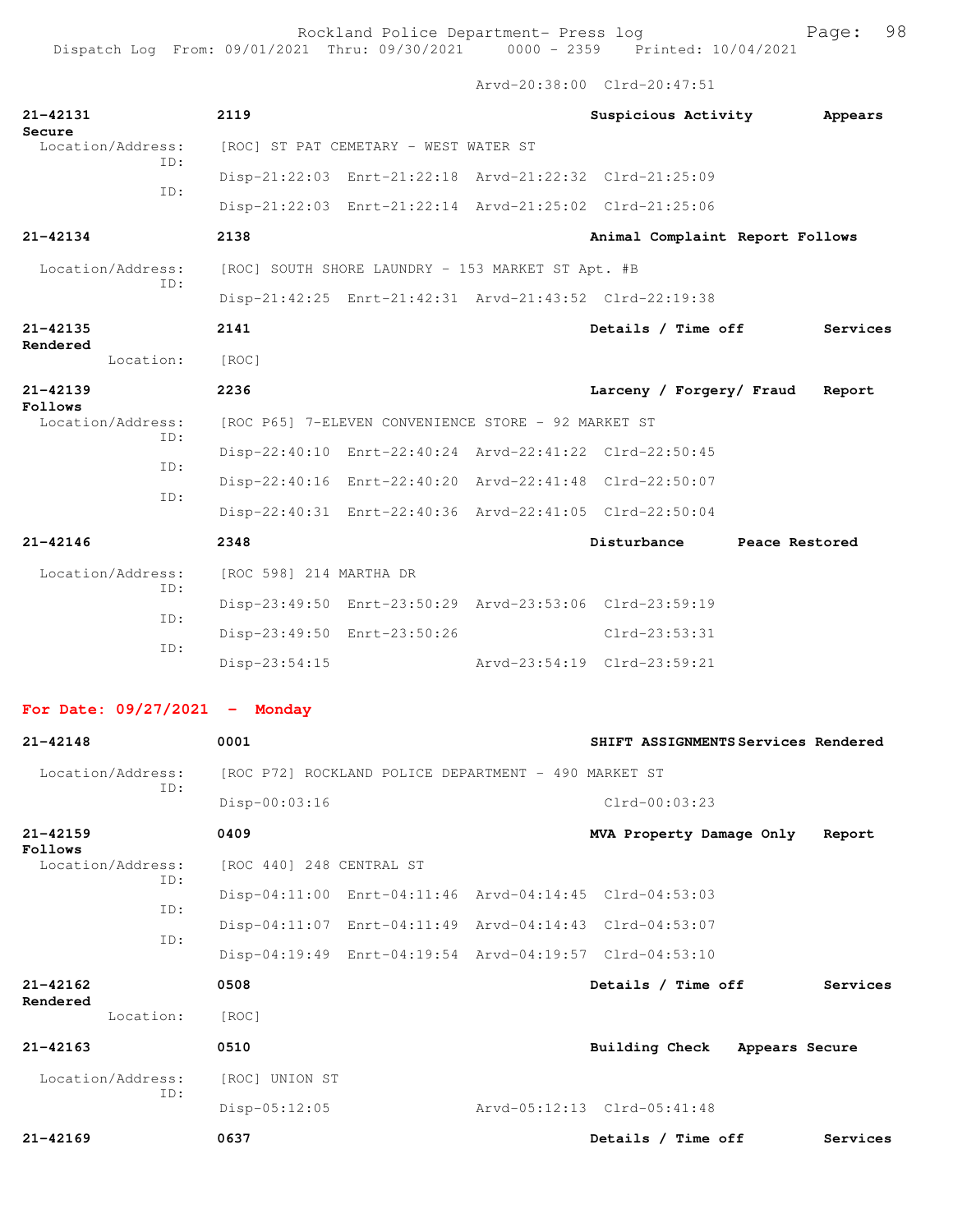Arvd-20:38:00 Clrd-20:47:51

**21-42131** 2119 **Suspicious Activity Appears Secure**
Location/Address: [ROC] ST PAT CEMETARY - WEST WATER ST
ID: Disp-21:22:03 Enrt-21:22:18 Arvd-21:22:32 Clrd-21:25:09
ID: Disp-21:22:03 Enrt-21:22:14 Arvd-21:25:02 Clrd-21:25:06

**21-42134** 2138 **Animal Complaint Report Follows**
Location/Address: [ROC] SOUTH SHORE LAUNDRY - 153 MARKET ST Apt. #B
ID: Disp-21:42:25 Enrt-21:42:31 Arvd-21:43:52 Clrd-22:19:38

**21-42135** 2141 **Details / Time off Services Rendered**
Location: [ROC]

**21-42139** 2236 **Larceny / Forgery/ Fraud Report Follows**
Location/Address: [ROC P65] 7-ELEVEN CONVENIENCE STORE - 92 MARKET ST
ID: Disp-22:40:10 Enrt-22:40:24 Arvd-22:41:22 Clrd-22:50:45
ID: Disp-22:40:16 Enrt-22:40:20 Arvd-22:41:48 Clrd-22:50:07
ID: Disp-22:40:31 Enrt-22:40:36 Arvd-22:41:05 Clrd-22:50:04

**21-42146** 2348 **Disturbance Peace Restored**
Location/Address: [ROC 598] 214 MARTHA DR
ID: Disp-23:49:50 Enrt-23:50:29 Arvd-23:53:06 Clrd-23:59:19
ID: Disp-23:49:50 Enrt-23:50:26 Clrd-23:53:31
ID: Disp-23:54:15 Arvd-23:54:19 Clrd-23:59:21

## For Date: 09/27/2021 - Monday

**21-42148** 0001 **SHIFT ASSIGNMENTS Services Rendered**
Location/Address: [ROC P72] ROCKLAND POLICE DEPARTMENT - 490 MARKET ST
ID: Disp-00:03:16 Clrd-00:03:23

**21-42159** 0409 **MVA Property Damage Only Report Follows**
Location/Address: [ROC 440] 248 CENTRAL ST
ID: Disp-04:11:00 Enrt-04:11:46 Arvd-04:14:45 Clrd-04:53:03
ID: Disp-04:11:07 Enrt-04:11:49 Arvd-04:14:43 Clrd-04:53:07
ID: Disp-04:19:49 Enrt-04:19:54 Arvd-04:19:57 Clrd-04:53:10

**21-42162** 0508 **Details / Time off Services Rendered**
Location: [ROC]

**21-42163** 0510 **Building Check Appears Secure**
Location/Address: [ROC] UNION ST
ID: Disp-05:12:05 Arvd-05:12:13 Clrd-05:41:48

**21-42169** 0637 **Details / Time off Services**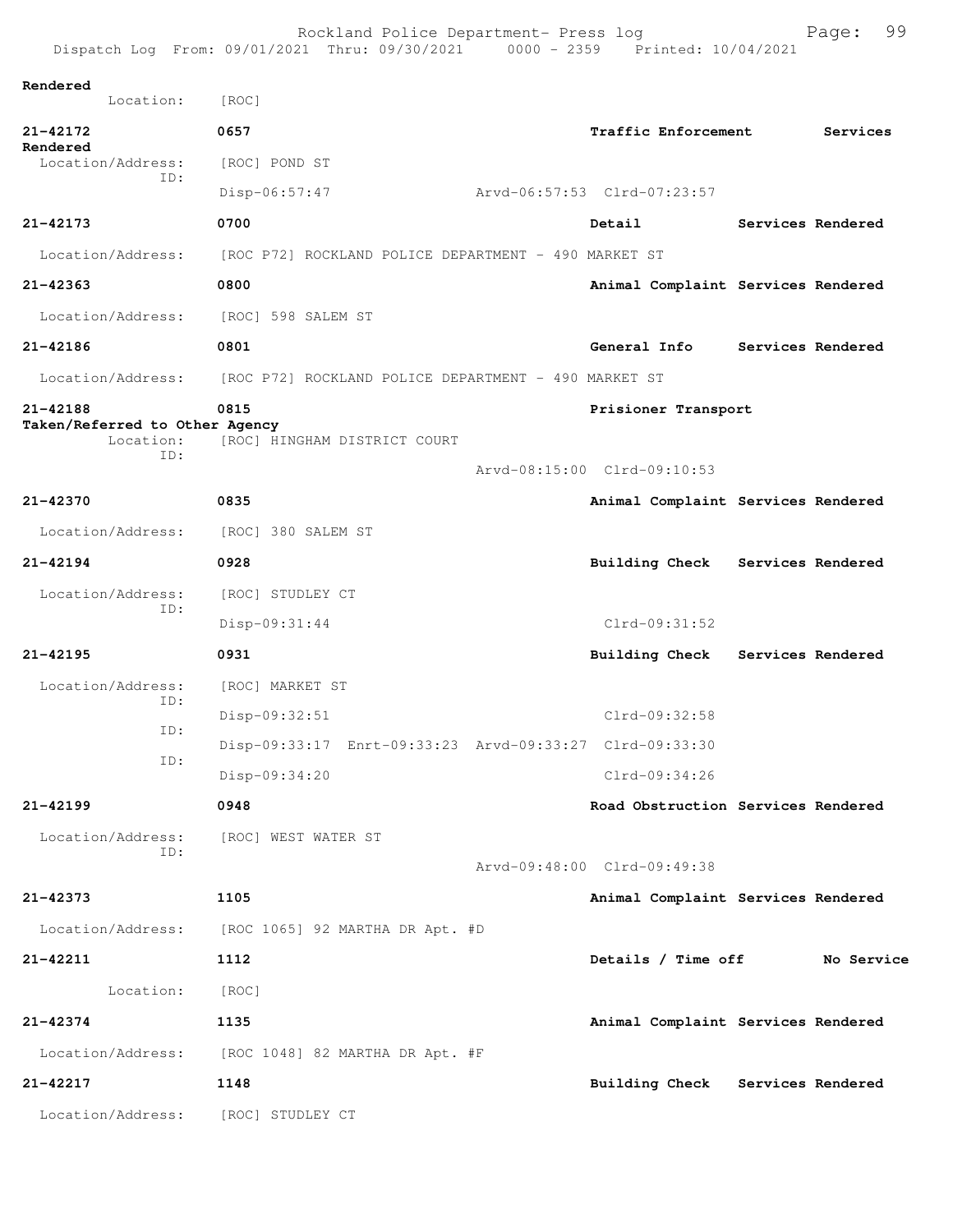**Rendered**
Location: [ROC]

**21-42172** 0657 **Traffic Enforcement** **Services Rendered**
Location/Address: [ROC] POND ST
ID:
Disp-06:57:47 Arvd-06:57:53 Clrd-07:23:57

**21-42173** 0700 **Detail** **Services Rendered**
Location/Address: [ROC P72] ROCKLAND POLICE DEPARTMENT - 490 MARKET ST

**21-42363** 0800 **Animal Complaint** **Services Rendered**
Location/Address: [ROC] 598 SALEM ST

**21-42186** 0801 **General Info** **Services Rendered**
Location/Address: [ROC P72] ROCKLAND POLICE DEPARTMENT - 490 MARKET ST

**21-42188** 0815 **Prisioner Transport**
**Taken/Referred to Other Agency**
Location: [ROC] HINGHAM DISTRICT COURT
ID:
Arvd-08:15:00 Clrd-09:10:53

**21-42370** 0835 **Animal Complaint** **Services Rendered**
Location/Address: [ROC] 380 SALEM ST

**21-42194** 0928 **Building Check** **Services Rendered**
Location/Address: [ROC] STUDLEY CT
ID:
Disp-09:31:44 Clrd-09:31:52

**21-42195** 0931 **Building Check** **Services Rendered**
Location/Address: [ROC] MARKET ST
ID:
Disp-09:32:51 Clrd-09:32:58
ID:
Disp-09:33:17 Enrt-09:33:23 Arvd-09:33:27 Clrd-09:33:30
ID:
Disp-09:34:20 Clrd-09:34:26

**21-42199** 0948 **Road Obstruction** **Services Rendered**
Location/Address: [ROC] WEST WATER ST
ID:
Arvd-09:48:00 Clrd-09:49:38

**21-42373** 1105 **Animal Complaint** **Services Rendered**
Location/Address: [ROC 1065] 92 MARTHA DR Apt. #D

**21-42211** 1112 **Details / Time off** **No Service**
Location: [ROC]

**21-42374** 1135 **Animal Complaint** **Services Rendered**
Location/Address: [ROC 1048] 82 MARTHA DR Apt. #F

**21-42217** 1148 **Building Check** **Services Rendered**
Location/Address: [ROC] STUDLEY CT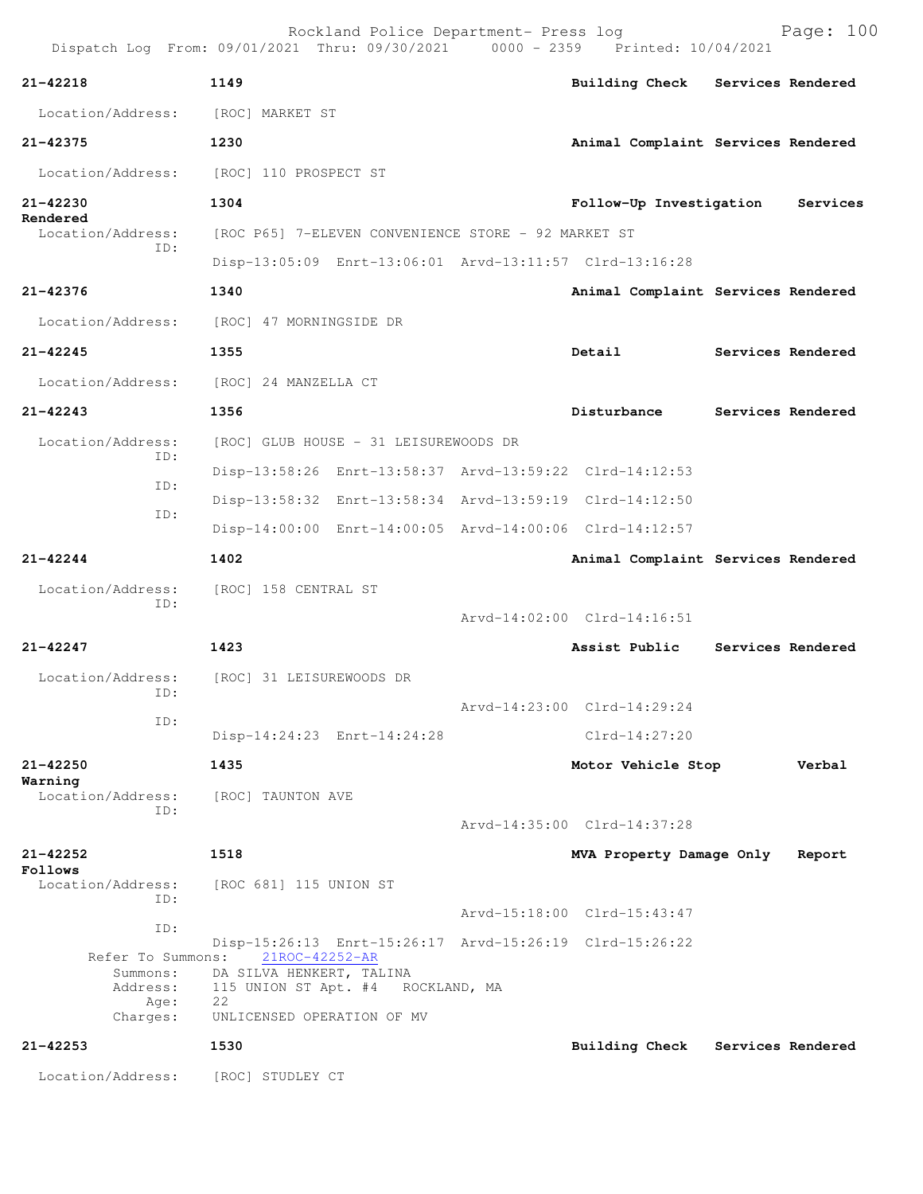**21-42218** | **1149** | **Building Check** | **Services Rendered**

Location/Address: [ROC] MARKET ST

**21-42375** | **1230** | **Animal Complaint** | **Services Rendered**

Location/Address: [ROC] 110 PROSPECT ST

**21-42230** | **1304** | **Follow-Up Investigation** | **Services Rendered**

Location/Address: [ROC P65] 7-ELEVEN CONVENIENCE STORE - 92 MARKET ST
ID:
Disp-13:05:09 Enrt-13:06:01 Arvd-13:11:57 Clrd-13:16:28

**21-42376** | **1340** | **Animal Complaint** | **Services Rendered**

Location/Address: [ROC] 47 MORNINGSIDE DR

**21-42245** | **1355** | **Detail** | **Services Rendered**

Location/Address: [ROC] 24 MANZELLA CT

**21-42243** | **1356** | **Disturbance** | **Services Rendered**

Location/Address: [ROC] GLUB HOUSE - 31 LEISUREWOODS DR
ID:
Disp-13:58:26 Enrt-13:58:37 Arvd-13:59:22 Clrd-14:12:53
ID:
Disp-13:58:32 Enrt-13:58:34 Arvd-13:59:19 Clrd-14:12:50
ID:
Disp-14:00:00 Enrt-14:00:05 Arvd-14:00:06 Clrd-14:12:57

**21-42244** | **1402** | **Animal Complaint** | **Services Rendered**

Location/Address: [ROC] 158 CENTRAL ST
ID:
Arvd-14:02:00 Clrd-14:16:51

**21-42247** | **1423** | **Assist Public** | **Services Rendered**

Location/Address: [ROC] 31 LEISUREWOODS DR
ID:
Arvd-14:23:00 Clrd-14:29:24
ID:
Disp-14:24:23 Enrt-14:24:28 Clrd-14:27:20

**21-42250** | **1435** | **Motor Vehicle Stop** | **Verbal Warning**

Location/Address: [ROC] TAUNTON AVE
ID:
Arvd-14:35:00 Clrd-14:37:28

**21-42252** | **1518** | **MVA Property Damage Only** | **Report Follows**

Location/Address: [ROC 681] 115 UNION ST
ID:
Arvd-15:18:00 Clrd-15:43:47
ID:
Disp-15:26:13 Enrt-15:26:17 Arvd-15:26:19 Clrd-15:26:22
Refer To Summons: 21ROC-42252-AR
Summons: DA SILVA HENKERT, TALINA
Address: 115 UNION ST Apt. #4 ROCKLAND, MA
Age: 22
Charges: UNLICENSED OPERATION OF MV

**21-42253** | **1530** | **Building Check** | **Services Rendered**

Location/Address: [ROC] STUDLEY CT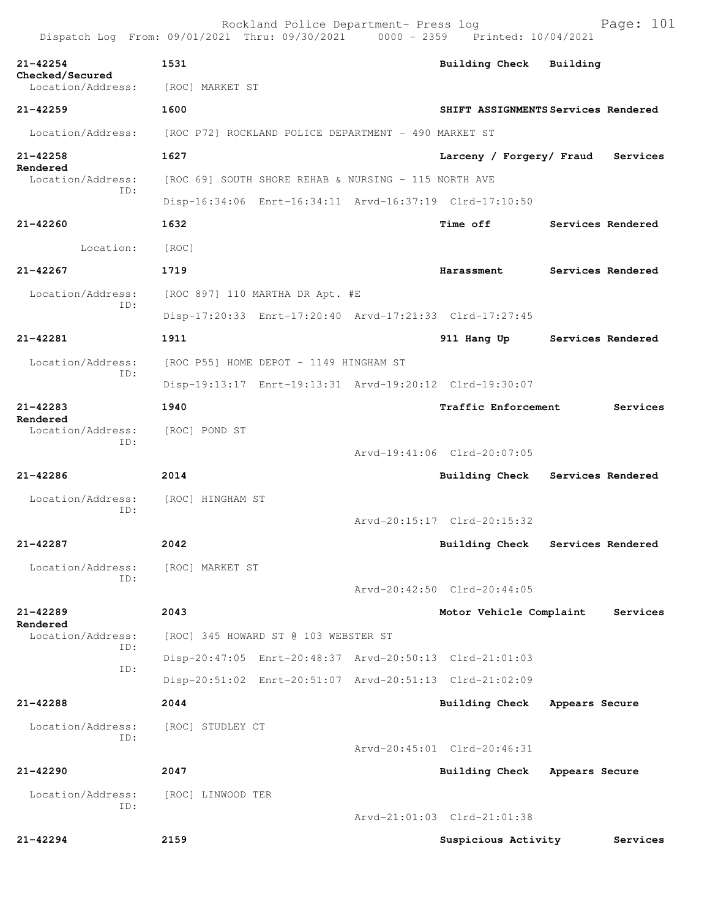21-42254 1531 Building Check Building Checked/Secured
Location/Address: [ROC] MARKET ST

21-42259 1600 SHIFT ASSIGNMENTS Services Rendered
Location/Address: [ROC P72] ROCKLAND POLICE DEPARTMENT - 490 MARKET ST

21-42258 1627 Larceny / Forgery/ Fraud Services Rendered
Location/Address: [ROC 69] SOUTH SHORE REHAB & NURSING - 115 NORTH AVE
ID:
Disp-16:34:06 Enrt-16:34:11 Arvd-16:37:19 Clrd-17:10:50

21-42260 1632 Time off Services Rendered
Location: [ROC]

21-42267 1719 Harassment Services Rendered
Location/Address: [ROC 897] 110 MARTHA DR Apt. #E
ID:
Disp-17:20:33 Enrt-17:20:40 Arvd-17:21:33 Clrd-17:27:45

21-42281 1911 911 Hang Up Services Rendered
Location/Address: [ROC P55] HOME DEPOT - 1149 HINGHAM ST
ID:
Disp-19:13:17 Enrt-19:13:31 Arvd-19:20:12 Clrd-19:30:07

21-42283 1940 Traffic Enforcement Services Rendered
Location/Address: [ROC] POND ST
ID:
Arvd-19:41:06 Clrd-20:07:05

21-42286 2014 Building Check Services Rendered
Location/Address: [ROC] HINGHAM ST
ID:
Arvd-20:15:17 Clrd-20:15:32

21-42287 2042 Building Check Services Rendered
Location/Address: [ROC] MARKET ST
ID:
Arvd-20:42:50 Clrd-20:44:05

21-42289 2043 Motor Vehicle Complaint Services Rendered
Location/Address: [ROC] 345 HOWARD ST @ 103 WEBSTER ST
ID:
Disp-20:47:05 Enrt-20:48:37 Arvd-20:50:13 Clrd-21:01:03
ID:
Disp-20:51:02 Enrt-20:51:07 Arvd-20:51:13 Clrd-21:02:09

21-42288 2044 Building Check Appears Secure
Location/Address: [ROC] STUDLEY CT
ID:
Arvd-20:45:01 Clrd-20:46:31

21-42290 2047 Building Check Appears Secure
Location/Address: [ROC] LINWOOD TER
ID:
Arvd-21:01:03 Clrd-21:01:38

21-42294 2159 Suspicious Activity Services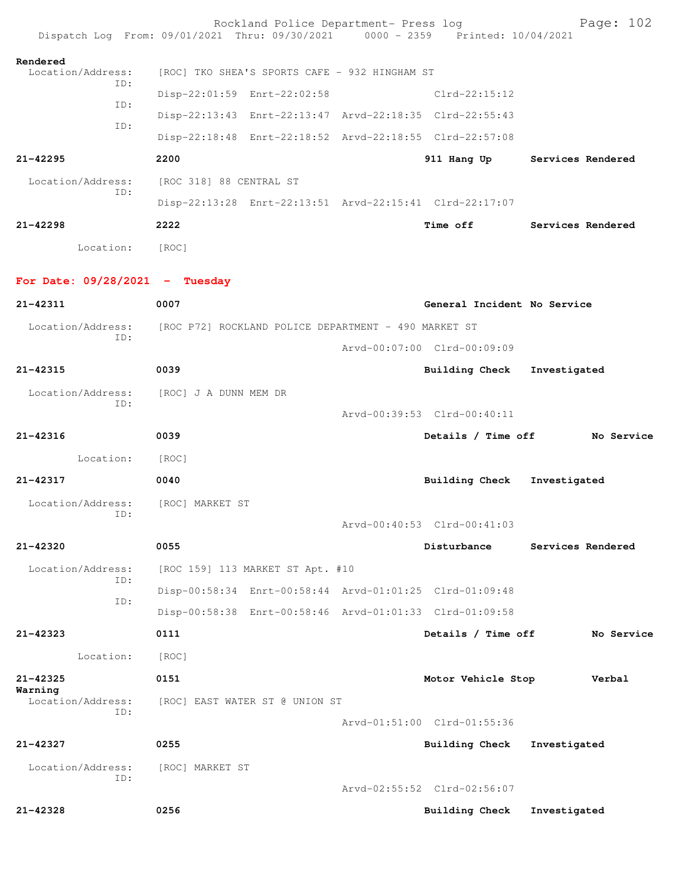Rendered

Location/Address: [ROC] TKO SHEA'S SPORTS CAFE - 932 HINGHAM ST
ID: Disp-22:01:59 Enrt-22:02:58 Clrd-22:15:12
ID: Disp-22:13:43 Enrt-22:13:47 Arvd-22:18:35 Clrd-22:55:43
ID: Disp-22:18:48 Enrt-22:18:52 Arvd-22:18:55 Clrd-22:57:08

**21-42295** **2200** **911 Hang Up** **Services Rendered**

Location/Address: [ROC 318] 88 CENTRAL ST
ID: Disp-22:13:28 Enrt-22:13:51 Arvd-22:15:41 Clrd-22:17:07

**21-42298** **2222** **Time off** **Services Rendered**

Location: [ROC]

**For Date: 09/28/2021 - Tuesday**

**21-42311** **0007** **General Incident** **No Service**

Location/Address: [ROC P72] ROCKLAND POLICE DEPARTMENT - 490 MARKET ST
ID: Arvd-00:07:00 Clrd-00:09:09

**21-42315** **0039** **Building Check** **Investigated**

Location/Address: [ROC] J A DUNN MEM DR
ID: Arvd-00:39:53 Clrd-00:40:11

**21-42316** **0039** **Details / Time off** **No Service**

Location: [ROC]

**21-42317** **0040** **Building Check** **Investigated**

Location/Address: [ROC] MARKET ST
ID: Arvd-00:40:53 Clrd-00:41:03

**21-42320** **0055** **Disturbance** **Services Rendered**

Location/Address: [ROC 159] 113 MARKET ST Apt. #10
ID: Disp-00:58:34 Enrt-00:58:44 Arvd-01:01:25 Clrd-01:09:48
ID: Disp-00:58:38 Enrt-00:58:46 Arvd-01:01:33 Clrd-01:09:58

**21-42323** **0111** **Details / Time off** **No Service**

Location: [ROC]

**21-42325** **0151** **Motor Vehicle Stop** **Verbal Warning**

Location/Address: [ROC] EAST WATER ST @ UNION ST
ID: Arvd-01:51:00 Clrd-01:55:36

**21-42327** **0255** **Building Check** **Investigated**

Location/Address: [ROC] MARKET ST
ID: Arvd-02:55:52 Clrd-02:56:07

**21-42328** **0256** **Building Check** **Investigated**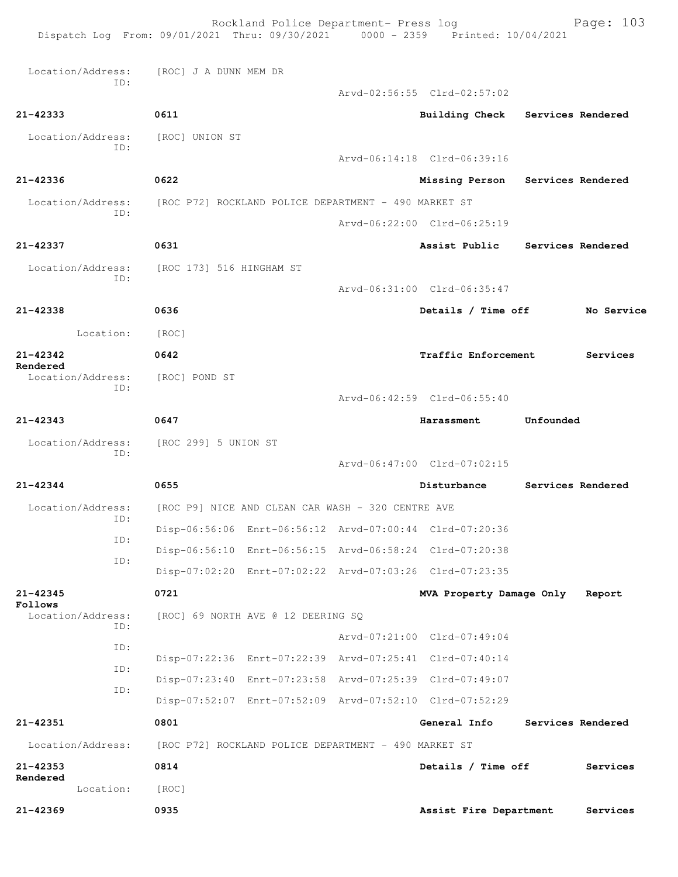Location/Address: [ROC] J A DUNN MEM DR
ID:
Arvd-02:56:55 Clrd-02:57:02

**21-42333** 0611 **Building Check** **Services Rendered**
Location/Address: [ROC] UNION ST
ID:
Arvd-06:14:18 Clrd-06:39:16

**21-42336** 0622 **Missing Person** **Services Rendered**
Location/Address: [ROC P72] ROCKLAND POLICE DEPARTMENT - 490 MARKET ST
ID:
Arvd-06:22:00 Clrd-06:25:19

**21-42337** 0631 **Assist Public** **Services Rendered**
Location/Address: [ROC 173] 516 HINGHAM ST
ID:
Arvd-06:31:00 Clrd-06:35:47

**21-42338** 0636 **Details / Time off** **No Service**
Location: [ROC]

**21-42342** 0642 **Traffic Enforcement** **Services Rendered**
Location/Address: [ROC] POND ST
ID:
Arvd-06:42:59 Clrd-06:55:40

**21-42343** 0647 **Harassment** **Unfounded**
Location/Address: [ROC 299] 5 UNION ST
ID:
Arvd-06:47:00 Clrd-07:02:15

**21-42344** 0655 **Disturbance** **Services Rendered**
Location/Address: [ROC P9] NICE AND CLEAN CAR WASH - 320 CENTRE AVE
ID: Disp-06:56:06 Enrt-06:56:12 Arvd-07:00:44 Clrd-07:20:36
ID: Disp-06:56:10 Enrt-06:56:15 Arvd-06:58:24 Clrd-07:20:38
ID: Disp-07:02:20 Enrt-07:02:22 Arvd-07:03:26 Clrd-07:23:35

**21-42345** 0721 **MVA Property Damage Only** **Report Follows**
Location/Address: [ROC] 69 NORTH AVE @ 12 DEERING SQ
ID:
Arvd-07:21:00 Clrd-07:49:04
ID: Disp-07:22:36 Enrt-07:22:39 Arvd-07:25:41 Clrd-07:40:14
ID: Disp-07:23:40 Enrt-07:23:58 Arvd-07:25:39 Clrd-07:49:07
ID: Disp-07:52:07 Enrt-07:52:09 Arvd-07:52:10 Clrd-07:52:29

**21-42351** 0801 **General Info** **Services Rendered**
Location/Address: [ROC P72] ROCKLAND POLICE DEPARTMENT - 490 MARKET ST

**21-42353** 0814 **Details / Time off** **Services Rendered**
Location: [ROC]

**21-42369** 0935 **Assist Fire Department** **Services**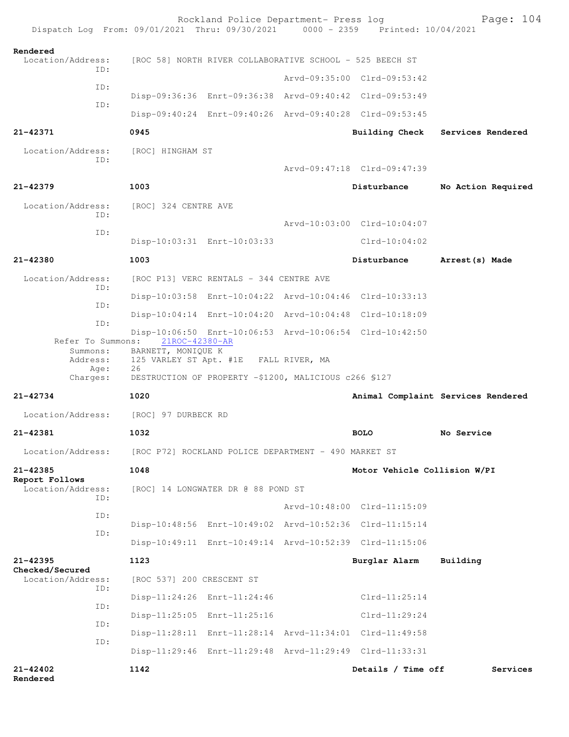Rendered

Location/Address: [ROC 58] NORTH RIVER COLLABORATIVE SCHOOL - 525 BEECH ST

| ID: | | | | |
|---|---|---|---|---|
| ID: | | | Arvd-09:35:00 | Clrd-09:53:42 |
| ID: | Disp-09:36:36 | Enrt-09:36:38 | Arvd-09:40:42 | Clrd-09:53:49 |
| | Disp-09:40:24 | Enrt-09:40:26 | Arvd-09:40:28 | Clrd-09:53:45 |

**21-42371** **0945** **Building Check** **Services Rendered**

Location/Address: [ROC] HINGHAM ST

ID: Arvd-09:47:18 Clrd-09:47:39

**21-42379** **1003** **Disturbance** **No Action Required**

Location/Address: [ROC] 324 CENTRE AVE

ID: Arvd-10:03:00 Clrd-10:04:07

ID: Disp-10:03:31 Enrt-10:03:33 Clrd-10:04:02

**21-42380** **1003** **Disturbance** **Arrest(s) Made**

Location/Address: [ROC P13] VERC RENTALS - 344 CENTRE AVE

ID: Disp-10:03:58 Enrt-10:04:22 Arvd-10:04:46 Clrd-10:33:13

ID: Disp-10:04:14 Enrt-10:04:20 Arvd-10:04:48 Clrd-10:18:09

ID: Disp-10:06:50 Enrt-10:06:53 Arvd-10:06:54 Clrd-10:42:50

Refer To Summons: 21ROC-42380-AR

Summons: BARNETT, MONIQUE K

Address: 125 VARLEY ST Apt. #1E FALL RIVER, MA

Age: 26

Charges: DESTRUCTION OF PROPERTY -$1200, MALICIOUS c266 §127

**21-42734** **1020** **Animal Complaint** **Services Rendered**

Location/Address: [ROC] 97 DURBECK RD

**21-42381** **1032** **BOLO** **No Service**

Location/Address: [ROC P72] ROCKLAND POLICE DEPARTMENT - 490 MARKET ST

**21-42385** **1048** **Motor Vehicle Collision W/PI**

**Report Follows**

Location/Address: [ROC] 14 LONGWATER DR @ 88 POND ST

ID: Arvd-10:48:00 Clrd-11:15:09

ID: Disp-10:48:56 Enrt-10:49:02 Arvd-10:52:36 Clrd-11:15:14

ID: Disp-10:49:11 Enrt-10:49:14 Arvd-10:52:39 Clrd-11:15:06

**21-42395** **1123** **Burglar Alarm** **Building Checked/Secured**

Location/Address: [ROC 537] 200 CRESCENT ST

ID: Disp-11:24:26 Enrt-11:24:46 Clrd-11:25:14

ID: Disp-11:25:05 Enrt-11:25:16 Clrd-11:29:24

ID: Disp-11:28:11 Enrt-11:28:14 Arvd-11:34:01 Clrd-11:49:58

ID: Disp-11:29:46 Enrt-11:29:48 Arvd-11:29:49 Clrd-11:33:31

**21-42402** **1142** **Details / Time off** **Services Rendered**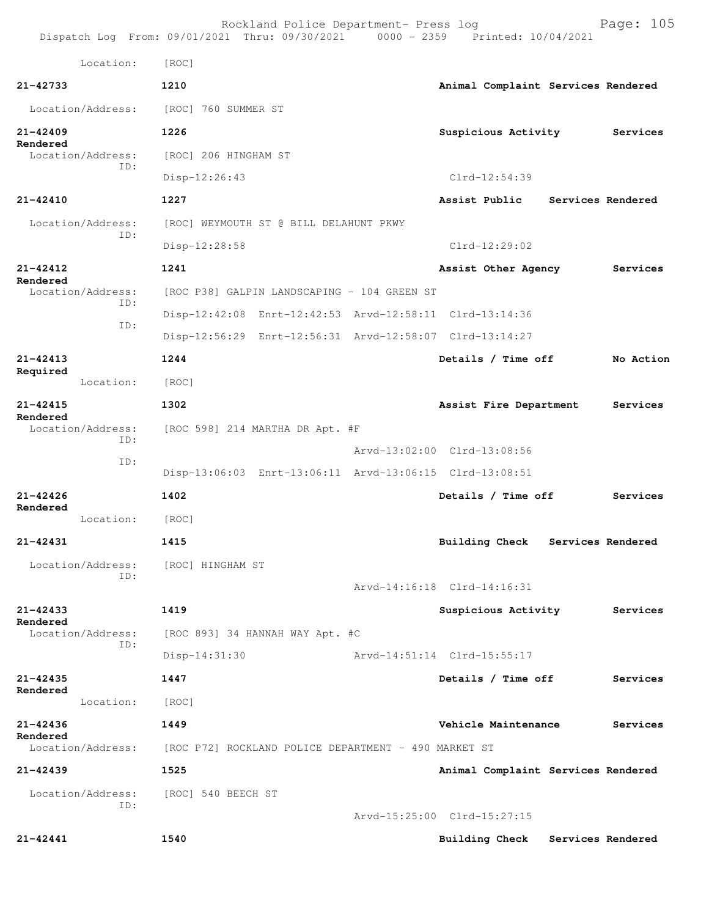Location: [ROC]

**21-42733** 1210 **Animal Complaint Services Rendered**

Location/Address: [ROC] 760 SUMMER ST

**21-42409** 1226 **Suspicious Activity Services Rendered**

Location/Address: [ROC] 206 HINGHAM ST
ID:
Disp-12:26:43 Clrd-12:54:39

**21-42410** 1227 **Assist Public Services Rendered**

Location/Address: [ROC] WEYMOUTH ST @ BILL DELAHUNT PKWY
ID:
Disp-12:28:58 Clrd-12:29:02

**21-42412** 1241 **Assist Other Agency Services Rendered**

Location/Address: [ROC P38] GALPIN LANDSCAPING - 104 GREEN ST
ID:
Disp-12:42:08 Enrt-12:42:53 Arvd-12:58:11 Clrd-13:14:36
ID:
Disp-12:56:29 Enrt-12:56:31 Arvd-12:58:07 Clrd-13:14:27

**21-42413** 1244 **Details / Time off No Action Required**

Location: [ROC]

**21-42415** 1302 **Assist Fire Department Services Rendered**

Location/Address: [ROC 598] 214 MARTHA DR Apt. #F
ID:
Arvd-13:02:00 Clrd-13:08:56
ID:
Disp-13:06:03 Enrt-13:06:11 Arvd-13:06:15 Clrd-13:08:51

**21-42426** 1402 **Details / Time off Services Rendered**

Location: [ROC]

**21-42431** 1415 **Building Check Services Rendered**

Location/Address: [ROC] HINGHAM ST
ID:
Arvd-14:16:18 Clrd-14:16:31

**21-42433** 1419 **Suspicious Activity Services Rendered**

Location/Address: [ROC 893] 34 HANNAH WAY Apt. #C
ID:
Disp-14:31:30 Arvd-14:51:14 Clrd-15:55:17

**21-42435** 1447 **Details / Time off Services Rendered**

Location: [ROC]

**21-42436** 1449 **Vehicle Maintenance Services Rendered**

Location/Address: [ROC P72] ROCKLAND POLICE DEPARTMENT - 490 MARKET ST

**21-42439** 1525 **Animal Complaint Services Rendered**

Location/Address: [ROC] 540 BEECH ST
ID:
Arvd-15:25:00 Clrd-15:27:15

**21-42441** 1540 **Building Check Services Rendered**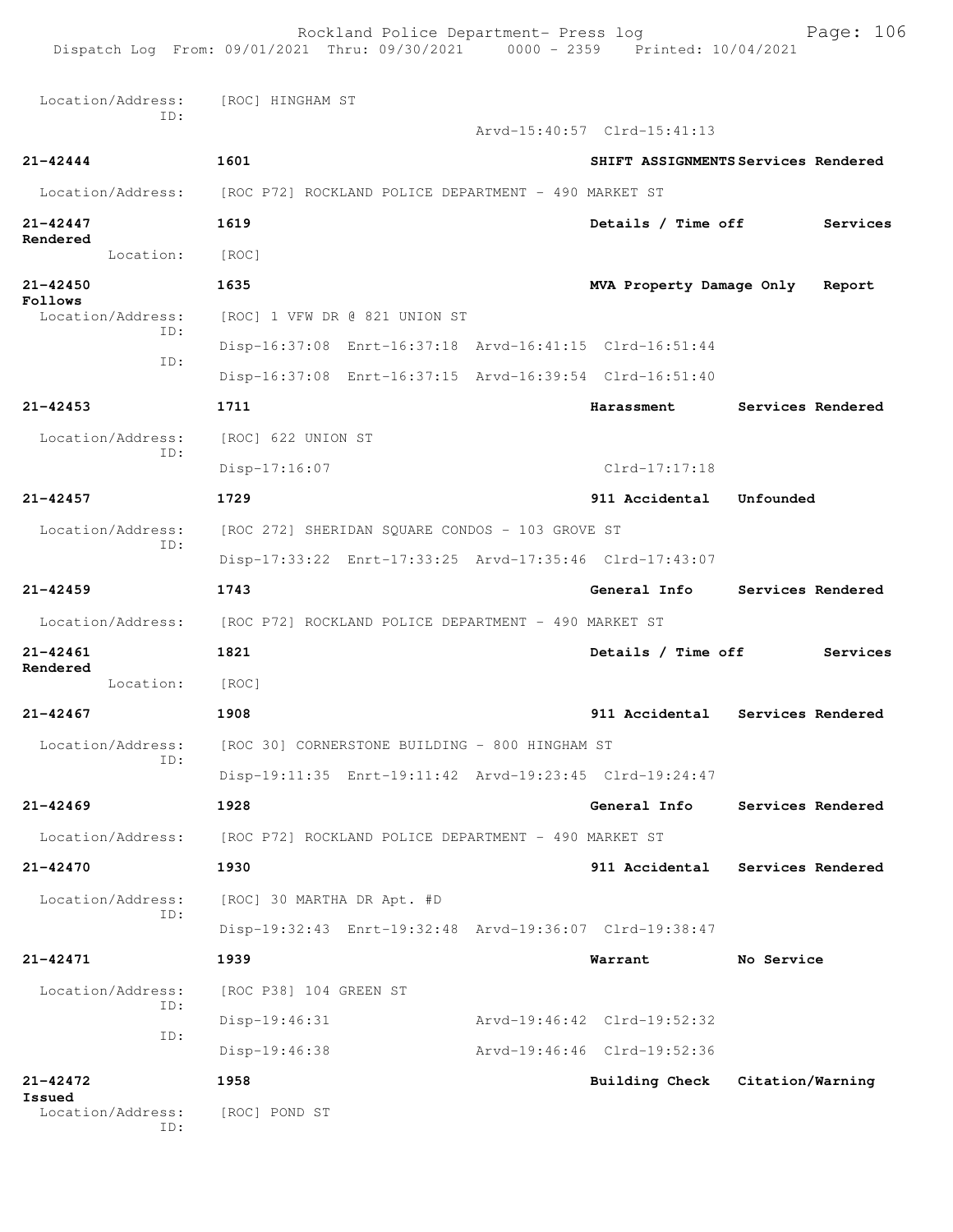Location/Address: [ROC] HINGHAM ST
ID:
Arvd-15:40:57 Clrd-15:41:13

**21-42444** 1601 SHIFT ASSIGNMENTS Services Rendered
Location/Address: [ROC P72] ROCKLAND POLICE DEPARTMENT - 490 MARKET ST

**21-42447** 1619 Details / Time off Services Rendered
Location: [ROC]

**21-42450** 1635 MVA Property Damage Only Report Follows
Location/Address: [ROC] 1 VFW DR @ 821 UNION ST
ID:
Disp-16:37:08 Enrt-16:37:18 Arvd-16:41:15 Clrd-16:51:44
ID:
Disp-16:37:08 Enrt-16:37:15 Arvd-16:39:54 Clrd-16:51:40

**21-42453** 1711 Harassment Services Rendered
Location/Address: [ROC] 622 UNION ST
ID:
Disp-17:16:07 Clrd-17:17:18

**21-42457** 1729 911 Accidental Unfounded
Location/Address: [ROC 272] SHERIDAN SQUARE CONDOS - 103 GROVE ST
ID:
Disp-17:33:22 Enrt-17:33:25 Arvd-17:35:46 Clrd-17:43:07

**21-42459** 1743 General Info Services Rendered
Location/Address: [ROC P72] ROCKLAND POLICE DEPARTMENT - 490 MARKET ST

**21-42461** 1821 Details / Time off Services Rendered
Location: [ROC]

**21-42467** 1908 911 Accidental Services Rendered
Location/Address: [ROC 30] CORNERSTONE BUILDING - 800 HINGHAM ST
ID:
Disp-19:11:35 Enrt-19:11:42 Arvd-19:23:45 Clrd-19:24:47

**21-42469** 1928 General Info Services Rendered
Location/Address: [ROC P72] ROCKLAND POLICE DEPARTMENT - 490 MARKET ST

**21-42470** 1930 911 Accidental Services Rendered
Location/Address: [ROC] 30 MARTHA DR Apt. #D
ID:
Disp-19:32:43 Enrt-19:32:48 Arvd-19:36:07 Clrd-19:38:47

**21-42471** 1939 Warrant No Service
Location/Address: [ROC P38] 104 GREEN ST
ID:
Disp-19:46:31 Arvd-19:46:42 Clrd-19:52:32
ID:
Disp-19:46:38 Arvd-19:46:46 Clrd-19:52:36

**21-42472** 1958 Building Check Citation/Warning Issued
Location/Address: [ROC] POND ST
ID: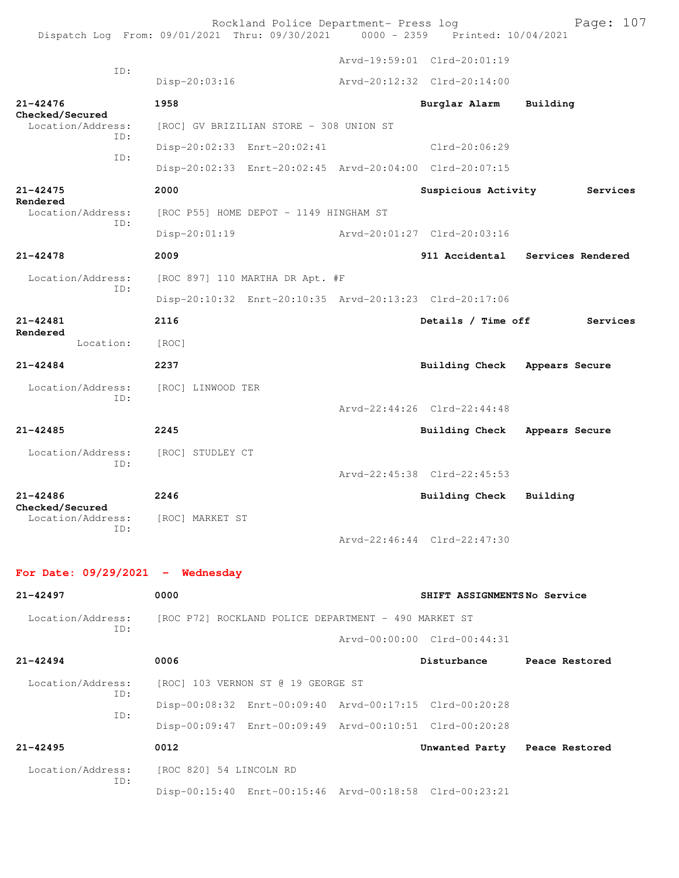Arvd-19:59:01 Clrd-20:01:19

ID: Disp-20:03:16 Arvd-20:12:32 Clrd-20:14:00

**21-42476** **1958** **Burglar Alarm** **Building Checked/Secured**

Location/Address: [ROC] GV BRIZILIAN STORE - 308 UNION ST

ID: Disp-20:02:33 Enrt-20:02:41 Clrd-20:06:29

ID: Disp-20:02:33 Enrt-20:02:45 Arvd-20:04:00 Clrd-20:07:15

**21-42475** **2000** **Suspicious Activity** **Services Rendered**

Location/Address: [ROC P55] HOME DEPOT - 1149 HINGHAM ST

ID: Disp-20:01:19 Arvd-20:01:27 Clrd-20:03:16

**21-42478** **2009** **911 Accidental** **Services Rendered**

Location/Address: [ROC 897] 110 MARTHA DR Apt. #F

ID: Disp-20:10:32 Enrt-20:10:35 Arvd-20:13:23 Clrd-20:17:06

**21-42481** **2116** **Details / Time off** **Services Rendered**

Location: [ROC]

**21-42484** **2237** **Building Check** **Appears Secure**

Location/Address: [ROC] LINWOOD TER

ID: Arvd-22:44:26 Clrd-22:44:48

**21-42485** **2245** **Building Check** **Appears Secure**

Location/Address: [ROC] STUDLEY CT

ID: Arvd-22:45:38 Clrd-22:45:53

**21-42486** **2246** **Building Check** **Building Checked/Secured**

Location/Address: [ROC] MARKET ST

ID: Arvd-22:46:44 Clrd-22:47:30

## For Date: 09/29/2021 - Wednesday

**21-42497** **0000** **SHIFT ASSIGNMENTS** **No Service**

Location/Address: [ROC P72] ROCKLAND POLICE DEPARTMENT - 490 MARKET ST

ID: Arvd-00:00:00 Clrd-00:44:31

**21-42494** **0006** **Disturbance** **Peace Restored**

Location/Address: [ROC] 103 VERNON ST @ 19 GEORGE ST

ID: Disp-00:08:32 Enrt-00:09:40 Arvd-00:17:15 Clrd-00:20:28

ID: Disp-00:09:47 Enrt-00:09:49 Arvd-00:10:51 Clrd-00:20:28

**21-42495** **0012** **Unwanted Party** **Peace Restored**

Location/Address: [ROC 820] 54 LINCOLN RD

ID: Disp-00:15:40 Enrt-00:15:46 Arvd-00:18:58 Clrd-00:23:21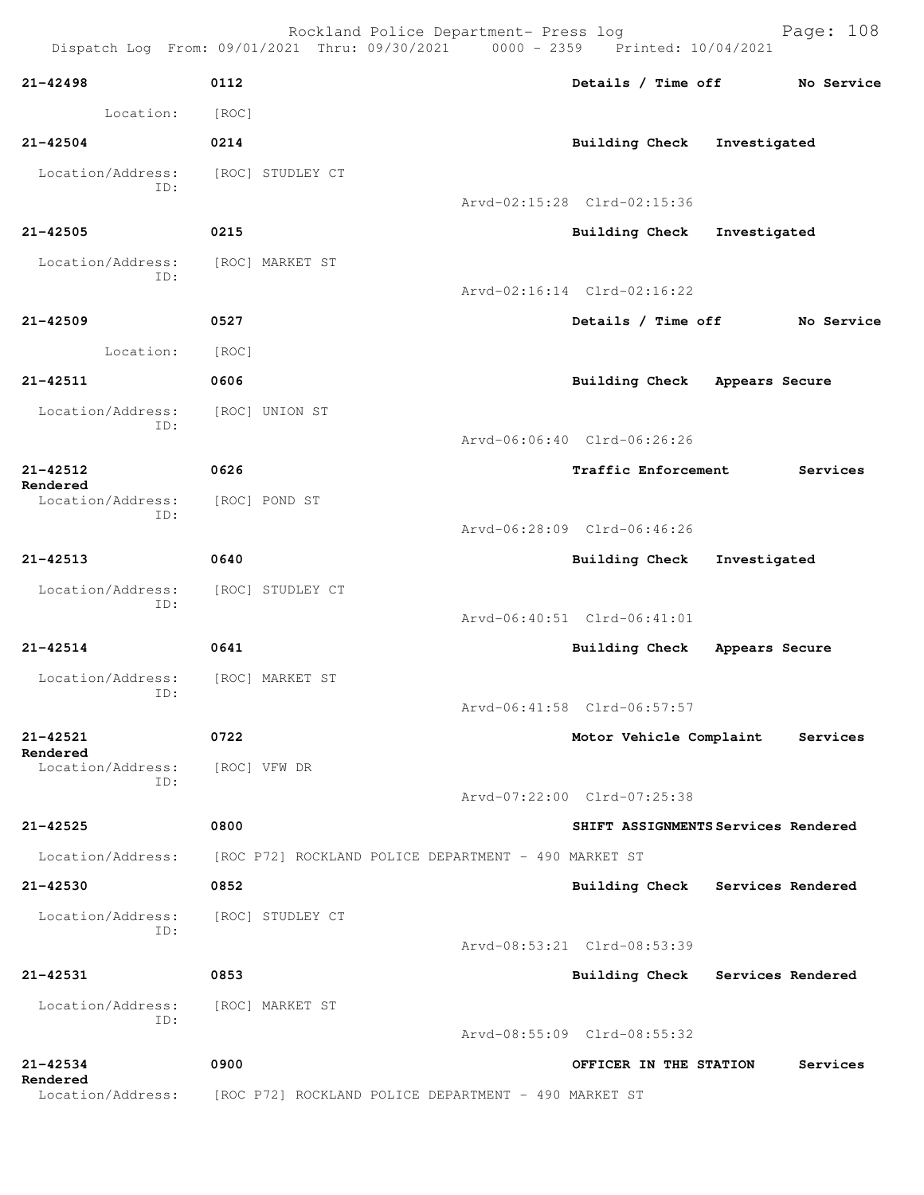Rockland Police Department- Press log

Dispatch Log From: 09/01/2021 Thru: 09/30/2021 0000 - 2359 Printed: 10/04/2021

**21-42498** **0112** **Details / Time off** **No Service**

Location: [ROC]

**21-42504** **0214** **Building Check** **Investigated**

Location/Address: [ROC] STUDLEY CT
ID:
Arvd-02:15:28 Clrd-02:15:36

**21-42505** **0215** **Building Check** **Investigated**

Location/Address: [ROC] MARKET ST
ID:
Arvd-02:16:14 Clrd-02:16:22

**21-42509** **0527** **Details / Time off** **No Service**

Location: [ROC]

**21-42511** **0606** **Building Check** **Appears Secure**

Location/Address: [ROC] UNION ST
ID:
Arvd-06:06:40 Clrd-06:26:26

**21-42512** **0626** **Traffic Enforcement** **Services Rendered**

Location/Address: [ROC] POND ST
ID:
Arvd-06:28:09 Clrd-06:46:26

**21-42513** **0640** **Building Check** **Investigated**

Location/Address: [ROC] STUDLEY CT
ID:
Arvd-06:40:51 Clrd-06:41:01

**21-42514** **0641** **Building Check** **Appears Secure**

Location/Address: [ROC] MARKET ST
ID:
Arvd-06:41:58 Clrd-06:57:57

**21-42521** **0722** **Motor Vehicle Complaint** **Services Rendered**

Location/Address: [ROC] VFW DR
ID:
Arvd-07:22:00 Clrd-07:25:38

**21-42525** **0800** **SHIFT ASSIGNMENTS** **Services Rendered**

Location/Address: [ROC P72] ROCKLAND POLICE DEPARTMENT - 490 MARKET ST

**21-42530** **0852** **Building Check** **Services Rendered**

Location/Address: [ROC] STUDLEY CT
ID:
Arvd-08:53:21 Clrd-08:53:39

**21-42531** **0853** **Building Check** **Services Rendered**

Location/Address: [ROC] MARKET ST
ID:
Arvd-08:55:09 Clrd-08:55:32

**21-42534** **0900** **OFFICER IN THE STATION** **Services Rendered**

Location/Address: [ROC P72] ROCKLAND POLICE DEPARTMENT - 490 MARKET ST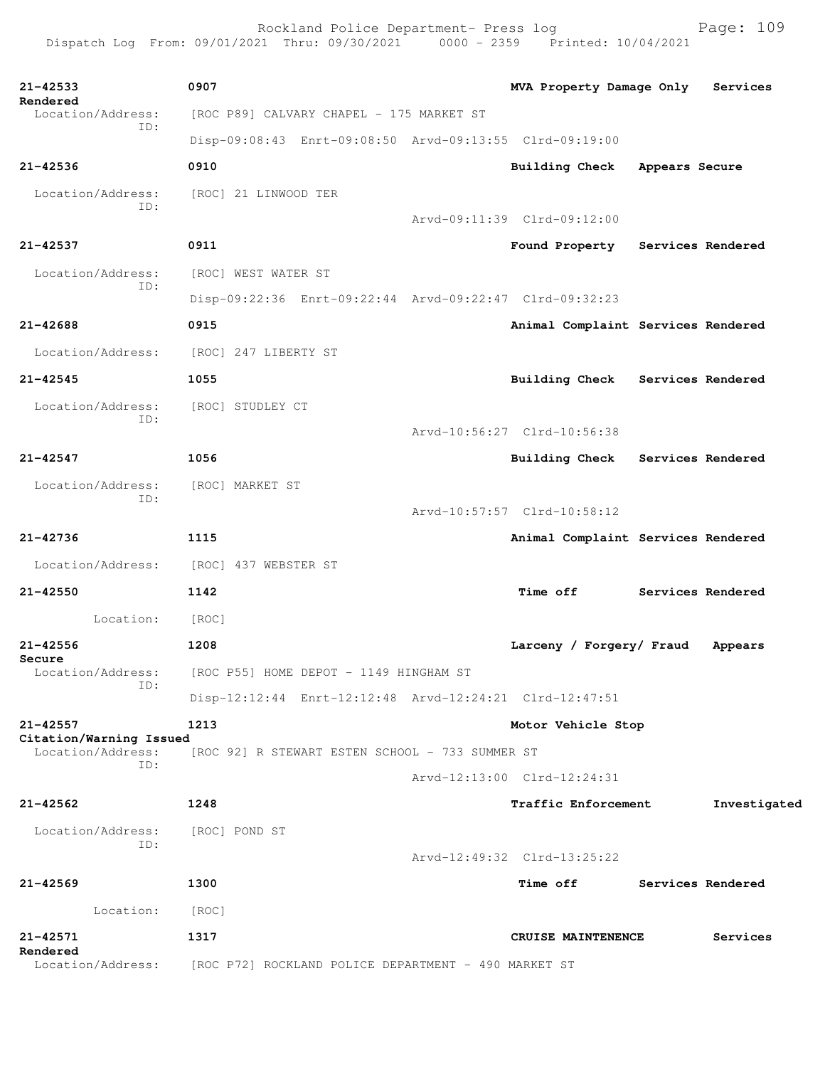Rockland Police Department- Press log

Dispatch Log From: 09/01/2021 Thru: 09/30/2021 0000 - 2359 Printed: 10/04/2021

**21-42533** **0907** **MVA Property Damage Only** **Services Rendered**
Location/Address: [ROC P89] CALVARY CHAPEL - 175 MARKET ST
ID:
Disp-09:08:43 Enrt-09:08:50 Arvd-09:13:55 Clrd-09:19:00

**21-42536** **0910** **Building Check** **Appears Secure**
Location/Address: [ROC] 21 LINWOOD TER
ID:
Arvd-09:11:39 Clrd-09:12:00

**21-42537** **0911** **Found Property** **Services Rendered**
Location/Address: [ROC] WEST WATER ST
ID:
Disp-09:22:36 Enrt-09:22:44 Arvd-09:22:47 Clrd-09:32:23

**21-42688** **0915** **Animal Complaint** **Services Rendered**
Location/Address: [ROC] 247 LIBERTY ST

**21-42545** **1055** **Building Check** **Services Rendered**
Location/Address: [ROC] STUDLEY CT
ID:
Arvd-10:56:27 Clrd-10:56:38

**21-42547** **1056** **Building Check** **Services Rendered**
Location/Address: [ROC] MARKET ST
ID:
Arvd-10:57:57 Clrd-10:58:12

**21-42736** **1115** **Animal Complaint** **Services Rendered**
Location/Address: [ROC] 437 WEBSTER ST

**21-42550** **1142** **Time off** **Services Rendered**
Location: [ROC]

**21-42556** **1208** **Larceny / Forgery/ Fraud** **Appears Secure**
Location/Address: [ROC P55] HOME DEPOT - 1149 HINGHAM ST
ID:
Disp-12:12:44 Enrt-12:12:48 Arvd-12:24:21 Clrd-12:47:51

**21-42557** **1213** **Motor Vehicle Stop** **Citation/Warning Issued**
Location/Address: [ROC 92] R STEWART ESTEN SCHOOL - 733 SUMMER ST
ID:
Arvd-12:13:00 Clrd-12:24:31

**21-42562** **1248** **Traffic Enforcement** **Investigated**
Location/Address: [ROC] POND ST
ID:
Arvd-12:49:32 Clrd-13:25:22

**21-42569** **1300** **Time off** **Services Rendered**
Location: [ROC]

**21-42571** **1317** **CRUISE MAINTENENCE** **Services Rendered**
Location/Address: [ROC P72] ROCKLAND POLICE DEPARTMENT - 490 MARKET ST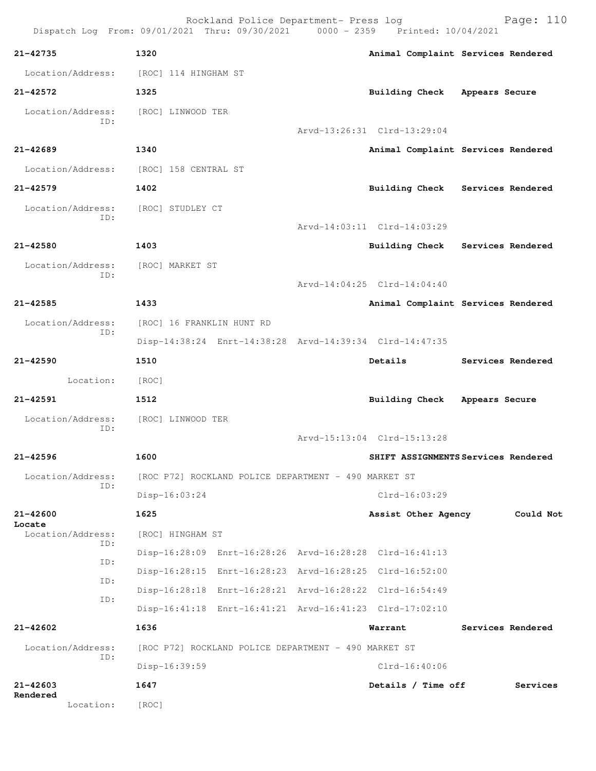Rockland Police Department- Press log

Dispatch Log From: 09/01/2021 Thru: 09/30/2021 0000 - 2359 Printed: 10/04/2021

**21-42735** **1320** **Animal Complaint Services Rendered**

Location/Address: [ROC] 114 HINGHAM ST

**21-42572** **1325** **Building Check Appears Secure**

Location/Address: [ROC] LINWOOD TER
ID:
Arvd-13:26:31 Clrd-13:29:04

**21-42689** **1340** **Animal Complaint Services Rendered**

Location/Address: [ROC] 158 CENTRAL ST

**21-42579** **1402** **Building Check Services Rendered**

Location/Address: [ROC] STUDLEY CT
ID:
Arvd-14:03:11 Clrd-14:03:29

**21-42580** **1403** **Building Check Services Rendered**

Location/Address: [ROC] MARKET ST
ID:
Arvd-14:04:25 Clrd-14:04:40

**21-42585** **1433** **Animal Complaint Services Rendered**

Location/Address: [ROC] 16 FRANKLIN HUNT RD
ID:
Disp-14:38:24 Enrt-14:38:28 Arvd-14:39:34 Clrd-14:47:35

**21-42590** **1510** **Details Services Rendered**

Location: [ROC]

**21-42591** **1512** **Building Check Appears Secure**

Location/Address: [ROC] LINWOOD TER
ID:
Arvd-15:13:04 Clrd-15:13:28

**21-42596** **1600** **SHIFT ASSIGNMENTS Services Rendered**

Location/Address: [ROC P72] ROCKLAND POLICE DEPARTMENT - 490 MARKET ST
ID:
Disp-16:03:24 Clrd-16:03:29

**21-42600** **1625** **Assist Other Agency Could Not Locate**

Location/Address: [ROC] HINGHAM ST
ID:
Disp-16:28:09 Enrt-16:28:26 Arvd-16:28:28 Clrd-16:41:13
ID:
Disp-16:28:15 Enrt-16:28:23 Arvd-16:28:25 Clrd-16:52:00
ID:
Disp-16:28:18 Enrt-16:28:21 Arvd-16:28:22 Clrd-16:54:49
ID:
Disp-16:41:18 Enrt-16:41:21 Arvd-16:41:23 Clrd-17:02:10

**21-42602** **1636** **Warrant Services Rendered**

Location/Address: [ROC P72] ROCKLAND POLICE DEPARTMENT - 490 MARKET ST
ID:
Disp-16:39:59 Clrd-16:40:06

**21-42603** **1647** **Details / Time off Services Rendered**

Location: [ROC]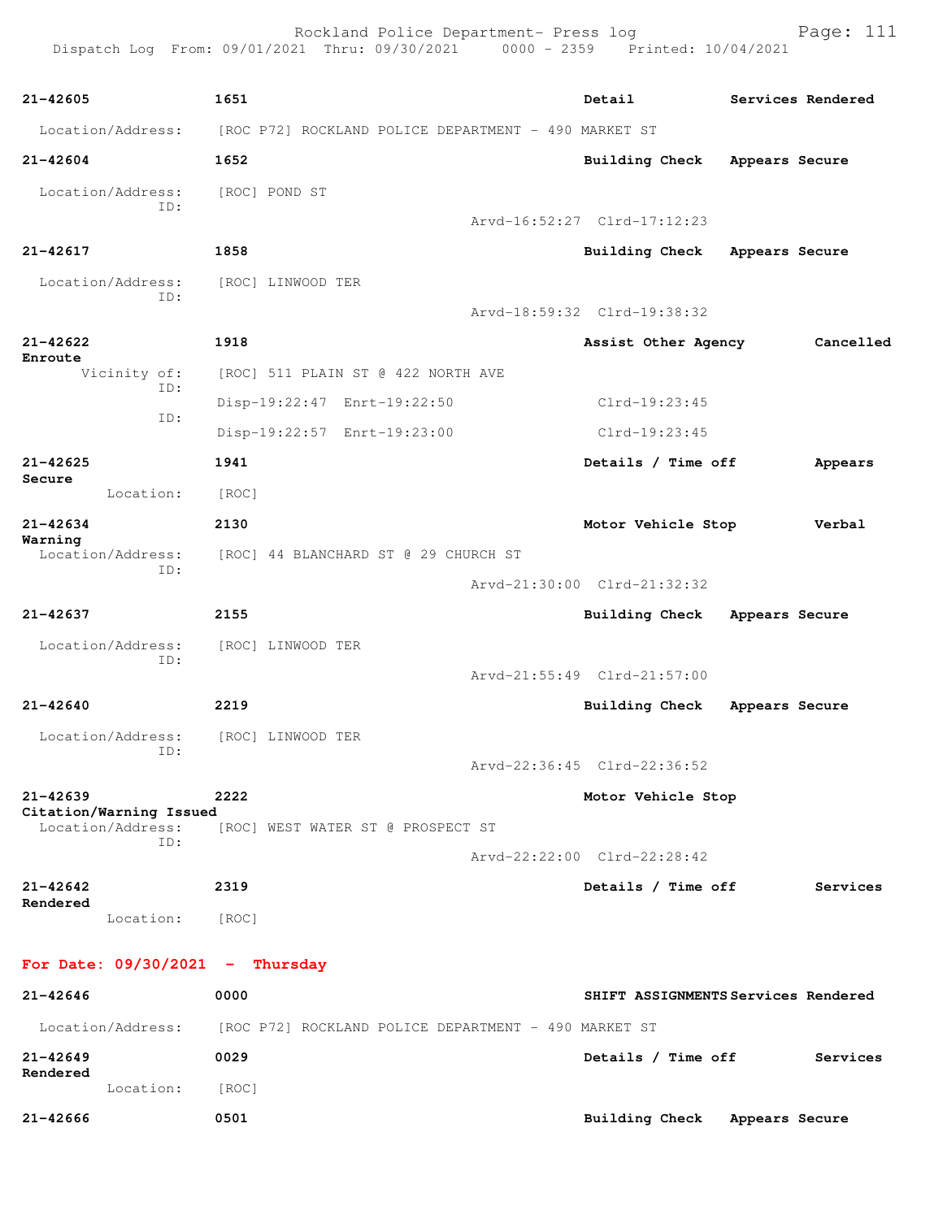21-42605 1651 Detail Services Rendered

Location/Address: [ROC P72] ROCKLAND POLICE DEPARTMENT - 490 MARKET ST

21-42604 1652 Building Check Appears Secure

Location/Address: [ROC] POND ST
ID:
Arvd-16:52:27 Clrd-17:12:23

21-42617 1858 Building Check Appears Secure

Location/Address: [ROC] LINWOOD TER
ID:
Arvd-18:59:32 Clrd-19:38:32

21-42622 1918 Assist Other Agency Cancelled Enroute

Vicinity of: [ROC] 511 PLAIN ST @ 422 NORTH AVE
ID:
Disp-19:22:47 Enrt-19:22:50 Clrd-19:23:45
ID:
Disp-19:22:57 Enrt-19:23:00 Clrd-19:23:45

21-42625 1941 Details / Time off Appears Secure

Location: [ROC]

21-42634 2130 Motor Vehicle Stop Verbal Warning

Location/Address: [ROC] 44 BLANCHARD ST @ 29 CHURCH ST
ID:
Arvd-21:30:00 Clrd-21:32:32

21-42637 2155 Building Check Appears Secure

Location/Address: [ROC] LINWOOD TER
ID:
Arvd-21:55:49 Clrd-21:57:00

21-42640 2219 Building Check Appears Secure

Location/Address: [ROC] LINWOOD TER
ID:
Arvd-22:36:45 Clrd-22:36:52

21-42639 2222 Motor Vehicle Stop Citation/Warning Issued

Location/Address: [ROC] WEST WATER ST @ PROSPECT ST
ID:
Arvd-22:22:00 Clrd-22:28:42

21-42642 2319 Details / Time off Services Rendered

Location: [ROC]

## For Date: 09/30/2021 - Thursday

21-42646 0000 SHIFT ASSIGNMENTS Services Rendered

Location/Address: [ROC P72] ROCKLAND POLICE DEPARTMENT - 490 MARKET ST

21-42649 0029 Details / Time off Services Rendered

Location: [ROC]

21-42666 0501 Building Check Appears Secure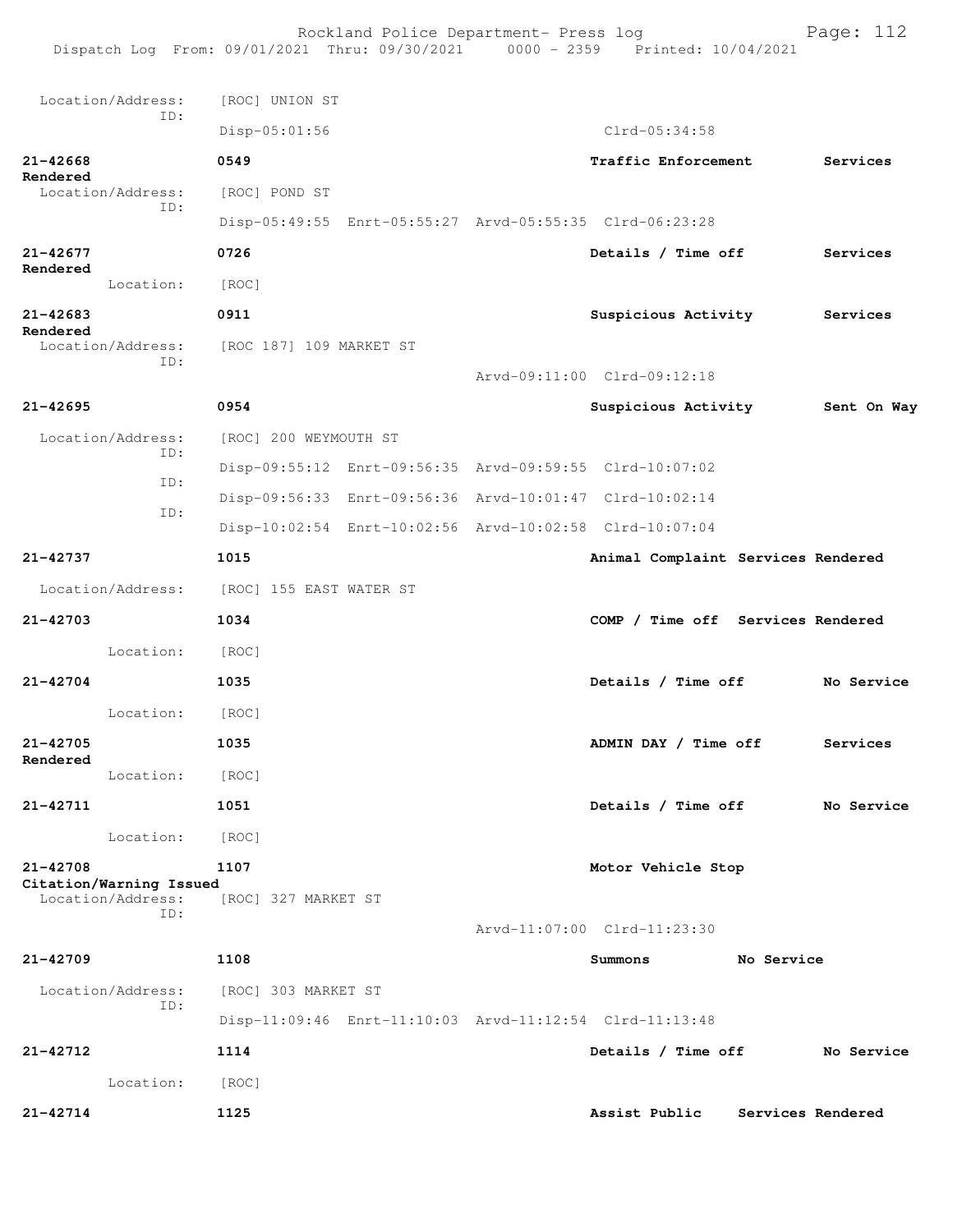Location/Address: [ROC] UNION ST
ID:
Disp-05:01:56 Clrd-05:34:58

**21-42668** **0549** **Traffic Enforcement** **Services Rendered**
Location/Address: [ROC] POND ST
ID:
Disp-05:49:55 Enrt-05:55:27 Arvd-05:55:35 Clrd-06:23:28

**21-42677** **0726** **Details / Time off** **Services Rendered**
Location: [ROC]

**21-42683** **0911** **Suspicious Activity** **Services Rendered**
Location/Address: [ROC 187] 109 MARKET ST
ID:
Arvd-09:11:00 Clrd-09:12:18

**21-42695** **0954** **Suspicious Activity** **Sent On Way**
Location/Address: [ROC] 200 WEYMOUTH ST
ID:
Disp-09:55:12 Enrt-09:56:35 Arvd-09:59:55 Clrd-10:07:02
ID:
Disp-09:56:33 Enrt-09:56:36 Arvd-10:01:47 Clrd-10:02:14
ID:
Disp-10:02:54 Enrt-10:02:56 Arvd-10:02:58 Clrd-10:07:04

**21-42737** **1015** **Animal Complaint** **Services Rendered**
Location/Address: [ROC] 155 EAST WATER ST

**21-42703** **1034** **COMP / Time off** **Services Rendered**
Location: [ROC]

**21-42704** **1035** **Details / Time off** **No Service**
Location: [ROC]

**21-42705** **1035** **ADMIN DAY / Time off** **Services Rendered**
Location: [ROC]

**21-42711** **1051** **Details / Time off** **No Service**
Location: [ROC]

**21-42708** **1107** **Motor Vehicle Stop** **Citation/Warning Issued**
Location/Address: [ROC] 327 MARKET ST
ID:
Arvd-11:07:00 Clrd-11:23:30

**21-42709** **1108** **Summons** **No Service**
Location/Address: [ROC] 303 MARKET ST
ID:
Disp-11:09:46 Enrt-11:10:03 Arvd-11:12:54 Clrd-11:13:48

**21-42712** **1114** **Details / Time off** **No Service**
Location: [ROC]

**21-42714** **1125** **Assist Public** **Services Rendered**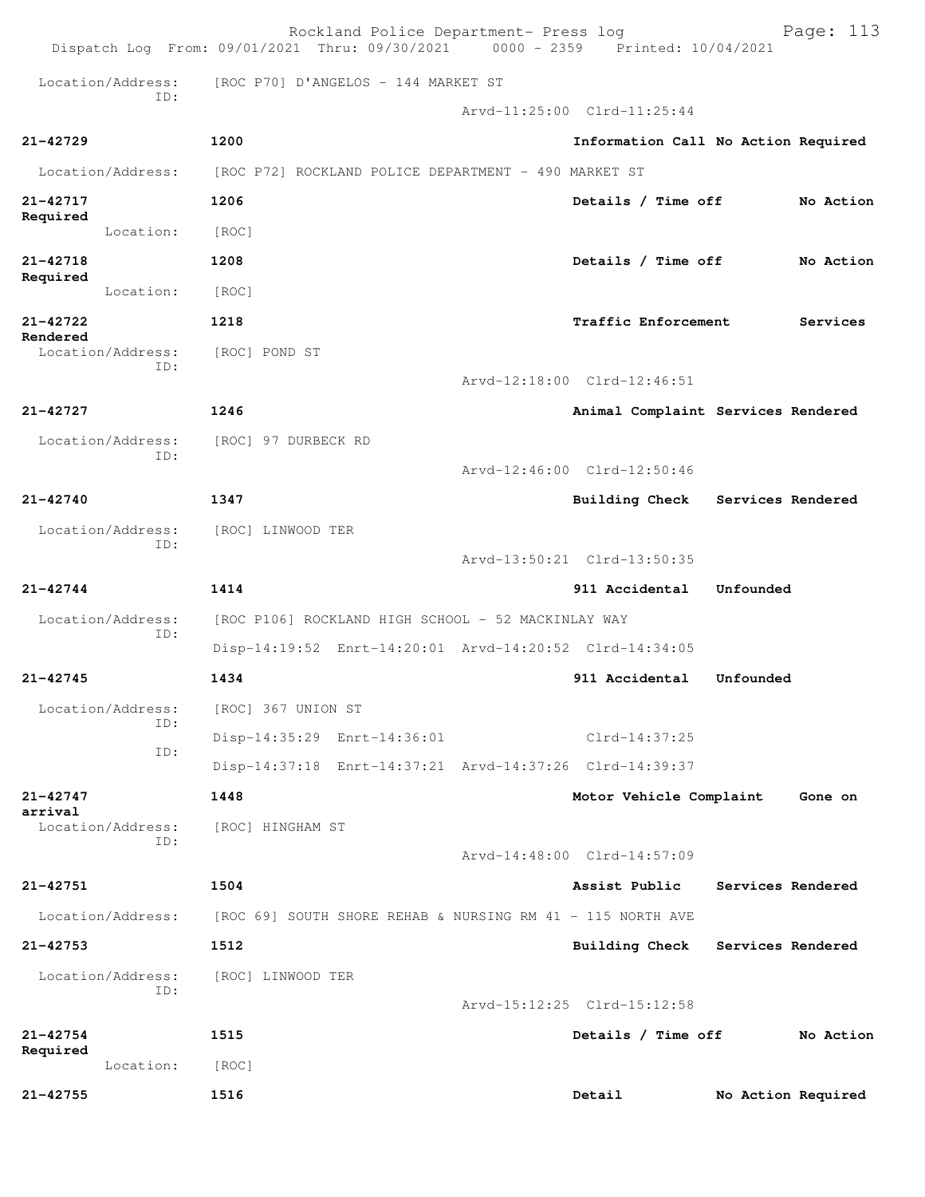Location/Address: [ROC P70] D'ANGELOS - 144 MARKET ST
ID:
Arvd-11:25:00 Clrd-11:25:44

**21-42729** 1200 Information Call No Action Required

Location/Address: [ROC P72] ROCKLAND POLICE DEPARTMENT - 490 MARKET ST

**21-42717** 1206 Details / Time off No Action Required

Location: [ROC]

**21-42718** 1208 Details / Time off No Action Required

Location: [ROC]

**21-42722** 1218 Traffic Enforcement Services Rendered

Location/Address: [ROC] POND ST
ID:
Arvd-12:18:00 Clrd-12:46:51

**21-42727** 1246 Animal Complaint Services Rendered

Location/Address: [ROC] 97 DURBECK RD
ID:
Arvd-12:46:00 Clrd-12:50:46

**21-42740** 1347 Building Check Services Rendered

Location/Address: [ROC] LINWOOD TER
ID:
Arvd-13:50:21 Clrd-13:50:35

**21-42744** 1414 911 Accidental Unfounded

Location/Address: [ROC P106] ROCKLAND HIGH SCHOOL - 52 MACKINLAY WAY
ID:
Disp-14:19:52 Enrt-14:20:01 Arvd-14:20:52 Clrd-14:34:05

**21-42745** 1434 911 Accidental Unfounded

Location/Address: [ROC] 367 UNION ST
ID:
Disp-14:35:29 Enrt-14:36:01 Clrd-14:37:25
ID:
Disp-14:37:18 Enrt-14:37:21 Arvd-14:37:26 Clrd-14:39:37

**21-42747** 1448 Motor Vehicle Complaint Gone on arrival

Location/Address: [ROC] HINGHAM ST
ID:
Arvd-14:48:00 Clrd-14:57:09

**21-42751** 1504 Assist Public Services Rendered

Location/Address: [ROC 69] SOUTH SHORE REHAB & NURSING RM 41 - 115 NORTH AVE

**21-42753** 1512 Building Check Services Rendered

Location/Address: [ROC] LINWOOD TER
ID:
Arvd-15:12:25 Clrd-15:12:58

**21-42754** 1515 Details / Time off No Action Required

Location: [ROC]

**21-42755** 1516 Detail No Action Required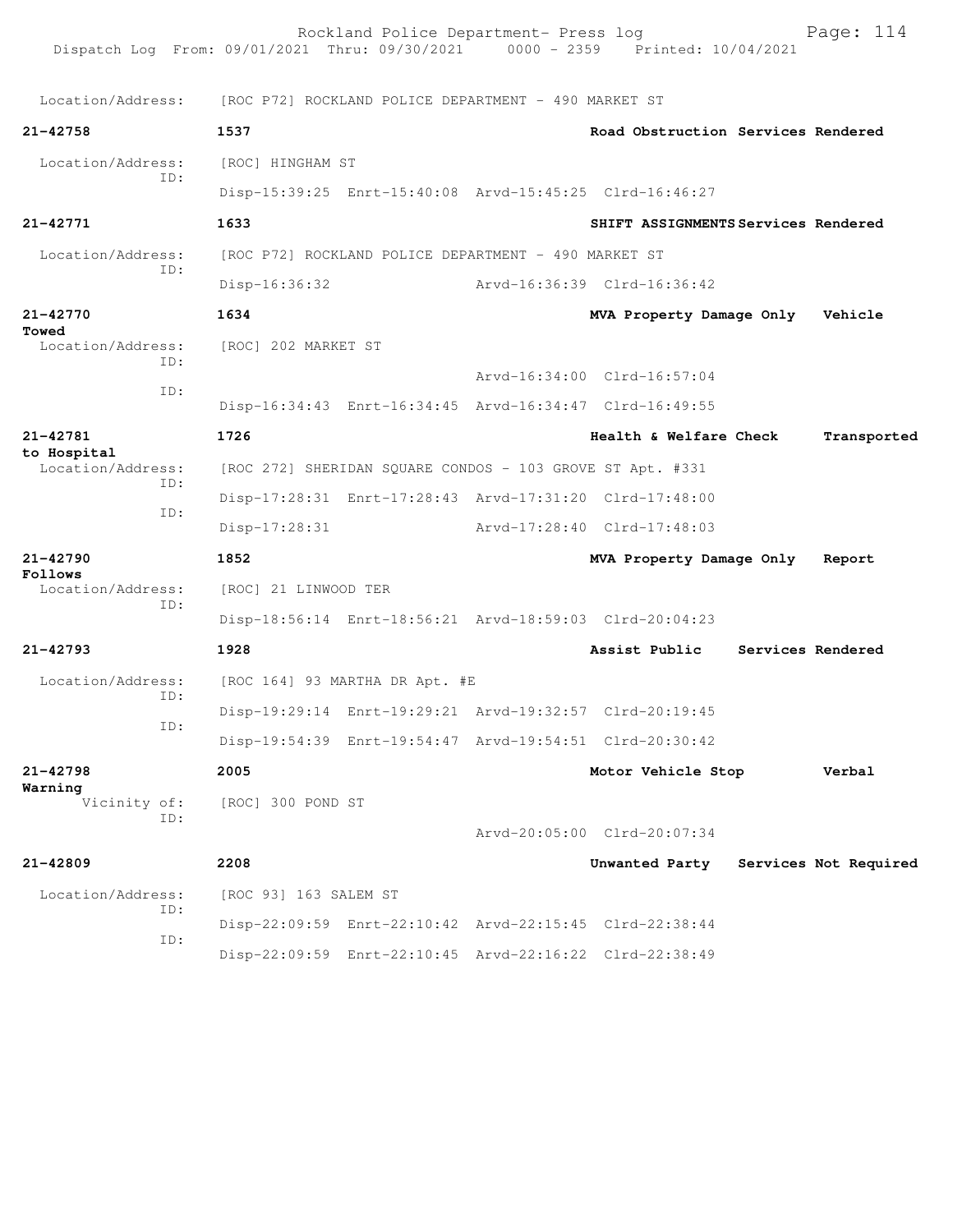Location/Address: [ROC P72] ROCKLAND POLICE DEPARTMENT - 490 MARKET ST

**21-42758** **1537** **Road Obstruction Services Rendered**

Location/Address: [ROC] HINGHAM ST
ID:
Disp-15:39:25 Enrt-15:40:08 Arvd-15:45:25 Clrd-16:46:27

**21-42771** **1633** **SHIFT ASSIGNMENTS Services Rendered**

Location/Address: [ROC P72] ROCKLAND POLICE DEPARTMENT - 490 MARKET ST
ID:
Disp-16:36:32 Arvd-16:36:39 Clrd-16:36:42

**21-42770** **1634** **MVA Property Damage Only Vehicle Towed**

Location/Address: [ROC] 202 MARKET ST
ID:
Arvd-16:34:00 Clrd-16:57:04
ID:
Disp-16:34:43 Enrt-16:34:45 Arvd-16:34:47 Clrd-16:49:55

**21-42781** **1726** **Health & Welfare Check Transported to Hospital**

Location/Address: [ROC 272] SHERIDAN SQUARE CONDOS - 103 GROVE ST Apt. #331
ID:
Disp-17:28:31 Enrt-17:28:43 Arvd-17:31:20 Clrd-17:48:00
ID:
Disp-17:28:31 Arvd-17:28:40 Clrd-17:48:03

**21-42790** **1852** **MVA Property Damage Only Report Follows**

Location/Address: [ROC] 21 LINWOOD TER
ID:
Disp-18:56:14 Enrt-18:56:21 Arvd-18:59:03 Clrd-20:04:23

**21-42793** **1928** **Assist Public Services Rendered**

Location/Address: [ROC 164] 93 MARTHA DR Apt. #E
ID:
Disp-19:29:14 Enrt-19:29:21 Arvd-19:32:57 Clrd-20:19:45
ID:
Disp-19:54:39 Enrt-19:54:47 Arvd-19:54:51 Clrd-20:30:42

**21-42798** **2005** **Motor Vehicle Stop Verbal Warning**

Vicinity of: [ROC] 300 POND ST
ID:
Arvd-20:05:00 Clrd-20:07:34

**21-42809** **2208** **Unwanted Party Services Not Required**

Location/Address: [ROC 93] 163 SALEM ST
ID:
Disp-22:09:59 Enrt-22:10:42 Arvd-22:15:45 Clrd-22:38:44
ID:
Disp-22:09:59 Enrt-22:10:45 Arvd-22:16:22 Clrd-22:38:49